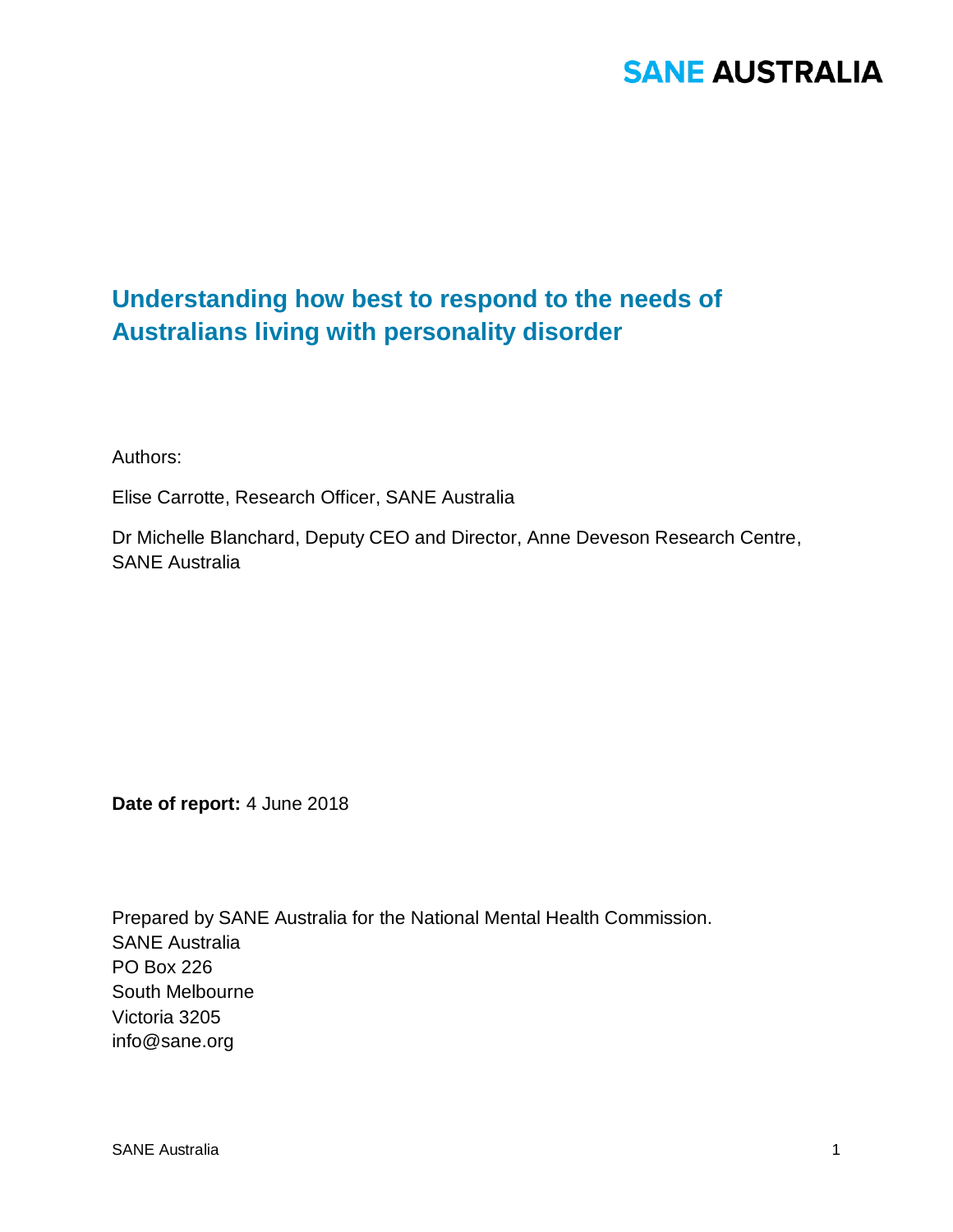SANE AUSTRALIA

# Understanding how best to respond to the needs of Australians living with personality disorder

Authors:

Elise Carrotte, Research Officer, SANE Australia

Dr Michelle Blanchard, Deputy CEO and Director, Anne Deveson Research Centre, SANE Australia

**Date of report:** 4 June 2018

Prepared by SANE Australia for the National Mental Health Commission.
SANE Australia
PO Box 226
South Melbourne
Victoria 3205
info@sane.org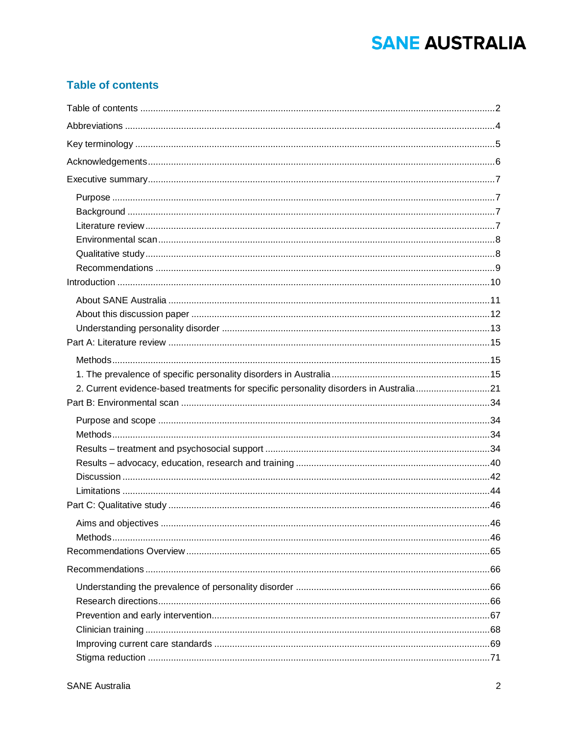## Table of contents

Table of contents ..... 2

Abbreviations ..... 4

Key terminology ..... 5

Acknowledgements ..... 6

Executive summary ..... 7

- Purpose ..... 7
- Background ..... 7
- Literature review ..... 7
- Environmental scan ..... 8
- Qualitative study ..... 8
- Recommendations ..... 9

Introduction ..... 10

- About SANE Australia ..... 11
- About this discussion paper ..... 12
- Understanding personality disorder ..... 13

Part A: Literature review ..... 15

- Methods ..... 15
- 1. The prevalence of specific personality disorders in Australia ..... 15
- 2. Current evidence-based treatments for specific personality disorders in Australia ..... 21

Part B: Environmental scan ..... 34

- Purpose and scope ..... 34
- Methods ..... 34
- Results – treatment and psychosocial support ..... 34
- Results – advocacy, education, research and training ..... 40
- Discussion ..... 42
- Limitations ..... 44

Part C: Qualitative study ..... 46

- Aims and objectives ..... 46
- Methods ..... 46

Recommendations Overview ..... 65

Recommendations ..... 66

- Understanding the prevalence of personality disorder ..... 66
- Research directions ..... 66
- Prevention and early intervention ..... 67
- Clinician training ..... 68
- Improving current care standards ..... 69
- Stigma reduction ..... 71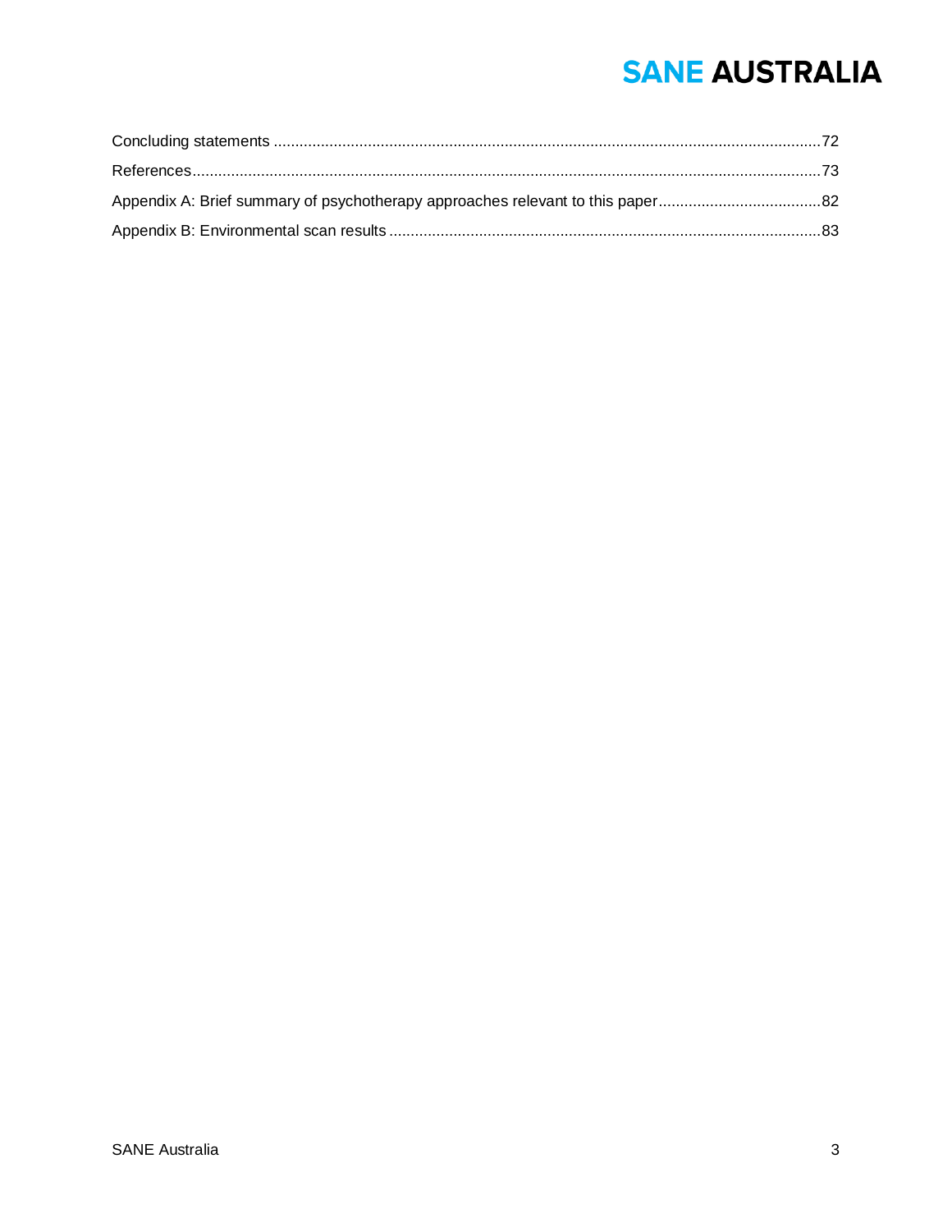Concluding statements ....................................................................................................................................72

References.........................................................................................................................................................73

Appendix A: Brief summary of psychotherapy approaches relevant to this paper......................................82

Appendix B: Environmental scan results .....................................................................................................83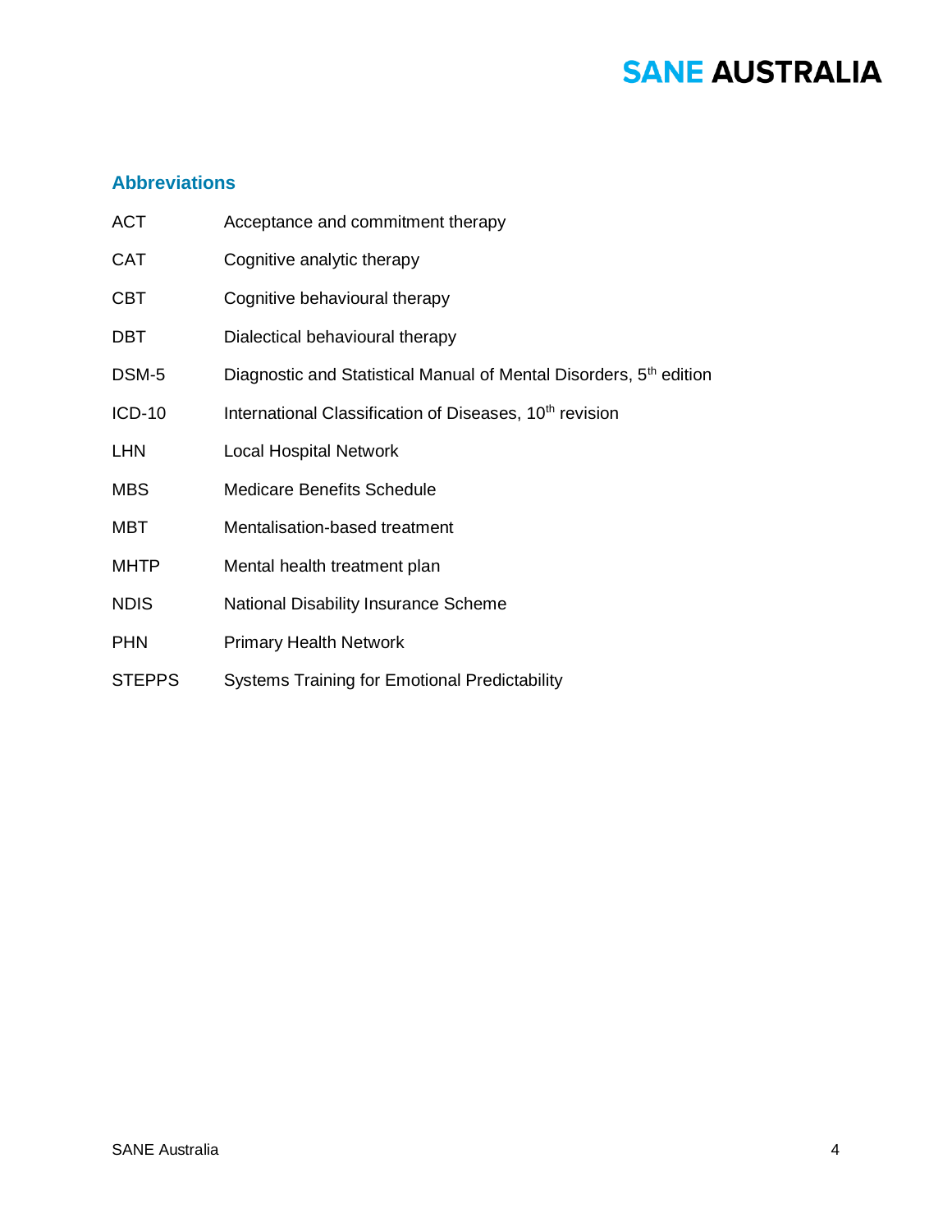## Abbreviations

| | |
|---|---|
| ACT | Acceptance and commitment therapy |
| CAT | Cognitive analytic therapy |
| CBT | Cognitive behavioural therapy |
| DBT | Dialectical behavioural therapy |
| DSM-5 | Diagnostic and Statistical Manual of Mental Disorders, 5th edition |
| ICD-10 | International Classification of Diseases, 10th revision |
| LHN | Local Hospital Network |
| MBS | Medicare Benefits Schedule |
| MBT | Mentalisation-based treatment |
| MHTP | Mental health treatment plan |
| NDIS | National Disability Insurance Scheme |
| PHN | Primary Health Network |
| STEPPS | Systems Training for Emotional Predictability |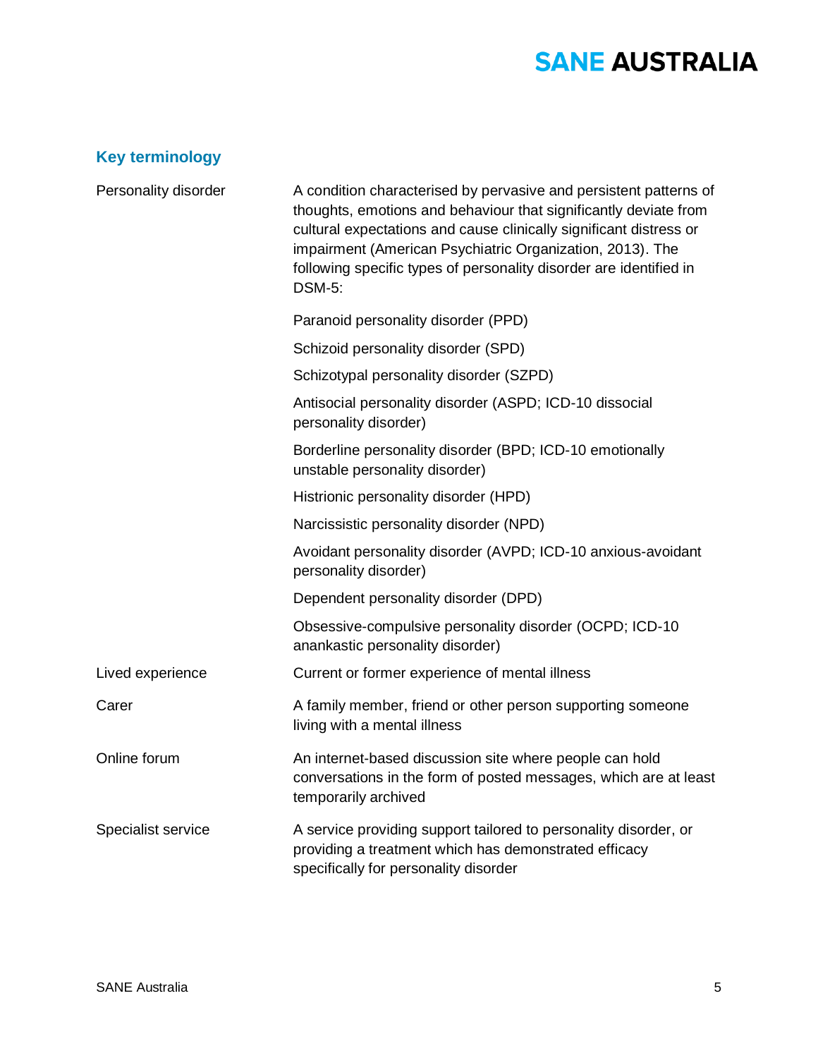## Key terminology

| Term | Definition |
|---|---|
| Personality disorder | A condition characterised by pervasive and persistent patterns of thoughts, emotions and behaviour that significantly deviate from cultural expectations and cause clinically significant distress or impairment (American Psychiatric Organization, 2013). The following specific types of personality disorder are identified in DSM-5: |
| | Paranoid personality disorder (PPD) |
| | Schizoid personality disorder (SPD) |
| | Schizotypal personality disorder (SZPD) |
| | Antisocial personality disorder (ASPD; ICD-10 dissocial personality disorder) |
| | Borderline personality disorder (BPD; ICD-10 emotionally unstable personality disorder) |
| | Histrionic personality disorder (HPD) |
| | Narcissistic personality disorder (NPD) |
| | Avoidant personality disorder (AVPD; ICD-10 anxious-avoidant personality disorder) |
| | Dependent personality disorder (DPD) |
| | Obsessive-compulsive personality disorder (OCPD; ICD-10 anankastic personality disorder) |
| Lived experience | Current or former experience of mental illness |
| Carer | A family member, friend or other person supporting someone living with a mental illness |
| Online forum | An internet-based discussion site where people can hold conversations in the form of posted messages, which are at least temporarily archived |
| Specialist service | A service providing support tailored to personality disorder, or providing a treatment which has demonstrated efficacy specifically for personality disorder |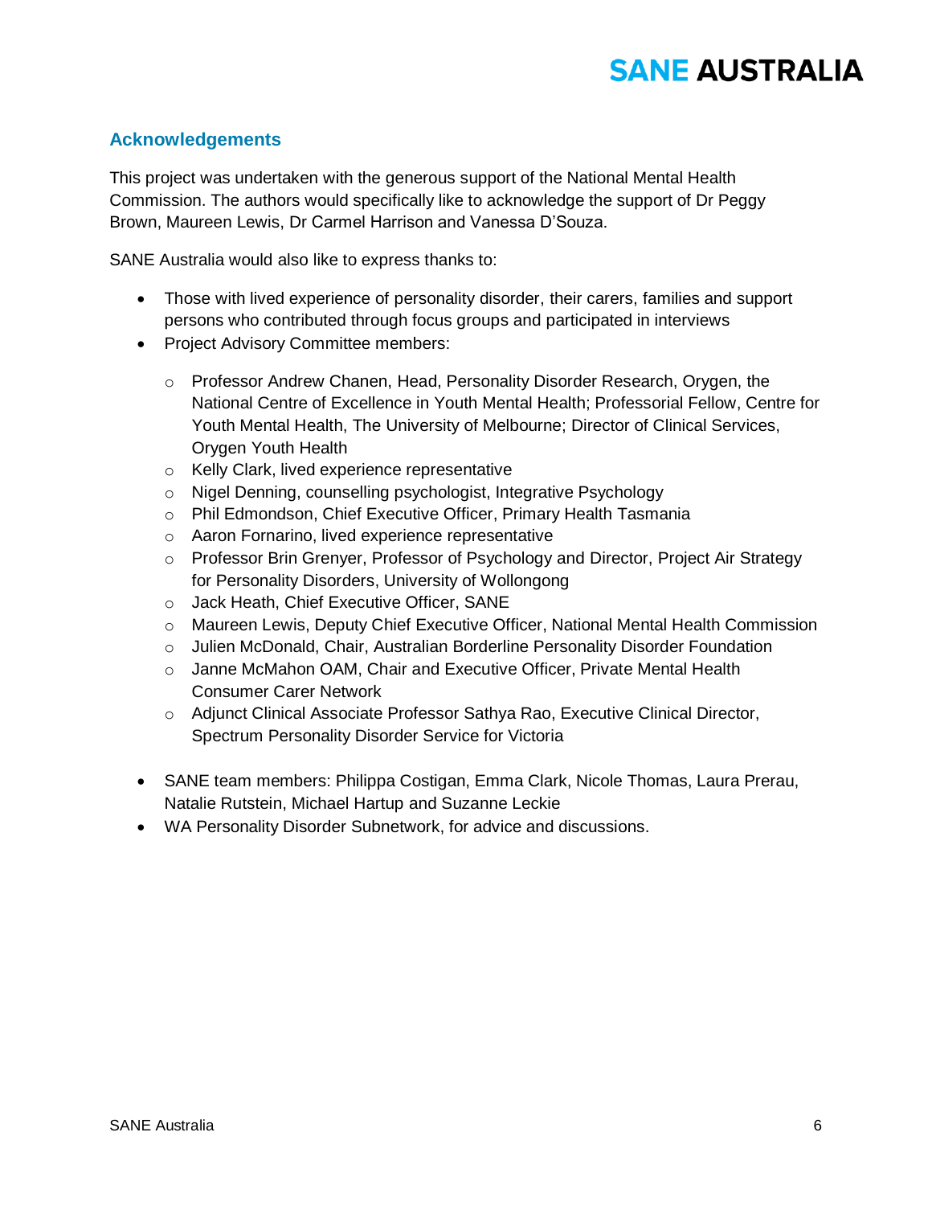## Acknowledgements

This project was undertaken with the generous support of the National Mental Health Commission. The authors would specifically like to acknowledge the support of Dr Peggy Brown, Maureen Lewis, Dr Carmel Harrison and Vanessa D'Souza.

SANE Australia would also like to express thanks to:

- Those with lived experience of personality disorder, their carers, families and support persons who contributed through focus groups and participated in interviews
- Project Advisory Committee members:
  - Professor Andrew Chanen, Head, Personality Disorder Research, Orygen, the National Centre of Excellence in Youth Mental Health; Professorial Fellow, Centre for Youth Mental Health, The University of Melbourne; Director of Clinical Services, Orygen Youth Health
  - Kelly Clark, lived experience representative
  - Nigel Denning, counselling psychologist, Integrative Psychology
  - Phil Edmondson, Chief Executive Officer, Primary Health Tasmania
  - Aaron Fornarino, lived experience representative
  - Professor Brin Grenyer, Professor of Psychology and Director, Project Air Strategy for Personality Disorders, University of Wollongong
  - Jack Heath, Chief Executive Officer, SANE
  - Maureen Lewis, Deputy Chief Executive Officer, National Mental Health Commission
  - Julien McDonald, Chair, Australian Borderline Personality Disorder Foundation
  - Janne McMahon OAM, Chair and Executive Officer, Private Mental Health Consumer Carer Network
  - Adjunct Clinical Associate Professor Sathya Rao, Executive Clinical Director, Spectrum Personality Disorder Service for Victoria
- SANE team members: Philippa Costigan, Emma Clark, Nicole Thomas, Laura Prerau, Natalie Rutstein, Michael Hartup and Suzanne Leckie
- WA Personality Disorder Subnetwork, for advice and discussions.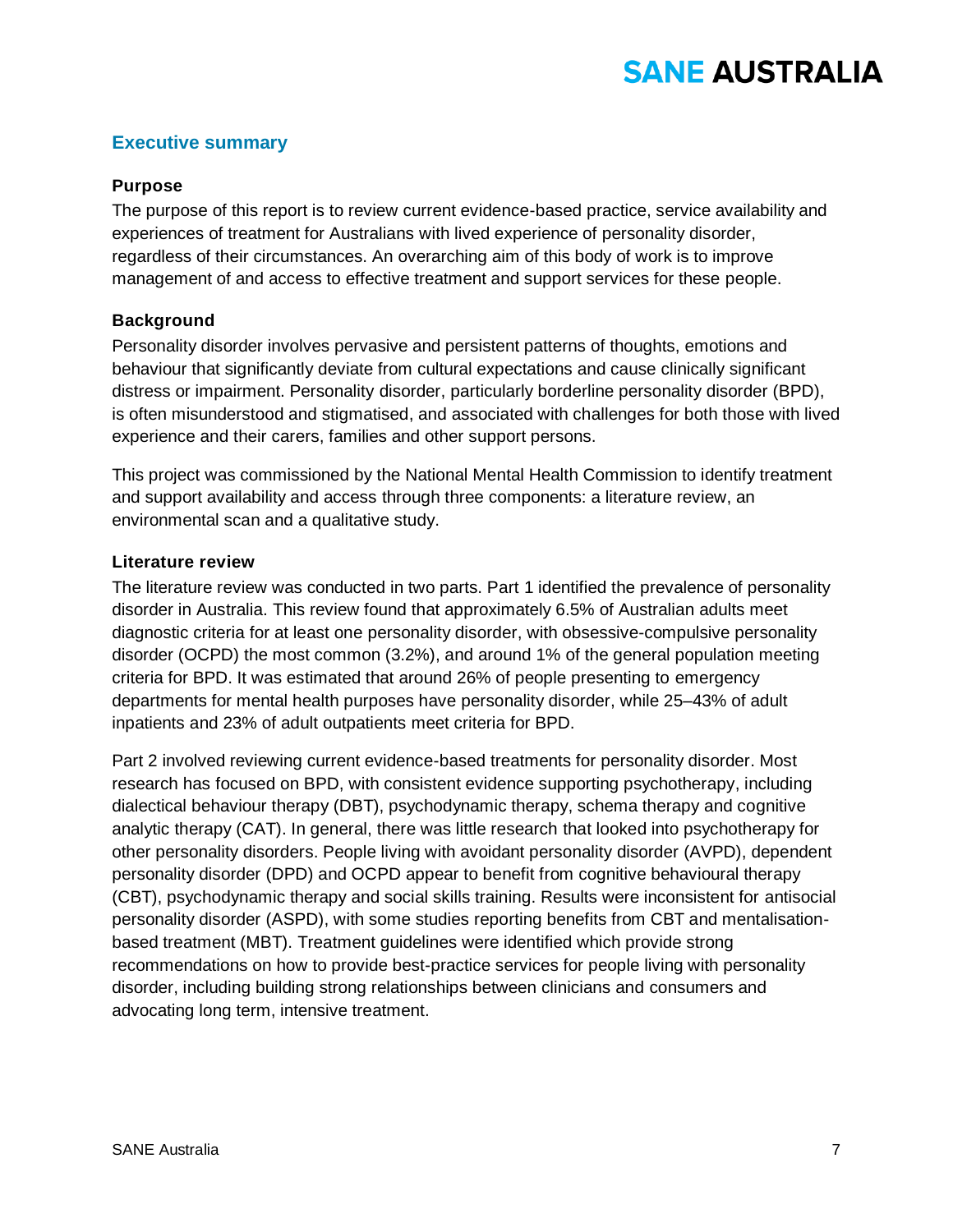## Executive summary

### Purpose

The purpose of this report is to review current evidence-based practice, service availability and experiences of treatment for Australians with lived experience of personality disorder, regardless of their circumstances. An overarching aim of this body of work is to improve management of and access to effective treatment and support services for these people.

### Background

Personality disorder involves pervasive and persistent patterns of thoughts, emotions and behaviour that significantly deviate from cultural expectations and cause clinically significant distress or impairment. Personality disorder, particularly borderline personality disorder (BPD), is often misunderstood and stigmatised, and associated with challenges for both those with lived experience and their carers, families and other support persons.

This project was commissioned by the National Mental Health Commission to identify treatment and support availability and access through three components: a literature review, an environmental scan and a qualitative study.

### Literature review

The literature review was conducted in two parts. Part 1 identified the prevalence of personality disorder in Australia. This review found that approximately 6.5% of Australian adults meet diagnostic criteria for at least one personality disorder, with obsessive-compulsive personality disorder (OCPD) the most common (3.2%), and around 1% of the general population meeting criteria for BPD. It was estimated that around 26% of people presenting to emergency departments for mental health purposes have personality disorder, while 25–43% of adult inpatients and 23% of adult outpatients meet criteria for BPD.

Part 2 involved reviewing current evidence-based treatments for personality disorder. Most research has focused on BPD, with consistent evidence supporting psychotherapy, including dialectical behaviour therapy (DBT), psychodynamic therapy, schema therapy and cognitive analytic therapy (CAT). In general, there was little research that looked into psychotherapy for other personality disorders. People living with avoidant personality disorder (AVPD), dependent personality disorder (DPD) and OCPD appear to benefit from cognitive behavioural therapy (CBT), psychodynamic therapy and social skills training. Results were inconsistent for antisocial personality disorder (ASPD), with some studies reporting benefits from CBT and mentalisation-based treatment (MBT). Treatment guidelines were identified which provide strong recommendations on how to provide best-practice services for people living with personality disorder, including building strong relationships between clinicians and consumers and advocating long term, intensive treatment.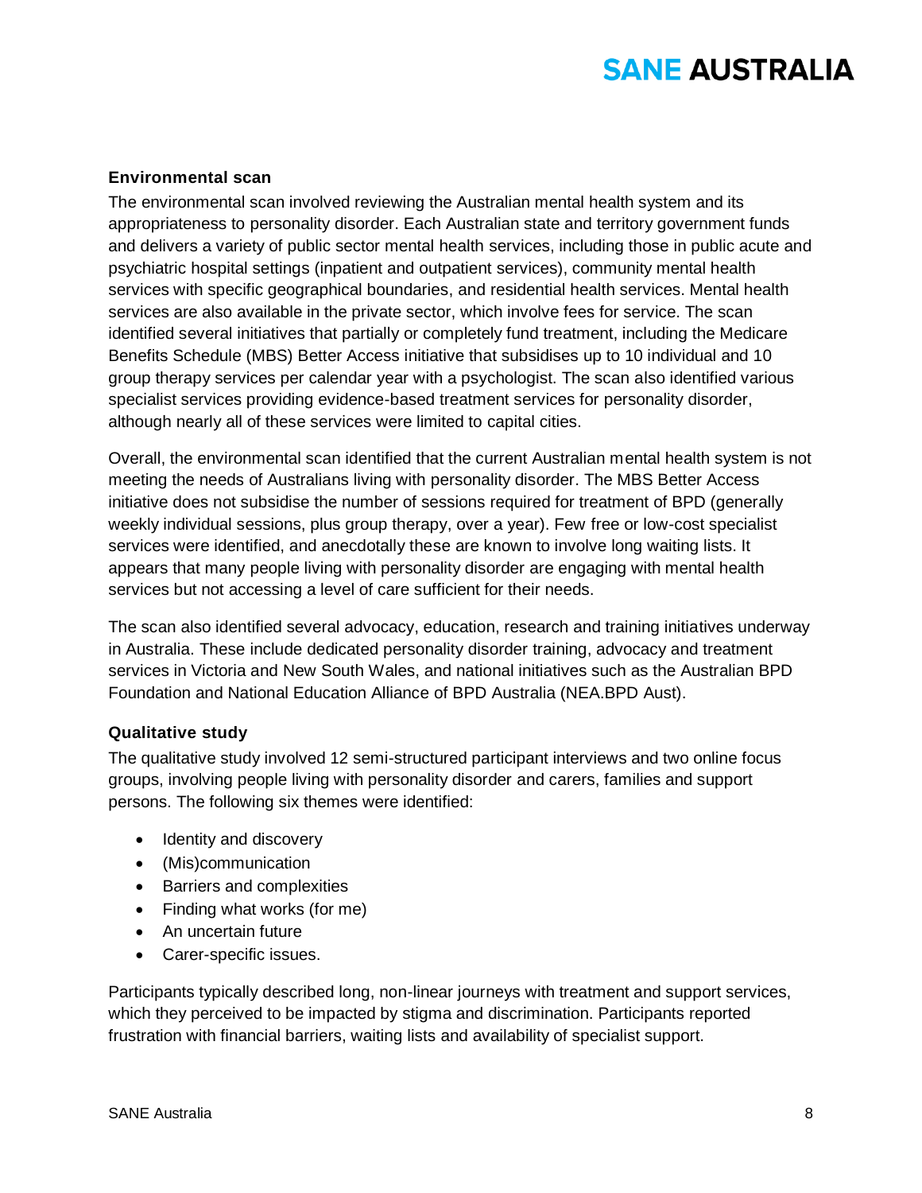### Environmental scan

The environmental scan involved reviewing the Australian mental health system and its appropriateness to personality disorder. Each Australian state and territory government funds and delivers a variety of public sector mental health services, including those in public acute and psychiatric hospital settings (inpatient and outpatient services), community mental health services with specific geographical boundaries, and residential health services. Mental health services are also available in the private sector, which involve fees for service. The scan identified several initiatives that partially or completely fund treatment, including the Medicare Benefits Schedule (MBS) Better Access initiative that subsidises up to 10 individual and 10 group therapy services per calendar year with a psychologist. The scan also identified various specialist services providing evidence-based treatment services for personality disorder, although nearly all of these services were limited to capital cities.

Overall, the environmental scan identified that the current Australian mental health system is not meeting the needs of Australians living with personality disorder. The MBS Better Access initiative does not subsidise the number of sessions required for treatment of BPD (generally weekly individual sessions, plus group therapy, over a year). Few free or low-cost specialist services were identified, and anecdotally these are known to involve long waiting lists. It appears that many people living with personality disorder are engaging with mental health services but not accessing a level of care sufficient for their needs.

The scan also identified several advocacy, education, research and training initiatives underway in Australia. These include dedicated personality disorder training, advocacy and treatment services in Victoria and New South Wales, and national initiatives such as the Australian BPD Foundation and National Education Alliance of BPD Australia (NEA.BPD Aust).

### Qualitative study

The qualitative study involved 12 semi-structured participant interviews and two online focus groups, involving people living with personality disorder and carers, families and support persons. The following six themes were identified:

- Identity and discovery
- (Mis)communication
- Barriers and complexities
- Finding what works (for me)
- An uncertain future
- Carer-specific issues.

Participants typically described long, non-linear journeys with treatment and support services, which they perceived to be impacted by stigma and discrimination. Participants reported frustration with financial barriers, waiting lists and availability of specialist support.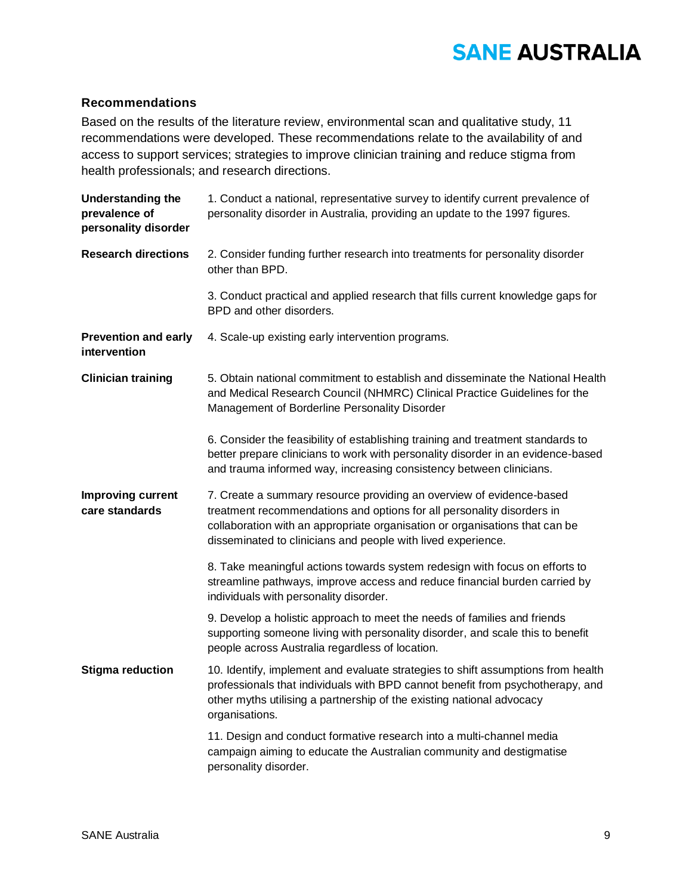### Recommendations

Based on the results of the literature review, environmental scan and qualitative study, 11 recommendations were developed. These recommendations relate to the availability of and access to support services; strategies to improve clinician training and reduce stigma from health professionals; and research directions.

| | |
|---|---|
| **Understanding the prevalence of personality disorder** | 1. Conduct a national, representative survey to identify current prevalence of personality disorder in Australia, providing an update to the 1997 figures. |
| **Research directions** | 2. Consider funding further research into treatments for personality disorder other than BPD. |
| | 3. Conduct practical and applied research that fills current knowledge gaps for BPD and other disorders. |
| **Prevention and early intervention** | 4. Scale-up existing early intervention programs. |
| **Clinician training** | 5. Obtain national commitment to establish and disseminate the National Health and Medical Research Council (NHMRC) Clinical Practice Guidelines for the Management of Borderline Personality Disorder |
| | 6. Consider the feasibility of establishing training and treatment standards to better prepare clinicians to work with personality disorder in an evidence-based and trauma informed way, increasing consistency between clinicians. |
| **Improving current care standards** | 7. Create a summary resource providing an overview of evidence-based treatment recommendations and options for all personality disorders in collaboration with an appropriate organisation or organisations that can be disseminated to clinicians and people with lived experience. |
| | 8. Take meaningful actions towards system redesign with focus on efforts to streamline pathways, improve access and reduce financial burden carried by individuals with personality disorder. |
| | 9. Develop a holistic approach to meet the needs of families and friends supporting someone living with personality disorder, and scale this to benefit people across Australia regardless of location. |
| **Stigma reduction** | 10. Identify, implement and evaluate strategies to shift assumptions from health professionals that individuals with BPD cannot benefit from psychotherapy, and other myths utilising a partnership of the existing national advocacy organisations. |
| | 11. Design and conduct formative research into a multi-channel media campaign aiming to educate the Australian community and destigmatise personality disorder. |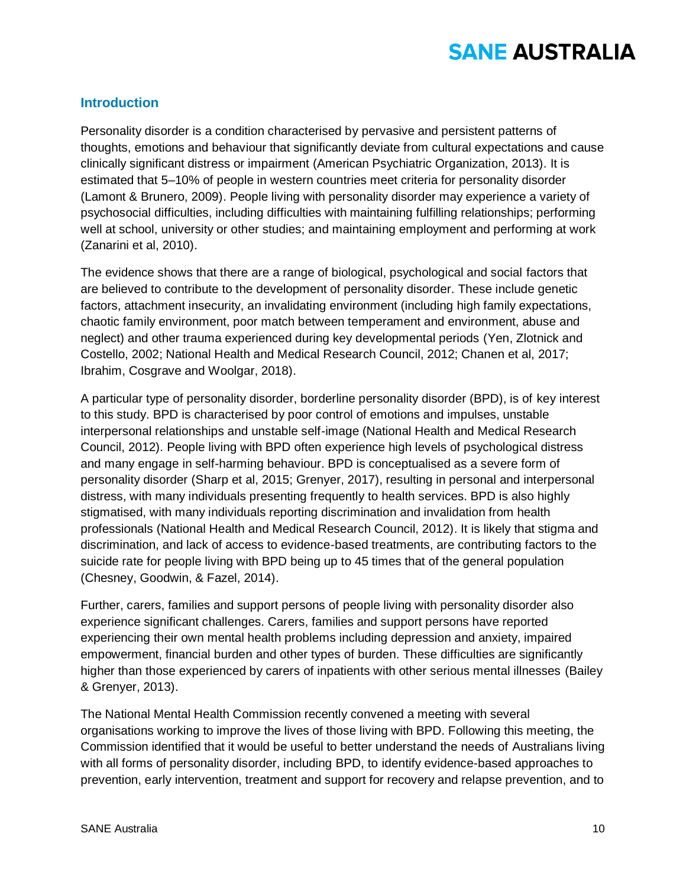## Introduction

Personality disorder is a condition characterised by pervasive and persistent patterns of thoughts, emotions and behaviour that significantly deviate from cultural expectations and cause clinically significant distress or impairment (American Psychiatric Organization, 2013). It is estimated that 5–10% of people in western countries meet criteria for personality disorder (Lamont & Brunero, 2009). People living with personality disorder may experience a variety of psychosocial difficulties, including difficulties with maintaining fulfilling relationships; performing well at school, university or other studies; and maintaining employment and performing at work (Zanarini et al, 2010).

The evidence shows that there are a range of biological, psychological and social factors that are believed to contribute to the development of personality disorder. These include genetic factors, attachment insecurity, an invalidating environment (including high family expectations, chaotic family environment, poor match between temperament and environment, abuse and neglect) and other trauma experienced during key developmental periods (Yen, Zlotnick and Costello, 2002; National Health and Medical Research Council, 2012; Chanen et al, 2017; Ibrahim, Cosgrave and Woolgar, 2018).

A particular type of personality disorder, borderline personality disorder (BPD), is of key interest to this study. BPD is characterised by poor control of emotions and impulses, unstable interpersonal relationships and unstable self-image (National Health and Medical Research Council, 2012). People living with BPD often experience high levels of psychological distress and many engage in self-harming behaviour. BPD is conceptualised as a severe form of personality disorder (Sharp et al, 2015; Grenyer, 2017), resulting in personal and interpersonal distress, with many individuals presenting frequently to health services. BPD is also highly stigmatised, with many individuals reporting discrimination and invalidation from health professionals (National Health and Medical Research Council, 2012). It is likely that stigma and discrimination, and lack of access to evidence-based treatments, are contributing factors to the suicide rate for people living with BPD being up to 45 times that of the general population (Chesney, Goodwin, & Fazel, 2014).

Further, carers, families and support persons of people living with personality disorder also experience significant challenges. Carers, families and support persons have reported experiencing their own mental health problems including depression and anxiety, impaired empowerment, financial burden and other types of burden. These difficulties are significantly higher than those experienced by carers of inpatients with other serious mental illnesses (Bailey & Grenyer, 2013).

The National Mental Health Commission recently convened a meeting with several organisations working to improve the lives of those living with BPD. Following this meeting, the Commission identified that it would be useful to better understand the needs of Australians living with all forms of personality disorder, including BPD, to identify evidence-based approaches to prevention, early intervention, treatment and support for recovery and relapse prevention, and to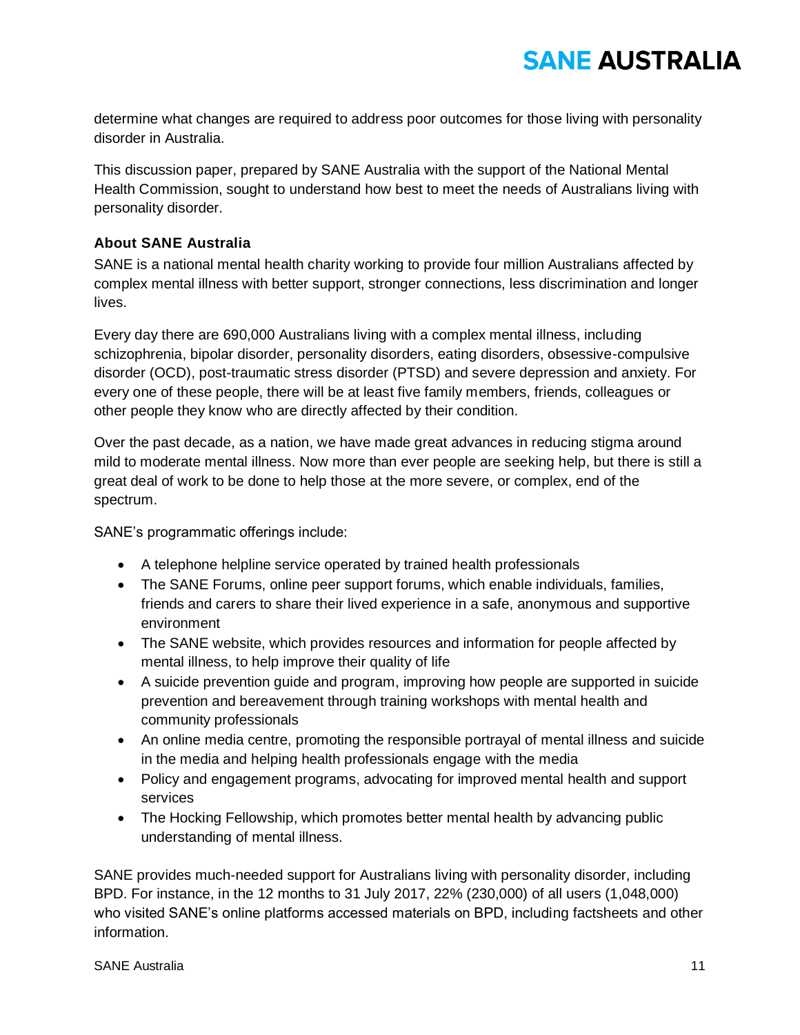determine what changes are required to address poor outcomes for those living with personality disorder in Australia.

This discussion paper, prepared by SANE Australia with the support of the National Mental Health Commission, sought to understand how best to meet the needs of Australians living with personality disorder.

### About SANE Australia

SANE is a national mental health charity working to provide four million Australians affected by complex mental illness with better support, stronger connections, less discrimination and longer lives.

Every day there are 690,000 Australians living with a complex mental illness, including schizophrenia, bipolar disorder, personality disorders, eating disorders, obsessive-compulsive disorder (OCD), post-traumatic stress disorder (PTSD) and severe depression and anxiety. For every one of these people, there will be at least five family members, friends, colleagues or other people they know who are directly affected by their condition.

Over the past decade, as a nation, we have made great advances in reducing stigma around mild to moderate mental illness. Now more than ever people are seeking help, but there is still a great deal of work to be done to help those at the more severe, or complex, end of the spectrum.

SANE's programmatic offerings include:

- A telephone helpline service operated by trained health professionals
- The SANE Forums, online peer support forums, which enable individuals, families, friends and carers to share their lived experience in a safe, anonymous and supportive environment
- The SANE website, which provides resources and information for people affected by mental illness, to help improve their quality of life
- A suicide prevention guide and program, improving how people are supported in suicide prevention and bereavement through training workshops with mental health and community professionals
- An online media centre, promoting the responsible portrayal of mental illness and suicide in the media and helping health professionals engage with the media
- Policy and engagement programs, advocating for improved mental health and support services
- The Hocking Fellowship, which promotes better mental health by advancing public understanding of mental illness.

SANE provides much-needed support for Australians living with personality disorder, including BPD. For instance, in the 12 months to 31 July 2017, 22% (230,000) of all users (1,048,000) who visited SANE's online platforms accessed materials on BPD, including factsheets and other information.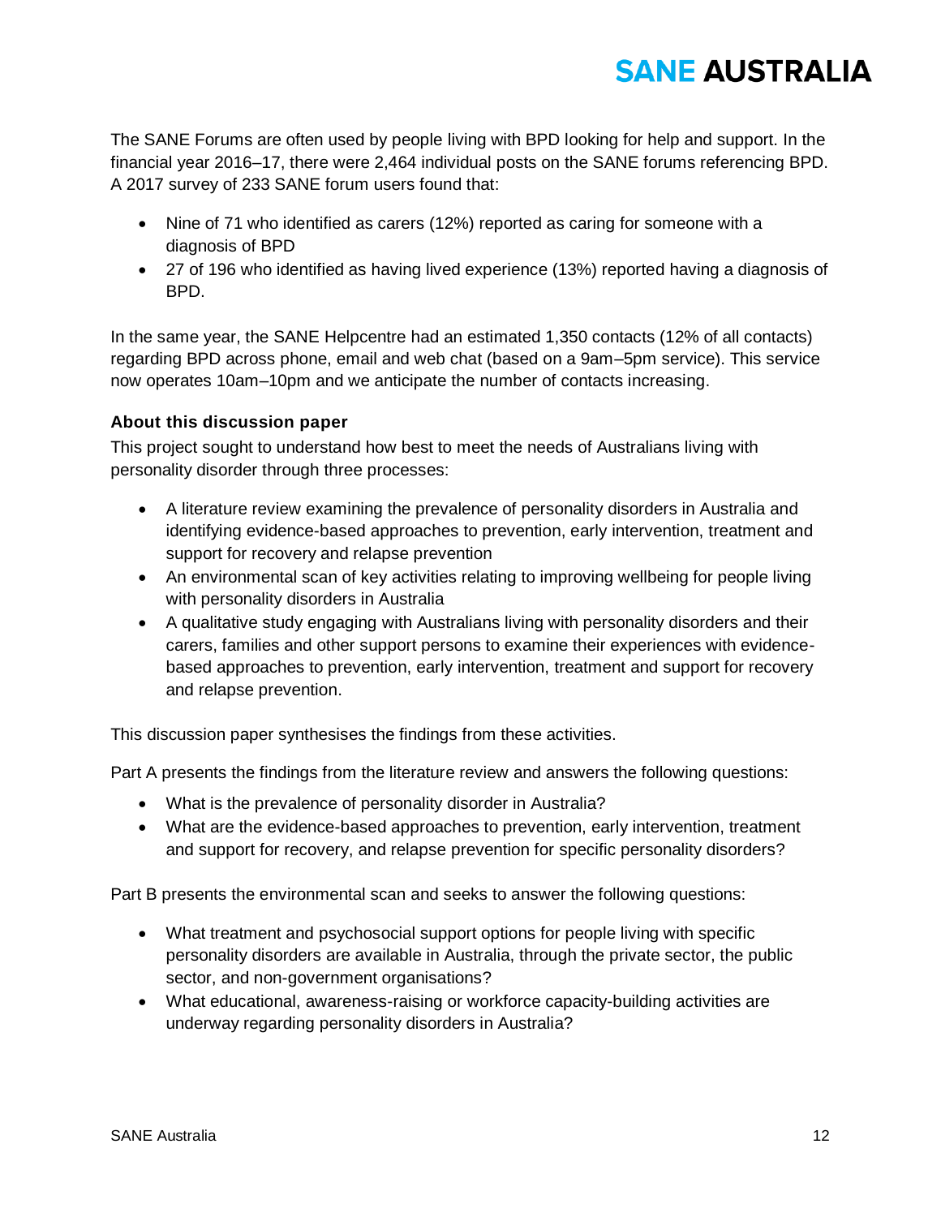The SANE Forums are often used by people living with BPD looking for help and support. In the financial year 2016–17, there were 2,464 individual posts on the SANE forums referencing BPD. A 2017 survey of 233 SANE forum users found that:

- Nine of 71 who identified as carers (12%) reported as caring for someone with a diagnosis of BPD
- 27 of 196 who identified as having lived experience (13%) reported having a diagnosis of BPD.

In the same year, the SANE Helpcentre had an estimated 1,350 contacts (12% of all contacts) regarding BPD across phone, email and web chat (based on a 9am–5pm service). This service now operates 10am–10pm and we anticipate the number of contacts increasing.

### About this discussion paper

This project sought to understand how best to meet the needs of Australians living with personality disorder through three processes:

- A literature review examining the prevalence of personality disorders in Australia and identifying evidence-based approaches to prevention, early intervention, treatment and support for recovery and relapse prevention
- An environmental scan of key activities relating to improving wellbeing for people living with personality disorders in Australia
- A qualitative study engaging with Australians living with personality disorders and their carers, families and other support persons to examine their experiences with evidence-based approaches to prevention, early intervention, treatment and support for recovery and relapse prevention.

This discussion paper synthesises the findings from these activities.

Part A presents the findings from the literature review and answers the following questions:

- What is the prevalence of personality disorder in Australia?
- What are the evidence-based approaches to prevention, early intervention, treatment and support for recovery, and relapse prevention for specific personality disorders?

Part B presents the environmental scan and seeks to answer the following questions:

- What treatment and psychosocial support options for people living with specific personality disorders are available in Australia, through the private sector, the public sector, and non-government organisations?
- What educational, awareness-raising or workforce capacity-building activities are underway regarding personality disorders in Australia?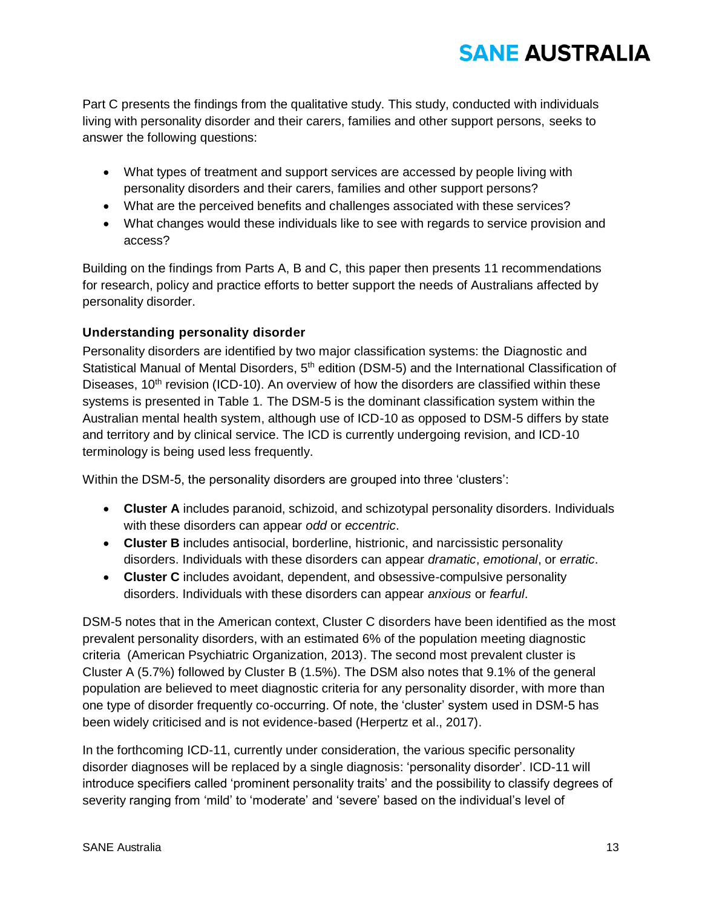Part C presents the findings from the qualitative study. This study, conducted with individuals living with personality disorder and their carers, families and other support persons, seeks to answer the following questions:

- What types of treatment and support services are accessed by people living with personality disorders and their carers, families and other support persons?
- What are the perceived benefits and challenges associated with these services?
- What changes would these individuals like to see with regards to service provision and access?

Building on the findings from Parts A, B and C, this paper then presents 11 recommendations for research, policy and practice efforts to better support the needs of Australians affected by personality disorder.

### Understanding personality disorder

Personality disorders are identified by two major classification systems: the Diagnostic and Statistical Manual of Mental Disorders, 5th edition (DSM-5) and the International Classification of Diseases, 10th revision (ICD-10). An overview of how the disorders are classified within these systems is presented in Table 1. The DSM-5 is the dominant classification system within the Australian mental health system, although use of ICD-10 as opposed to DSM-5 differs by state and territory and by clinical service. The ICD is currently undergoing revision, and ICD-10 terminology is being used less frequently.

Within the DSM-5, the personality disorders are grouped into three 'clusters':

- **Cluster A** includes paranoid, schizoid, and schizotypal personality disorders. Individuals with these disorders can appear *odd* or *eccentric*.
- **Cluster B** includes antisocial, borderline, histrionic, and narcissistic personality disorders. Individuals with these disorders can appear *dramatic*, *emotional*, or *erratic*.
- **Cluster C** includes avoidant, dependent, and obsessive-compulsive personality disorders. Individuals with these disorders can appear *anxious* or *fearful*.

DSM-5 notes that in the American context, Cluster C disorders have been identified as the most prevalent personality disorders, with an estimated 6% of the population meeting diagnostic criteria (American Psychiatric Organization, 2013). The second most prevalent cluster is Cluster A (5.7%) followed by Cluster B (1.5%). The DSM also notes that 9.1% of the general population are believed to meet diagnostic criteria for any personality disorder, with more than one type of disorder frequently co-occurring. Of note, the 'cluster' system used in DSM-5 has been widely criticised and is not evidence-based (Herpertz et al., 2017).

In the forthcoming ICD-11, currently under consideration, the various specific personality disorder diagnoses will be replaced by a single diagnosis: 'personality disorder'. ICD-11 will introduce specifiers called 'prominent personality traits' and the possibility to classify degrees of severity ranging from 'mild' to 'moderate' and 'severe' based on the individual's level of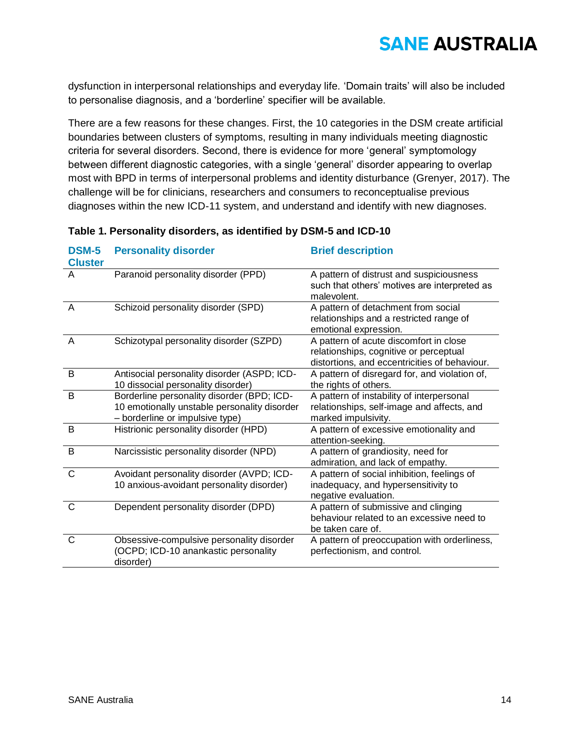dysfunction in interpersonal relationships and everyday life. 'Domain traits' will also be included to personalise diagnosis, and a 'borderline' specifier will be available.

There are a few reasons for these changes. First, the 10 categories in the DSM create artificial boundaries between clusters of symptoms, resulting in many individuals meeting diagnostic criteria for several disorders. Second, there is evidence for more 'general' symptomology between different diagnostic categories, with a single 'general' disorder appearing to overlap most with BPD in terms of interpersonal problems and identity disturbance (Grenyer, 2017). The challenge will be for clinicians, researchers and consumers to reconceptualise previous diagnoses within the new ICD-11 system, and understand and identify with new diagnoses.

**Table 1. Personality disorders, as identified by DSM-5 and ICD-10**

| DSM-5 Cluster | Personality disorder | Brief description |
|---|---|---|
| A | Paranoid personality disorder (PPD) | A pattern of distrust and suspiciousness such that others' motives are interpreted as malevolent. |
| A | Schizoid personality disorder (SPD) | A pattern of detachment from social relationships and a restricted range of emotional expression. |
| A | Schizotypal personality disorder (SZPD) | A pattern of acute discomfort in close relationships, cognitive or perceptual distortions, and eccentricities of behaviour. |
| B | Antisocial personality disorder (ASPD; ICD-10 dissocial personality disorder) | A pattern of disregard for, and violation of, the rights of others. |
| B | Borderline personality disorder (BPD; ICD-10 emotionally unstable personality disorder – borderline or impulsive type) | A pattern of instability of interpersonal relationships, self-image and affects, and marked impulsivity. |
| B | Histrionic personality disorder (HPD) | A pattern of excessive emotionality and attention-seeking. |
| B | Narcissistic personality disorder (NPD) | A pattern of grandiosity, need for admiration, and lack of empathy. |
| C | Avoidant personality disorder (AVPD; ICD-10 anxious-avoidant personality disorder) | A pattern of social inhibition, feelings of inadequacy, and hypersensitivity to negative evaluation. |
| C | Dependent personality disorder (DPD) | A pattern of submissive and clinging behaviour related to an excessive need to be taken care of. |
| C | Obsessive-compulsive personality disorder (OCPD; ICD-10 anankastic personality disorder) | A pattern of preoccupation with orderliness, perfectionism, and control. |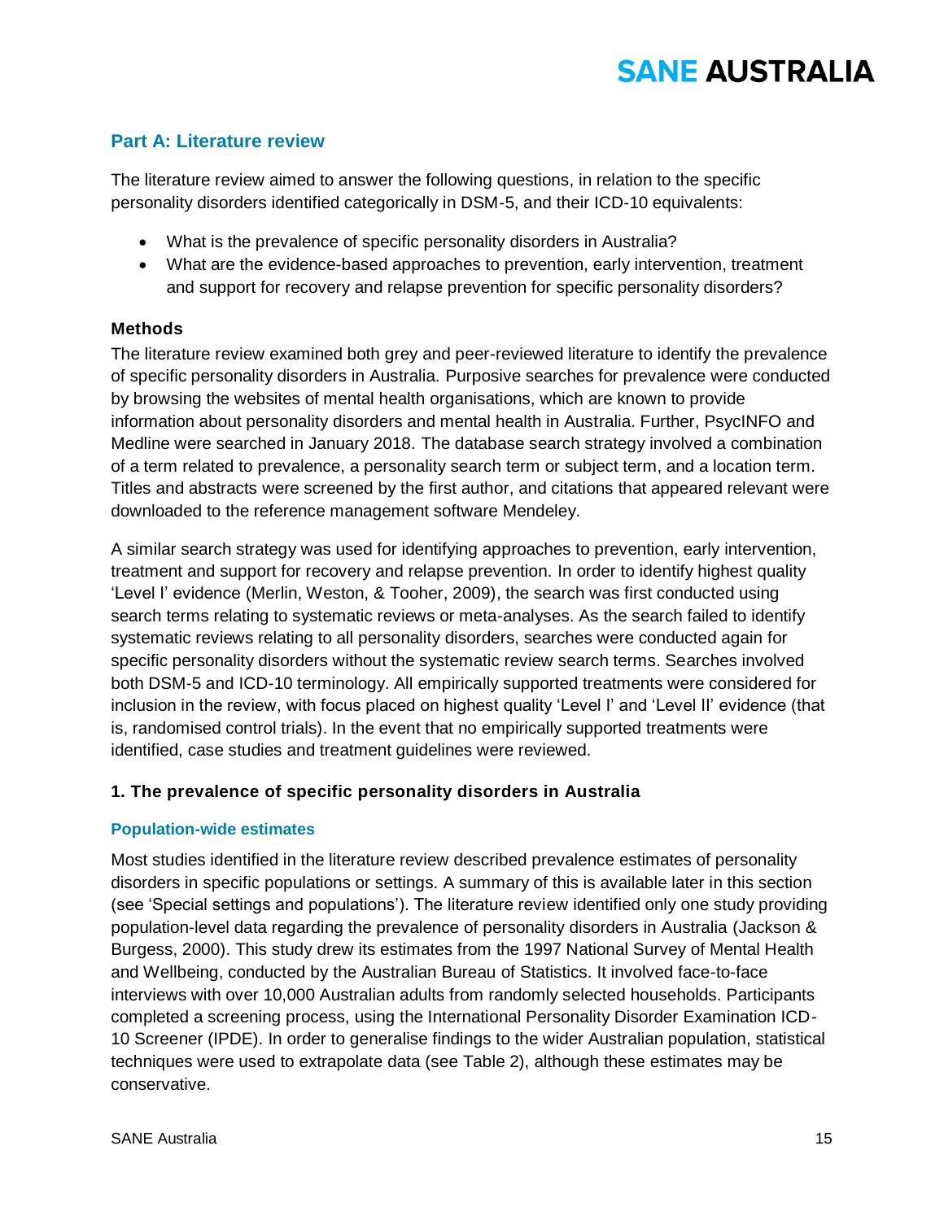## Part A: Literature review

The literature review aimed to answer the following questions, in relation to the specific personality disorders identified categorically in DSM-5, and their ICD-10 equivalents:

- What is the prevalence of specific personality disorders in Australia?
- What are the evidence-based approaches to prevention, early intervention, treatment and support for recovery and relapse prevention for specific personality disorders?

### Methods

The literature review examined both grey and peer-reviewed literature to identify the prevalence of specific personality disorders in Australia. Purposive searches for prevalence were conducted by browsing the websites of mental health organisations, which are known to provide information about personality disorders and mental health in Australia. Further, PsycINFO and Medline were searched in January 2018. The database search strategy involved a combination of a term related to prevalence, a personality search term or subject term, and a location term. Titles and abstracts were screened by the first author, and citations that appeared relevant were downloaded to the reference management software Mendeley.

A similar search strategy was used for identifying approaches to prevention, early intervention, treatment and support for recovery and relapse prevention. In order to identify highest quality 'Level I' evidence (Merlin, Weston, & Tooher, 2009), the search was first conducted using search terms relating to systematic reviews or meta-analyses. As the search failed to identify systematic reviews relating to all personality disorders, searches were conducted again for specific personality disorders without the systematic review search terms. Searches involved both DSM-5 and ICD-10 terminology. All empirically supported treatments were considered for inclusion in the review, with focus placed on highest quality 'Level I' and 'Level II' evidence (that is, randomised control trials). In the event that no empirically supported treatments were identified, case studies and treatment guidelines were reviewed.

### 1. The prevalence of specific personality disorders in Australia

#### Population-wide estimates

Most studies identified in the literature review described prevalence estimates of personality disorders in specific populations or settings. A summary of this is available later in this section (see 'Special settings and populations'). The literature review identified only one study providing population-level data regarding the prevalence of personality disorders in Australia (Jackson & Burgess, 2000). This study drew its estimates from the 1997 National Survey of Mental Health and Wellbeing, conducted by the Australian Bureau of Statistics. It involved face-to-face interviews with over 10,000 Australian adults from randomly selected households. Participants completed a screening process, using the International Personality Disorder Examination ICD-10 Screener (IPDE). In order to generalise findings to the wider Australian population, statistical techniques were used to extrapolate data (see Table 2), although these estimates may be conservative.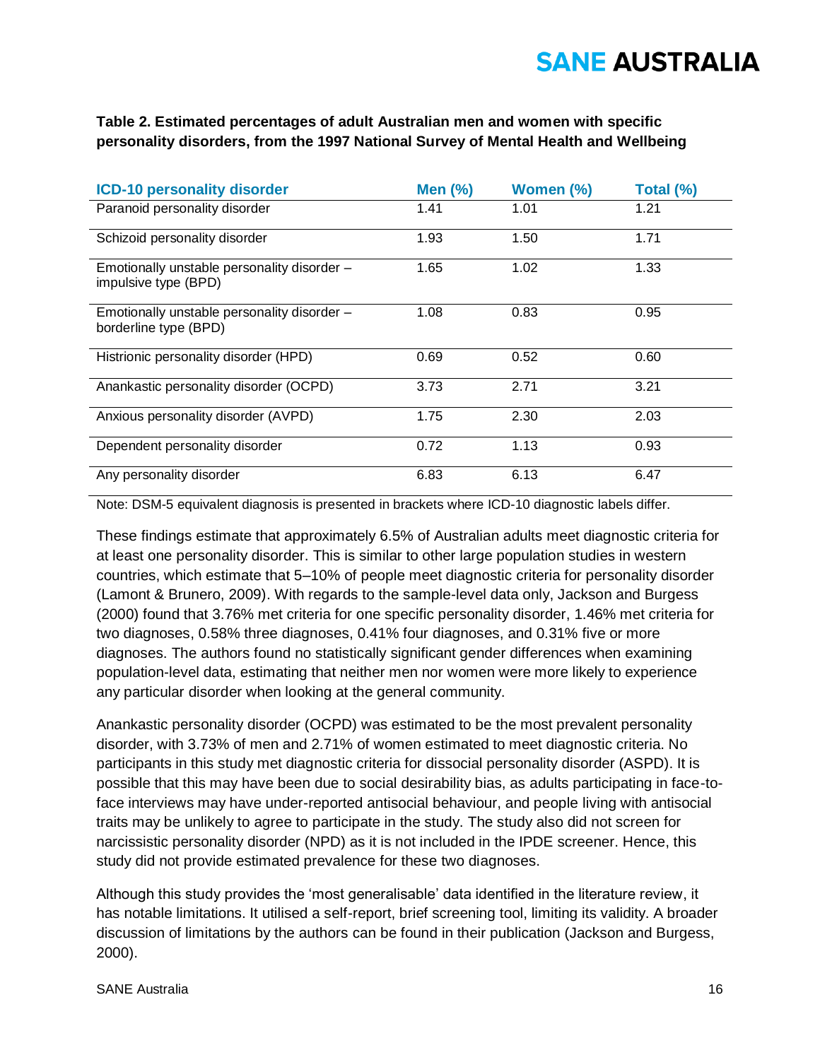**Table 2. Estimated percentages of adult Australian men and women with specific personality disorders, from the 1997 National Survey of Mental Health and Wellbeing**

| ICD-10 personality disorder | Men (%) | Women (%) | Total (%) |
| --- | --- | --- | --- |
| Paranoid personality disorder | 1.41 | 1.01 | 1.21 |
| Schizoid personality disorder | 1.93 | 1.50 | 1.71 |
| Emotionally unstable personality disorder – impulsive type (BPD) | 1.65 | 1.02 | 1.33 |
| Emotionally unstable personality disorder – borderline type (BPD) | 1.08 | 0.83 | 0.95 |
| Histrionic personality disorder (HPD) | 0.69 | 0.52 | 0.60 |
| Anankastic personality disorder (OCPD) | 3.73 | 2.71 | 3.21 |
| Anxious personality disorder (AVPD) | 1.75 | 2.30 | 2.03 |
| Dependent personality disorder | 0.72 | 1.13 | 0.93 |
| Any personality disorder | 6.83 | 6.13 | 6.47 |

Note: DSM-5 equivalent diagnosis is presented in brackets where ICD-10 diagnostic labels differ.

These findings estimate that approximately 6.5% of Australian adults meet diagnostic criteria for at least one personality disorder. This is similar to other large population studies in western countries, which estimate that 5–10% of people meet diagnostic criteria for personality disorder (Lamont & Brunero, 2009). With regards to the sample-level data only, Jackson and Burgess (2000) found that 3.76% met criteria for one specific personality disorder, 1.46% met criteria for two diagnoses, 0.58% three diagnoses, 0.41% four diagnoses, and 0.31% five or more diagnoses. The authors found no statistically significant gender differences when examining population-level data, estimating that neither men nor women were more likely to experience any particular disorder when looking at the general community.

Anankastic personality disorder (OCPD) was estimated to be the most prevalent personality disorder, with 3.73% of men and 2.71% of women estimated to meet diagnostic criteria. No participants in this study met diagnostic criteria for dissocial personality disorder (ASPD). It is possible that this may have been due to social desirability bias, as adults participating in face-to-face interviews may have under-reported antisocial behaviour, and people living with antisocial traits may be unlikely to agree to participate in the study. The study also did not screen for narcissistic personality disorder (NPD) as it is not included in the IPDE screener. Hence, this study did not provide estimated prevalence for these two diagnoses.

Although this study provides the 'most generalisable' data identified in the literature review, it has notable limitations. It utilised a self-report, brief screening tool, limiting its validity. A broader discussion of limitations by the authors can be found in their publication (Jackson and Burgess, 2000).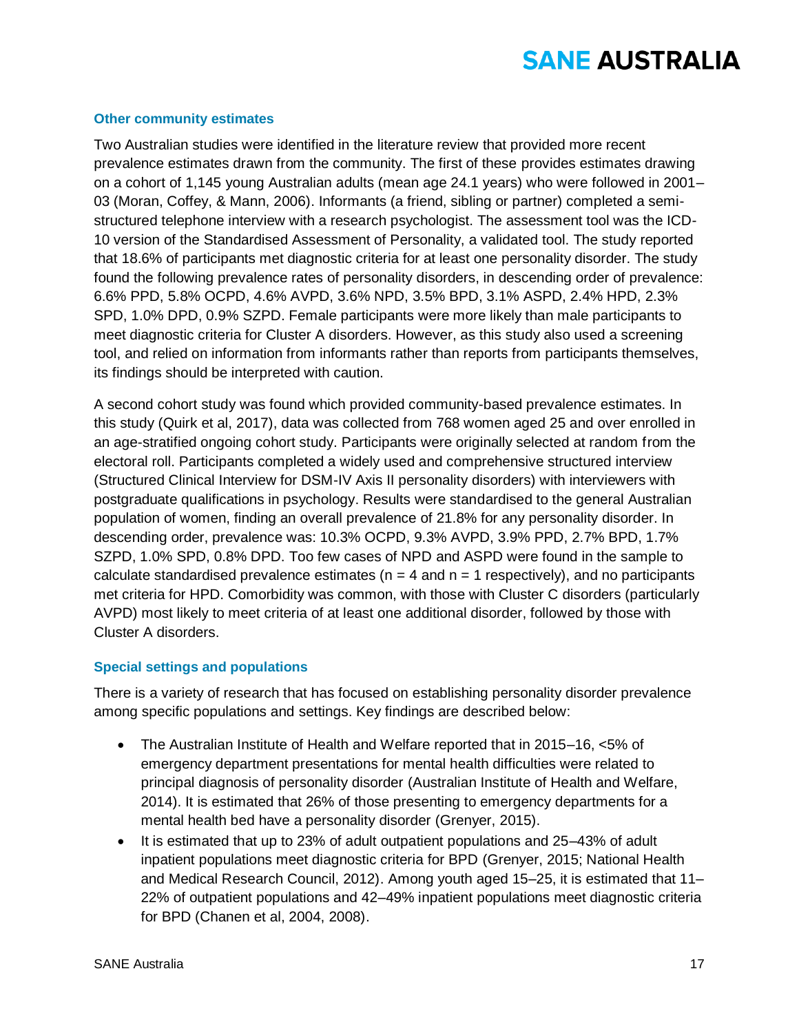### Other community estimates

Two Australian studies were identified in the literature review that provided more recent prevalence estimates drawn from the community. The first of these provides estimates drawing on a cohort of 1,145 young Australian adults (mean age 24.1 years) who were followed in 2001–03 (Moran, Coffey, & Mann, 2006). Informants (a friend, sibling or partner) completed a semi-structured telephone interview with a research psychologist. The assessment tool was the ICD-10 version of the Standardised Assessment of Personality, a validated tool. The study reported that 18.6% of participants met diagnostic criteria for at least one personality disorder. The study found the following prevalence rates of personality disorders, in descending order of prevalence: 6.6% PPD, 5.8% OCPD, 4.6% AVPD, 3.6% NPD, 3.5% BPD, 3.1% ASPD, 2.4% HPD, 2.3% SPD, 1.0% DPD, 0.9% SZPD. Female participants were more likely than male participants to meet diagnostic criteria for Cluster A disorders. However, as this study also used a screening tool, and relied on information from informants rather than reports from participants themselves, its findings should be interpreted with caution.

A second cohort study was found which provided community-based prevalence estimates. In this study (Quirk et al, 2017), data was collected from 768 women aged 25 and over enrolled in an age-stratified ongoing cohort study. Participants were originally selected at random from the electoral roll. Participants completed a widely used and comprehensive structured interview (Structured Clinical Interview for DSM-IV Axis II personality disorders) with interviewers with postgraduate qualifications in psychology. Results were standardised to the general Australian population of women, finding an overall prevalence of 21.8% for any personality disorder. In descending order, prevalence was: 10.3% OCPD, 9.3% AVPD, 3.9% PPD, 2.7% BPD, 1.7% SZPD, 1.0% SPD, 0.8% DPD. Too few cases of NPD and ASPD were found in the sample to calculate standardised prevalence estimates ($n = 4$ and $n = 1$ respectively), and no participants met criteria for HPD. Comorbidity was common, with those with Cluster C disorders (particularly AVPD) most likely to meet criteria of at least one additional disorder, followed by those with Cluster A disorders.

### Special settings and populations

There is a variety of research that has focused on establishing personality disorder prevalence among specific populations and settings. Key findings are described below:

- The Australian Institute of Health and Welfare reported that in 2015–16, <5% of emergency department presentations for mental health difficulties were related to principal diagnosis of personality disorder (Australian Institute of Health and Welfare, 2014). It is estimated that 26% of those presenting to emergency departments for a mental health bed have a personality disorder (Grenyer, 2015).
- It is estimated that up to 23% of adult outpatient populations and 25–43% of adult inpatient populations meet diagnostic criteria for BPD (Grenyer, 2015; National Health and Medical Research Council, 2012). Among youth aged 15–25, it is estimated that 11–22% of outpatient populations and 42–49% inpatient populations meet diagnostic criteria for BPD (Chanen et al, 2004, 2008).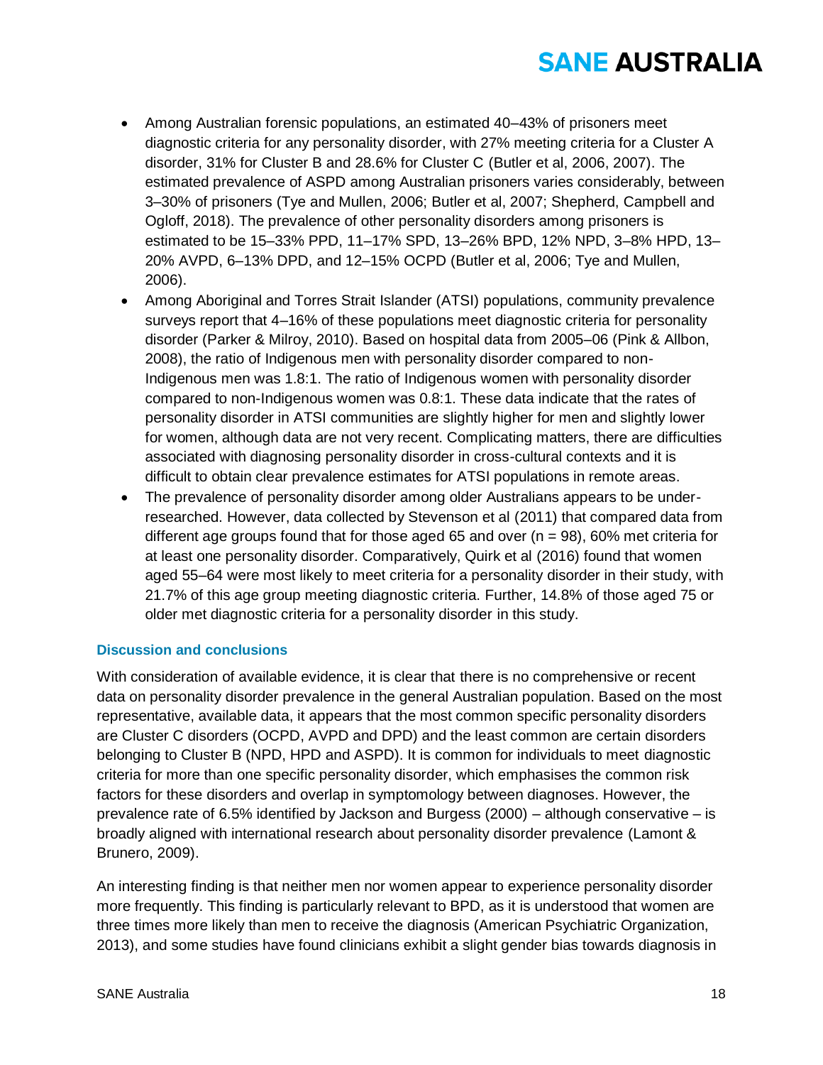- Among Australian forensic populations, an estimated 40–43% of prisoners meet diagnostic criteria for any personality disorder, with 27% meeting criteria for a Cluster A disorder, 31% for Cluster B and 28.6% for Cluster C (Butler et al, 2006, 2007). The estimated prevalence of ASPD among Australian prisoners varies considerably, between 3–30% of prisoners (Tye and Mullen, 2006; Butler et al, 2007; Shepherd, Campbell and Ogloff, 2018). The prevalence of other personality disorders among prisoners is estimated to be 15–33% PPD, 11–17% SPD, 13–26% BPD, 12% NPD, 3–8% HPD, 13–20% AVPD, 6–13% DPD, and 12–15% OCPD (Butler et al, 2006; Tye and Mullen, 2006).
- Among Aboriginal and Torres Strait Islander (ATSI) populations, community prevalence surveys report that 4–16% of these populations meet diagnostic criteria for personality disorder (Parker & Milroy, 2010). Based on hospital data from 2005–06 (Pink & Allbon, 2008), the ratio of Indigenous men with personality disorder compared to non-Indigenous men was 1.8:1. The ratio of Indigenous women with personality disorder compared to non-Indigenous women was 0.8:1. These data indicate that the rates of personality disorder in ATSI communities are slightly higher for men and slightly lower for women, although data are not very recent. Complicating matters, there are difficulties associated with diagnosing personality disorder in cross-cultural contexts and it is difficult to obtain clear prevalence estimates for ATSI populations in remote areas.
- The prevalence of personality disorder among older Australians appears to be under-researched. However, data collected by Stevenson et al (2011) that compared data from different age groups found that for those aged 65 and over (n = 98), 60% met criteria for at least one personality disorder. Comparatively, Quirk et al (2016) found that women aged 55–64 were most likely to meet criteria for a personality disorder in their study, with 21.7% of this age group meeting diagnostic criteria. Further, 14.8% of those aged 75 or older met diagnostic criteria for a personality disorder in this study.

### Discussion and conclusions

With consideration of available evidence, it is clear that there is no comprehensive or recent data on personality disorder prevalence in the general Australian population. Based on the most representative, available data, it appears that the most common specific personality disorders are Cluster C disorders (OCPD, AVPD and DPD) and the least common are certain disorders belonging to Cluster B (NPD, HPD and ASPD). It is common for individuals to meet diagnostic criteria for more than one specific personality disorder, which emphasises the common risk factors for these disorders and overlap in symptomology between diagnoses. However, the prevalence rate of 6.5% identified by Jackson and Burgess (2000) – although conservative – is broadly aligned with international research about personality disorder prevalence (Lamont & Brunero, 2009).

An interesting finding is that neither men nor women appear to experience personality disorder more frequently. This finding is particularly relevant to BPD, as it is understood that women are three times more likely than men to receive the diagnosis (American Psychiatric Organization, 2013), and some studies have found clinicians exhibit a slight gender bias towards diagnosis in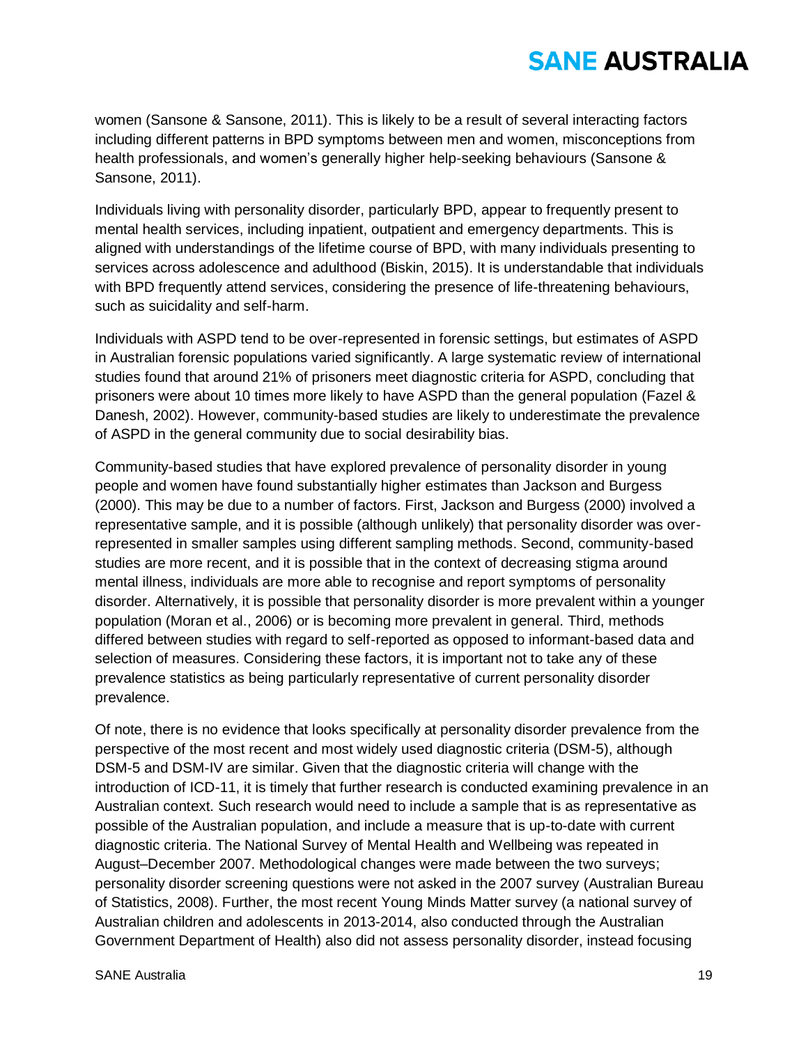women (Sansone & Sansone, 2011). This is likely to be a result of several interacting factors including different patterns in BPD symptoms between men and women, misconceptions from health professionals, and women's generally higher help-seeking behaviours (Sansone & Sansone, 2011).

Individuals living with personality disorder, particularly BPD, appear to frequently present to mental health services, including inpatient, outpatient and emergency departments. This is aligned with understandings of the lifetime course of BPD, with many individuals presenting to services across adolescence and adulthood (Biskin, 2015). It is understandable that individuals with BPD frequently attend services, considering the presence of life-threatening behaviours, such as suicidality and self-harm.

Individuals with ASPD tend to be over-represented in forensic settings, but estimates of ASPD in Australian forensic populations varied significantly. A large systematic review of international studies found that around 21% of prisoners meet diagnostic criteria for ASPD, concluding that prisoners were about 10 times more likely to have ASPD than the general population (Fazel & Danesh, 2002). However, community-based studies are likely to underestimate the prevalence of ASPD in the general community due to social desirability bias.

Community-based studies that have explored prevalence of personality disorder in young people and women have found substantially higher estimates than Jackson and Burgess (2000). This may be due to a number of factors. First, Jackson and Burgess (2000) involved a representative sample, and it is possible (although unlikely) that personality disorder was over-represented in smaller samples using different sampling methods. Second, community-based studies are more recent, and it is possible that in the context of decreasing stigma around mental illness, individuals are more able to recognise and report symptoms of personality disorder. Alternatively, it is possible that personality disorder is more prevalent within a younger population (Moran et al., 2006) or is becoming more prevalent in general. Third, methods differed between studies with regard to self-reported as opposed to informant-based data and selection of measures. Considering these factors, it is important not to take any of these prevalence statistics as being particularly representative of current personality disorder prevalence.

Of note, there is no evidence that looks specifically at personality disorder prevalence from the perspective of the most recent and most widely used diagnostic criteria (DSM-5), although DSM-5 and DSM-IV are similar. Given that the diagnostic criteria will change with the introduction of ICD-11, it is timely that further research is conducted examining prevalence in an Australian context. Such research would need to include a sample that is as representative as possible of the Australian population, and include a measure that is up-to-date with current diagnostic criteria. The National Survey of Mental Health and Wellbeing was repeated in August–December 2007. Methodological changes were made between the two surveys; personality disorder screening questions were not asked in the 2007 survey (Australian Bureau of Statistics, 2008). Further, the most recent Young Minds Matter survey (a national survey of Australian children and adolescents in 2013-2014, also conducted through the Australian Government Department of Health) also did not assess personality disorder, instead focusing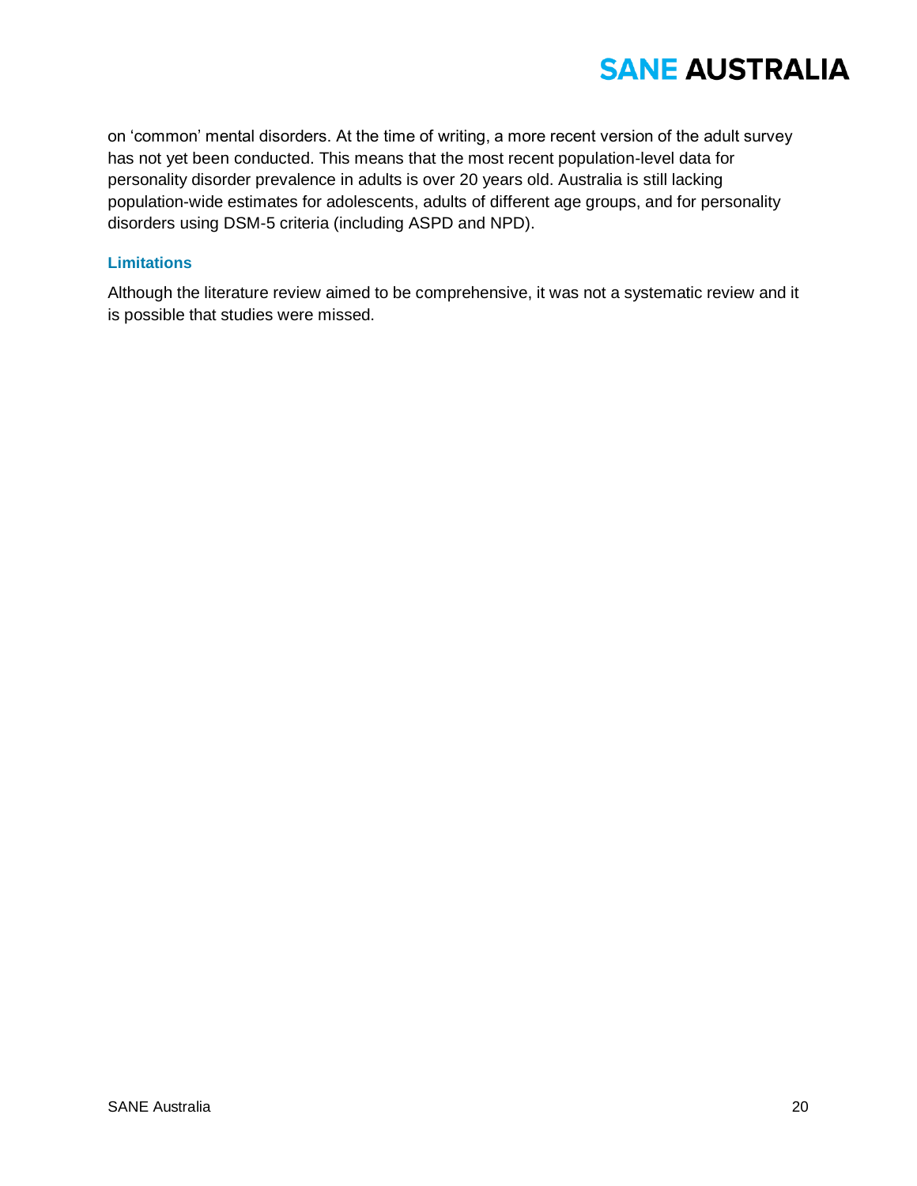on 'common' mental disorders. At the time of writing, a more recent version of the adult survey has not yet been conducted. This means that the most recent population-level data for personality disorder prevalence in adults is over 20 years old. Australia is still lacking population-wide estimates for adolescents, adults of different age groups, and for personality disorders using DSM-5 criteria (including ASPD and NPD).

### Limitations

Although the literature review aimed to be comprehensive, it was not a systematic review and it is possible that studies were missed.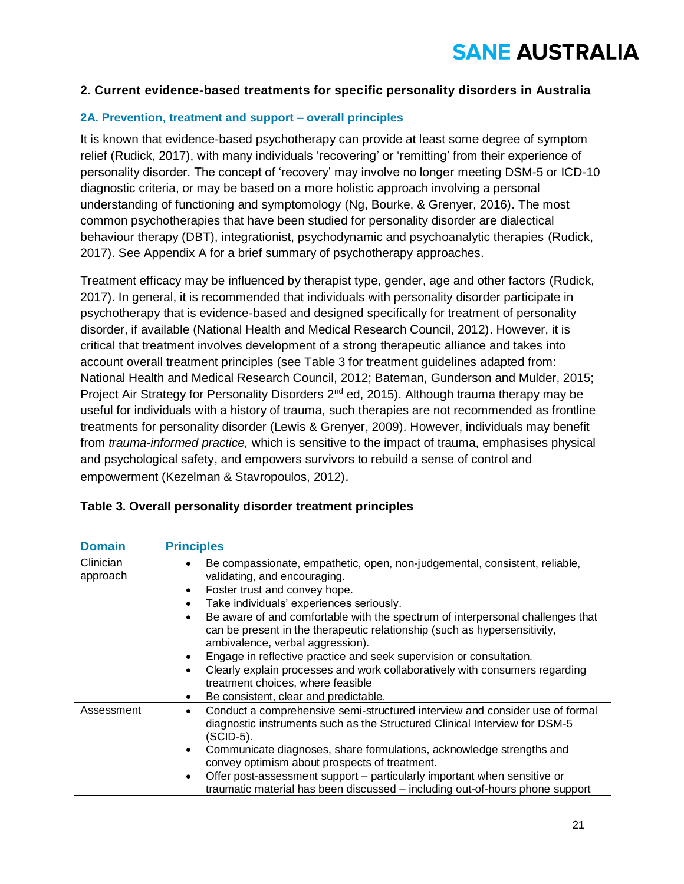## 2. Current evidence-based treatments for specific personality disorders in Australia

### 2A. Prevention, treatment and support – overall principles

It is known that evidence-based psychotherapy can provide at least some degree of symptom relief (Rudick, 2017), with many individuals 'recovering' or 'remitting' from their experience of personality disorder. The concept of 'recovery' may involve no longer meeting DSM-5 or ICD-10 diagnostic criteria, or may be based on a more holistic approach involving a personal understanding of functioning and symptomology (Ng, Bourke, & Grenyer, 2016). The most common psychotherapies that have been studied for personality disorder are dialectical behaviour therapy (DBT), integrationist, psychodynamic and psychoanalytic therapies (Rudick, 2017). See Appendix A for a brief summary of psychotherapy approaches.

Treatment efficacy may be influenced by therapist type, gender, age and other factors (Rudick, 2017). In general, it is recommended that individuals with personality disorder participate in psychotherapy that is evidence-based and designed specifically for treatment of personality disorder, if available (National Health and Medical Research Council, 2012). However, it is critical that treatment involves development of a strong therapeutic alliance and takes into account overall treatment principles (see Table 3 for treatment guidelines adapted from: National Health and Medical Research Council, 2012; Bateman, Gunderson and Mulder, 2015; Project Air Strategy for Personality Disorders 2nd ed, 2015). Although trauma therapy may be useful for individuals with a history of trauma, such therapies are not recommended as frontline treatments for personality disorder (Lewis & Grenyer, 2009). However, individuals may benefit from *trauma-informed practice,* which is sensitive to the impact of trauma, emphasises physical and psychological safety, and empowers survivors to rebuild a sense of control and empowerment (Kezelman & Stavropoulos, 2012).

**Table 3. Overall personality disorder treatment principles**

| Domain | Principles |
|---|---|
| Clinician approach | • Be compassionate, empathetic, open, non-judgemental, consistent, reliable, validating, and encouraging.<br>• Foster trust and convey hope.<br>• Take individuals' experiences seriously.<br>• Be aware of and comfortable with the spectrum of interpersonal challenges that can be present in the therapeutic relationship (such as hypersensitivity, ambivalence, verbal aggression).<br>• Engage in reflective practice and seek supervision or consultation.<br>• Clearly explain processes and work collaboratively with consumers regarding treatment choices, where feasible<br>• Be consistent, clear and predictable. |
| Assessment | • Conduct a comprehensive semi-structured interview and consider use of formal diagnostic instruments such as the Structured Clinical Interview for DSM-5 (SCID-5).<br>• Communicate diagnoses, share formulations, acknowledge strengths and convey optimism about prospects of treatment.<br>• Offer post-assessment support – particularly important when sensitive or traumatic material has been discussed – including out-of-hours phone support |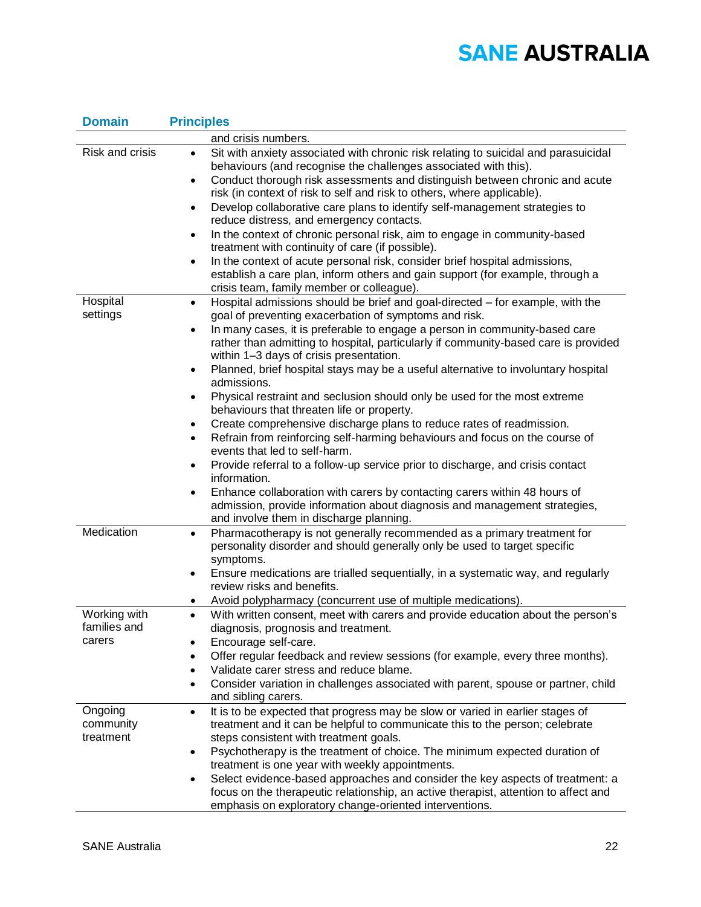| Domain | Principles |
|---|---|
| | and crisis numbers. |
| Risk and crisis | • Sit with anxiety associated with chronic risk relating to suicidal and parasuicidal behaviours (and recognise the challenges associated with this).<br>• Conduct thorough risk assessments and distinguish between chronic and acute risk (in context of risk to self and risk to others, where applicable).<br>• Develop collaborative care plans to identify self-management strategies to reduce distress, and emergency contacts.<br>• In the context of chronic personal risk, aim to engage in community-based treatment with continuity of care (if possible).<br>• In the context of acute personal risk, consider brief hospital admissions, establish a care plan, inform others and gain support (for example, through a crisis team, family member or colleague). |
| Hospital settings | • Hospital admissions should be brief and goal-directed – for example, with the goal of preventing exacerbation of symptoms and risk.<br>• In many cases, it is preferable to engage a person in community-based care rather than admitting to hospital, particularly if community-based care is provided within 1–3 days of crisis presentation.<br>• Planned, brief hospital stays may be a useful alternative to involuntary hospital admissions.<br>• Physical restraint and seclusion should only be used for the most extreme behaviours that threaten life or property.<br>• Create comprehensive discharge plans to reduce rates of readmission.<br>• Refrain from reinforcing self-harming behaviours and focus on the course of events that led to self-harm.<br>• Provide referral to a follow-up service prior to discharge, and crisis contact information.<br>• Enhance collaboration with carers by contacting carers within 48 hours of admission, provide information about diagnosis and management strategies, and involve them in discharge planning. |
| Medication | • Pharmacotherapy is not generally recommended as a primary treatment for personality disorder and should generally only be used to target specific symptoms.<br>• Ensure medications are trialled sequentially, in a systematic way, and regularly review risks and benefits.<br>• Avoid polypharmacy (concurrent use of multiple medications). |
| Working with families and carers | • With written consent, meet with carers and provide education about the person's diagnosis, prognosis and treatment.<br>• Encourage self-care.<br>• Offer regular feedback and review sessions (for example, every three months).<br>• Validate carer stress and reduce blame.<br>• Consider variation in challenges associated with parent, spouse or partner, child and sibling carers. |
| Ongoing community treatment | • It is to be expected that progress may be slow or varied in earlier stages of treatment and it can be helpful to communicate this to the person; celebrate steps consistent with treatment goals.<br>• Psychotherapy is the treatment of choice. The minimum expected duration of treatment is one year with weekly appointments.<br>• Select evidence-based approaches and consider the key aspects of treatment: a focus on the therapeutic relationship, an active therapist, attention to affect and emphasis on exploratory change-oriented interventions. |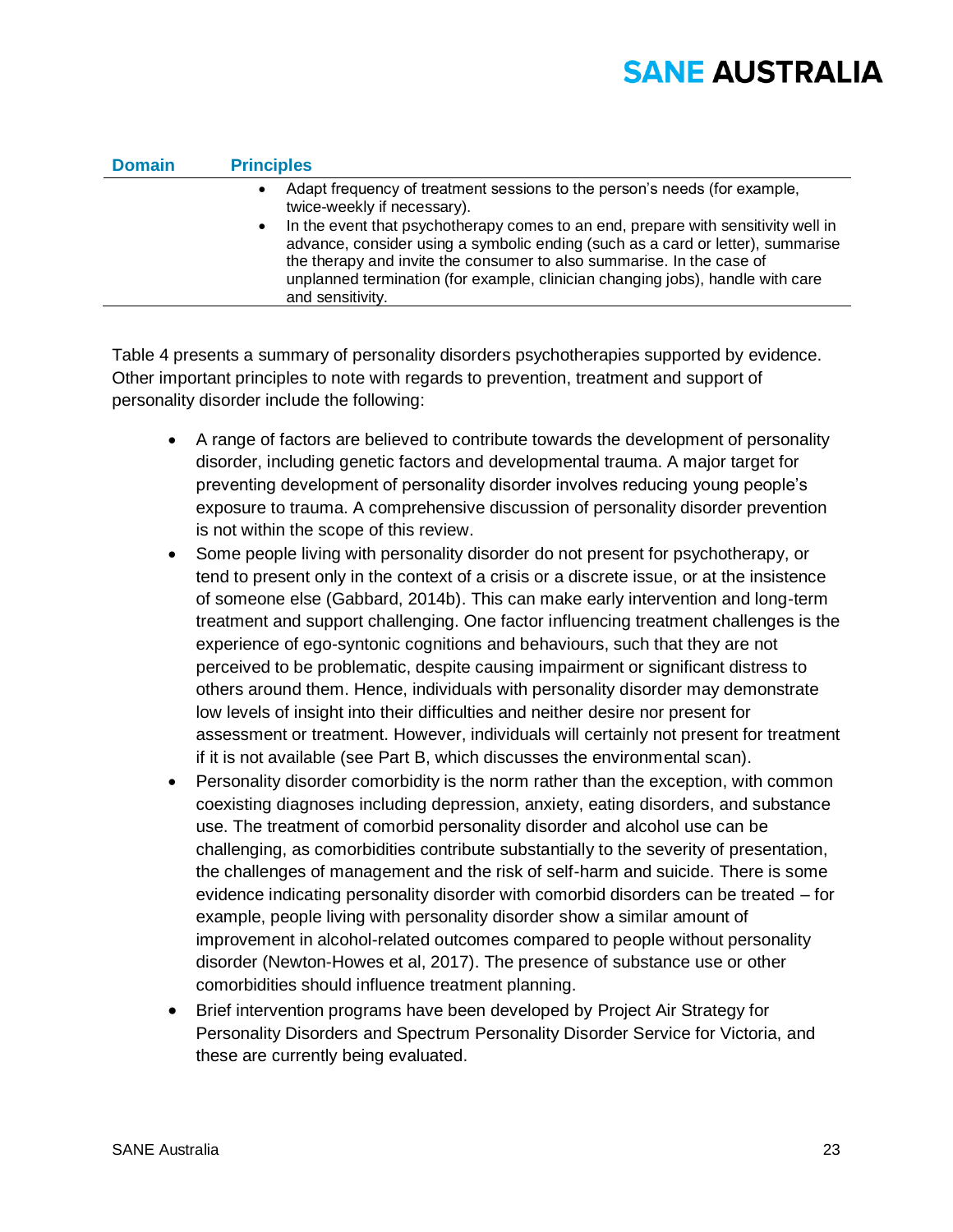| Domain | Principles |
| --- | --- |
| | • Adapt frequency of treatment sessions to the person's needs (for example, twice-weekly if necessary).<br>• In the event that psychotherapy comes to an end, prepare with sensitivity well in advance, consider using a symbolic ending (such as a card or letter), summarise the therapy and invite the consumer to also summarise. In the case of unplanned termination (for example, clinician changing jobs), handle with care and sensitivity. |

Table 4 presents a summary of personality disorders psychotherapies supported by evidence. Other important principles to note with regards to prevention, treatment and support of personality disorder include the following:

- A range of factors are believed to contribute towards the development of personality disorder, including genetic factors and developmental trauma. A major target for preventing development of personality disorder involves reducing young people's exposure to trauma. A comprehensive discussion of personality disorder prevention is not within the scope of this review.
- Some people living with personality disorder do not present for psychotherapy, or tend to present only in the context of a crisis or a discrete issue, or at the insistence of someone else (Gabbard, 2014b). This can make early intervention and long-term treatment and support challenging. One factor influencing treatment challenges is the experience of ego-syntonic cognitions and behaviours, such that they are not perceived to be problematic, despite causing impairment or significant distress to others around them. Hence, individuals with personality disorder may demonstrate low levels of insight into their difficulties and neither desire nor present for assessment or treatment. However, individuals will certainly not present for treatment if it is not available (see Part B, which discusses the environmental scan).
- Personality disorder comorbidity is the norm rather than the exception, with common coexisting diagnoses including depression, anxiety, eating disorders, and substance use. The treatment of comorbid personality disorder and alcohol use can be challenging, as comorbidities contribute substantially to the severity of presentation, the challenges of management and the risk of self-harm and suicide. There is some evidence indicating personality disorder with comorbid disorders can be treated – for example, people living with personality disorder show a similar amount of improvement in alcohol-related outcomes compared to people without personality disorder (Newton-Howes et al, 2017). The presence of substance use or other comorbidities should influence treatment planning.
- Brief intervention programs have been developed by Project Air Strategy for Personality Disorders and Spectrum Personality Disorder Service for Victoria, and these are currently being evaluated.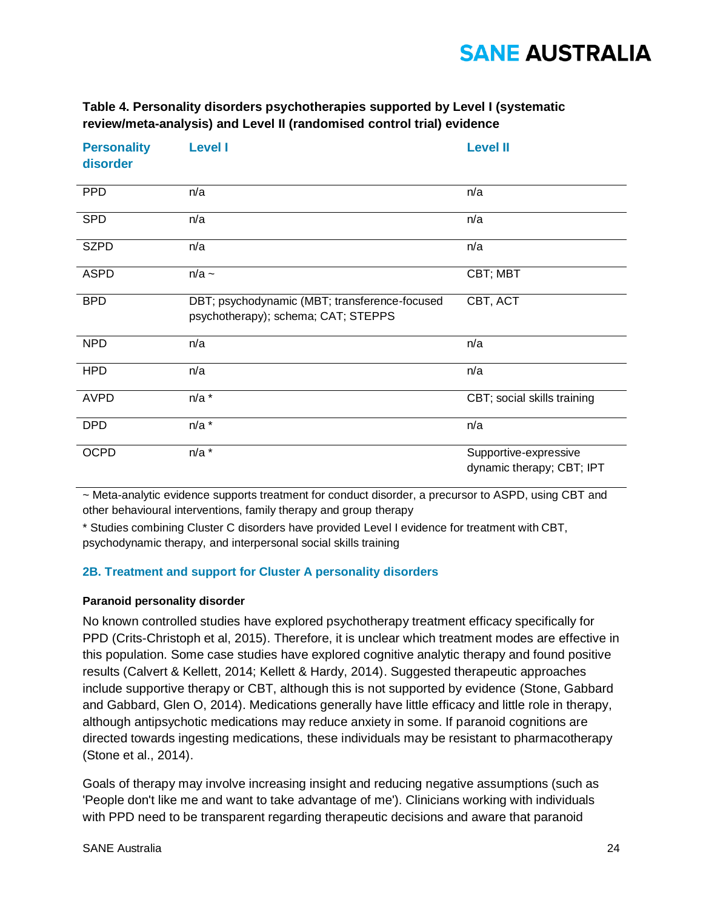**Table 4. Personality disorders psychotherapies supported by Level I (systematic review/meta-analysis) and Level II (randomised control trial) evidence**

| Personality disorder | Level I | Level II |
|---|---|---|
| PPD | n/a | n/a |
| SPD | n/a | n/a |
| SZPD | n/a | n/a |
| ASPD | n/a ~ | CBT; MBT |
| BPD | DBT; psychodynamic (MBT; transference-focused psychotherapy); schema; CAT; STEPPS | CBT, ACT |
| NPD | n/a | n/a |
| HPD | n/a | n/a |
| AVPD | n/a * | CBT; social skills training |
| DPD | n/a * | n/a |
| OCPD | n/a * | Supportive-expressive dynamic therapy; CBT; IPT |

~ Meta-analytic evidence supports treatment for conduct disorder, a precursor to ASPD, using CBT and other behavioural interventions, family therapy and group therapy

* Studies combining Cluster C disorders have provided Level I evidence for treatment with CBT, psychodynamic therapy, and interpersonal social skills training

## 2B. Treatment and support for Cluster A personality disorders

#### Paranoid personality disorder

No known controlled studies have explored psychotherapy treatment efficacy specifically for PPD (Crits-Christoph et al, 2015). Therefore, it is unclear which treatment modes are effective in this population. Some case studies have explored cognitive analytic therapy and found positive results (Calvert & Kellett, 2014; Kellett & Hardy, 2014). Suggested therapeutic approaches include supportive therapy or CBT, although this is not supported by evidence (Stone, Gabbard and Gabbard, Glen O, 2014). Medications generally have little efficacy and little role in therapy, although antipsychotic medications may reduce anxiety in some. If paranoid cognitions are directed towards ingesting medications, these individuals may be resistant to pharmacotherapy (Stone et al., 2014).

Goals of therapy may involve increasing insight and reducing negative assumptions (such as 'People don't like me and want to take advantage of me'). Clinicians working with individuals with PPD need to be transparent regarding therapeutic decisions and aware that paranoid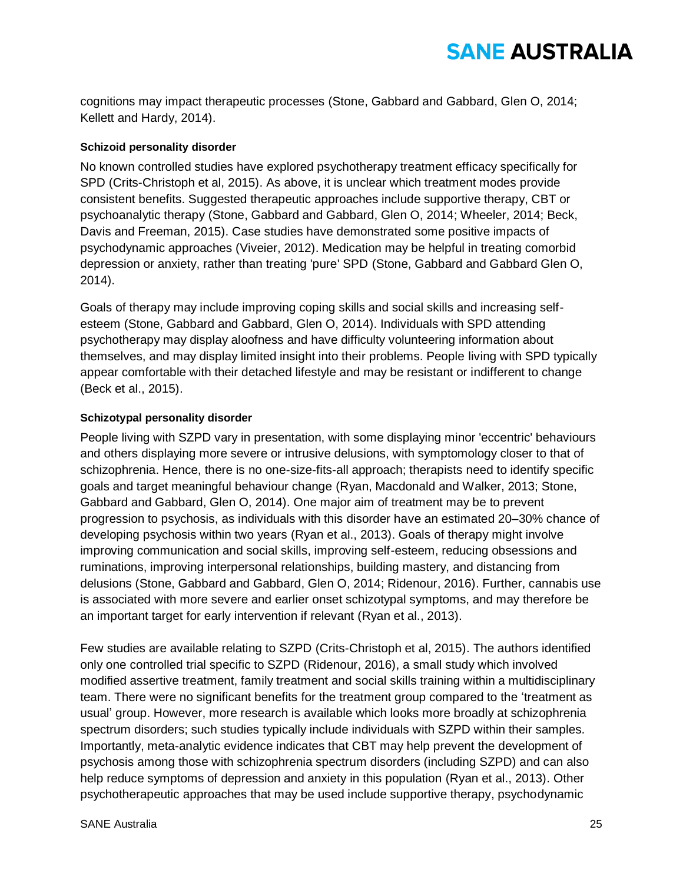cognitions may impact therapeutic processes (Stone, Gabbard and Gabbard, Glen O, 2014; Kellett and Hardy, 2014).

#### Schizoid personality disorder

No known controlled studies have explored psychotherapy treatment efficacy specifically for SPD (Crits-Christoph et al, 2015). As above, it is unclear which treatment modes provide consistent benefits. Suggested therapeutic approaches include supportive therapy, CBT or psychoanalytic therapy (Stone, Gabbard and Gabbard, Glen O, 2014; Wheeler, 2014; Beck, Davis and Freeman, 2015). Case studies have demonstrated some positive impacts of psychodynamic approaches (Viveier, 2012). Medication may be helpful in treating comorbid depression or anxiety, rather than treating 'pure' SPD (Stone, Gabbard and Gabbard Glen O, 2014).

Goals of therapy may include improving coping skills and social skills and increasing self-esteem (Stone, Gabbard and Gabbard, Glen O, 2014). Individuals with SPD attending psychotherapy may display aloofness and have difficulty volunteering information about themselves, and may display limited insight into their problems. People living with SPD typically appear comfortable with their detached lifestyle and may be resistant or indifferent to change (Beck et al., 2015).

#### Schizotypal personality disorder

People living with SZPD vary in presentation, with some displaying minor 'eccentric' behaviours and others displaying more severe or intrusive delusions, with symptomology closer to that of schizophrenia. Hence, there is no one-size-fits-all approach; therapists need to identify specific goals and target meaningful behaviour change (Ryan, Macdonald and Walker, 2013; Stone, Gabbard and Gabbard, Glen O, 2014). One major aim of treatment may be to prevent progression to psychosis, as individuals with this disorder have an estimated 20–30% chance of developing psychosis within two years (Ryan et al., 2013). Goals of therapy might involve improving communication and social skills, improving self-esteem, reducing obsessions and ruminations, improving interpersonal relationships, building mastery, and distancing from delusions (Stone, Gabbard and Gabbard, Glen O, 2014; Ridenour, 2016). Further, cannabis use is associated with more severe and earlier onset schizotypal symptoms, and may therefore be an important target for early intervention if relevant (Ryan et al., 2013).

Few studies are available relating to SZPD (Crits-Christoph et al, 2015). The authors identified only one controlled trial specific to SZPD (Ridenour, 2016), a small study which involved modified assertive treatment, family treatment and social skills training within a multidisciplinary team. There were no significant benefits for the treatment group compared to the 'treatment as usual' group. However, more research is available which looks more broadly at schizophrenia spectrum disorders; such studies typically include individuals with SZPD within their samples. Importantly, meta-analytic evidence indicates that CBT may help prevent the development of psychosis among those with schizophrenia spectrum disorders (including SZPD) and can also help reduce symptoms of depression and anxiety in this population (Ryan et al., 2013). Other psychotherapeutic approaches that may be used include supportive therapy, psychodynamic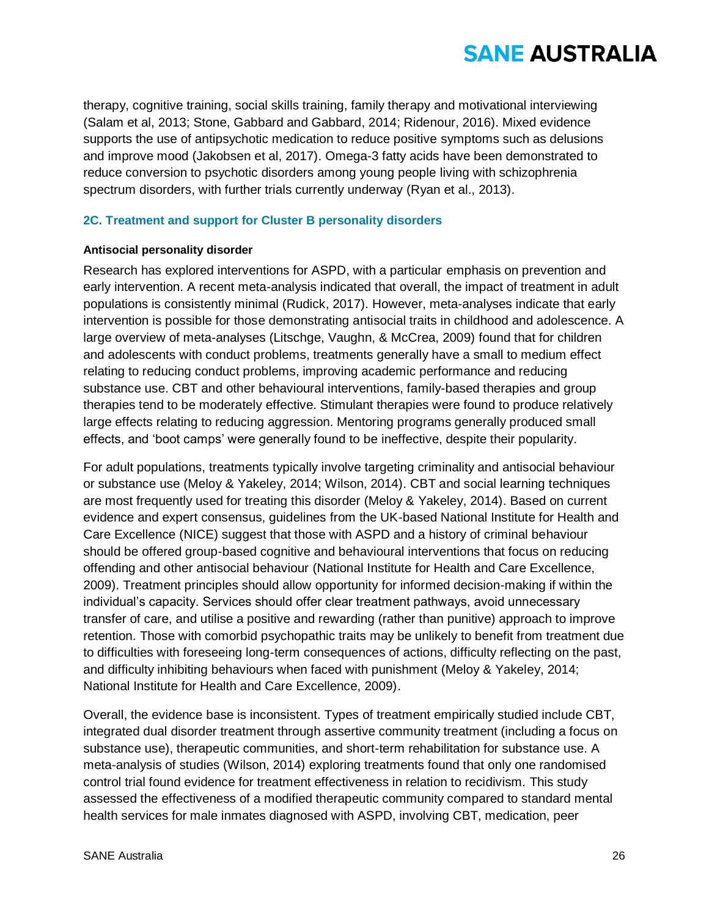therapy, cognitive training, social skills training, family therapy and motivational interviewing (Salam et al, 2013; Stone, Gabbard and Gabbard, 2014; Ridenour, 2016). Mixed evidence supports the use of antipsychotic medication to reduce positive symptoms such as delusions and improve mood (Jakobsen et al, 2017). Omega-3 fatty acids have been demonstrated to reduce conversion to psychotic disorders among young people living with schizophrenia spectrum disorders, with further trials currently underway (Ryan et al., 2013).

### 2C. Treatment and support for Cluster B personality disorders

#### Antisocial personality disorder

Research has explored interventions for ASPD, with a particular emphasis on prevention and early intervention. A recent meta-analysis indicated that overall, the impact of treatment in adult populations is consistently minimal (Rudick, 2017). However, meta-analyses indicate that early intervention is possible for those demonstrating antisocial traits in childhood and adolescence. A large overview of meta-analyses (Litschge, Vaughn, & McCrea, 2009) found that for children and adolescents with conduct problems, treatments generally have a small to medium effect relating to reducing conduct problems, improving academic performance and reducing substance use. CBT and other behavioural interventions, family-based therapies and group therapies tend to be moderately effective. Stimulant therapies were found to produce relatively large effects relating to reducing aggression. Mentoring programs generally produced small effects, and 'boot camps' were generally found to be ineffective, despite their popularity.

For adult populations, treatments typically involve targeting criminality and antisocial behaviour or substance use (Meloy & Yakeley, 2014; Wilson, 2014). CBT and social learning techniques are most frequently used for treating this disorder (Meloy & Yakeley, 2014). Based on current evidence and expert consensus, guidelines from the UK-based National Institute for Health and Care Excellence (NICE) suggest that those with ASPD and a history of criminal behaviour should be offered group-based cognitive and behavioural interventions that focus on reducing offending and other antisocial behaviour (National Institute for Health and Care Excellence, 2009). Treatment principles should allow opportunity for informed decision-making if within the individual's capacity. Services should offer clear treatment pathways, avoid unnecessary transfer of care, and utilise a positive and rewarding (rather than punitive) approach to improve retention. Those with comorbid psychopathic traits may be unlikely to benefit from treatment due to difficulties with foreseeing long-term consequences of actions, difficulty reflecting on the past, and difficulty inhibiting behaviours when faced with punishment (Meloy & Yakeley, 2014; National Institute for Health and Care Excellence, 2009).

Overall, the evidence base is inconsistent. Types of treatment empirically studied include CBT, integrated dual disorder treatment through assertive community treatment (including a focus on substance use), therapeutic communities, and short-term rehabilitation for substance use. A meta-analysis of studies (Wilson, 2014) exploring treatments found that only one randomised control trial found evidence for treatment effectiveness in relation to recidivism. This study assessed the effectiveness of a modified therapeutic community compared to standard mental health services for male inmates diagnosed with ASPD, involving CBT, medication, peer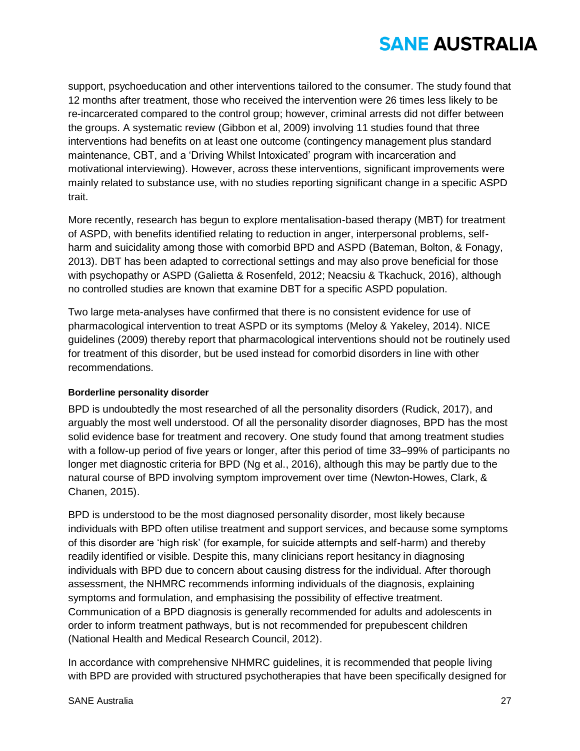support, psychoeducation and other interventions tailored to the consumer. The study found that 12 months after treatment, those who received the intervention were 26 times less likely to be re-incarcerated compared to the control group; however, criminal arrests did not differ between the groups. A systematic review (Gibbon et al, 2009) involving 11 studies found that three interventions had benefits on at least one outcome (contingency management plus standard maintenance, CBT, and a 'Driving Whilst Intoxicated' program with incarceration and motivational interviewing). However, across these interventions, significant improvements were mainly related to substance use, with no studies reporting significant change in a specific ASPD trait.

More recently, research has begun to explore mentalisation-based therapy (MBT) for treatment of ASPD, with benefits identified relating to reduction in anger, interpersonal problems, self-harm and suicidality among those with comorbid BPD and ASPD (Bateman, Bolton, & Fonagy, 2013). DBT has been adapted to correctional settings and may also prove beneficial for those with psychopathy or ASPD (Galietta & Rosenfeld, 2012; Neacsiu & Tkachuck, 2016), although no controlled studies are known that examine DBT for a specific ASPD population.

Two large meta-analyses have confirmed that there is no consistent evidence for use of pharmacological intervention to treat ASPD or its symptoms (Meloy & Yakeley, 2014). NICE guidelines (2009) thereby report that pharmacological interventions should not be routinely used for treatment of this disorder, but be used instead for comorbid disorders in line with other recommendations.

#### Borderline personality disorder

BPD is undoubtedly the most researched of all the personality disorders (Rudick, 2017), and arguably the most well understood. Of all the personality disorder diagnoses, BPD has the most solid evidence base for treatment and recovery. One study found that among treatment studies with a follow-up period of five years or longer, after this period of time 33–99% of participants no longer met diagnostic criteria for BPD (Ng et al., 2016), although this may be partly due to the natural course of BPD involving symptom improvement over time (Newton-Howes, Clark, & Chanen, 2015).

BPD is understood to be the most diagnosed personality disorder, most likely because individuals with BPD often utilise treatment and support services, and because some symptoms of this disorder are 'high risk' (for example, for suicide attempts and self-harm) and thereby readily identified or visible. Despite this, many clinicians report hesitancy in diagnosing individuals with BPD due to concern about causing distress for the individual. After thorough assessment, the NHMRC recommends informing individuals of the diagnosis, explaining symptoms and formulation, and emphasising the possibility of effective treatment. Communication of a BPD diagnosis is generally recommended for adults and adolescents in order to inform treatment pathways, but is not recommended for prepubescent children (National Health and Medical Research Council, 2012).

In accordance with comprehensive NHMRC guidelines, it is recommended that people living with BPD are provided with structured psychotherapies that have been specifically designed for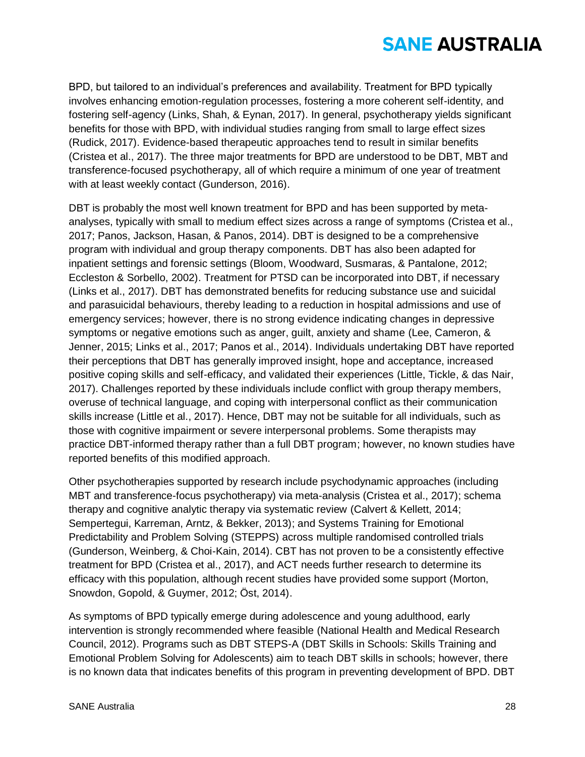BPD, but tailored to an individual's preferences and availability. Treatment for BPD typically involves enhancing emotion-regulation processes, fostering a more coherent self-identity, and fostering self-agency (Links, Shah, & Eynan, 2017). In general, psychotherapy yields significant benefits for those with BPD, with individual studies ranging from small to large effect sizes (Rudick, 2017). Evidence-based therapeutic approaches tend to result in similar benefits (Cristea et al., 2017). The three major treatments for BPD are understood to be DBT, MBT and transference-focused psychotherapy, all of which require a minimum of one year of treatment with at least weekly contact (Gunderson, 2016).

DBT is probably the most well known treatment for BPD and has been supported by meta-analyses, typically with small to medium effect sizes across a range of symptoms (Cristea et al., 2017; Panos, Jackson, Hasan, & Panos, 2014). DBT is designed to be a comprehensive program with individual and group therapy components. DBT has also been adapted for inpatient settings and forensic settings (Bloom, Woodward, Susmaras, & Pantalone, 2012; Eccleston & Sorbello, 2002). Treatment for PTSD can be incorporated into DBT, if necessary (Links et al., 2017). DBT has demonstrated benefits for reducing substance use and suicidal and parasuicidal behaviours, thereby leading to a reduction in hospital admissions and use of emergency services; however, there is no strong evidence indicating changes in depressive symptoms or negative emotions such as anger, guilt, anxiety and shame (Lee, Cameron, & Jenner, 2015; Links et al., 2017; Panos et al., 2014). Individuals undertaking DBT have reported their perceptions that DBT has generally improved insight, hope and acceptance, increased positive coping skills and self-efficacy, and validated their experiences (Little, Tickle, & das Nair, 2017). Challenges reported by these individuals include conflict with group therapy members, overuse of technical language, and coping with interpersonal conflict as their communication skills increase (Little et al., 2017). Hence, DBT may not be suitable for all individuals, such as those with cognitive impairment or severe interpersonal problems. Some therapists may practice DBT-informed therapy rather than a full DBT program; however, no known studies have reported benefits of this modified approach.

Other psychotherapies supported by research include psychodynamic approaches (including MBT and transference-focus psychotherapy) via meta-analysis (Cristea et al., 2017); schema therapy and cognitive analytic therapy via systematic review (Calvert & Kellett, 2014; Sempertegui, Karreman, Arntz, & Bekker, 2013); and Systems Training for Emotional Predictability and Problem Solving (STEPPS) across multiple randomised controlled trials (Gunderson, Weinberg, & Choi-Kain, 2014). CBT has not proven to be a consistently effective treatment for BPD (Cristea et al., 2017), and ACT needs further research to determine its efficacy with this population, although recent studies have provided some support (Morton, Snowdon, Gopold, & Guymer, 2012; Öst, 2014).

As symptoms of BPD typically emerge during adolescence and young adulthood, early intervention is strongly recommended where feasible (National Health and Medical Research Council, 2012). Programs such as DBT STEPS-A (DBT Skills in Schools: Skills Training and Emotional Problem Solving for Adolescents) aim to teach DBT skills in schools; however, there is no known data that indicates benefits of this program in preventing development of BPD. DBT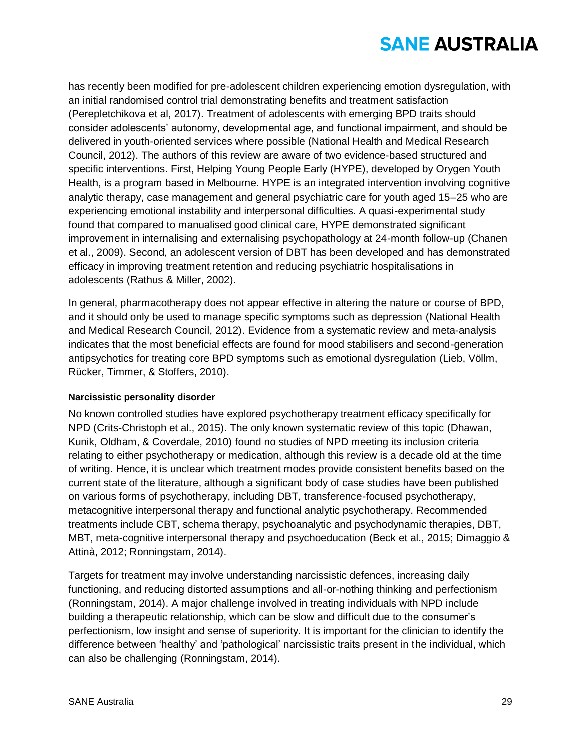has recently been modified for pre-adolescent children experiencing emotion dysregulation, with an initial randomised control trial demonstrating benefits and treatment satisfaction (Perepletchikova et al, 2017). Treatment of adolescents with emerging BPD traits should consider adolescents' autonomy, developmental age, and functional impairment, and should be delivered in youth-oriented services where possible (National Health and Medical Research Council, 2012). The authors of this review are aware of two evidence-based structured and specific interventions. First, Helping Young People Early (HYPE), developed by Orygen Youth Health, is a program based in Melbourne. HYPE is an integrated intervention involving cognitive analytic therapy, case management and general psychiatric care for youth aged 15–25 who are experiencing emotional instability and interpersonal difficulties. A quasi-experimental study found that compared to manualised good clinical care, HYPE demonstrated significant improvement in internalising and externalising psychopathology at 24-month follow-up (Chanen et al., 2009). Second, an adolescent version of DBT has been developed and has demonstrated efficacy in improving treatment retention and reducing psychiatric hospitalisations in adolescents (Rathus & Miller, 2002).

In general, pharmacotherapy does not appear effective in altering the nature or course of BPD, and it should only be used to manage specific symptoms such as depression (National Health and Medical Research Council, 2012). Evidence from a systematic review and meta-analysis indicates that the most beneficial effects are found for mood stabilisers and second-generation antipsychotics for treating core BPD symptoms such as emotional dysregulation (Lieb, Völlm, Rücker, Timmer, & Stoffers, 2010).

#### Narcissistic personality disorder

No known controlled studies have explored psychotherapy treatment efficacy specifically for NPD (Crits-Christoph et al., 2015). The only known systematic review of this topic (Dhawan, Kunik, Oldham, & Coverdale, 2010) found no studies of NPD meeting its inclusion criteria relating to either psychotherapy or medication, although this review is a decade old at the time of writing. Hence, it is unclear which treatment modes provide consistent benefits based on the current state of the literature, although a significant body of case studies have been published on various forms of psychotherapy, including DBT, transference-focused psychotherapy, metacognitive interpersonal therapy and functional analytic psychotherapy. Recommended treatments include CBT, schema therapy, psychoanalytic and psychodynamic therapies, DBT, MBT, meta-cognitive interpersonal therapy and psychoeducation (Beck et al., 2015; Dimaggio & Attinà, 2012; Ronningstam, 2014).

Targets for treatment may involve understanding narcissistic defences, increasing daily functioning, and reducing distorted assumptions and all-or-nothing thinking and perfectionism (Ronningstam, 2014). A major challenge involved in treating individuals with NPD include building a therapeutic relationship, which can be slow and difficult due to the consumer's perfectionism, low insight and sense of superiority. It is important for the clinician to identify the difference between 'healthy' and 'pathological' narcissistic traits present in the individual, which can also be challenging (Ronningstam, 2014).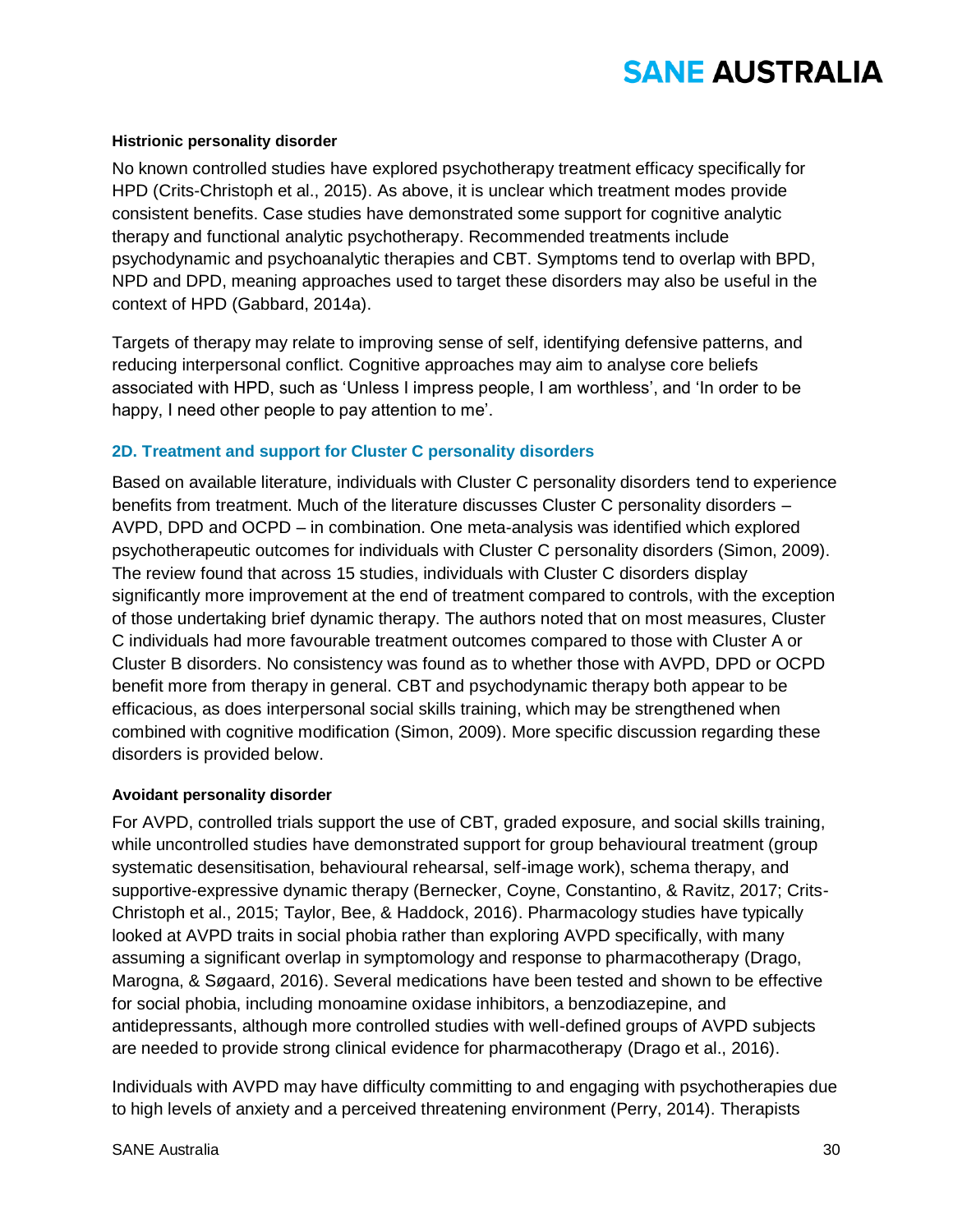### Histrionic personality disorder

No known controlled studies have explored psychotherapy treatment efficacy specifically for HPD (Crits-Christoph et al., 2015). As above, it is unclear which treatment modes provide consistent benefits. Case studies have demonstrated some support for cognitive analytic therapy and functional analytic psychotherapy. Recommended treatments include psychodynamic and psychoanalytic therapies and CBT. Symptoms tend to overlap with BPD, NPD and DPD, meaning approaches used to target these disorders may also be useful in the context of HPD (Gabbard, 2014a).

Targets of therapy may relate to improving sense of self, identifying defensive patterns, and reducing interpersonal conflict. Cognitive approaches may aim to analyse core beliefs associated with HPD, such as 'Unless I impress people, I am worthless', and 'In order to be happy, I need other people to pay attention to me'.

## 2D. Treatment and support for Cluster C personality disorders

Based on available literature, individuals with Cluster C personality disorders tend to experience benefits from treatment. Much of the literature discusses Cluster C personality disorders – AVPD, DPD and OCPD – in combination. One meta-analysis was identified which explored psychotherapeutic outcomes for individuals with Cluster C personality disorders (Simon, 2009). The review found that across 15 studies, individuals with Cluster C disorders display significantly more improvement at the end of treatment compared to controls, with the exception of those undertaking brief dynamic therapy. The authors noted that on most measures, Cluster C individuals had more favourable treatment outcomes compared to those with Cluster A or Cluster B disorders. No consistency was found as to whether those with AVPD, DPD or OCPD benefit more from therapy in general. CBT and psychodynamic therapy both appear to be efficacious, as does interpersonal social skills training, which may be strengthened when combined with cognitive modification (Simon, 2009). More specific discussion regarding these disorders is provided below.

### Avoidant personality disorder

For AVPD, controlled trials support the use of CBT, graded exposure, and social skills training, while uncontrolled studies have demonstrated support for group behavioural treatment (group systematic desensitisation, behavioural rehearsal, self-image work), schema therapy, and supportive-expressive dynamic therapy (Bernecker, Coyne, Constantino, & Ravitz, 2017; Crits-Christoph et al., 2015; Taylor, Bee, & Haddock, 2016). Pharmacology studies have typically looked at AVPD traits in social phobia rather than exploring AVPD specifically, with many assuming a significant overlap in symptomology and response to pharmacotherapy (Drago, Marogna, & Søgaard, 2016). Several medications have been tested and shown to be effective for social phobia, including monoamine oxidase inhibitors, a benzodiazepine, and antidepressants, although more controlled studies with well-defined groups of AVPD subjects are needed to provide strong clinical evidence for pharmacotherapy (Drago et al., 2016).

Individuals with AVPD may have difficulty committing to and engaging with psychotherapies due to high levels of anxiety and a perceived threatening environment (Perry, 2014). Therapists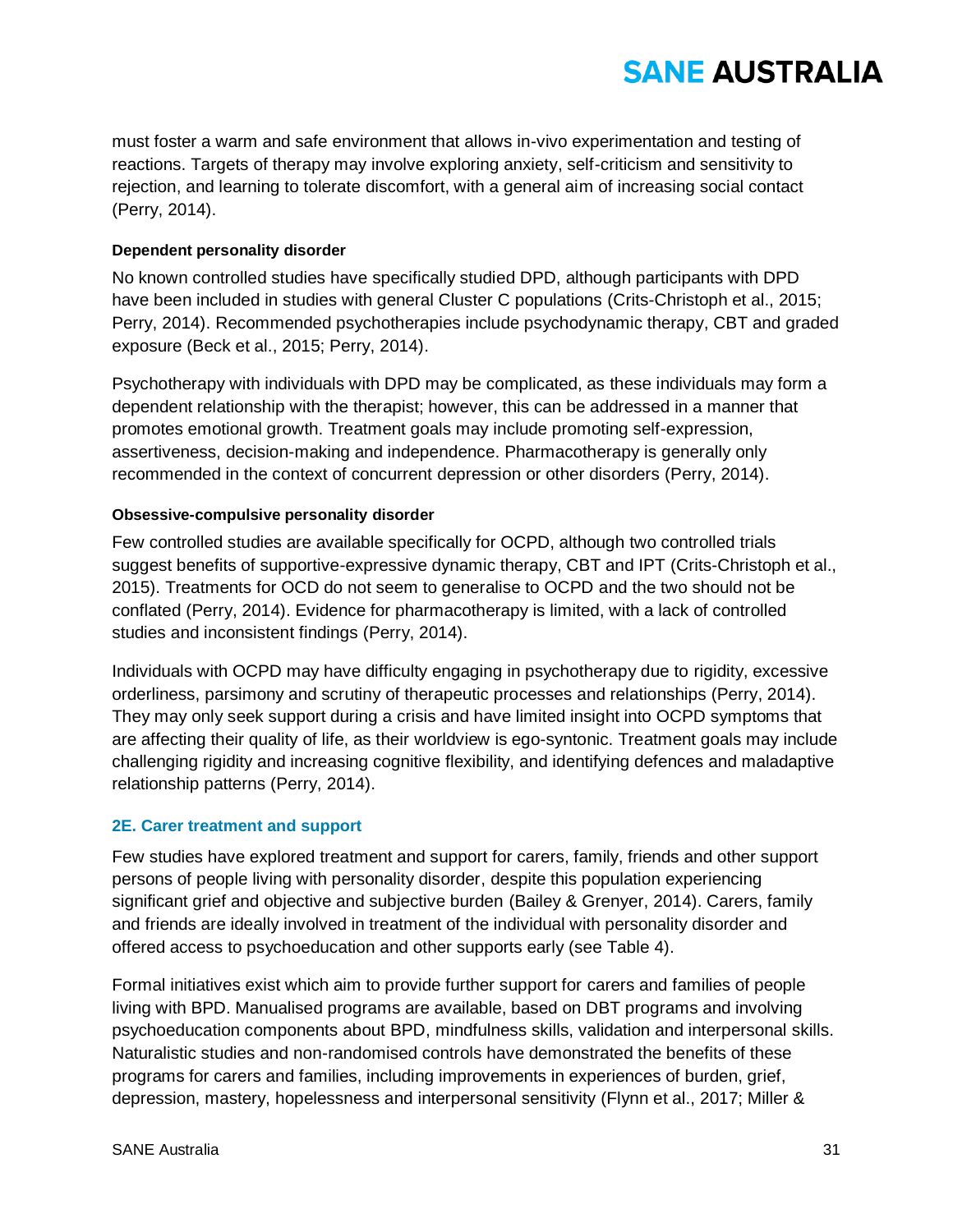must foster a warm and safe environment that allows in-vivo experimentation and testing of reactions. Targets of therapy may involve exploring anxiety, self-criticism and sensitivity to rejection, and learning to tolerate discomfort, with a general aim of increasing social contact (Perry, 2014).

#### Dependent personality disorder

No known controlled studies have specifically studied DPD, although participants with DPD have been included in studies with general Cluster C populations (Crits-Christoph et al., 2015; Perry, 2014). Recommended psychotherapies include psychodynamic therapy, CBT and graded exposure (Beck et al., 2015; Perry, 2014).

Psychotherapy with individuals with DPD may be complicated, as these individuals may form a dependent relationship with the therapist; however, this can be addressed in a manner that promotes emotional growth. Treatment goals may include promoting self-expression, assertiveness, decision-making and independence. Pharmacotherapy is generally only recommended in the context of concurrent depression or other disorders (Perry, 2014).

#### Obsessive-compulsive personality disorder

Few controlled studies are available specifically for OCPD, although two controlled trials suggest benefits of supportive-expressive dynamic therapy, CBT and IPT (Crits-Christoph et al., 2015). Treatments for OCD do not seem to generalise to OCPD and the two should not be conflated (Perry, 2014). Evidence for pharmacotherapy is limited, with a lack of controlled studies and inconsistent findings (Perry, 2014).

Individuals with OCPD may have difficulty engaging in psychotherapy due to rigidity, excessive orderliness, parsimony and scrutiny of therapeutic processes and relationships (Perry, 2014). They may only seek support during a crisis and have limited insight into OCPD symptoms that are affecting their quality of life, as their worldview is ego-syntonic. Treatment goals may include challenging rigidity and increasing cognitive flexibility, and identifying defences and maladaptive relationship patterns (Perry, 2014).

### 2E. Carer treatment and support

Few studies have explored treatment and support for carers, family, friends and other support persons of people living with personality disorder, despite this population experiencing significant grief and objective and subjective burden (Bailey & Grenyer, 2014). Carers, family and friends are ideally involved in treatment of the individual with personality disorder and offered access to psychoeducation and other supports early (see Table 4).

Formal initiatives exist which aim to provide further support for carers and families of people living with BPD. Manualised programs are available, based on DBT programs and involving psychoeducation components about BPD, mindfulness skills, validation and interpersonal skills. Naturalistic studies and non-randomised controls have demonstrated the benefits of these programs for carers and families, including improvements in experiences of burden, grief, depression, mastery, hopelessness and interpersonal sensitivity (Flynn et al., 2017; Miller &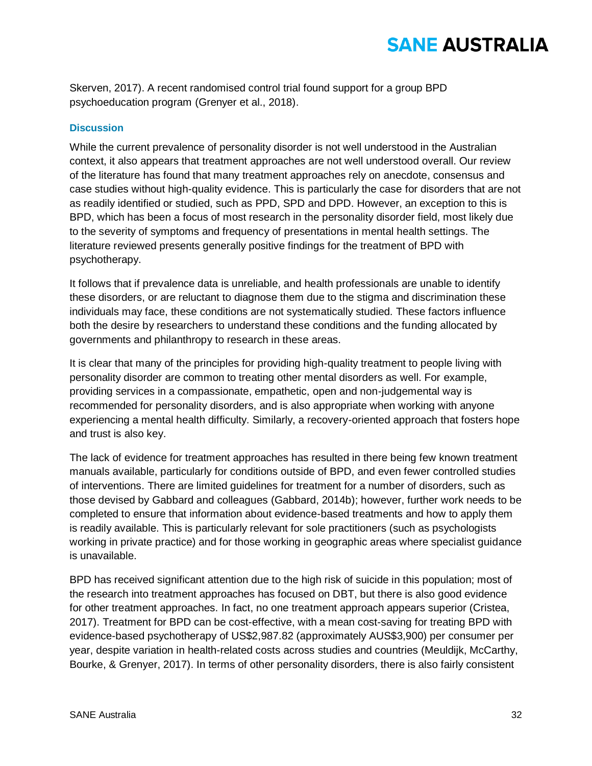Skerven, 2017). A recent randomised control trial found support for a group BPD psychoeducation program (Grenyer et al., 2018).

### Discussion

While the current prevalence of personality disorder is not well understood in the Australian context, it also appears that treatment approaches are not well understood overall. Our review of the literature has found that many treatment approaches rely on anecdote, consensus and case studies without high-quality evidence. This is particularly the case for disorders that are not as readily identified or studied, such as PPD, SPD and DPD. However, an exception to this is BPD, which has been a focus of most research in the personality disorder field, most likely due to the severity of symptoms and frequency of presentations in mental health settings. The literature reviewed presents generally positive findings for the treatment of BPD with psychotherapy.

It follows that if prevalence data is unreliable, and health professionals are unable to identify these disorders, or are reluctant to diagnose them due to the stigma and discrimination these individuals may face, these conditions are not systematically studied. These factors influence both the desire by researchers to understand these conditions and the funding allocated by governments and philanthropy to research in these areas.

It is clear that many of the principles for providing high-quality treatment to people living with personality disorder are common to treating other mental disorders as well. For example, providing services in a compassionate, empathetic, open and non-judgemental way is recommended for personality disorders, and is also appropriate when working with anyone experiencing a mental health difficulty. Similarly, a recovery-oriented approach that fosters hope and trust is also key.

The lack of evidence for treatment approaches has resulted in there being few known treatment manuals available, particularly for conditions outside of BPD, and even fewer controlled studies of interventions. There are limited guidelines for treatment for a number of disorders, such as those devised by Gabbard and colleagues (Gabbard, 2014b); however, further work needs to be completed to ensure that information about evidence-based treatments and how to apply them is readily available. This is particularly relevant for sole practitioners (such as psychologists working in private practice) and for those working in geographic areas where specialist guidance is unavailable.

BPD has received significant attention due to the high risk of suicide in this population; most of the research into treatment approaches has focused on DBT, but there is also good evidence for other treatment approaches. In fact, no one treatment approach appears superior (Cristea, 2017). Treatment for BPD can be cost-effective, with a mean cost-saving for treating BPD with evidence-based psychotherapy of US$2,987.82 (approximately AUS$3,900) per consumer per year, despite variation in health-related costs across studies and countries (Meuldijk, McCarthy, Bourke, & Grenyer, 2017). In terms of other personality disorders, there is also fairly consistent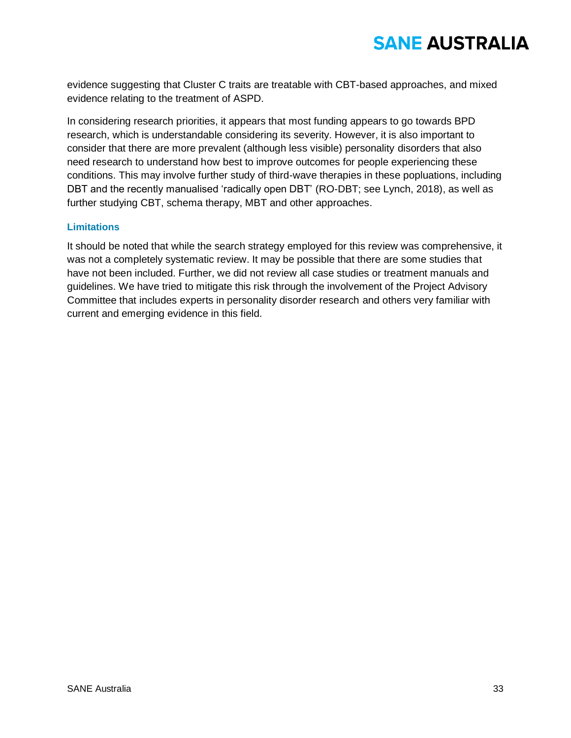evidence suggesting that Cluster C traits are treatable with CBT-based approaches, and mixed evidence relating to the treatment of ASPD.

In considering research priorities, it appears that most funding appears to go towards BPD research, which is understandable considering its severity. However, it is also important to consider that there are more prevalent (although less visible) personality disorders that also need research to understand how best to improve outcomes for people experiencing these conditions. This may involve further study of third-wave therapies in these popluations, including DBT and the recently manualised 'radically open DBT' (RO-DBT; see Lynch, 2018), as well as further studying CBT, schema therapy, MBT and other approaches.

### Limitations

It should be noted that while the search strategy employed for this review was comprehensive, it was not a completely systematic review. It may be possible that there are some studies that have not been included. Further, we did not review all case studies or treatment manuals and guidelines. We have tried to mitigate this risk through the involvement of the Project Advisory Committee that includes experts in personality disorder research and others very familiar with current and emerging evidence in this field.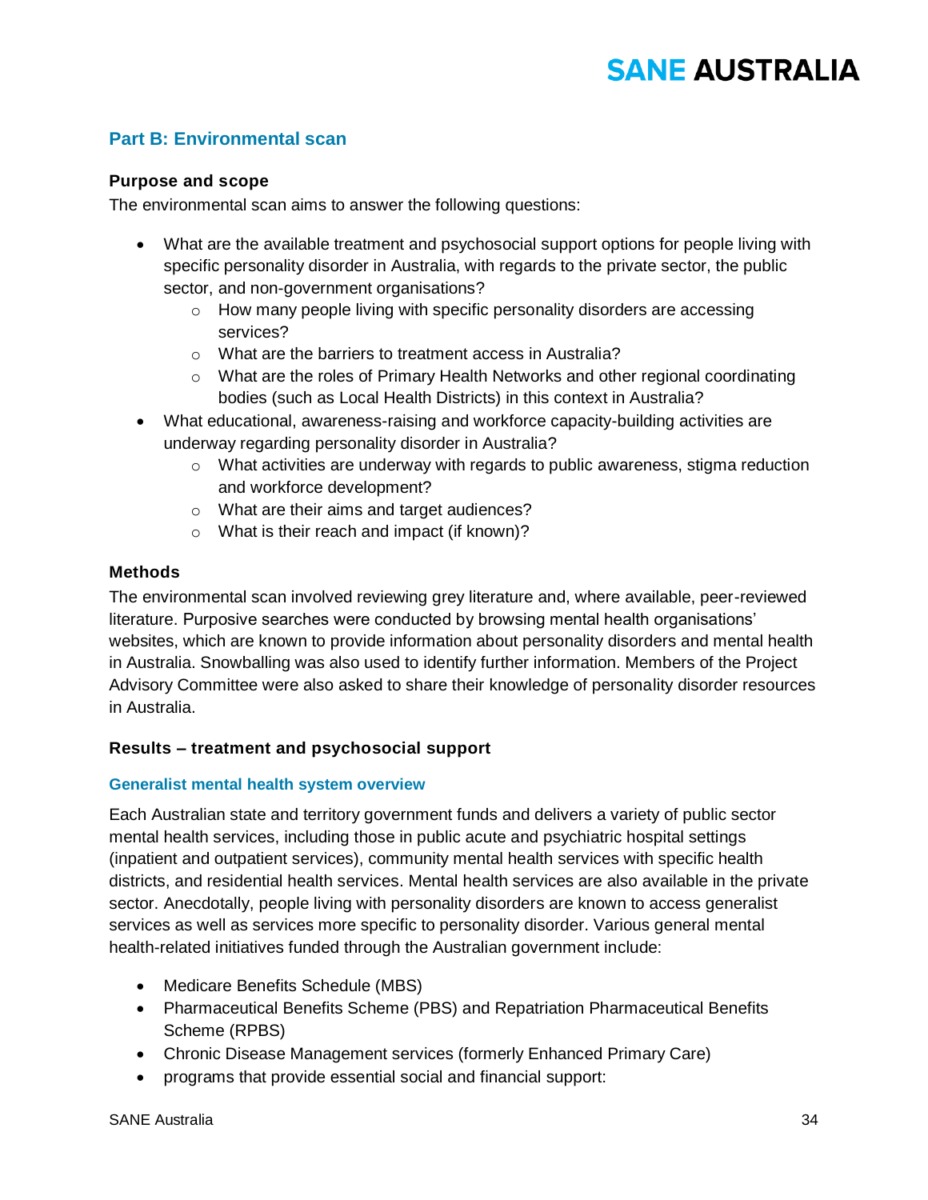## Part B: Environmental scan

### Purpose and scope

The environmental scan aims to answer the following questions:

- What are the available treatment and psychosocial support options for people living with specific personality disorder in Australia, with regards to the private sector, the public sector, and non-government organisations?
  - How many people living with specific personality disorders are accessing services?
  - What are the barriers to treatment access in Australia?
  - What are the roles of Primary Health Networks and other regional coordinating bodies (such as Local Health Districts) in this context in Australia?
- What educational, awareness-raising and workforce capacity-building activities are underway regarding personality disorder in Australia?
  - What activities are underway with regards to public awareness, stigma reduction and workforce development?
  - What are their aims and target audiences?
  - What is their reach and impact (if known)?

### Methods

The environmental scan involved reviewing grey literature and, where available, peer-reviewed literature. Purposive searches were conducted by browsing mental health organisations' websites, which are known to provide information about personality disorders and mental health in Australia. Snowballing was also used to identify further information. Members of the Project Advisory Committee were also asked to share their knowledge of personality disorder resources in Australia.

### Results – treatment and psychosocial support

#### Generalist mental health system overview

Each Australian state and territory government funds and delivers a variety of public sector mental health services, including those in public acute and psychiatric hospital settings (inpatient and outpatient services), community mental health services with specific health districts, and residential health services. Mental health services are also available in the private sector. Anecdotally, people living with personality disorders are known to access generalist services as well as services more specific to personality disorder. Various general mental health-related initiatives funded through the Australian government include:

- Medicare Benefits Schedule (MBS)
- Pharmaceutical Benefits Scheme (PBS) and Repatriation Pharmaceutical Benefits Scheme (RPBS)
- Chronic Disease Management services (formerly Enhanced Primary Care)
- programs that provide essential social and financial support: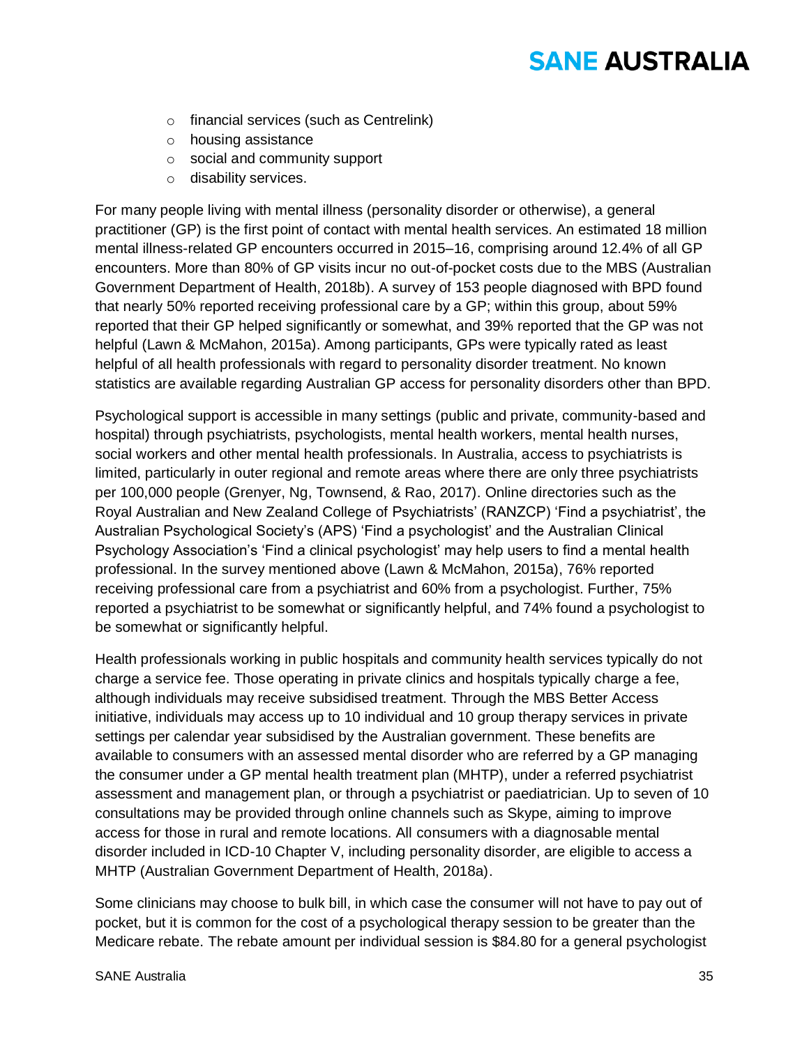- financial services (such as Centrelink)
- housing assistance
- social and community support
- disability services.

For many people living with mental illness (personality disorder or otherwise), a general practitioner (GP) is the first point of contact with mental health services. An estimated 18 million mental illness-related GP encounters occurred in 2015–16, comprising around 12.4% of all GP encounters. More than 80% of GP visits incur no out-of-pocket costs due to the MBS (Australian Government Department of Health, 2018b). A survey of 153 people diagnosed with BPD found that nearly 50% reported receiving professional care by a GP; within this group, about 59% reported that their GP helped significantly or somewhat, and 39% reported that the GP was not helpful (Lawn & McMahon, 2015a). Among participants, GPs were typically rated as least helpful of all health professionals with regard to personality disorder treatment. No known statistics are available regarding Australian GP access for personality disorders other than BPD.

Psychological support is accessible in many settings (public and private, community-based and hospital) through psychiatrists, psychologists, mental health workers, mental health nurses, social workers and other mental health professionals. In Australia, access to psychiatrists is limited, particularly in outer regional and remote areas where there are only three psychiatrists per 100,000 people (Grenyer, Ng, Townsend, & Rao, 2017). Online directories such as the Royal Australian and New Zealand College of Psychiatrists' (RANZCP) 'Find a psychiatrist', the Australian Psychological Society's (APS) 'Find a psychologist' and the Australian Clinical Psychology Association's 'Find a clinical psychologist' may help users to find a mental health professional. In the survey mentioned above (Lawn & McMahon, 2015a), 76% reported receiving professional care from a psychiatrist and 60% from a psychologist. Further, 75% reported a psychiatrist to be somewhat or significantly helpful, and 74% found a psychologist to be somewhat or significantly helpful.

Health professionals working in public hospitals and community health services typically do not charge a service fee. Those operating in private clinics and hospitals typically charge a fee, although individuals may receive subsidised treatment. Through the MBS Better Access initiative, individuals may access up to 10 individual and 10 group therapy services in private settings per calendar year subsidised by the Australian government. These benefits are available to consumers with an assessed mental disorder who are referred by a GP managing the consumer under a GP mental health treatment plan (MHTP), under a referred psychiatrist assessment and management plan, or through a psychiatrist or paediatrician. Up to seven of 10 consultations may be provided through online channels such as Skype, aiming to improve access for those in rural and remote locations. All consumers with a diagnosable mental disorder included in ICD-10 Chapter V, including personality disorder, are eligible to access a MHTP (Australian Government Department of Health, 2018a).

Some clinicians may choose to bulk bill, in which case the consumer will not have to pay out of pocket, but it is common for the cost of a psychological therapy session to be greater than the Medicare rebate. The rebate amount per individual session is $84.80 for a general psychologist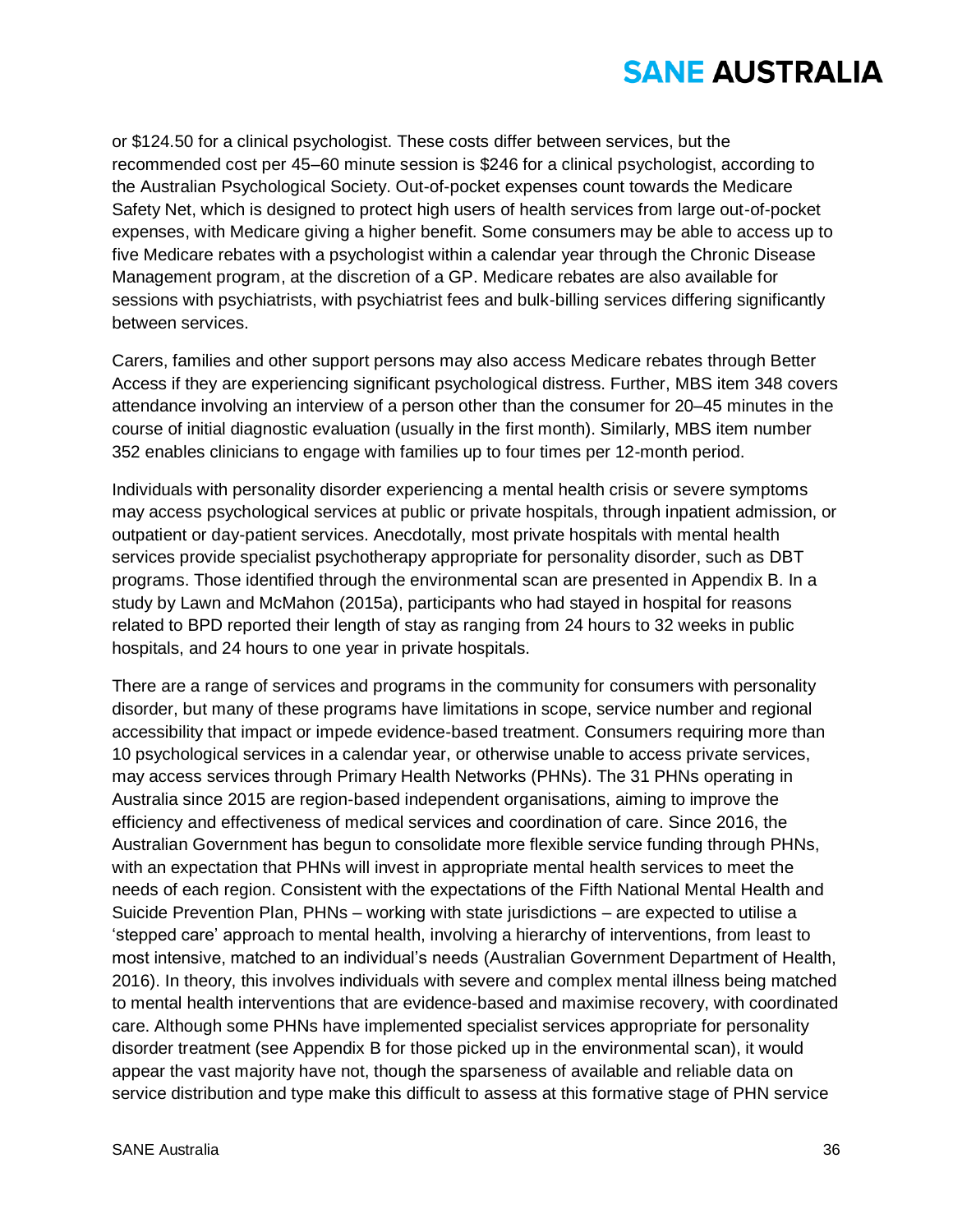or $124.50 for a clinical psychologist. These costs differ between services, but the recommended cost per 45–60 minute session is $246 for a clinical psychologist, according to the Australian Psychological Society. Out-of-pocket expenses count towards the Medicare Safety Net, which is designed to protect high users of health services from large out-of-pocket expenses, with Medicare giving a higher benefit. Some consumers may be able to access up to five Medicare rebates with a psychologist within a calendar year through the Chronic Disease Management program, at the discretion of a GP. Medicare rebates are also available for sessions with psychiatrists, with psychiatrist fees and bulk-billing services differing significantly between services.

Carers, families and other support persons may also access Medicare rebates through Better Access if they are experiencing significant psychological distress. Further, MBS item 348 covers attendance involving an interview of a person other than the consumer for 20–45 minutes in the course of initial diagnostic evaluation (usually in the first month). Similarly, MBS item number 352 enables clinicians to engage with families up to four times per 12-month period.

Individuals with personality disorder experiencing a mental health crisis or severe symptoms may access psychological services at public or private hospitals, through inpatient admission, or outpatient or day-patient services. Anecdotally, most private hospitals with mental health services provide specialist psychotherapy appropriate for personality disorder, such as DBT programs. Those identified through the environmental scan are presented in Appendix B. In a study by Lawn and McMahon (2015a), participants who had stayed in hospital for reasons related to BPD reported their length of stay as ranging from 24 hours to 32 weeks in public hospitals, and 24 hours to one year in private hospitals.

There are a range of services and programs in the community for consumers with personality disorder, but many of these programs have limitations in scope, service number and regional accessibility that impact or impede evidence-based treatment. Consumers requiring more than 10 psychological services in a calendar year, or otherwise unable to access private services, may access services through Primary Health Networks (PHNs). The 31 PHNs operating in Australia since 2015 are region-based independent organisations, aiming to improve the efficiency and effectiveness of medical services and coordination of care. Since 2016, the Australian Government has begun to consolidate more flexible service funding through PHNs, with an expectation that PHNs will invest in appropriate mental health services to meet the needs of each region. Consistent with the expectations of the Fifth National Mental Health and Suicide Prevention Plan, PHNs – working with state jurisdictions – are expected to utilise a 'stepped care' approach to mental health, involving a hierarchy of interventions, from least to most intensive, matched to an individual's needs (Australian Government Department of Health, 2016). In theory, this involves individuals with severe and complex mental illness being matched to mental health interventions that are evidence-based and maximise recovery, with coordinated care. Although some PHNs have implemented specialist services appropriate for personality disorder treatment (see Appendix B for those picked up in the environmental scan), it would appear the vast majority have not, though the sparseness of available and reliable data on service distribution and type make this difficult to assess at this formative stage of PHN service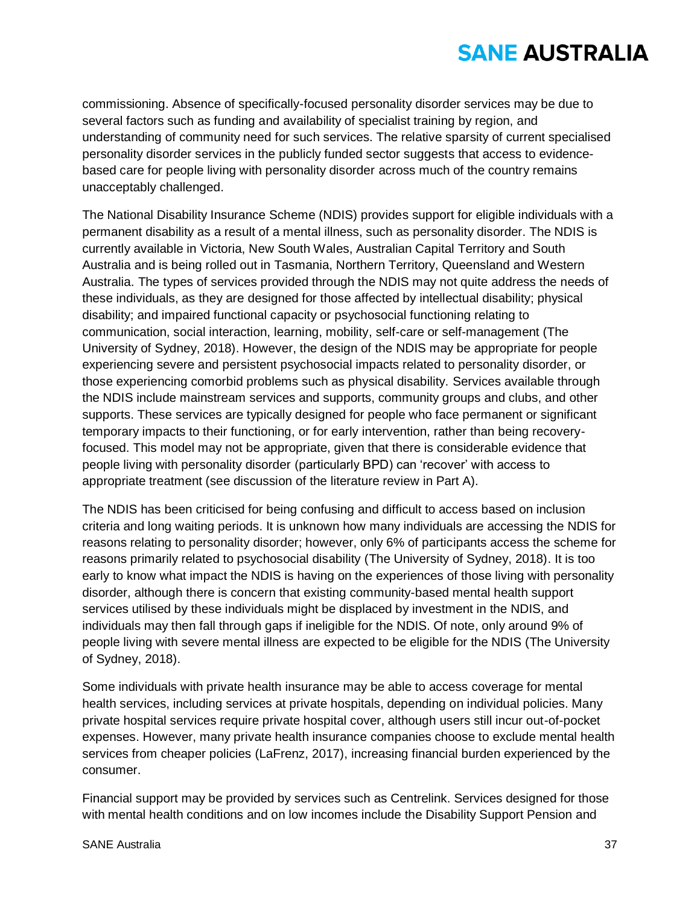commissioning. Absence of specifically-focused personality disorder services may be due to several factors such as funding and availability of specialist training by region, and understanding of community need for such services. The relative sparsity of current specialised personality disorder services in the publicly funded sector suggests that access to evidence-based care for people living with personality disorder across much of the country remains unacceptably challenged.

The National Disability Insurance Scheme (NDIS) provides support for eligible individuals with a permanent disability as a result of a mental illness, such as personality disorder. The NDIS is currently available in Victoria, New South Wales, Australian Capital Territory and South Australia and is being rolled out in Tasmania, Northern Territory, Queensland and Western Australia. The types of services provided through the NDIS may not quite address the needs of these individuals, as they are designed for those affected by intellectual disability; physical disability; and impaired functional capacity or psychosocial functioning relating to communication, social interaction, learning, mobility, self-care or self-management (The University of Sydney, 2018). However, the design of the NDIS may be appropriate for people experiencing severe and persistent psychosocial impacts related to personality disorder, or those experiencing comorbid problems such as physical disability. Services available through the NDIS include mainstream services and supports, community groups and clubs, and other supports. These services are typically designed for people who face permanent or significant temporary impacts to their functioning, or for early intervention, rather than being recovery-focused. This model may not be appropriate, given that there is considerable evidence that people living with personality disorder (particularly BPD) can 'recover' with access to appropriate treatment (see discussion of the literature review in Part A).

The NDIS has been criticised for being confusing and difficult to access based on inclusion criteria and long waiting periods. It is unknown how many individuals are accessing the NDIS for reasons relating to personality disorder; however, only 6% of participants access the scheme for reasons primarily related to psychosocial disability (The University of Sydney, 2018). It is too early to know what impact the NDIS is having on the experiences of those living with personality disorder, although there is concern that existing community-based mental health support services utilised by these individuals might be displaced by investment in the NDIS, and individuals may then fall through gaps if ineligible for the NDIS. Of note, only around 9% of people living with severe mental illness are expected to be eligible for the NDIS (The University of Sydney, 2018).

Some individuals with private health insurance may be able to access coverage for mental health services, including services at private hospitals, depending on individual policies. Many private hospital services require private hospital cover, although users still incur out-of-pocket expenses. However, many private health insurance companies choose to exclude mental health services from cheaper policies (LaFrenz, 2017), increasing financial burden experienced by the consumer.

Financial support may be provided by services such as Centrelink. Services designed for those with mental health conditions and on low incomes include the Disability Support Pension and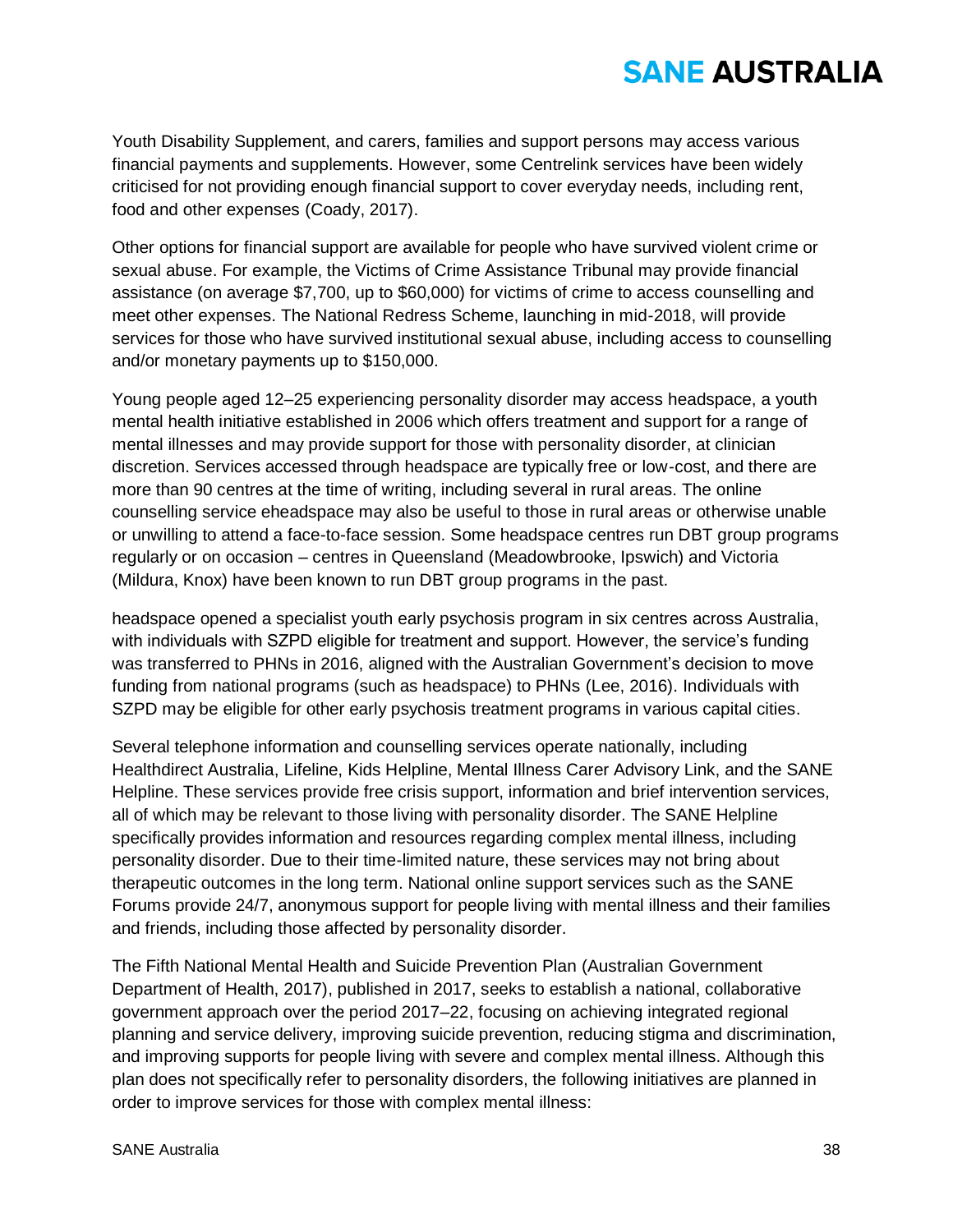Youth Disability Supplement, and carers, families and support persons may access various financial payments and supplements. However, some Centrelink services have been widely criticised for not providing enough financial support to cover everyday needs, including rent, food and other expenses (Coady, 2017).

Other options for financial support are available for people who have survived violent crime or sexual abuse. For example, the Victims of Crime Assistance Tribunal may provide financial assistance (on average $7,700, up to $60,000) for victims of crime to access counselling and meet other expenses. The National Redress Scheme, launching in mid-2018, will provide services for those who have survived institutional sexual abuse, including access to counselling and/or monetary payments up to $150,000.

Young people aged 12–25 experiencing personality disorder may access headspace, a youth mental health initiative established in 2006 which offers treatment and support for a range of mental illnesses and may provide support for those with personality disorder, at clinician discretion. Services accessed through headspace are typically free or low-cost, and there are more than 90 centres at the time of writing, including several in rural areas. The online counselling service eheadspace may also be useful to those in rural areas or otherwise unable or unwilling to attend a face-to-face session. Some headspace centres run DBT group programs regularly or on occasion – centres in Queensland (Meadowbrooke, Ipswich) and Victoria (Mildura, Knox) have been known to run DBT group programs in the past.

headspace opened a specialist youth early psychosis program in six centres across Australia, with individuals with SZPD eligible for treatment and support. However, the service's funding was transferred to PHNs in 2016, aligned with the Australian Government's decision to move funding from national programs (such as headspace) to PHNs (Lee, 2016). Individuals with SZPD may be eligible for other early psychosis treatment programs in various capital cities.

Several telephone information and counselling services operate nationally, including Healthdirect Australia, Lifeline, Kids Helpline, Mental Illness Carer Advisory Link, and the SANE Helpline. These services provide free crisis support, information and brief intervention services, all of which may be relevant to those living with personality disorder. The SANE Helpline specifically provides information and resources regarding complex mental illness, including personality disorder. Due to their time-limited nature, these services may not bring about therapeutic outcomes in the long term. National online support services such as the SANE Forums provide 24/7, anonymous support for people living with mental illness and their families and friends, including those affected by personality disorder.

The Fifth National Mental Health and Suicide Prevention Plan (Australian Government Department of Health, 2017), published in 2017, seeks to establish a national, collaborative government approach over the period 2017–22, focusing on achieving integrated regional planning and service delivery, improving suicide prevention, reducing stigma and discrimination, and improving supports for people living with severe and complex mental illness. Although this plan does not specifically refer to personality disorders, the following initiatives are planned in order to improve services for those with complex mental illness: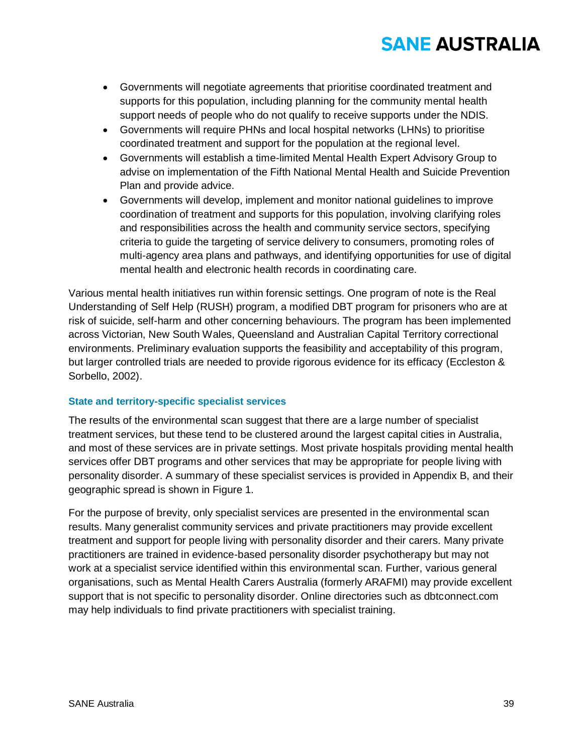- Governments will negotiate agreements that prioritise coordinated treatment and supports for this population, including planning for the community mental health support needs of people who do not qualify to receive supports under the NDIS.
- Governments will require PHNs and local hospital networks (LHNs) to prioritise coordinated treatment and support for the population at the regional level.
- Governments will establish a time-limited Mental Health Expert Advisory Group to advise on implementation of the Fifth National Mental Health and Suicide Prevention Plan and provide advice.
- Governments will develop, implement and monitor national guidelines to improve coordination of treatment and supports for this population, involving clarifying roles and responsibilities across the health and community service sectors, specifying criteria to guide the targeting of service delivery to consumers, promoting roles of multi-agency area plans and pathways, and identifying opportunities for use of digital mental health and electronic health records in coordinating care.

Various mental health initiatives run within forensic settings. One program of note is the Real Understanding of Self Help (RUSH) program, a modified DBT program for prisoners who are at risk of suicide, self-harm and other concerning behaviours. The program has been implemented across Victorian, New South Wales, Queensland and Australian Capital Territory correctional environments. Preliminary evaluation supports the feasibility and acceptability of this program, but larger controlled trials are needed to provide rigorous evidence for its efficacy (Eccleston & Sorbello, 2002).

### State and territory-specific specialist services

The results of the environmental scan suggest that there are a large number of specialist treatment services, but these tend to be clustered around the largest capital cities in Australia, and most of these services are in private settings. Most private hospitals providing mental health services offer DBT programs and other services that may be appropriate for people living with personality disorder. A summary of these specialist services is provided in Appendix B, and their geographic spread is shown in Figure 1.

For the purpose of brevity, only specialist services are presented in the environmental scan results. Many generalist community services and private practitioners may provide excellent treatment and support for people living with personality disorder and their carers. Many private practitioners are trained in evidence-based personality disorder psychotherapy but may not work at a specialist service identified within this environmental scan. Further, various general organisations, such as Mental Health Carers Australia (formerly ARAFMI) may provide excellent support that is not specific to personality disorder. Online directories such as dbtconnect.com may help individuals to find private practitioners with specialist training.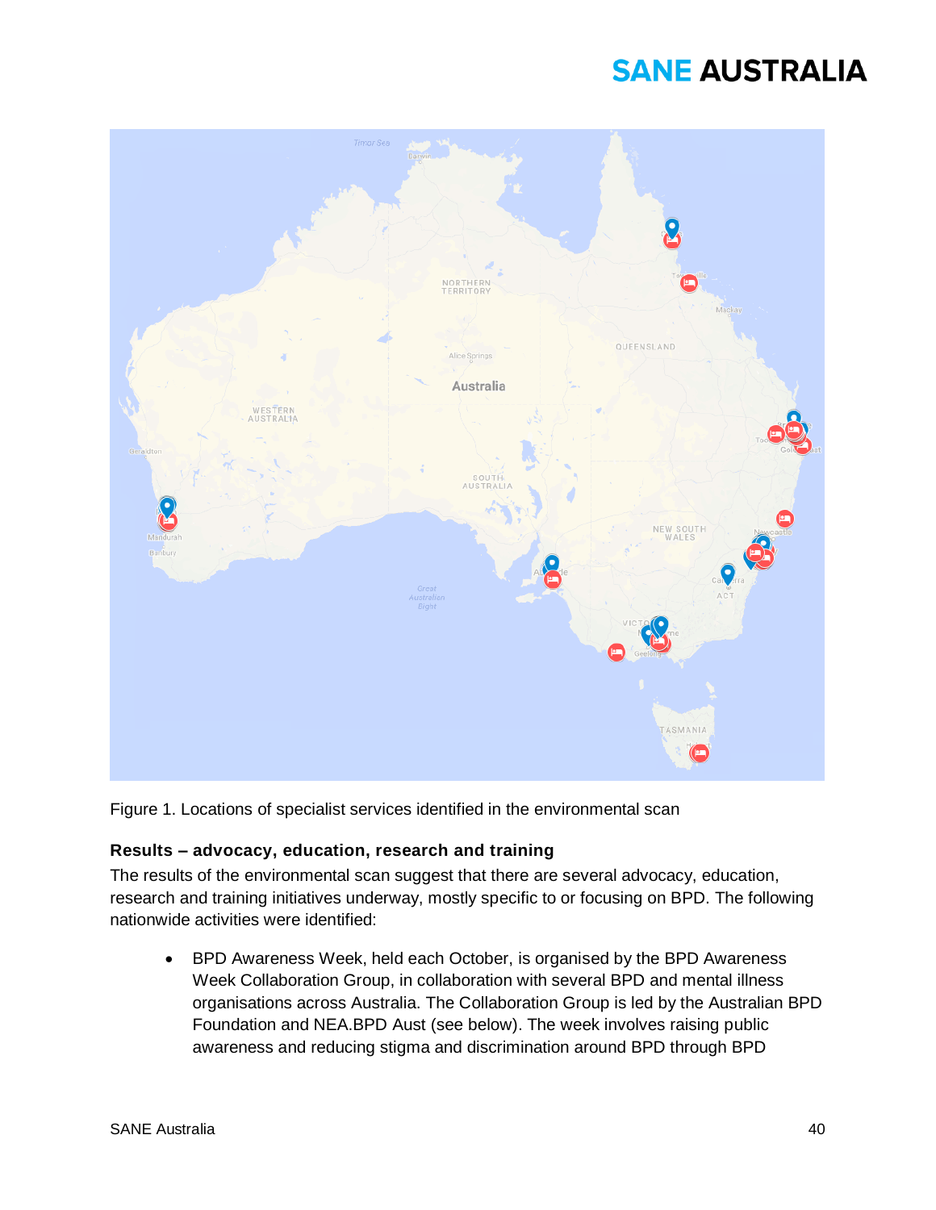Figure 1. Locations of specialist services identified in the environmental scan

#### Results – advocacy, education, research and training

The results of the environmental scan suggest that there are several advocacy, education, research and training initiatives underway, mostly specific to or focusing on BPD. The following nationwide activities were identified:

- BPD Awareness Week, held each October, is organised by the BPD Awareness Week Collaboration Group, in collaboration with several BPD and mental illness organisations across Australia. The Collaboration Group is led by the Australian BPD Foundation and NEA.BPD Aust (see below). The week involves raising public awareness and reducing stigma and discrimination around BPD through BPD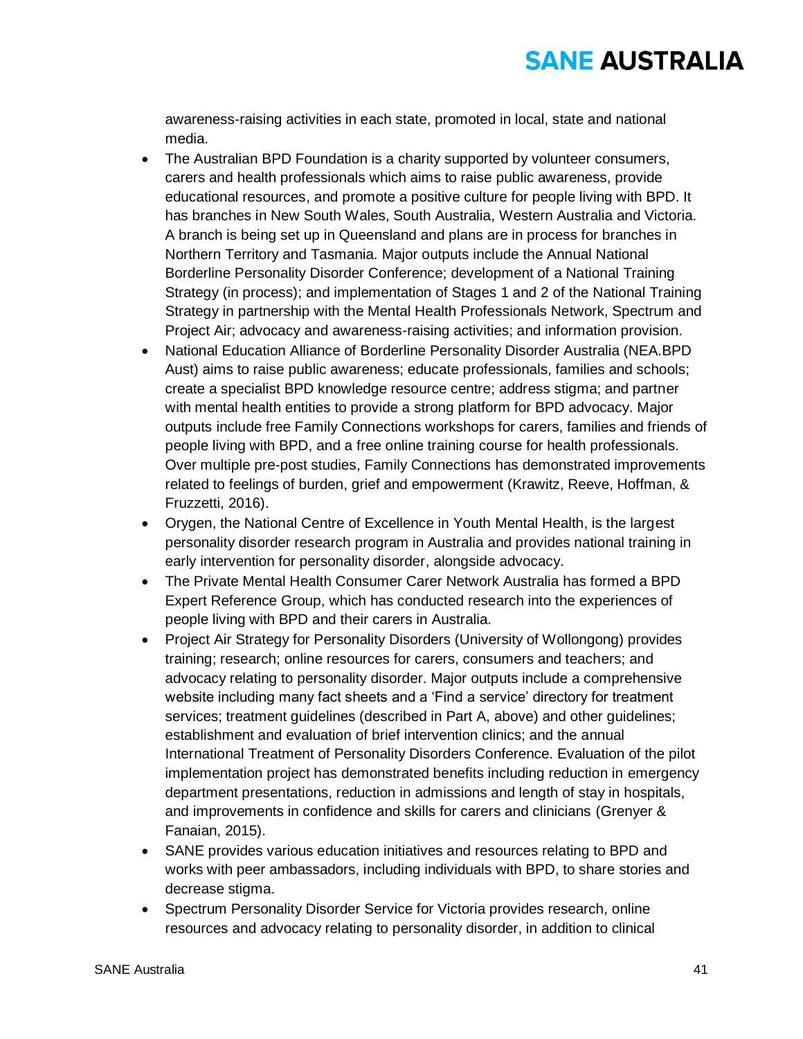awareness-raising activities in each state, promoted in local, state and national media.

- The Australian BPD Foundation is a charity supported by volunteer consumers, carers and health professionals which aims to raise public awareness, provide educational resources, and promote a positive culture for people living with BPD. It has branches in New South Wales, South Australia, Western Australia and Victoria. A branch is being set up in Queensland and plans are in process for branches in Northern Territory and Tasmania. Major outputs include the Annual National Borderline Personality Disorder Conference; development of a National Training Strategy (in process); and implementation of Stages 1 and 2 of the National Training Strategy in partnership with the Mental Health Professionals Network, Spectrum and Project Air; advocacy and awareness-raising activities; and information provision.
- National Education Alliance of Borderline Personality Disorder Australia (NEA.BPD Aust) aims to raise public awareness; educate professionals, families and schools; create a specialist BPD knowledge resource centre; address stigma; and partner with mental health entities to provide a strong platform for BPD advocacy. Major outputs include free Family Connections workshops for carers, families and friends of people living with BPD, and a free online training course for health professionals. Over multiple pre-post studies, Family Connections has demonstrated improvements related to feelings of burden, grief and empowerment (Krawitz, Reeve, Hoffman, & Fruzzetti, 2016).
- Orygen, the National Centre of Excellence in Youth Mental Health, is the largest personality disorder research program in Australia and provides national training in early intervention for personality disorder, alongside advocacy.
- The Private Mental Health Consumer Carer Network Australia has formed a BPD Expert Reference Group, which has conducted research into the experiences of people living with BPD and their carers in Australia.
- Project Air Strategy for Personality Disorders (University of Wollongong) provides training; research; online resources for carers, consumers and teachers; and advocacy relating to personality disorder. Major outputs include a comprehensive website including many fact sheets and a 'Find a service' directory for treatment services; treatment guidelines (described in Part A, above) and other guidelines; establishment and evaluation of brief intervention clinics; and the annual International Treatment of Personality Disorders Conference. Evaluation of the pilot implementation project has demonstrated benefits including reduction in emergency department presentations, reduction in admissions and length of stay in hospitals, and improvements in confidence and skills for carers and clinicians (Grenyer & Fanaian, 2015).
- SANE provides various education initiatives and resources relating to BPD and works with peer ambassadors, including individuals with BPD, to share stories and decrease stigma.
- Spectrum Personality Disorder Service for Victoria provides research, online resources and advocacy relating to personality disorder, in addition to clinical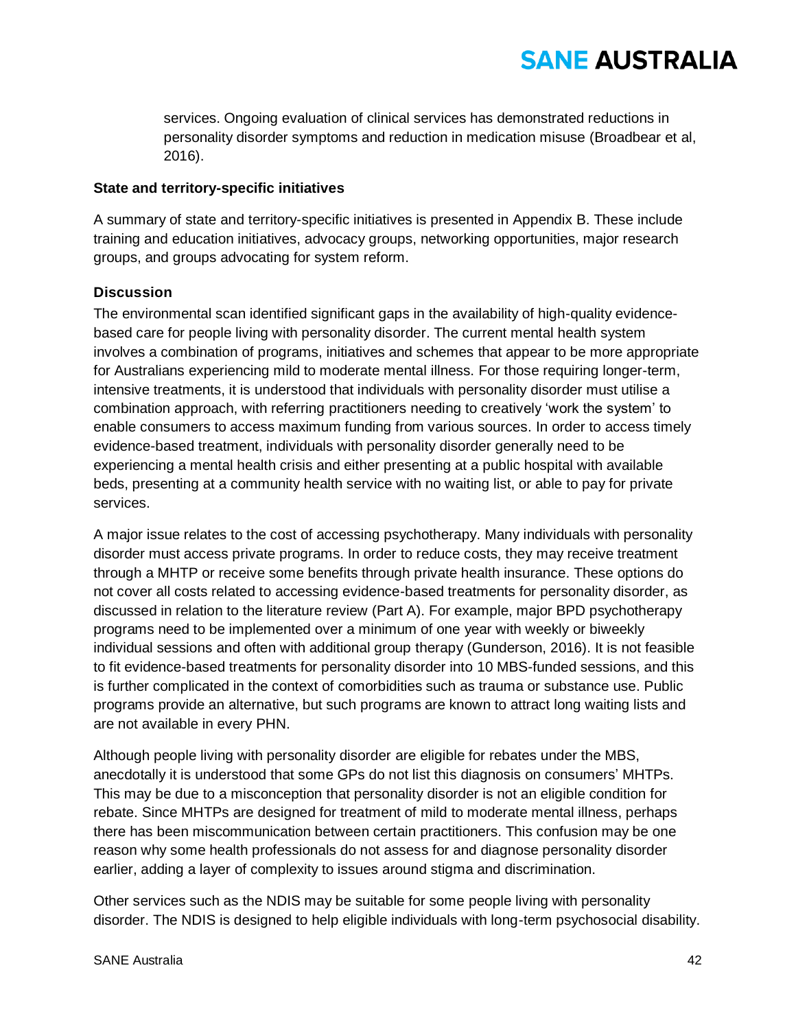services. Ongoing evaluation of clinical services has demonstrated reductions in personality disorder symptoms and reduction in medication misuse (Broadbear et al, 2016).

**State and territory-specific initiatives**

A summary of state and territory-specific initiatives is presented in Appendix B. These include training and education initiatives, advocacy groups, networking opportunities, major research groups, and groups advocating for system reform.

**Discussion**

The environmental scan identified significant gaps in the availability of high-quality evidence-based care for people living with personality disorder. The current mental health system involves a combination of programs, initiatives and schemes that appear to be more appropriate for Australians experiencing mild to moderate mental illness. For those requiring longer-term, intensive treatments, it is understood that individuals with personality disorder must utilise a combination approach, with referring practitioners needing to creatively 'work the system' to enable consumers to access maximum funding from various sources. In order to access timely evidence-based treatment, individuals with personality disorder generally need to be experiencing a mental health crisis and either presenting at a public hospital with available beds, presenting at a community health service with no waiting list, or able to pay for private services.

A major issue relates to the cost of accessing psychotherapy. Many individuals with personality disorder must access private programs. In order to reduce costs, they may receive treatment through a MHTP or receive some benefits through private health insurance. These options do not cover all costs related to accessing evidence-based treatments for personality disorder, as discussed in relation to the literature review (Part A). For example, major BPD psychotherapy programs need to be implemented over a minimum of one year with weekly or biweekly individual sessions and often with additional group therapy (Gunderson, 2016). It is not feasible to fit evidence-based treatments for personality disorder into 10 MBS-funded sessions, and this is further complicated in the context of comorbidities such as trauma or substance use. Public programs provide an alternative, but such programs are known to attract long waiting lists and are not available in every PHN.

Although people living with personality disorder are eligible for rebates under the MBS, anecdotally it is understood that some GPs do not list this diagnosis on consumers' MHTPs. This may be due to a misconception that personality disorder is not an eligible condition for rebate. Since MHTPs are designed for treatment of mild to moderate mental illness, perhaps there has been miscommunication between certain practitioners. This confusion may be one reason why some health professionals do not assess for and diagnose personality disorder earlier, adding a layer of complexity to issues around stigma and discrimination.

Other services such as the NDIS may be suitable for some people living with personality disorder. The NDIS is designed to help eligible individuals with long-term psychosocial disability.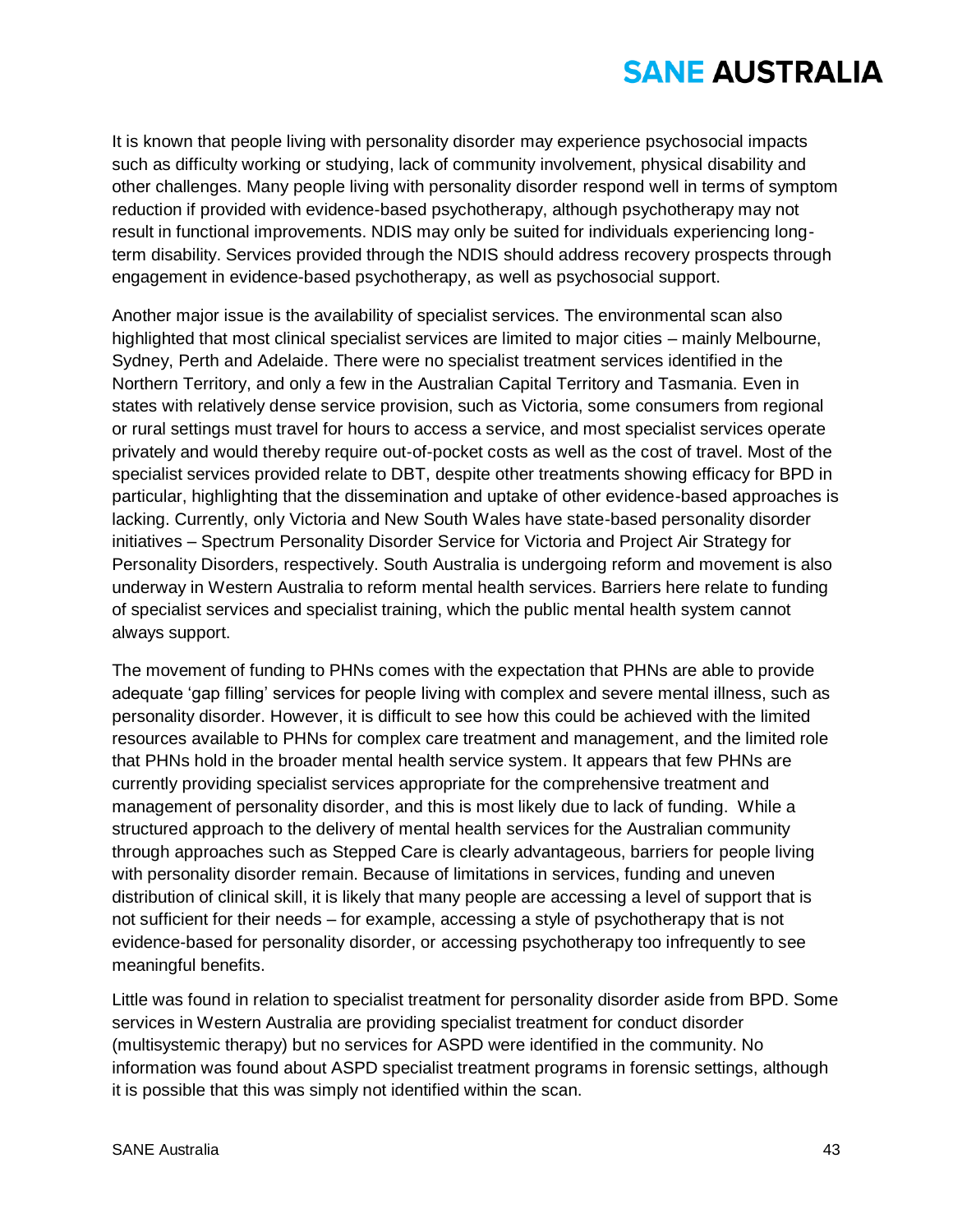It is known that people living with personality disorder may experience psychosocial impacts such as difficulty working or studying, lack of community involvement, physical disability and other challenges. Many people living with personality disorder respond well in terms of symptom reduction if provided with evidence-based psychotherapy, although psychotherapy may not result in functional improvements. NDIS may only be suited for individuals experiencing long-term disability. Services provided through the NDIS should address recovery prospects through engagement in evidence-based psychotherapy, as well as psychosocial support.

Another major issue is the availability of specialist services. The environmental scan also highlighted that most clinical specialist services are limited to major cities – mainly Melbourne, Sydney, Perth and Adelaide. There were no specialist treatment services identified in the Northern Territory, and only a few in the Australian Capital Territory and Tasmania. Even in states with relatively dense service provision, such as Victoria, some consumers from regional or rural settings must travel for hours to access a service, and most specialist services operate privately and would thereby require out-of-pocket costs as well as the cost of travel. Most of the specialist services provided relate to DBT, despite other treatments showing efficacy for BPD in particular, highlighting that the dissemination and uptake of other evidence-based approaches is lacking. Currently, only Victoria and New South Wales have state-based personality disorder initiatives – Spectrum Personality Disorder Service for Victoria and Project Air Strategy for Personality Disorders, respectively. South Australia is undergoing reform and movement is also underway in Western Australia to reform mental health services. Barriers here relate to funding of specialist services and specialist training, which the public mental health system cannot always support.

The movement of funding to PHNs comes with the expectation that PHNs are able to provide adequate 'gap filling' services for people living with complex and severe mental illness, such as personality disorder. However, it is difficult to see how this could be achieved with the limited resources available to PHNs for complex care treatment and management, and the limited role that PHNs hold in the broader mental health service system. It appears that few PHNs are currently providing specialist services appropriate for the comprehensive treatment and management of personality disorder, and this is most likely due to lack of funding. While a structured approach to the delivery of mental health services for the Australian community through approaches such as Stepped Care is clearly advantageous, barriers for people living with personality disorder remain. Because of limitations in services, funding and uneven distribution of clinical skill, it is likely that many people are accessing a level of support that is not sufficient for their needs – for example, accessing a style of psychotherapy that is not evidence-based for personality disorder, or accessing psychotherapy too infrequently to see meaningful benefits.

Little was found in relation to specialist treatment for personality disorder aside from BPD. Some services in Western Australia are providing specialist treatment for conduct disorder (multisystemic therapy) but no services for ASPD were identified in the community. No information was found about ASPD specialist treatment programs in forensic settings, although it is possible that this was simply not identified within the scan.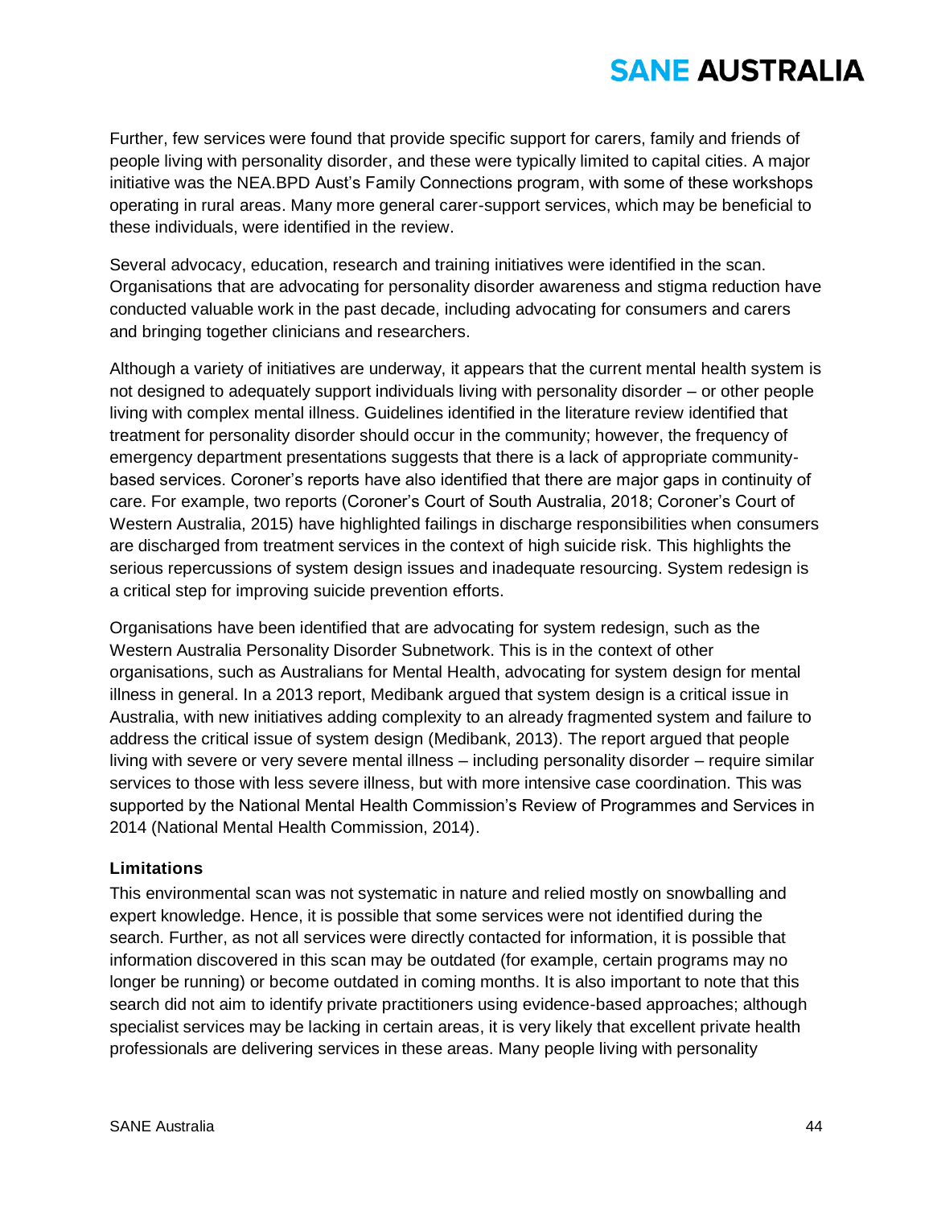Further, few services were found that provide specific support for carers, family and friends of people living with personality disorder, and these were typically limited to capital cities. A major initiative was the NEA.BPD Aust's Family Connections program, with some of these workshops operating in rural areas. Many more general carer-support services, which may be beneficial to these individuals, were identified in the review.

Several advocacy, education, research and training initiatives were identified in the scan. Organisations that are advocating for personality disorder awareness and stigma reduction have conducted valuable work in the past decade, including advocating for consumers and carers and bringing together clinicians and researchers.

Although a variety of initiatives are underway, it appears that the current mental health system is not designed to adequately support individuals living with personality disorder – or other people living with complex mental illness. Guidelines identified in the literature review identified that treatment for personality disorder should occur in the community; however, the frequency of emergency department presentations suggests that there is a lack of appropriate community-based services. Coroner's reports have also identified that there are major gaps in continuity of care. For example, two reports (Coroner's Court of South Australia, 2018; Coroner's Court of Western Australia, 2015) have highlighted failings in discharge responsibilities when consumers are discharged from treatment services in the context of high suicide risk. This highlights the serious repercussions of system design issues and inadequate resourcing. System redesign is a critical step for improving suicide prevention efforts.

Organisations have been identified that are advocating for system redesign, such as the Western Australia Personality Disorder Subnetwork. This is in the context of other organisations, such as Australians for Mental Health, advocating for system design for mental illness in general. In a 2013 report, Medibank argued that system design is a critical issue in Australia, with new initiatives adding complexity to an already fragmented system and failure to address the critical issue of system design (Medibank, 2013). The report argued that people living with severe or very severe mental illness – including personality disorder – require similar services to those with less severe illness, but with more intensive case coordination. This was supported by the National Mental Health Commission's Review of Programmes and Services in 2014 (National Mental Health Commission, 2014).

**Limitations**

This environmental scan was not systematic in nature and relied mostly on snowballing and expert knowledge. Hence, it is possible that some services were not identified during the search. Further, as not all services were directly contacted for information, it is possible that information discovered in this scan may be outdated (for example, certain programs may no longer be running) or become outdated in coming months. It is also important to note that this search did not aim to identify private practitioners using evidence-based approaches; although specialist services may be lacking in certain areas, it is very likely that excellent private health professionals are delivering services in these areas. Many people living with personality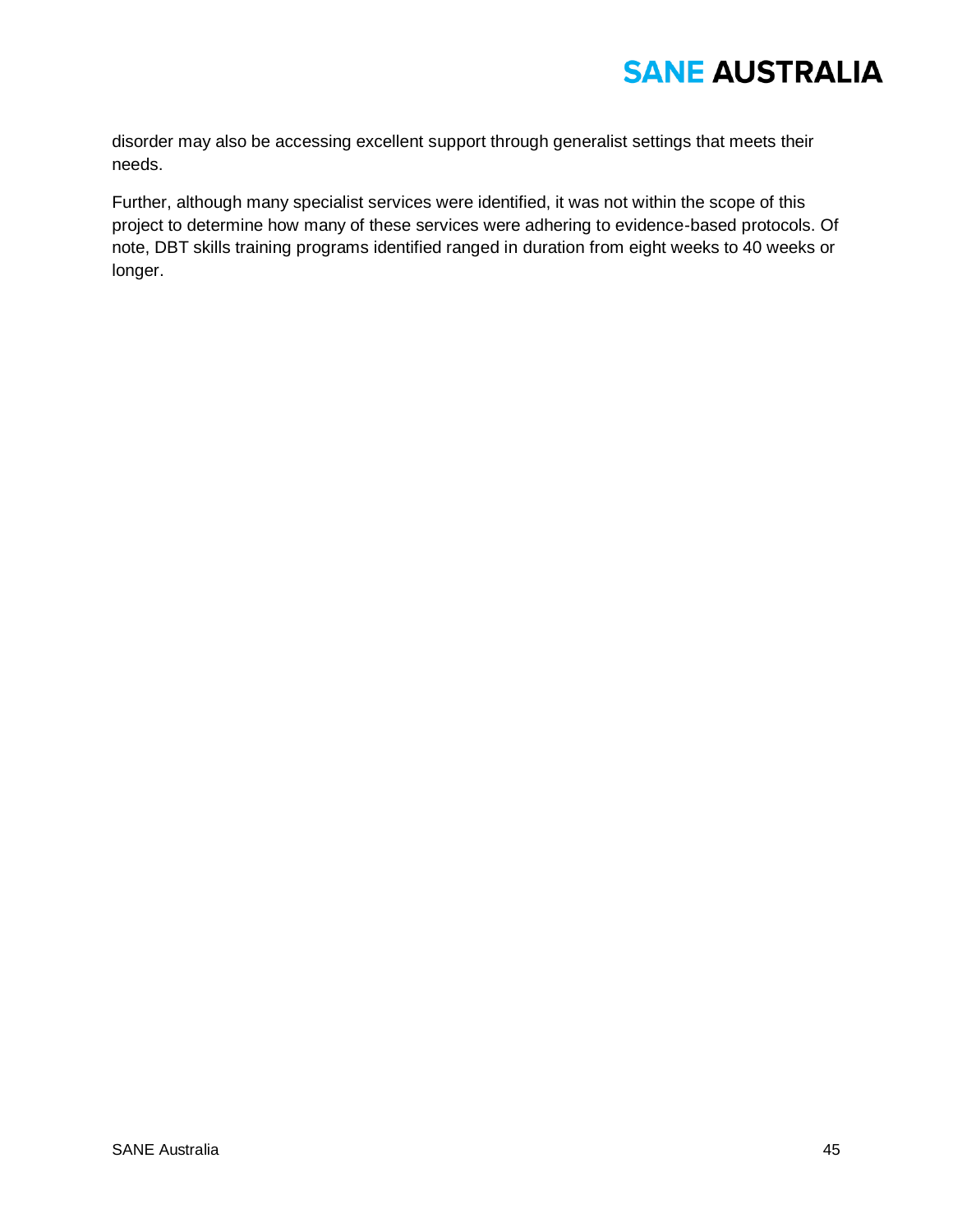disorder may also be accessing excellent support through generalist settings that meets their needs.

Further, although many specialist services were identified, it was not within the scope of this project to determine how many of these services were adhering to evidence-based protocols. Of note, DBT skills training programs identified ranged in duration from eight weeks to 40 weeks or longer.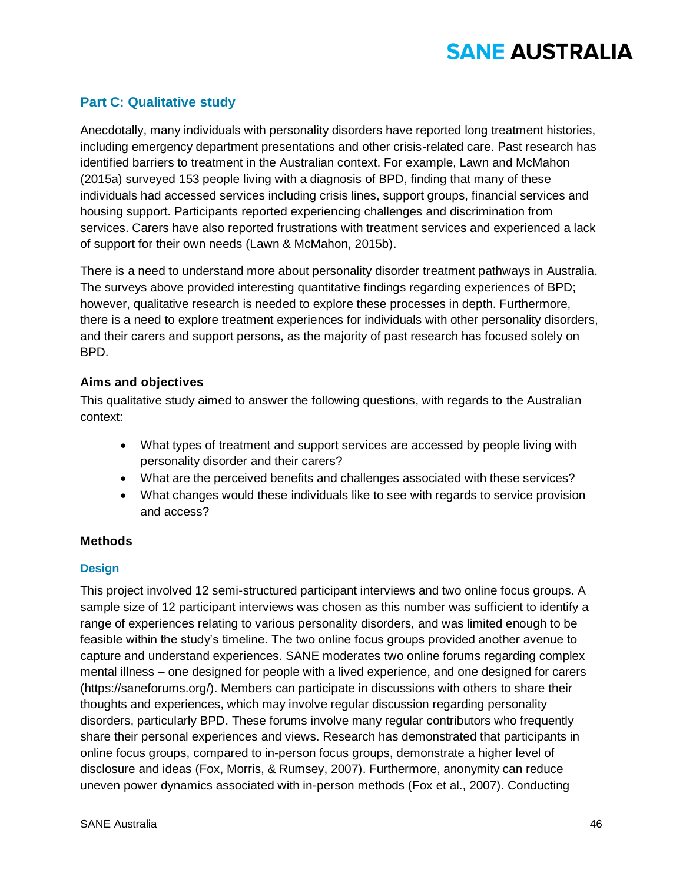## Part C: Qualitative study

Anecdotally, many individuals with personality disorders have reported long treatment histories, including emergency department presentations and other crisis-related care. Past research has identified barriers to treatment in the Australian context. For example, Lawn and McMahon (2015a) surveyed 153 people living with a diagnosis of BPD, finding that many of these individuals had accessed services including crisis lines, support groups, financial services and housing support. Participants reported experiencing challenges and discrimination from services. Carers have also reported frustrations with treatment services and experienced a lack of support for their own needs (Lawn & McMahon, 2015b).

There is a need to understand more about personality disorder treatment pathways in Australia. The surveys above provided interesting quantitative findings regarding experiences of BPD; however, qualitative research is needed to explore these processes in depth. Furthermore, there is a need to explore treatment experiences for individuals with other personality disorders, and their carers and support persons, as the majority of past research has focused solely on BPD.

### Aims and objectives

This qualitative study aimed to answer the following questions, with regards to the Australian context:

- What types of treatment and support services are accessed by people living with personality disorder and their carers?
- What are the perceived benefits and challenges associated with these services?
- What changes would these individuals like to see with regards to service provision and access?

### Methods

#### Design

This project involved 12 semi-structured participant interviews and two online focus groups. A sample size of 12 participant interviews was chosen as this number was sufficient to identify a range of experiences relating to various personality disorders, and was limited enough to be feasible within the study's timeline. The two online focus groups provided another avenue to capture and understand experiences. SANE moderates two online forums regarding complex mental illness – one designed for people with a lived experience, and one designed for carers (https://saneforums.org/). Members can participate in discussions with others to share their thoughts and experiences, which may involve regular discussion regarding personality disorders, particularly BPD. These forums involve many regular contributors who frequently share their personal experiences and views. Research has demonstrated that participants in online focus groups, compared to in-person focus groups, demonstrate a higher level of disclosure and ideas (Fox, Morris, & Rumsey, 2007). Furthermore, anonymity can reduce uneven power dynamics associated with in-person methods (Fox et al., 2007). Conducting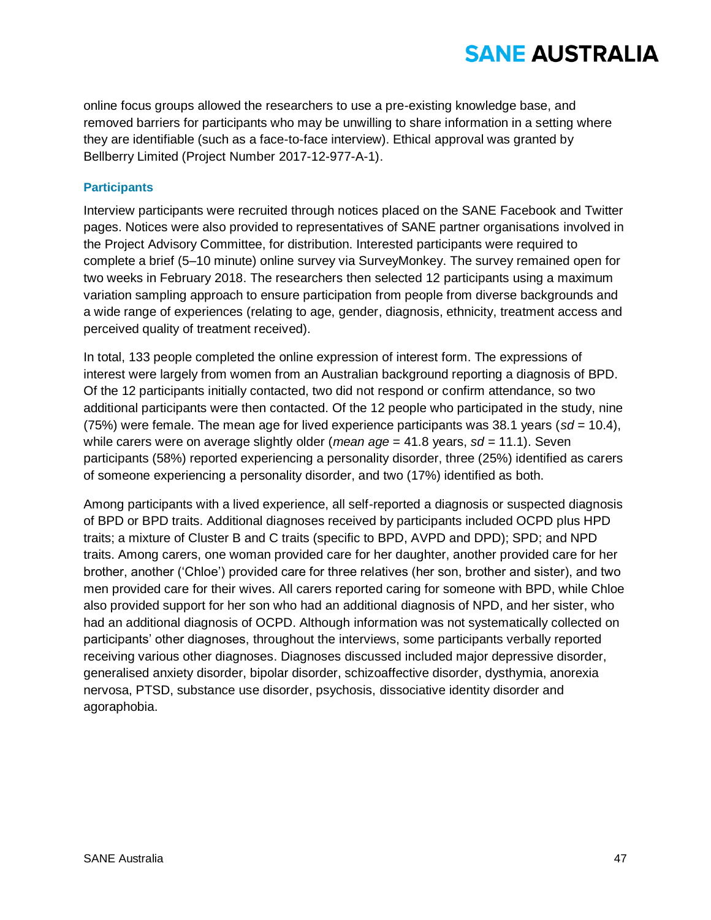online focus groups allowed the researchers to use a pre-existing knowledge base, and removed barriers for participants who may be unwilling to share information in a setting where they are identifiable (such as a face-to-face interview). Ethical approval was granted by Bellberry Limited (Project Number 2017-12-977-A-1).

### Participants

Interview participants were recruited through notices placed on the SANE Facebook and Twitter pages. Notices were also provided to representatives of SANE partner organisations involved in the Project Advisory Committee, for distribution. Interested participants were required to complete a brief (5–10 minute) online survey via SurveyMonkey. The survey remained open for two weeks in February 2018. The researchers then selected 12 participants using a maximum variation sampling approach to ensure participation from people from diverse backgrounds and a wide range of experiences (relating to age, gender, diagnosis, ethnicity, treatment access and perceived quality of treatment received).

In total, 133 people completed the online expression of interest form. The expressions of interest were largely from women from an Australian background reporting a diagnosis of BPD. Of the 12 participants initially contacted, two did not respond or confirm attendance, so two additional participants were then contacted. Of the 12 people who participated in the study, nine (75%) were female. The mean age for lived experience participants was 38.1 years (*sd* = 10.4), while carers were on average slightly older (*mean age* = 41.8 years, *sd* = 11.1). Seven participants (58%) reported experiencing a personality disorder, three (25%) identified as carers of someone experiencing a personality disorder, and two (17%) identified as both.

Among participants with a lived experience, all self-reported a diagnosis or suspected diagnosis of BPD or BPD traits. Additional diagnoses received by participants included OCPD plus HPD traits; a mixture of Cluster B and C traits (specific to BPD, AVPD and DPD); SPD; and NPD traits. Among carers, one woman provided care for her daughter, another provided care for her brother, another ('Chloe') provided care for three relatives (her son, brother and sister), and two men provided care for their wives. All carers reported caring for someone with BPD, while Chloe also provided support for her son who had an additional diagnosis of NPD, and her sister, who had an additional diagnosis of OCPD. Although information was not systematically collected on participants' other diagnoses, throughout the interviews, some participants verbally reported receiving various other diagnoses. Diagnoses discussed included major depressive disorder, generalised anxiety disorder, bipolar disorder, schizoaffective disorder, dysthymia, anorexia nervosa, PTSD, substance use disorder, psychosis, dissociative identity disorder and agoraphobia.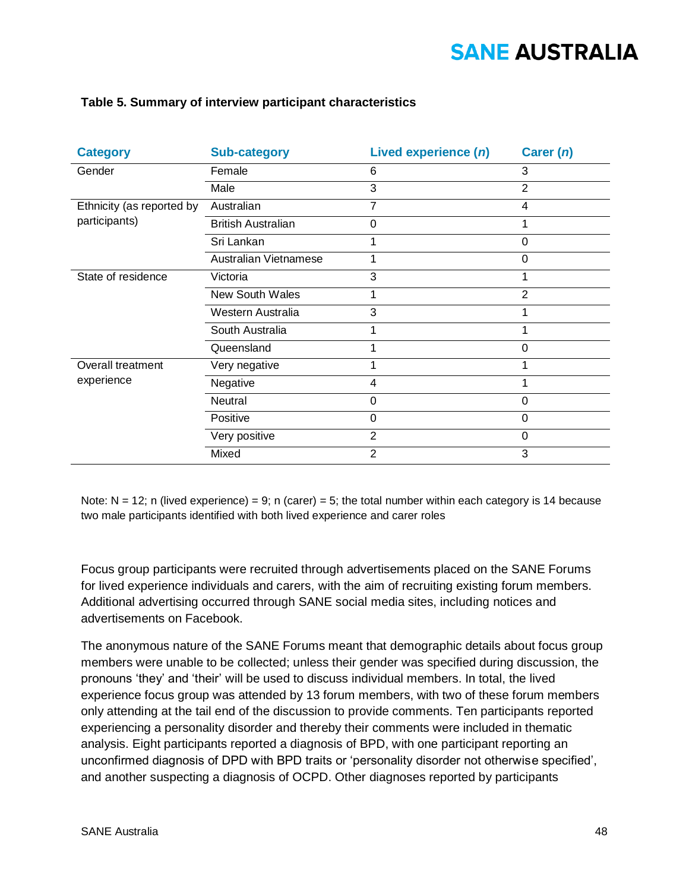**Table 5. Summary of interview participant characteristics**

| Category | Sub-category | Lived experience (*n*) | Carer (*n*) |
|---|---|---|---|
| Gender | Female | 6 | 3 |
| | Male | 3 | 2 |
| Ethnicity (as reported by participants) | Australian | 7 | 4 |
| | British Australian | 0 | 1 |
| | Sri Lankan | 1 | 0 |
| | Australian Vietnamese | 1 | 0 |
| State of residence | Victoria | 3 | 1 |
| | New South Wales | 1 | 2 |
| | Western Australia | 3 | 1 |
| | South Australia | 1 | 1 |
| | Queensland | 1 | 0 |
| Overall treatment experience | Very negative | 1 | 1 |
| | Negative | 4 | 1 |
| | Neutral | 0 | 0 |
| | Positive | 0 | 0 |
| | Very positive | 2 | 0 |
| | Mixed | 2 | 3 |

Note: N = 12; n (lived experience) = 9; n (carer) = 5; the total number within each category is 14 because two male participants identified with both lived experience and carer roles

Focus group participants were recruited through advertisements placed on the SANE Forums for lived experience individuals and carers, with the aim of recruiting existing forum members. Additional advertising occurred through SANE social media sites, including notices and advertisements on Facebook.

The anonymous nature of the SANE Forums meant that demographic details about focus group members were unable to be collected; unless their gender was specified during discussion, the pronouns 'they' and 'their' will be used to discuss individual members. In total, the lived experience focus group was attended by 13 forum members, with two of these forum members only attending at the tail end of the discussion to provide comments. Ten participants reported experiencing a personality disorder and thereby their comments were included in thematic analysis. Eight participants reported a diagnosis of BPD, with one participant reporting an unconfirmed diagnosis of DPD with BPD traits or 'personality disorder not otherwise specified', and another suspecting a diagnosis of OCPD. Other diagnoses reported by participants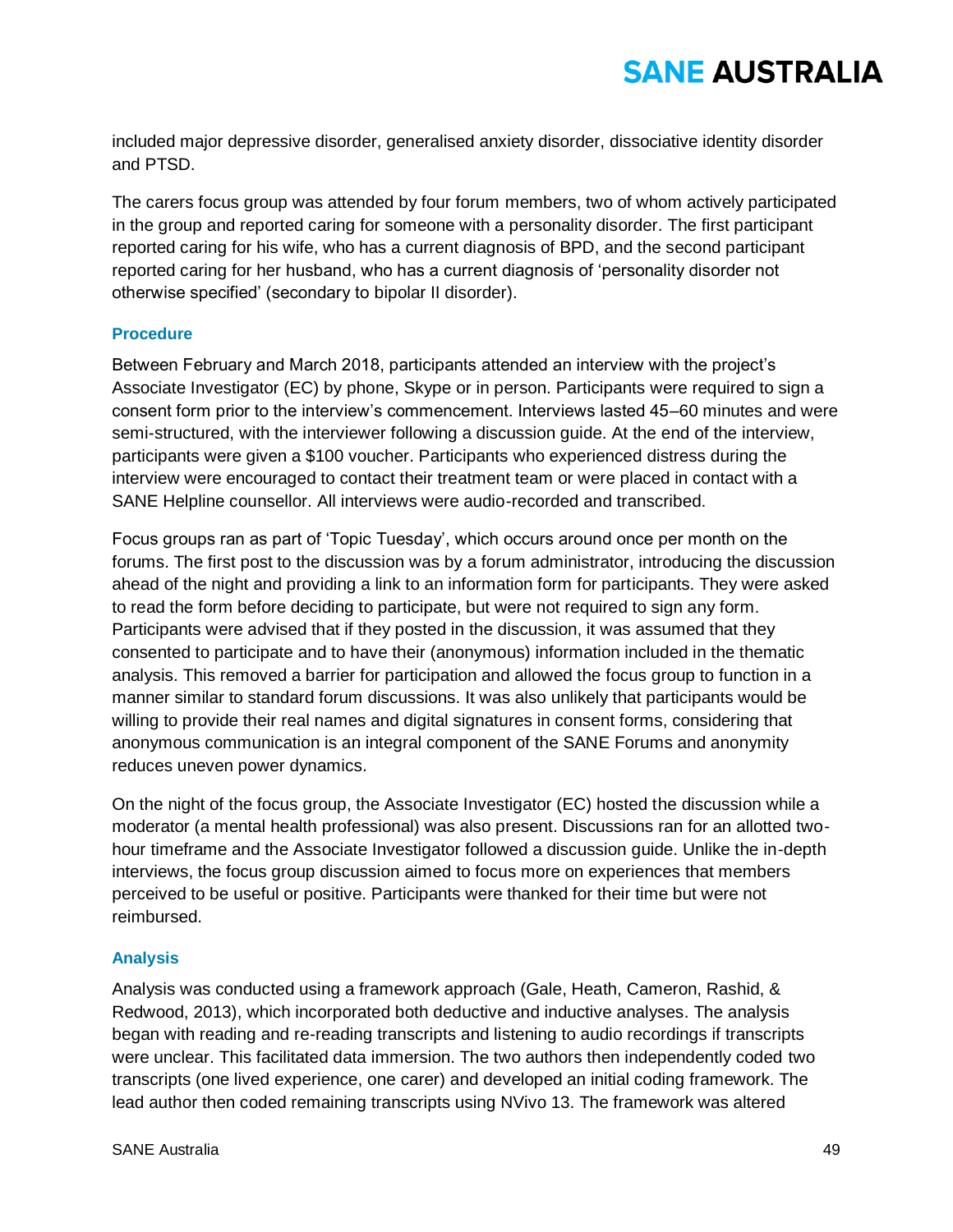included major depressive disorder, generalised anxiety disorder, dissociative identity disorder and PTSD.

The carers focus group was attended by four forum members, two of whom actively participated in the group and reported caring for someone with a personality disorder. The first participant reported caring for his wife, who has a current diagnosis of BPD, and the second participant reported caring for her husband, who has a current diagnosis of 'personality disorder not otherwise specified' (secondary to bipolar II disorder).

### Procedure

Between February and March 2018, participants attended an interview with the project's Associate Investigator (EC) by phone, Skype or in person. Participants were required to sign a consent form prior to the interview's commencement. Interviews lasted 45–60 minutes and were semi-structured, with the interviewer following a discussion guide. At the end of the interview, participants were given a $100 voucher. Participants who experienced distress during the interview were encouraged to contact their treatment team or were placed in contact with a SANE Helpline counsellor. All interviews were audio-recorded and transcribed.

Focus groups ran as part of 'Topic Tuesday', which occurs around once per month on the forums. The first post to the discussion was by a forum administrator, introducing the discussion ahead of the night and providing a link to an information form for participants. They were asked to read the form before deciding to participate, but were not required to sign any form. Participants were advised that if they posted in the discussion, it was assumed that they consented to participate and to have their (anonymous) information included in the thematic analysis. This removed a barrier for participation and allowed the focus group to function in a manner similar to standard forum discussions. It was also unlikely that participants would be willing to provide their real names and digital signatures in consent forms, considering that anonymous communication is an integral component of the SANE Forums and anonymity reduces uneven power dynamics.

On the night of the focus group, the Associate Investigator (EC) hosted the discussion while a moderator (a mental health professional) was also present. Discussions ran for an allotted two-hour timeframe and the Associate Investigator followed a discussion guide. Unlike the in-depth interviews, the focus group discussion aimed to focus more on experiences that members perceived to be useful or positive. Participants were thanked for their time but were not reimbursed.

### Analysis

Analysis was conducted using a framework approach (Gale, Heath, Cameron, Rashid, & Redwood, 2013), which incorporated both deductive and inductive analyses. The analysis began with reading and re-reading transcripts and listening to audio recordings if transcripts were unclear. This facilitated data immersion. The two authors then independently coded two transcripts (one lived experience, one carer) and developed an initial coding framework. The lead author then coded remaining transcripts using NVivo 13. The framework was altered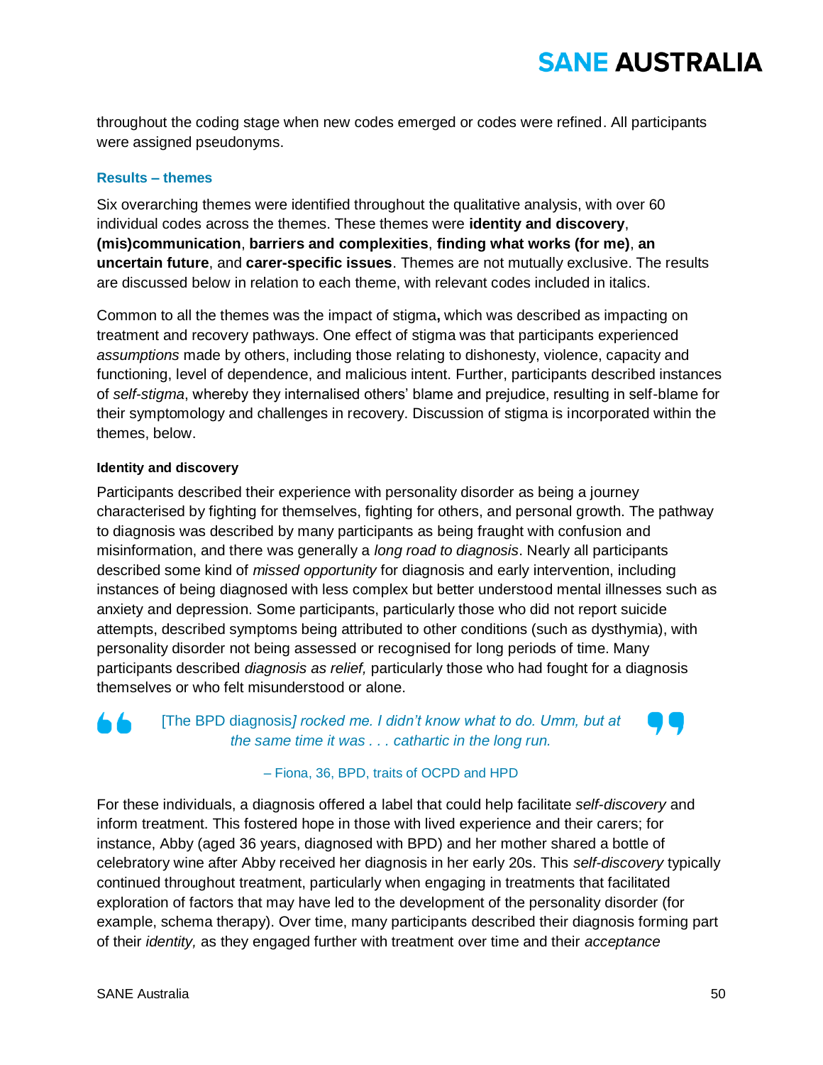throughout the coding stage when new codes emerged or codes were refined. All participants were assigned pseudonyms.

### Results – themes

Six overarching themes were identified throughout the qualitative analysis, with over 60 individual codes across the themes. These themes were **identity and discovery**, **(mis)communication**, **barriers and complexities**, **finding what works (for me)**, **an uncertain future**, and **carer-specific issues**. Themes are not mutually exclusive. The results are discussed below in relation to each theme, with relevant codes included in italics.

Common to all the themes was the impact of stigma**,** which was described as impacting on treatment and recovery pathways. One effect of stigma was that participants experienced *assumptions* made by others, including those relating to dishonesty, violence, capacity and functioning, level of dependence, and malicious intent. Further, participants described instances of *self-stigma*, whereby they internalised others' blame and prejudice, resulting in self-blame for their symptomology and challenges in recovery. Discussion of stigma is incorporated within the themes, below.

#### Identity and discovery

Participants described their experience with personality disorder as being a journey characterised by fighting for themselves, fighting for others, and personal growth. The pathway to diagnosis was described by many participants as being fraught with confusion and misinformation, and there was generally a *long road to diagnosis*. Nearly all participants described some kind of *missed opportunity* for diagnosis and early intervention, including instances of being diagnosed with less complex but better understood mental illnesses such as anxiety and depression. Some participants, particularly those who did not report suicide attempts, described symptoms being attributed to other conditions (such as dysthymia), with personality disorder not being assessed or recognised for long periods of time. Many participants described *diagnosis as relief,* particularly those who had fought for a diagnosis themselves or who felt misunderstood or alone.

> [The BPD diagnosis*] rocked me. I didn't know what to do. Umm, but at the same time it was . . . cathartic in the long run.*
>
> – Fiona, 36, BPD, traits of OCPD and HPD

For these individuals, a diagnosis offered a label that could help facilitate *self-discovery* and inform treatment. This fostered hope in those with lived experience and their carers; for instance, Abby (aged 36 years, diagnosed with BPD) and her mother shared a bottle of celebratory wine after Abby received her diagnosis in her early 20s. This *self-discovery* typically continued throughout treatment, particularly when engaging in treatments that facilitated exploration of factors that may have led to the development of the personality disorder (for example, schema therapy). Over time, many participants described their diagnosis forming part of their *identity,* as they engaged further with treatment over time and their *acceptance*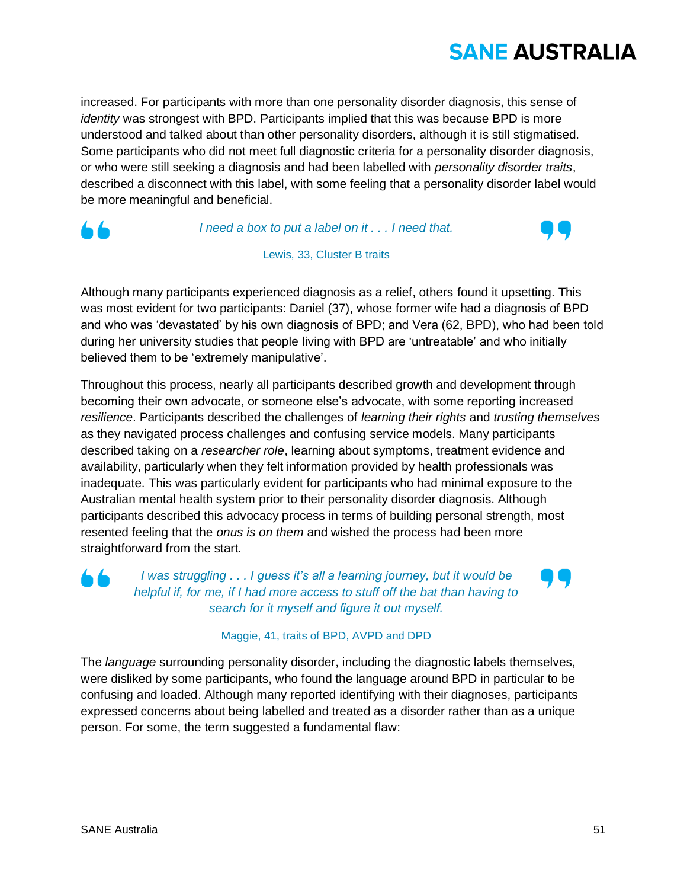increased. For participants with more than one personality disorder diagnosis, this sense of *identity* was strongest with BPD. Participants implied that this was because BPD is more understood and talked about than other personality disorders, although it is still stigmatised. Some participants who did not meet full diagnostic criteria for a personality disorder diagnosis, or who were still seeking a diagnosis and had been labelled with *personality disorder traits*, described a disconnect with this label, with some feeling that a personality disorder label would be more meaningful and beneficial.

> *I need a box to put a label on it . . . I need that.*
>
> Lewis, 33, Cluster B traits

Although many participants experienced diagnosis as a relief, others found it upsetting. This was most evident for two participants: Daniel (37), whose former wife had a diagnosis of BPD and who was 'devastated' by his own diagnosis of BPD; and Vera (62, BPD), who had been told during her university studies that people living with BPD are 'untreatable' and who initially believed them to be 'extremely manipulative'.

Throughout this process, nearly all participants described growth and development through becoming their own advocate, or someone else's advocate, with some reporting increased *resilience*. Participants described the challenges of *learning their rights* and *trusting themselves* as they navigated process challenges and confusing service models. Many participants described taking on a *researcher role*, learning about symptoms, treatment evidence and availability, particularly when they felt information provided by health professionals was inadequate. This was particularly evident for participants who had minimal exposure to the Australian mental health system prior to their personality disorder diagnosis. Although participants described this advocacy process in terms of building personal strength, most resented feeling that the *onus is on them* and wished the process had been more straightforward from the start.

> *I was struggling . . . I guess it's all a learning journey, but it would be helpful if, for me, if I had more access to stuff off the bat than having to search for it myself and figure it out myself.*
>
> Maggie, 41, traits of BPD, AVPD and DPD

The *language* surrounding personality disorder, including the diagnostic labels themselves, were disliked by some participants, who found the language around BPD in particular to be confusing and loaded. Although many reported identifying with their diagnoses, participants expressed concerns about being labelled and treated as a disorder rather than as a unique person. For some, the term suggested a fundamental flaw: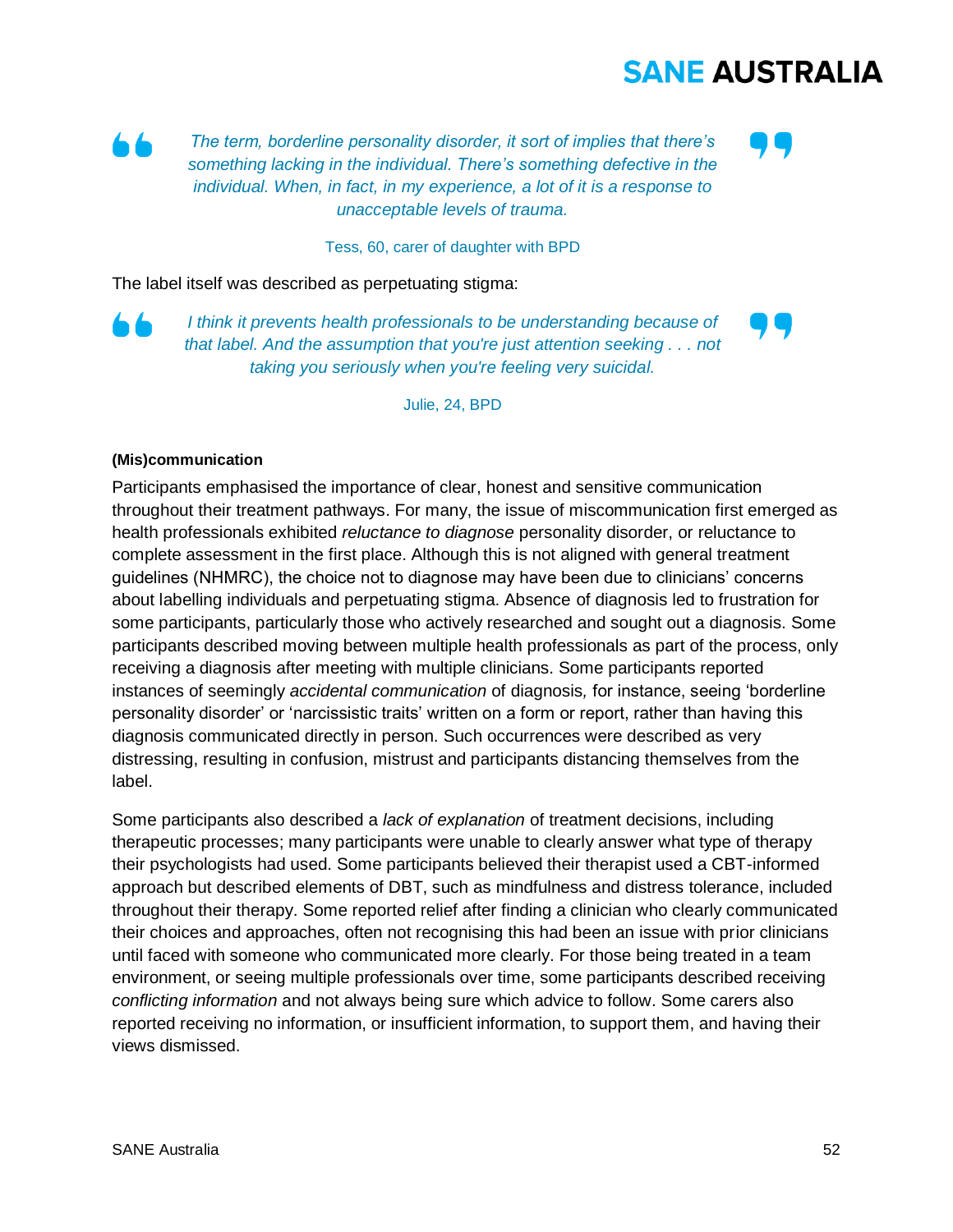> *The term, borderline personality disorder, it sort of implies that there's something lacking in the individual. There's something defective in the individual. When, in fact, in my experience, a lot of it is a response to unacceptable levels of trauma.*
>
> Tess, 60, carer of daughter with BPD

The label itself was described as perpetuating stigma:

> *I think it prevents health professionals to be understanding because of that label. And the assumption that you're just attention seeking . . . not taking you seriously when you're feeling very suicidal.*
>
> Julie, 24, BPD

**(Mis)communication**

Participants emphasised the importance of clear, honest and sensitive communication throughout their treatment pathways. For many, the issue of miscommunication first emerged as health professionals exhibited *reluctance to diagnose* personality disorder, or reluctance to complete assessment in the first place. Although this is not aligned with general treatment guidelines (NHMRC), the choice not to diagnose may have been due to clinicians' concerns about labelling individuals and perpetuating stigma. Absence of diagnosis led to frustration for some participants, particularly those who actively researched and sought out a diagnosis. Some participants described moving between multiple health professionals as part of the process, only receiving a diagnosis after meeting with multiple clinicians. Some participants reported instances of seemingly *accidental communication* of diagnosis, for instance, seeing 'borderline personality disorder' or 'narcissistic traits' written on a form or report, rather than having this diagnosis communicated directly in person. Such occurrences were described as very distressing, resulting in confusion, mistrust and participants distancing themselves from the label.

Some participants also described a *lack of explanation* of treatment decisions, including therapeutic processes; many participants were unable to clearly answer what type of therapy their psychologists had used. Some participants believed their therapist used a CBT-informed approach but described elements of DBT, such as mindfulness and distress tolerance, included throughout their therapy. Some reported relief after finding a clinician who clearly communicated their choices and approaches, often not recognising this had been an issue with prior clinicians until faced with someone who communicated more clearly. For those being treated in a team environment, or seeing multiple professionals over time, some participants described receiving *conflicting information* and not always being sure which advice to follow. Some carers also reported receiving no information, or insufficient information, to support them, and having their views dismissed.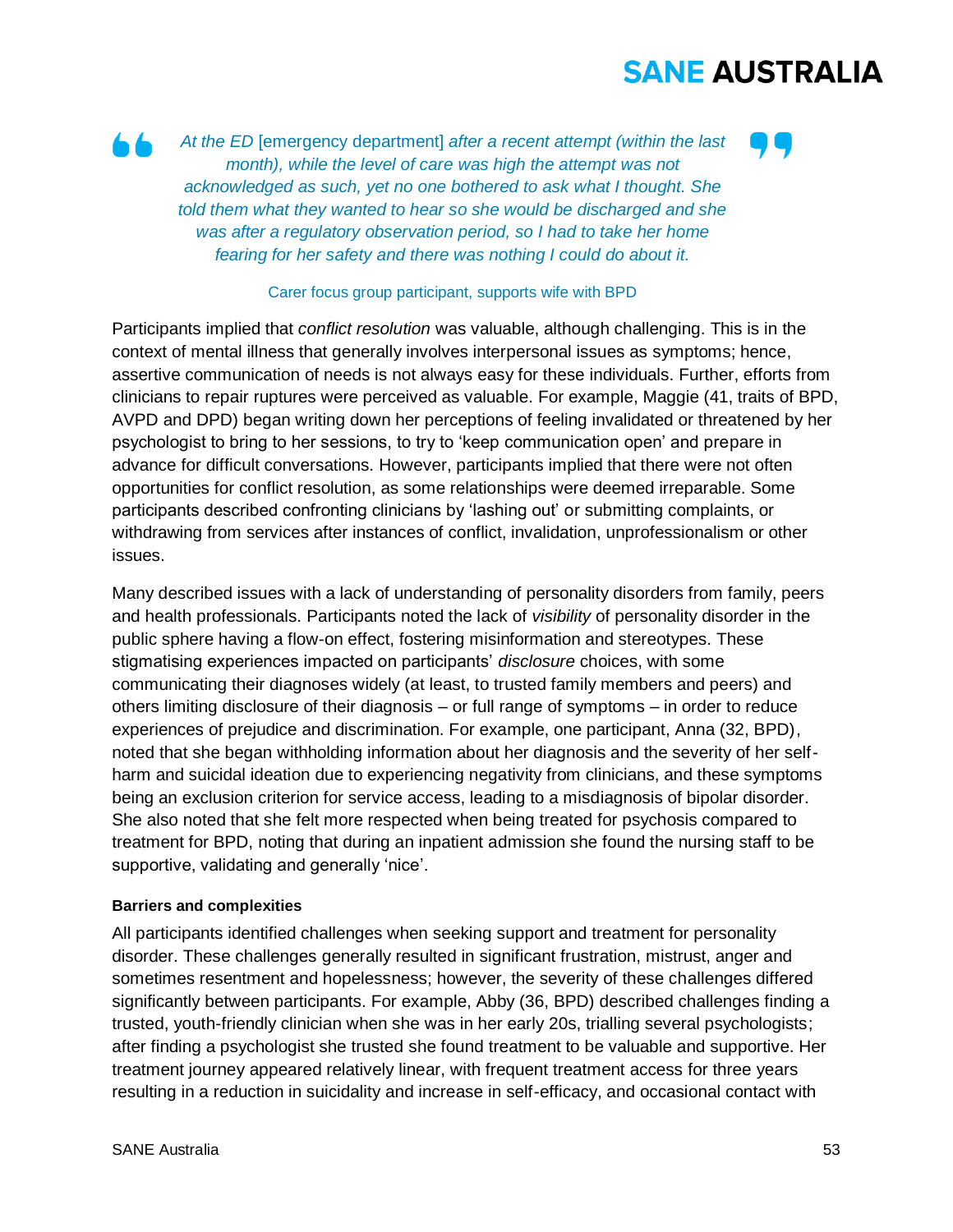> *At the ED* [emergency department] *after a recent attempt (within the last month), while the level of care was high the attempt was not acknowledged as such, yet no one bothered to ask what I thought. She told them what they wanted to hear so she would be discharged and she was after a regulatory observation period, so I had to take her home fearing for her safety and there was nothing I could do about it.*
>
> Carer focus group participant, supports wife with BPD

Participants implied that *conflict resolution* was valuable, although challenging. This is in the context of mental illness that generally involves interpersonal issues as symptoms; hence, assertive communication of needs is not always easy for these individuals. Further, efforts from clinicians to repair ruptures were perceived as valuable. For example, Maggie (41, traits of BPD, AVPD and DPD) began writing down her perceptions of feeling invalidated or threatened by her psychologist to bring to her sessions, to try to 'keep communication open' and prepare in advance for difficult conversations. However, participants implied that there were not often opportunities for conflict resolution, as some relationships were deemed irreparable. Some participants described confronting clinicians by 'lashing out' or submitting complaints, or withdrawing from services after instances of conflict, invalidation, unprofessionalism or other issues.

Many described issues with a lack of understanding of personality disorders from family, peers and health professionals. Participants noted the lack of *visibility* of personality disorder in the public sphere having a flow-on effect, fostering misinformation and stereotypes. These stigmatising experiences impacted on participants' *disclosure* choices, with some communicating their diagnoses widely (at least, to trusted family members and peers) and others limiting disclosure of their diagnosis – or full range of symptoms – in order to reduce experiences of prejudice and discrimination. For example, one participant, Anna (32, BPD), noted that she began withholding information about her diagnosis and the severity of her self-harm and suicidal ideation due to experiencing negativity from clinicians, and these symptoms being an exclusion criterion for service access, leading to a misdiagnosis of bipolar disorder. She also noted that she felt more respected when being treated for psychosis compared to treatment for BPD, noting that during an inpatient admission she found the nursing staff to be supportive, validating and generally 'nice'.

#### Barriers and complexities

All participants identified challenges when seeking support and treatment for personality disorder. These challenges generally resulted in significant frustration, mistrust, anger and sometimes resentment and hopelessness; however, the severity of these challenges differed significantly between participants. For example, Abby (36, BPD) described challenges finding a trusted, youth-friendly clinician when she was in her early 20s, trialling several psychologists; after finding a psychologist she trusted she found treatment to be valuable and supportive. Her treatment journey appeared relatively linear, with frequent treatment access for three years resulting in a reduction in suicidality and increase in self-efficacy, and occasional contact with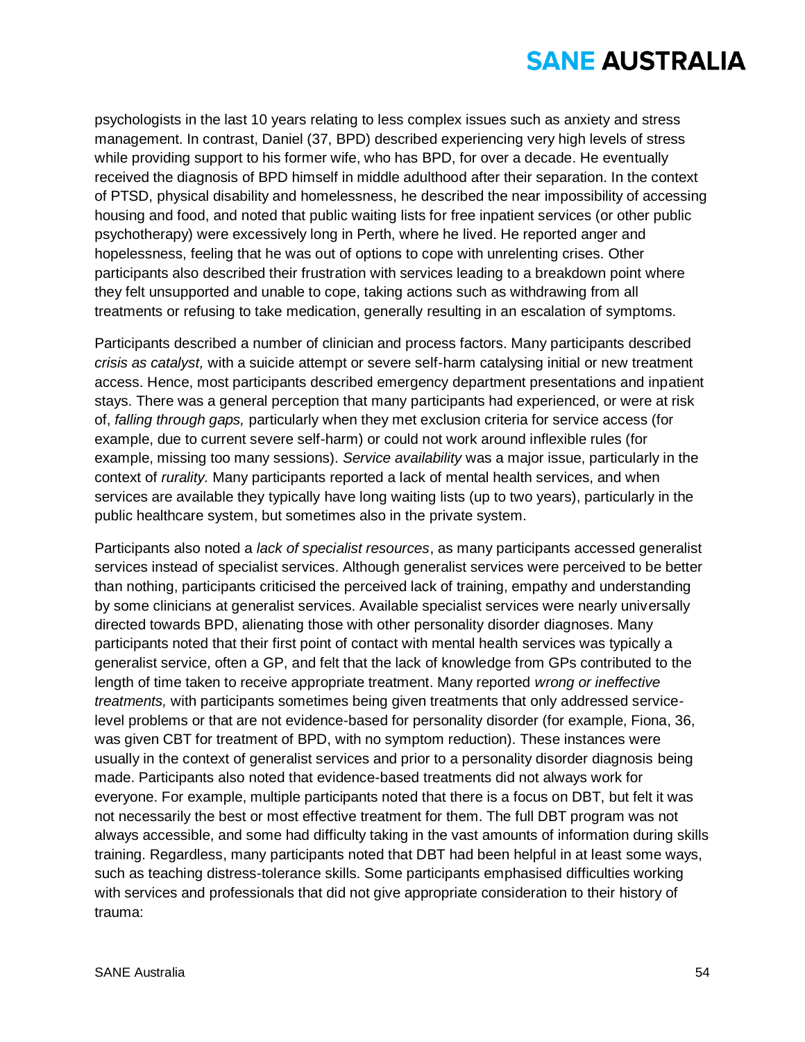psychologists in the last 10 years relating to less complex issues such as anxiety and stress management. In contrast, Daniel (37, BPD) described experiencing very high levels of stress while providing support to his former wife, who has BPD, for over a decade. He eventually received the diagnosis of BPD himself in middle adulthood after their separation. In the context of PTSD, physical disability and homelessness, he described the near impossibility of accessing housing and food, and noted that public waiting lists for free inpatient services (or other public psychotherapy) were excessively long in Perth, where he lived. He reported anger and hopelessness, feeling that he was out of options to cope with unrelenting crises. Other participants also described their frustration with services leading to a breakdown point where they felt unsupported and unable to cope, taking actions such as withdrawing from all treatments or refusing to take medication, generally resulting in an escalation of symptoms.

Participants described a number of clinician and process factors. Many participants described *crisis as catalyst,* with a suicide attempt or severe self-harm catalysing initial or new treatment access. Hence, most participants described emergency department presentations and inpatient stays. There was a general perception that many participants had experienced, or were at risk of, *falling through gaps,* particularly when they met exclusion criteria for service access (for example, due to current severe self-harm) or could not work around inflexible rules (for example, missing too many sessions). *Service availability* was a major issue, particularly in the context of *rurality.* Many participants reported a lack of mental health services, and when services are available they typically have long waiting lists (up to two years), particularly in the public healthcare system, but sometimes also in the private system.

Participants also noted a *lack of specialist resources*, as many participants accessed generalist services instead of specialist services. Although generalist services were perceived to be better than nothing, participants criticised the perceived lack of training, empathy and understanding by some clinicians at generalist services. Available specialist services were nearly universally directed towards BPD, alienating those with other personality disorder diagnoses. Many participants noted that their first point of contact with mental health services was typically a generalist service, often a GP, and felt that the lack of knowledge from GPs contributed to the length of time taken to receive appropriate treatment. Many reported *wrong or ineffective treatments,* with participants sometimes being given treatments that only addressed service-level problems or that are not evidence-based for personality disorder (for example, Fiona, 36, was given CBT for treatment of BPD, with no symptom reduction). These instances were usually in the context of generalist services and prior to a personality disorder diagnosis being made. Participants also noted that evidence-based treatments did not always work for everyone. For example, multiple participants noted that there is a focus on DBT, but felt it was not necessarily the best or most effective treatment for them. The full DBT program was not always accessible, and some had difficulty taking in the vast amounts of information during skills training. Regardless, many participants noted that DBT had been helpful in at least some ways, such as teaching distress-tolerance skills. Some participants emphasised difficulties working with services and professionals that did not give appropriate consideration to their history of trauma: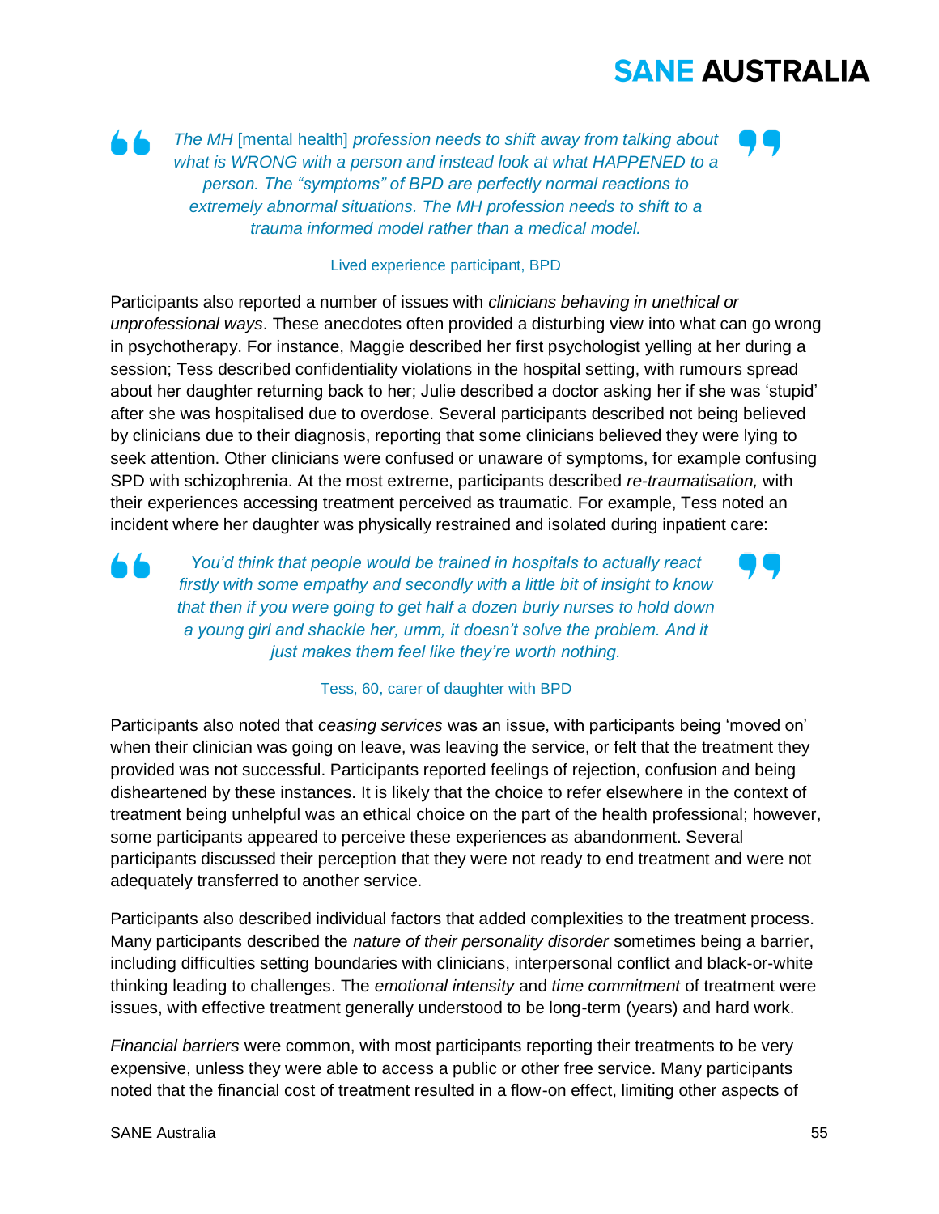> *The MH* [mental health] *profession needs to shift away from talking about what is WRONG with a person and instead look at what HAPPENED to a person. The "symptoms" of BPD are perfectly normal reactions to extremely abnormal situations. The MH profession needs to shift to a trauma informed model rather than a medical model.*
>
> Lived experience participant, BPD

Participants also reported a number of issues with *clinicians behaving in unethical or unprofessional ways*. These anecdotes often provided a disturbing view into what can go wrong in psychotherapy. For instance, Maggie described her first psychologist yelling at her during a session; Tess described confidentiality violations in the hospital setting, with rumours spread about her daughter returning back to her; Julie described a doctor asking her if she was 'stupid' after she was hospitalised due to overdose. Several participants described not being believed by clinicians due to their diagnosis, reporting that some clinicians believed they were lying to seek attention. Other clinicians were confused or unaware of symptoms, for example confusing SPD with schizophrenia. At the most extreme, participants described *re-traumatisation,* with their experiences accessing treatment perceived as traumatic. For example, Tess noted an incident where her daughter was physically restrained and isolated during inpatient care:

> *You'd think that people would be trained in hospitals to actually react firstly with some empathy and secondly with a little bit of insight to know that then if you were going to get half a dozen burly nurses to hold down a young girl and shackle her, umm, it doesn't solve the problem. And it just makes them feel like they're worth nothing.*
>
> Tess, 60, carer of daughter with BPD

Participants also noted that *ceasing services* was an issue, with participants being 'moved on' when their clinician was going on leave, was leaving the service, or felt that the treatment they provided was not successful. Participants reported feelings of rejection, confusion and being disheartened by these instances. It is likely that the choice to refer elsewhere in the context of treatment being unhelpful was an ethical choice on the part of the health professional; however, some participants appeared to perceive these experiences as abandonment. Several participants discussed their perception that they were not ready to end treatment and were not adequately transferred to another service.

Participants also described individual factors that added complexities to the treatment process. Many participants described the *nature of their personality disorder* sometimes being a barrier, including difficulties setting boundaries with clinicians, interpersonal conflict and black-or-white thinking leading to challenges. The *emotional intensity* and *time commitment* of treatment were issues, with effective treatment generally understood to be long-term (years) and hard work.

*Financial barriers* were common, with most participants reporting their treatments to be very expensive, unless they were able to access a public or other free service. Many participants noted that the financial cost of treatment resulted in a flow-on effect, limiting other aspects of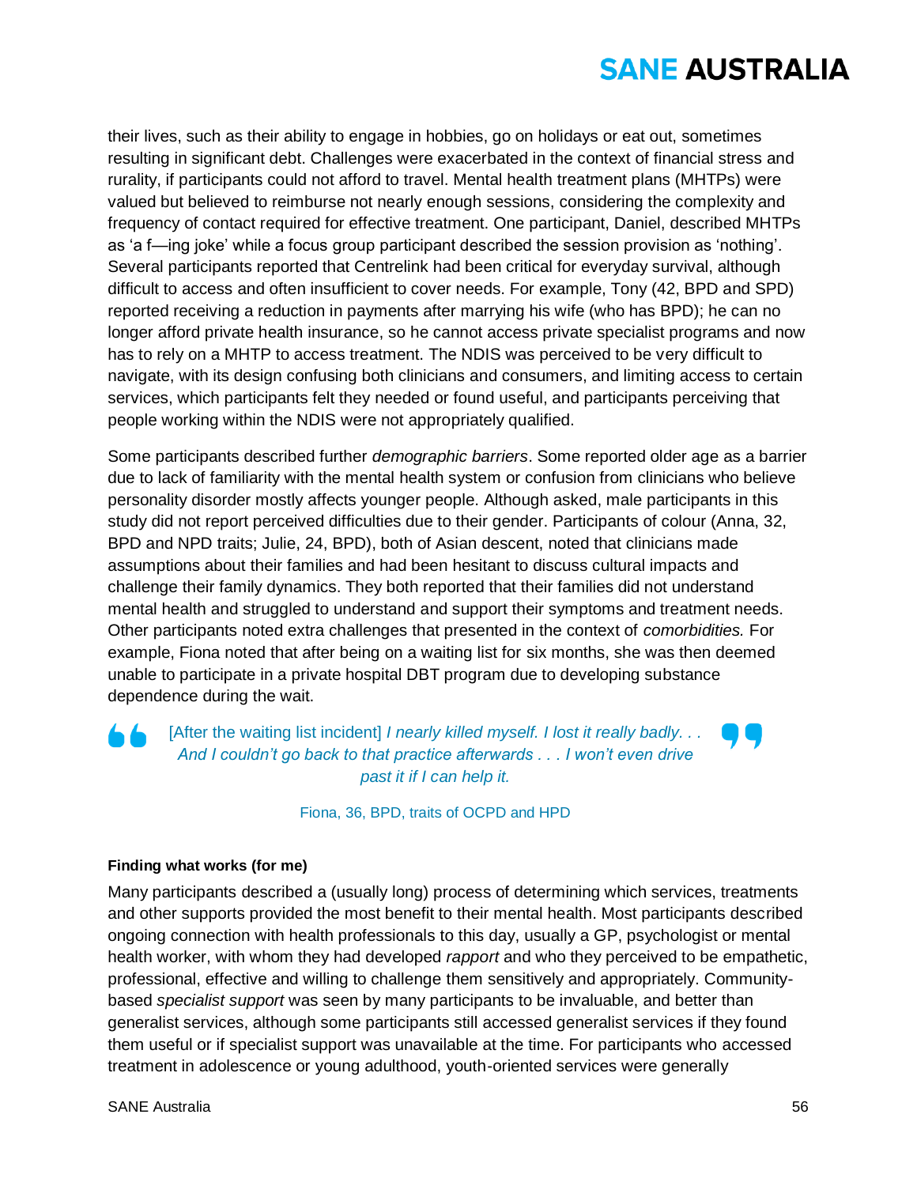their lives, such as their ability to engage in hobbies, go on holidays or eat out, sometimes resulting in significant debt. Challenges were exacerbated in the context of financial stress and rurality, if participants could not afford to travel. Mental health treatment plans (MHTPs) were valued but believed to reimburse not nearly enough sessions, considering the complexity and frequency of contact required for effective treatment. One participant, Daniel, described MHTPs as 'a f—ing joke' while a focus group participant described the session provision as 'nothing'. Several participants reported that Centrelink had been critical for everyday survival, although difficult to access and often insufficient to cover needs. For example, Tony (42, BPD and SPD) reported receiving a reduction in payments after marrying his wife (who has BPD); he can no longer afford private health insurance, so he cannot access private specialist programs and now has to rely on a MHTP to access treatment. The NDIS was perceived to be very difficult to navigate, with its design confusing both clinicians and consumers, and limiting access to certain services, which participants felt they needed or found useful, and participants perceiving that people working within the NDIS were not appropriately qualified.

Some participants described further *demographic barriers*. Some reported older age as a barrier due to lack of familiarity with the mental health system or confusion from clinicians who believe personality disorder mostly affects younger people. Although asked, male participants in this study did not report perceived difficulties due to their gender. Participants of colour (Anna, 32, BPD and NPD traits; Julie, 24, BPD), both of Asian descent, noted that clinicians made assumptions about their families and had been hesitant to discuss cultural impacts and challenge their family dynamics. They both reported that their families did not understand mental health and struggled to understand and support their symptoms and treatment needs. Other participants noted extra challenges that presented in the context of *comorbidities.* For example, Fiona noted that after being on a waiting list for six months, she was then deemed unable to participate in a private hospital DBT program due to developing substance dependence during the wait.

> [After the waiting list incident] *I nearly killed myself. I lost it really badly. . . And I couldn't go back to that practice afterwards . . . I won't even drive past it if I can help it.*
>
> Fiona, 36, BPD, traits of OCPD and HPD

**Finding what works (for me)**

Many participants described a (usually long) process of determining which services, treatments and other supports provided the most benefit to their mental health. Most participants described ongoing connection with health professionals to this day, usually a GP, psychologist or mental health worker, with whom they had developed *rapport* and who they perceived to be empathetic, professional, effective and willing to challenge them sensitively and appropriately. Community-based *specialist support* was seen by many participants to be invaluable, and better than generalist services, although some participants still accessed generalist services if they found them useful or if specialist support was unavailable at the time. For participants who accessed treatment in adolescence or young adulthood, youth-oriented services were generally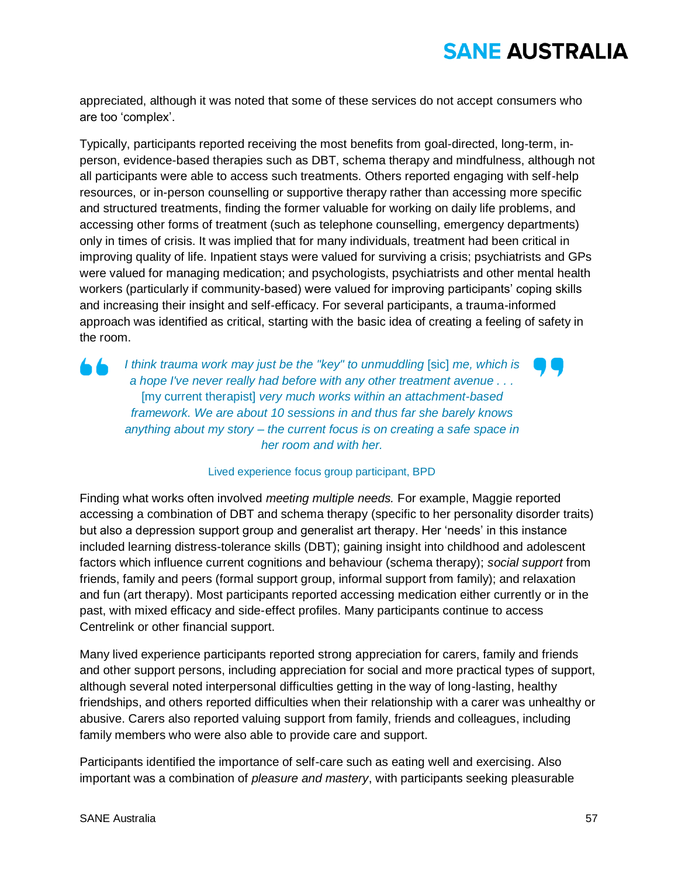appreciated, although it was noted that some of these services do not accept consumers who are too 'complex'.

Typically, participants reported receiving the most benefits from goal-directed, long-term, in-person, evidence-based therapies such as DBT, schema therapy and mindfulness, although not all participants were able to access such treatments. Others reported engaging with self-help resources, or in-person counselling or supportive therapy rather than accessing more specific and structured treatments, finding the former valuable for working on daily life problems, and accessing other forms of treatment (such as telephone counselling, emergency departments) only in times of crisis. It was implied that for many individuals, treatment had been critical in improving quality of life. Inpatient stays were valued for surviving a crisis; psychiatrists and GPs were valued for managing medication; and psychologists, psychiatrists and other mental health workers (particularly if community-based) were valued for improving participants' coping skills and increasing their insight and self-efficacy. For several participants, a trauma-informed approach was identified as critical, starting with the basic idea of creating a feeling of safety in the room.

> *I think trauma work may just be the "key" to unmuddling* [sic] *me, which is a hope I've never really had before with any other treatment avenue . . .* [my current therapist] *very much works within an attachment-based framework. We are about 10 sessions in and thus far she barely knows anything about my story – the current focus is on creating a safe space in her room and with her.*
>
> Lived experience focus group participant, BPD

Finding what works often involved *meeting multiple needs.* For example, Maggie reported accessing a combination of DBT and schema therapy (specific to her personality disorder traits) but also a depression support group and generalist art therapy. Her 'needs' in this instance included learning distress-tolerance skills (DBT); gaining insight into childhood and adolescent factors which influence current cognitions and behaviour (schema therapy); *social support* from friends, family and peers (formal support group, informal support from family); and relaxation and fun (art therapy). Most participants reported accessing medication either currently or in the past, with mixed efficacy and side-effect profiles. Many participants continue to access Centrelink or other financial support.

Many lived experience participants reported strong appreciation for carers, family and friends and other support persons, including appreciation for social and more practical types of support, although several noted interpersonal difficulties getting in the way of long-lasting, healthy friendships, and others reported difficulties when their relationship with a carer was unhealthy or abusive. Carers also reported valuing support from family, friends and colleagues, including family members who were also able to provide care and support.

Participants identified the importance of self-care such as eating well and exercising. Also important was a combination of *pleasure and mastery*, with participants seeking pleasurable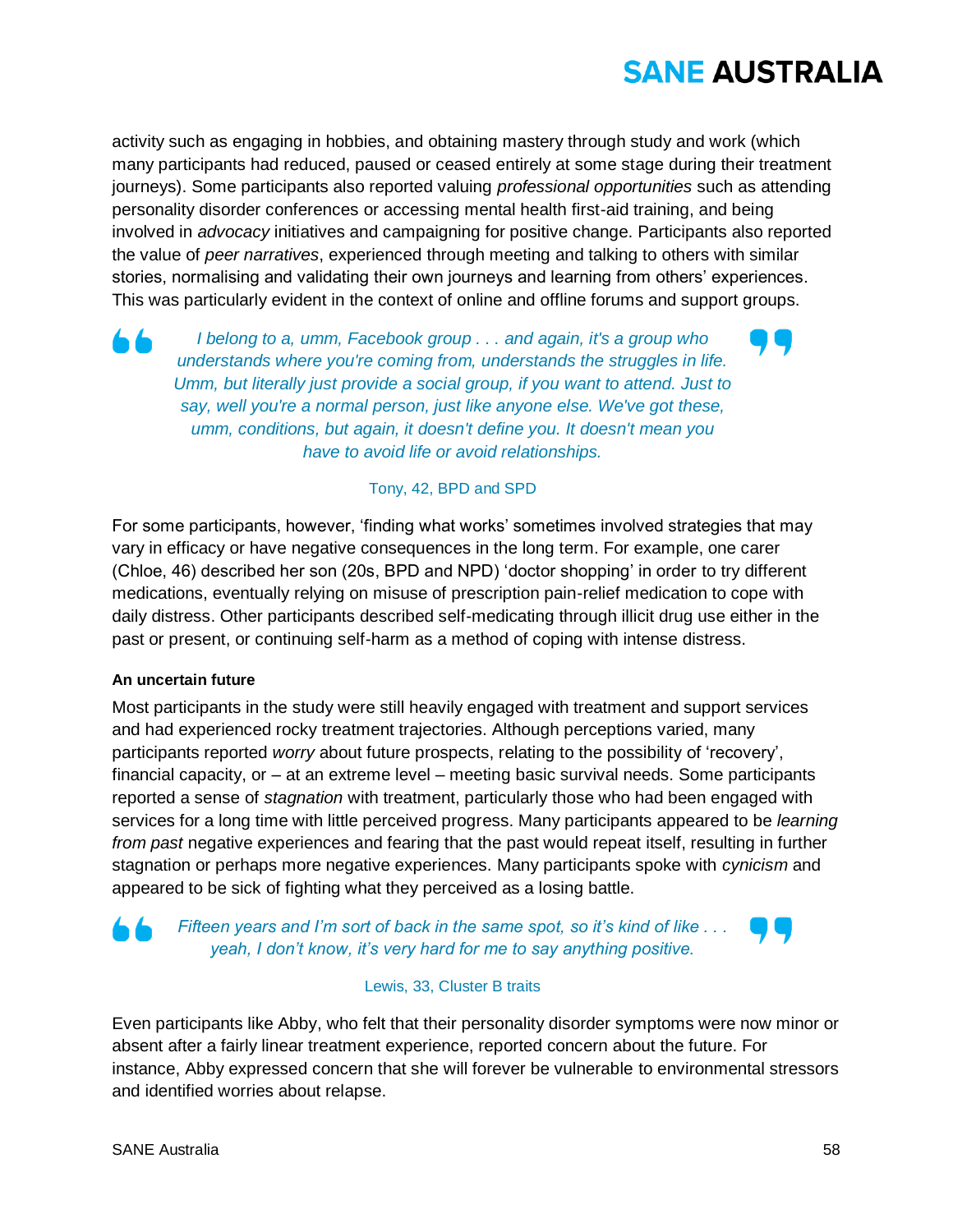activity such as engaging in hobbies, and obtaining mastery through study and work (which many participants had reduced, paused or ceased entirely at some stage during their treatment journeys). Some participants also reported valuing *professional opportunities* such as attending personality disorder conferences or accessing mental health first-aid training, and being involved in *advocacy* initiatives and campaigning for positive change. Participants also reported the value of *peer narratives*, experienced through meeting and talking to others with similar stories, normalising and validating their own journeys and learning from others' experiences. This was particularly evident in the context of online and offline forums and support groups.

> *I belong to a, umm, Facebook group . . . and again, it's a group who understands where you're coming from, understands the struggles in life. Umm, but literally just provide a social group, if you want to attend. Just to say, well you're a normal person, just like anyone else. We've got these, umm, conditions, but again, it doesn't define you. It doesn't mean you have to avoid life or avoid relationships.*
>
> Tony, 42, BPD and SPD

For some participants, however, 'finding what works' sometimes involved strategies that may vary in efficacy or have negative consequences in the long term. For example, one carer (Chloe, 46) described her son (20s, BPD and NPD) 'doctor shopping' in order to try different medications, eventually relying on misuse of prescription pain-relief medication to cope with daily distress. Other participants described self-medicating through illicit drug use either in the past or present, or continuing self-harm as a method of coping with intense distress.

**An uncertain future**

Most participants in the study were still heavily engaged with treatment and support services and had experienced rocky treatment trajectories. Although perceptions varied, many participants reported *worry* about future prospects, relating to the possibility of 'recovery', financial capacity, or – at an extreme level – meeting basic survival needs. Some participants reported a sense of *stagnation* with treatment, particularly those who had been engaged with services for a long time with little perceived progress. Many participants appeared to be *learning from past* negative experiences and fearing that the past would repeat itself, resulting in further stagnation or perhaps more negative experiences. Many participants spoke with *cynicism* and appeared to be sick of fighting what they perceived as a losing battle.

> *Fifteen years and I'm sort of back in the same spot, so it's kind of like . . . yeah, I don't know, it's very hard for me to say anything positive.*
>
> Lewis, 33, Cluster B traits

Even participants like Abby, who felt that their personality disorder symptoms were now minor or absent after a fairly linear treatment experience, reported concern about the future. For instance, Abby expressed concern that she will forever be vulnerable to environmental stressors and identified worries about relapse.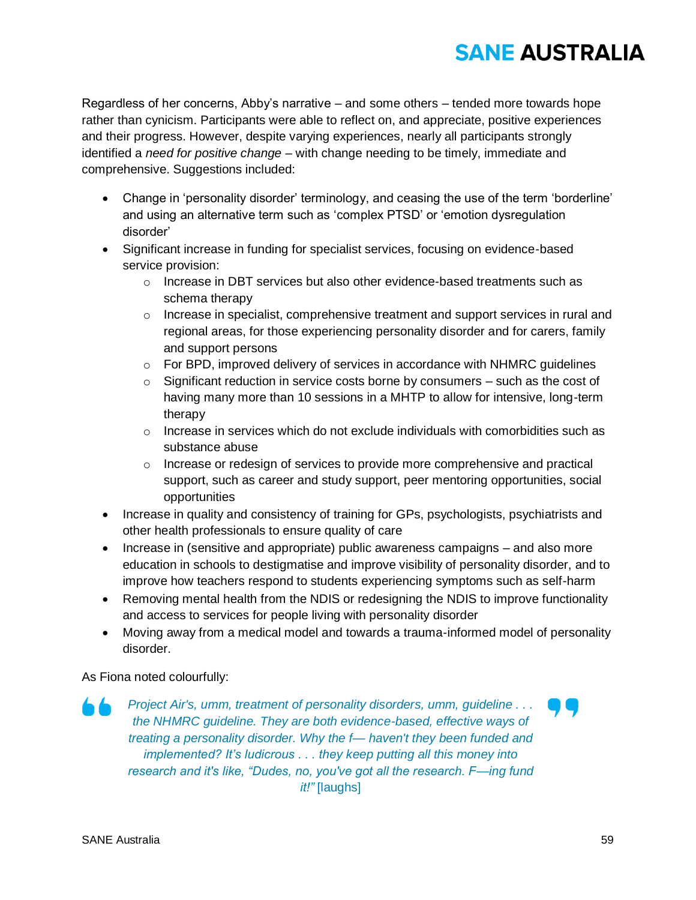Regardless of her concerns, Abby's narrative – and some others – tended more towards hope rather than cynicism. Participants were able to reflect on, and appreciate, positive experiences and their progress. However, despite varying experiences, nearly all participants strongly identified a *need for positive change* – with change needing to be timely, immediate and comprehensive. Suggestions included:

- Change in 'personality disorder' terminology, and ceasing the use of the term 'borderline' and using an alternative term such as 'complex PTSD' or 'emotion dysregulation disorder'
- Significant increase in funding for specialist services, focusing on evidence-based service provision:
  - Increase in DBT services but also other evidence-based treatments such as schema therapy
  - Increase in specialist, comprehensive treatment and support services in rural and regional areas, for those experiencing personality disorder and for carers, family and support persons
  - For BPD, improved delivery of services in accordance with NHMRC guidelines
  - Significant reduction in service costs borne by consumers – such as the cost of having many more than 10 sessions in a MHTP to allow for intensive, long-term therapy
  - Increase in services which do not exclude individuals with comorbidities such as substance abuse
  - Increase or redesign of services to provide more comprehensive and practical support, such as career and study support, peer mentoring opportunities, social opportunities
- Increase in quality and consistency of training for GPs, psychologists, psychiatrists and other health professionals to ensure quality of care
- Increase in (sensitive and appropriate) public awareness campaigns – and also more education in schools to destigmatise and improve visibility of personality disorder, and to improve how teachers respond to students experiencing symptoms such as self-harm
- Removing mental health from the NDIS or redesigning the NDIS to improve functionality and access to services for people living with personality disorder
- Moving away from a medical model and towards a trauma-informed model of personality disorder.

As Fiona noted colourfully:

> *Project Air's, umm, treatment of personality disorders, umm, guideline . . . the NHMRC guideline. They are both evidence-based, effective ways of treating a personality disorder. Why the f— haven't they been funded and implemented? It's ludicrous . . . they keep putting all this money into research and it's like, "Dudes, no, you've got all the research. F—ing fund it!"* [laughs]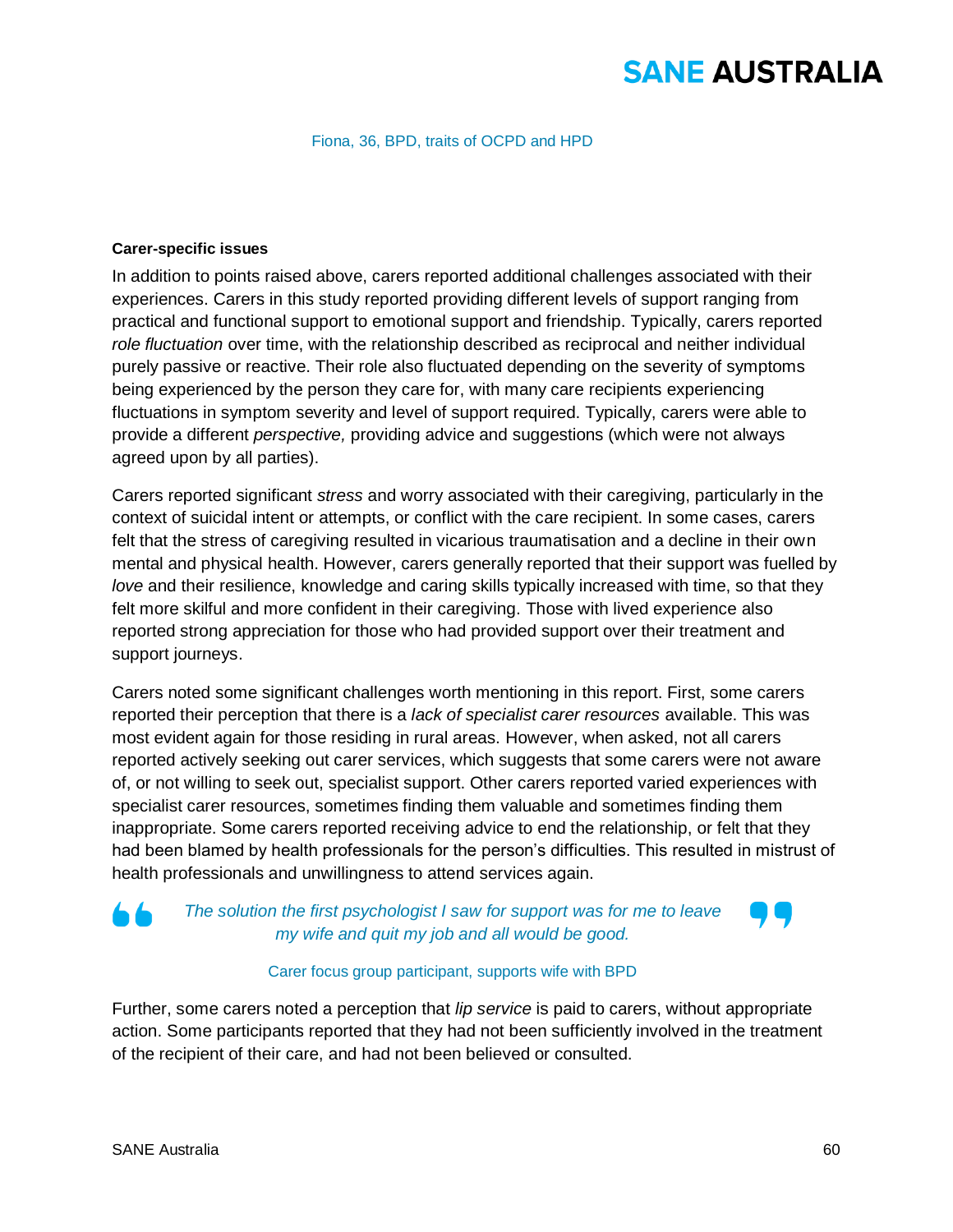Fiona, 36, BPD, traits of OCPD and HPD

**Carer-specific issues**

In addition to points raised above, carers reported additional challenges associated with their experiences. Carers in this study reported providing different levels of support ranging from practical and functional support to emotional support and friendship. Typically, carers reported *role fluctuation* over time, with the relationship described as reciprocal and neither individual purely passive or reactive. Their role also fluctuated depending on the severity of symptoms being experienced by the person they care for, with many care recipients experiencing fluctuations in symptom severity and level of support required. Typically, carers were able to provide a different *perspective,* providing advice and suggestions (which were not always agreed upon by all parties).

Carers reported significant *stress* and worry associated with their caregiving, particularly in the context of suicidal intent or attempts, or conflict with the care recipient. In some cases, carers felt that the stress of caregiving resulted in vicarious traumatisation and a decline in their own mental and physical health. However, carers generally reported that their support was fuelled by *love* and their resilience, knowledge and caring skills typically increased with time, so that they felt more skilful and more confident in their caregiving. Those with lived experience also reported strong appreciation for those who had provided support over their treatment and support journeys.

Carers noted some significant challenges worth mentioning in this report. First, some carers reported their perception that there is a *lack of specialist carer resources* available. This was most evident again for those residing in rural areas. However, when asked, not all carers reported actively seeking out carer services, which suggests that some carers were not aware of, or not willing to seek out, specialist support. Other carers reported varied experiences with specialist carer resources, sometimes finding them valuable and sometimes finding them inappropriate. Some carers reported receiving advice to end the relationship, or felt that they had been blamed by health professionals for the person's difficulties. This resulted in mistrust of health professionals and unwillingness to attend services again.

> *The solution the first psychologist I saw for support was for me to leave my wife and quit my job and all would be good.*
>
> Carer focus group participant, supports wife with BPD

Further, some carers noted a perception that *lip service* is paid to carers, without appropriate action. Some participants reported that they had not been sufficiently involved in the treatment of the recipient of their care, and had not been believed or consulted.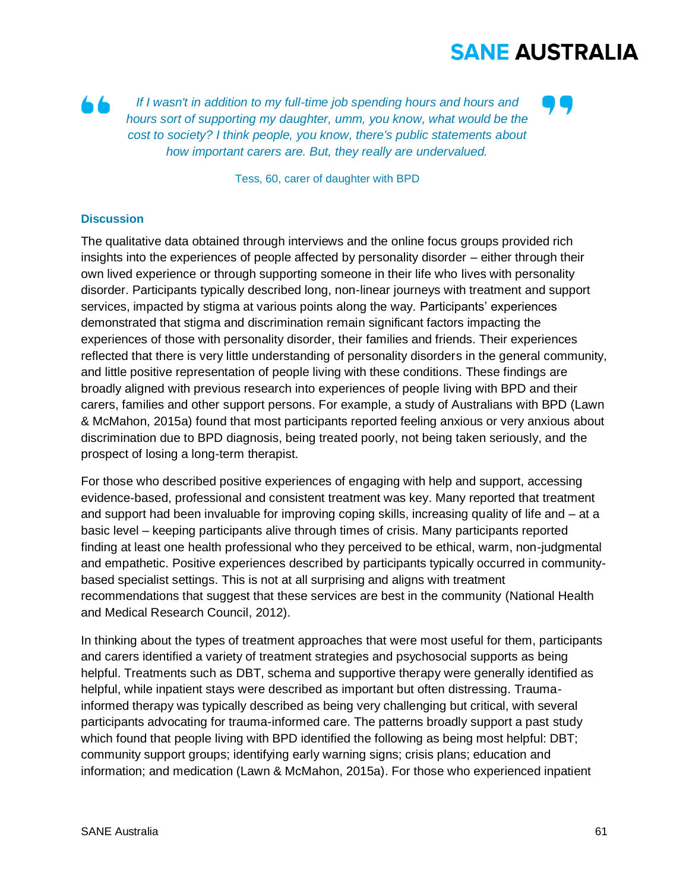> *If I wasn't in addition to my full-time job spending hours and hours and hours sort of supporting my daughter, umm, you know, what would be the cost to society? I think people, you know, there's public statements about how important carers are. But, they really are undervalued.*
>
> Tess, 60, carer of daughter with BPD

### Discussion

The qualitative data obtained through interviews and the online focus groups provided rich insights into the experiences of people affected by personality disorder – either through their own lived experience or through supporting someone in their life who lives with personality disorder. Participants typically described long, non-linear journeys with treatment and support services, impacted by stigma at various points along the way. Participants' experiences demonstrated that stigma and discrimination remain significant factors impacting the experiences of those with personality disorder, their families and friends. Their experiences reflected that there is very little understanding of personality disorders in the general community, and little positive representation of people living with these conditions. These findings are broadly aligned with previous research into experiences of people living with BPD and their carers, families and other support persons. For example, a study of Australians with BPD (Lawn & McMahon, 2015a) found that most participants reported feeling anxious or very anxious about discrimination due to BPD diagnosis, being treated poorly, not being taken seriously, and the prospect of losing a long-term therapist.

For those who described positive experiences of engaging with help and support, accessing evidence-based, professional and consistent treatment was key. Many reported that treatment and support had been invaluable for improving coping skills, increasing quality of life and – at a basic level – keeping participants alive through times of crisis. Many participants reported finding at least one health professional who they perceived to be ethical, warm, non-judgmental and empathetic. Positive experiences described by participants typically occurred in community-based specialist settings. This is not at all surprising and aligns with treatment recommendations that suggest that these services are best in the community (National Health and Medical Research Council, 2012).

In thinking about the types of treatment approaches that were most useful for them, participants and carers identified a variety of treatment strategies and psychosocial supports as being helpful. Treatments such as DBT, schema and supportive therapy were generally identified as helpful, while inpatient stays were described as important but often distressing. Trauma-informed therapy was typically described as being very challenging but critical, with several participants advocating for trauma-informed care. The patterns broadly support a past study which found that people living with BPD identified the following as being most helpful: DBT; community support groups; identifying early warning signs; crisis plans; education and information; and medication (Lawn & McMahon, 2015a). For those who experienced inpatient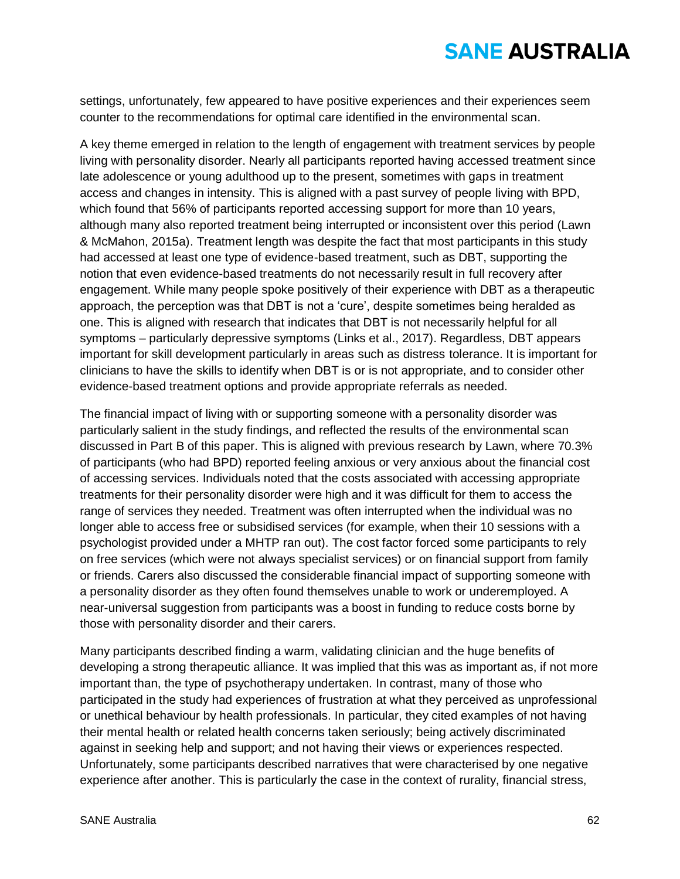settings, unfortunately, few appeared to have positive experiences and their experiences seem counter to the recommendations for optimal care identified in the environmental scan.

A key theme emerged in relation to the length of engagement with treatment services by people living with personality disorder. Nearly all participants reported having accessed treatment since late adolescence or young adulthood up to the present, sometimes with gaps in treatment access and changes in intensity. This is aligned with a past survey of people living with BPD, which found that 56% of participants reported accessing support for more than 10 years, although many also reported treatment being interrupted or inconsistent over this period (Lawn & McMahon, 2015a). Treatment length was despite the fact that most participants in this study had accessed at least one type of evidence-based treatment, such as DBT, supporting the notion that even evidence-based treatments do not necessarily result in full recovery after engagement. While many people spoke positively of their experience with DBT as a therapeutic approach, the perception was that DBT is not a 'cure', despite sometimes being heralded as one. This is aligned with research that indicates that DBT is not necessarily helpful for all symptoms – particularly depressive symptoms (Links et al., 2017). Regardless, DBT appears important for skill development particularly in areas such as distress tolerance. It is important for clinicians to have the skills to identify when DBT is or is not appropriate, and to consider other evidence-based treatment options and provide appropriate referrals as needed.

The financial impact of living with or supporting someone with a personality disorder was particularly salient in the study findings, and reflected the results of the environmental scan discussed in Part B of this paper. This is aligned with previous research by Lawn, where 70.3% of participants (who had BPD) reported feeling anxious or very anxious about the financial cost of accessing services. Individuals noted that the costs associated with accessing appropriate treatments for their personality disorder were high and it was difficult for them to access the range of services they needed. Treatment was often interrupted when the individual was no longer able to access free or subsidised services (for example, when their 10 sessions with a psychologist provided under a MHTP ran out). The cost factor forced some participants to rely on free services (which were not always specialist services) or on financial support from family or friends. Carers also discussed the considerable financial impact of supporting someone with a personality disorder as they often found themselves unable to work or underemployed. A near-universal suggestion from participants was a boost in funding to reduce costs borne by those with personality disorder and their carers.

Many participants described finding a warm, validating clinician and the huge benefits of developing a strong therapeutic alliance. It was implied that this was as important as, if not more important than, the type of psychotherapy undertaken. In contrast, many of those who participated in the study had experiences of frustration at what they perceived as unprofessional or unethical behaviour by health professionals. In particular, they cited examples of not having their mental health or related health concerns taken seriously; being actively discriminated against in seeking help and support; and not having their views or experiences respected. Unfortunately, some participants described narratives that were characterised by one negative experience after another. This is particularly the case in the context of rurality, financial stress,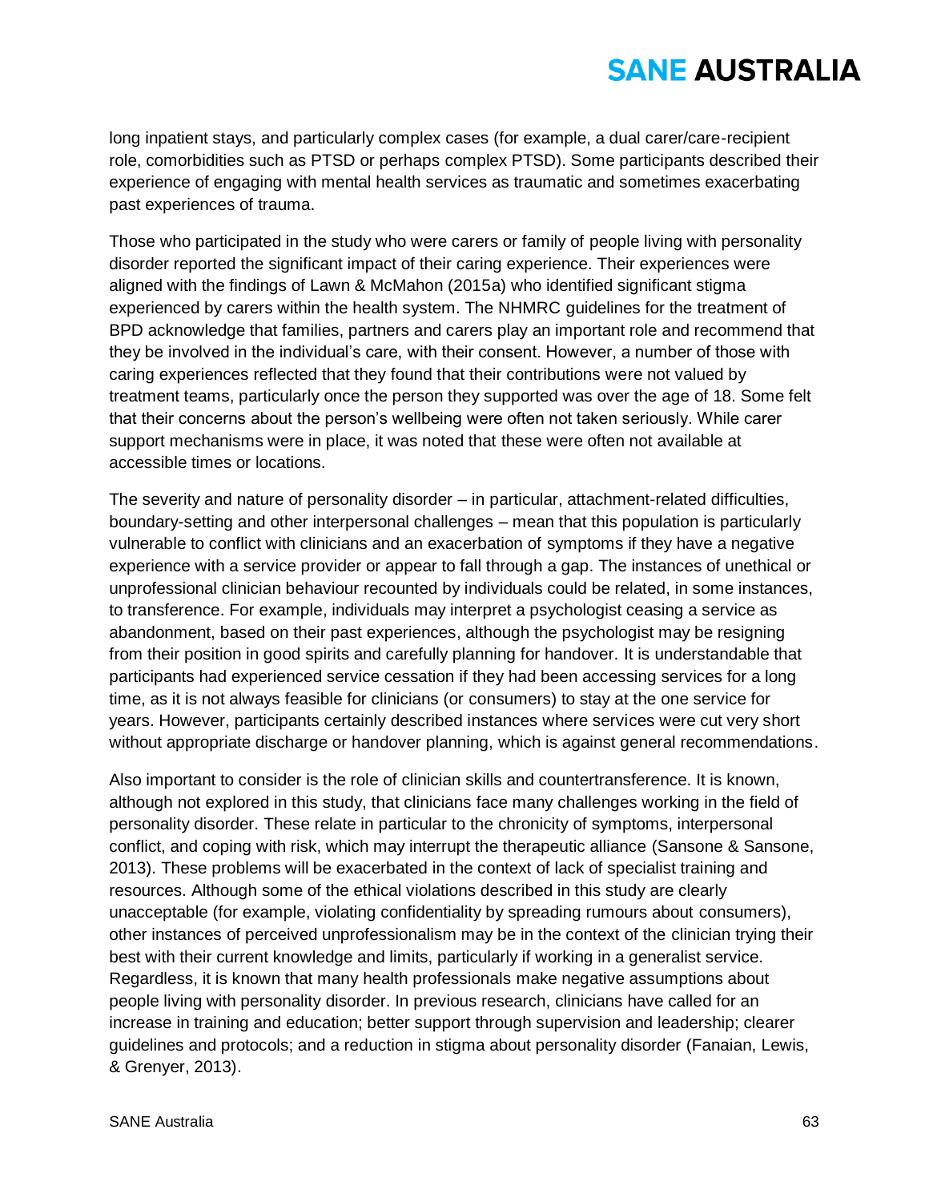long inpatient stays, and particularly complex cases (for example, a dual carer/care-recipient role, comorbidities such as PTSD or perhaps complex PTSD). Some participants described their experience of engaging with mental health services as traumatic and sometimes exacerbating past experiences of trauma.

Those who participated in the study who were carers or family of people living with personality disorder reported the significant impact of their caring experience. Their experiences were aligned with the findings of Lawn & McMahon (2015a) who identified significant stigma experienced by carers within the health system. The NHMRC guidelines for the treatment of BPD acknowledge that families, partners and carers play an important role and recommend that they be involved in the individual's care, with their consent. However, a number of those with caring experiences reflected that they found that their contributions were not valued by treatment teams, particularly once the person they supported was over the age of 18. Some felt that their concerns about the person's wellbeing were often not taken seriously. While carer support mechanisms were in place, it was noted that these were often not available at accessible times or locations.

The severity and nature of personality disorder – in particular, attachment-related difficulties, boundary-setting and other interpersonal challenges – mean that this population is particularly vulnerable to conflict with clinicians and an exacerbation of symptoms if they have a negative experience with a service provider or appear to fall through a gap. The instances of unethical or unprofessional clinician behaviour recounted by individuals could be related, in some instances, to transference. For example, individuals may interpret a psychologist ceasing a service as abandonment, based on their past experiences, although the psychologist may be resigning from their position in good spirits and carefully planning for handover. It is understandable that participants had experienced service cessation if they had been accessing services for a long time, as it is not always feasible for clinicians (or consumers) to stay at the one service for years. However, participants certainly described instances where services were cut very short without appropriate discharge or handover planning, which is against general recommendations.

Also important to consider is the role of clinician skills and countertransference. It is known, although not explored in this study, that clinicians face many challenges working in the field of personality disorder. These relate in particular to the chronicity of symptoms, interpersonal conflict, and coping with risk, which may interrupt the therapeutic alliance (Sansone & Sansone, 2013). These problems will be exacerbated in the context of lack of specialist training and resources. Although some of the ethical violations described in this study are clearly unacceptable (for example, violating confidentiality by spreading rumours about consumers), other instances of perceived unprofessionalism may be in the context of the clinician trying their best with their current knowledge and limits, particularly if working in a generalist service. Regardless, it is known that many health professionals make negative assumptions about people living with personality disorder. In previous research, clinicians have called for an increase in training and education; better support through supervision and leadership; clearer guidelines and protocols; and a reduction in stigma about personality disorder (Fanaian, Lewis, & Grenyer, 2013).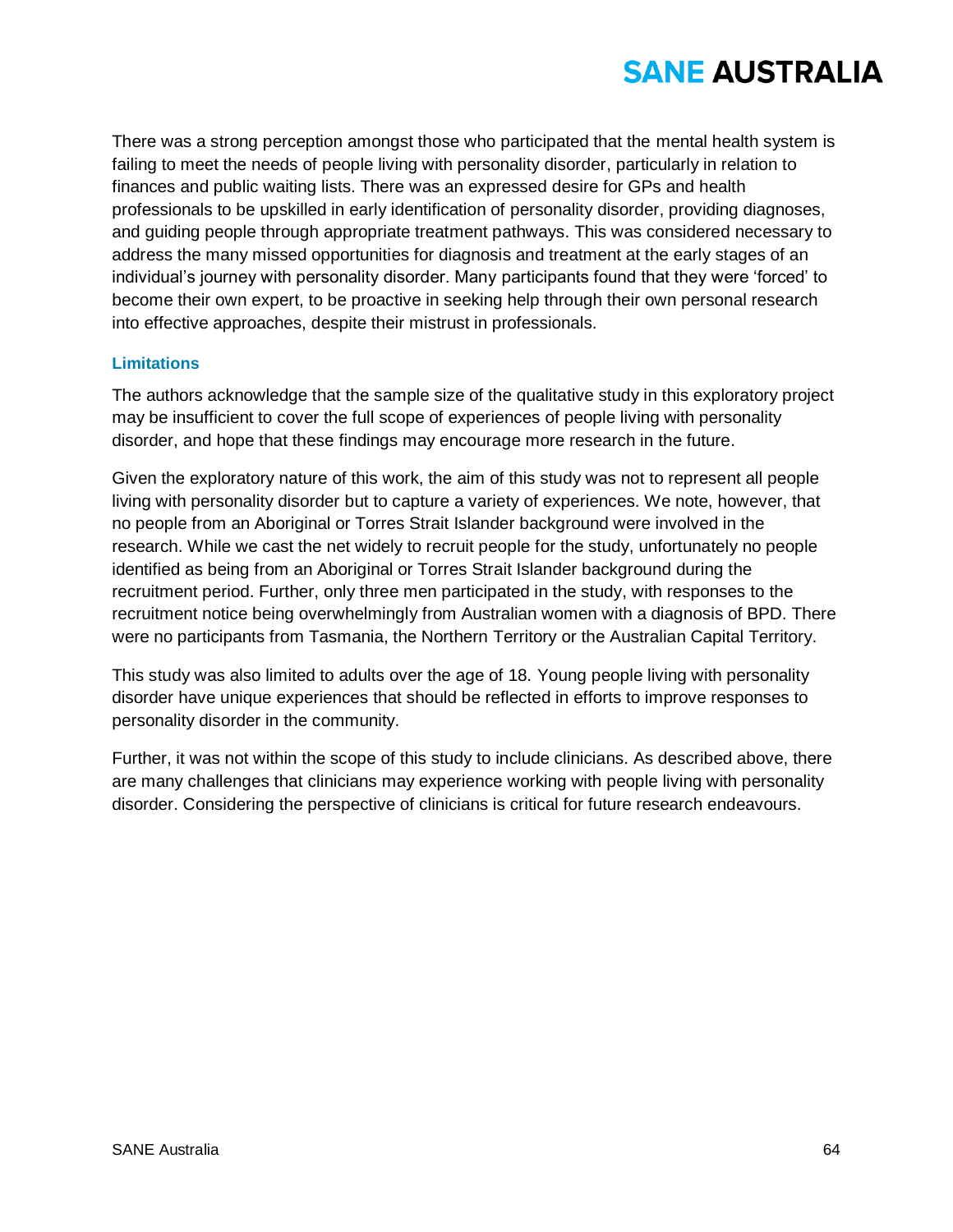There was a strong perception amongst those who participated that the mental health system is failing to meet the needs of people living with personality disorder, particularly in relation to finances and public waiting lists. There was an expressed desire for GPs and health professionals to be upskilled in early identification of personality disorder, providing diagnoses, and guiding people through appropriate treatment pathways. This was considered necessary to address the many missed opportunities for diagnosis and treatment at the early stages of an individual's journey with personality disorder. Many participants found that they were 'forced' to become their own expert, to be proactive in seeking help through their own personal research into effective approaches, despite their mistrust in professionals.

### Limitations

The authors acknowledge that the sample size of the qualitative study in this exploratory project may be insufficient to cover the full scope of experiences of people living with personality disorder, and hope that these findings may encourage more research in the future.

Given the exploratory nature of this work, the aim of this study was not to represent all people living with personality disorder but to capture a variety of experiences. We note, however, that no people from an Aboriginal or Torres Strait Islander background were involved in the research. While we cast the net widely to recruit people for the study, unfortunately no people identified as being from an Aboriginal or Torres Strait Islander background during the recruitment period. Further, only three men participated in the study, with responses to the recruitment notice being overwhelmingly from Australian women with a diagnosis of BPD. There were no participants from Tasmania, the Northern Territory or the Australian Capital Territory.

This study was also limited to adults over the age of 18. Young people living with personality disorder have unique experiences that should be reflected in efforts to improve responses to personality disorder in the community.

Further, it was not within the scope of this study to include clinicians. As described above, there are many challenges that clinicians may experience working with people living with personality disorder. Considering the perspective of clinicians is critical for future research endeavours.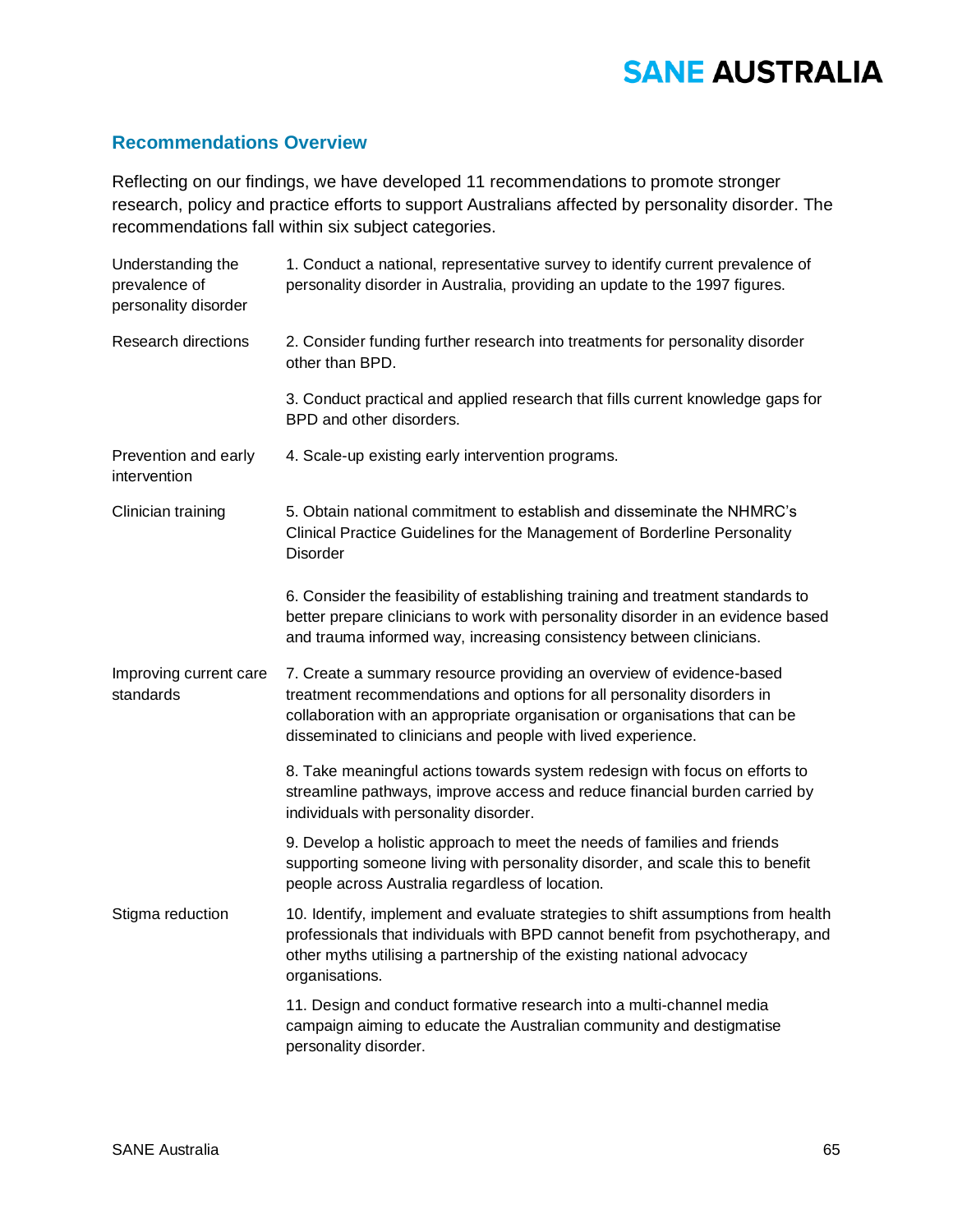## Recommendations Overview

Reflecting on our findings, we have developed 11 recommendations to promote stronger research, policy and practice efforts to support Australians affected by personality disorder. The recommendations fall within six subject categories.

| | |
|---|---|
| Understanding the prevalence of personality disorder | 1. Conduct a national, representative survey to identify current prevalence of personality disorder in Australia, providing an update to the 1997 figures. |
| Research directions | 2. Consider funding further research into treatments for personality disorder other than BPD. |
| | 3. Conduct practical and applied research that fills current knowledge gaps for BPD and other disorders. |
| Prevention and early intervention | 4. Scale-up existing early intervention programs. |
| Clinician training | 5. Obtain national commitment to establish and disseminate the NHMRC's Clinical Practice Guidelines for the Management of Borderline Personality Disorder |
| | 6. Consider the feasibility of establishing training and treatment standards to better prepare clinicians to work with personality disorder in an evidence based and trauma informed way, increasing consistency between clinicians. |
| Improving current care standards | 7. Create a summary resource providing an overview of evidence-based treatment recommendations and options for all personality disorders in collaboration with an appropriate organisation or organisations that can be disseminated to clinicians and people with lived experience. |
| | 8. Take meaningful actions towards system redesign with focus on efforts to streamline pathways, improve access and reduce financial burden carried by individuals with personality disorder. |
| | 9. Develop a holistic approach to meet the needs of families and friends supporting someone living with personality disorder, and scale this to benefit people across Australia regardless of location. |
| Stigma reduction | 10. Identify, implement and evaluate strategies to shift assumptions from health professionals that individuals with BPD cannot benefit from psychotherapy, and other myths utilising a partnership of the existing national advocacy organisations. |
| | 11. Design and conduct formative research into a multi-channel media campaign aiming to educate the Australian community and destigmatise personality disorder. |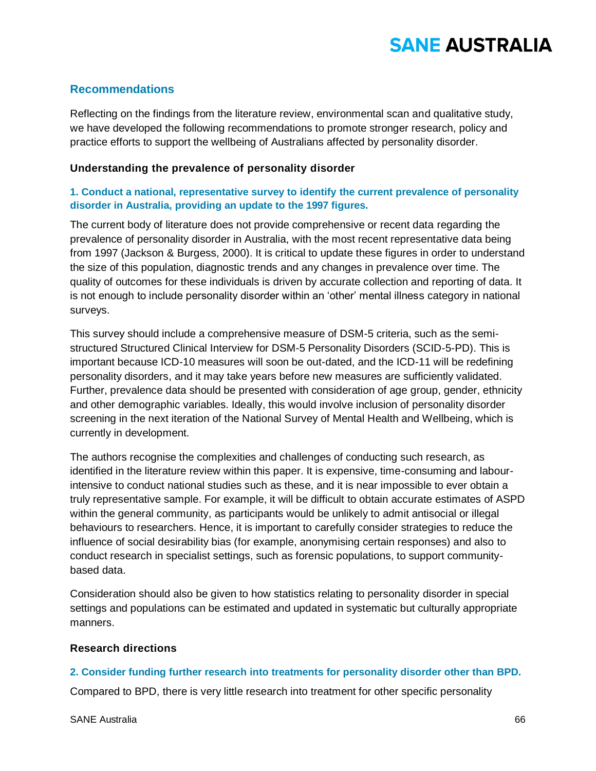## Recommendations

Reflecting on the findings from the literature review, environmental scan and qualitative study, we have developed the following recommendations to promote stronger research, policy and practice efforts to support the wellbeing of Australians affected by personality disorder.

### Understanding the prevalence of personality disorder

#### 1. Conduct a national, representative survey to identify the current prevalence of personality disorder in Australia, providing an update to the 1997 figures.

The current body of literature does not provide comprehensive or recent data regarding the prevalence of personality disorder in Australia, with the most recent representative data being from 1997 (Jackson & Burgess, 2000). It is critical to update these figures in order to understand the size of this population, diagnostic trends and any changes in prevalence over time. The quality of outcomes for these individuals is driven by accurate collection and reporting of data. It is not enough to include personality disorder within an 'other' mental illness category in national surveys.

This survey should include a comprehensive measure of DSM-5 criteria, such as the semi-structured Structured Clinical Interview for DSM-5 Personality Disorders (SCID-5-PD). This is important because ICD-10 measures will soon be out-dated, and the ICD-11 will be redefining personality disorders, and it may take years before new measures are sufficiently validated. Further, prevalence data should be presented with consideration of age group, gender, ethnicity and other demographic variables. Ideally, this would involve inclusion of personality disorder screening in the next iteration of the National Survey of Mental Health and Wellbeing, which is currently in development.

The authors recognise the complexities and challenges of conducting such research, as identified in the literature review within this paper. It is expensive, time-consuming and labour-intensive to conduct national studies such as these, and it is near impossible to ever obtain a truly representative sample. For example, it will be difficult to obtain accurate estimates of ASPD within the general community, as participants would be unlikely to admit antisocial or illegal behaviours to researchers. Hence, it is important to carefully consider strategies to reduce the influence of social desirability bias (for example, anonymising certain responses) and also to conduct research in specialist settings, such as forensic populations, to support community-based data.

Consideration should also be given to how statistics relating to personality disorder in special settings and populations can be estimated and updated in systematic but culturally appropriate manners.

### Research directions

#### 2. Consider funding further research into treatments for personality disorder other than BPD.

Compared to BPD, there is very little research into treatment for other specific personality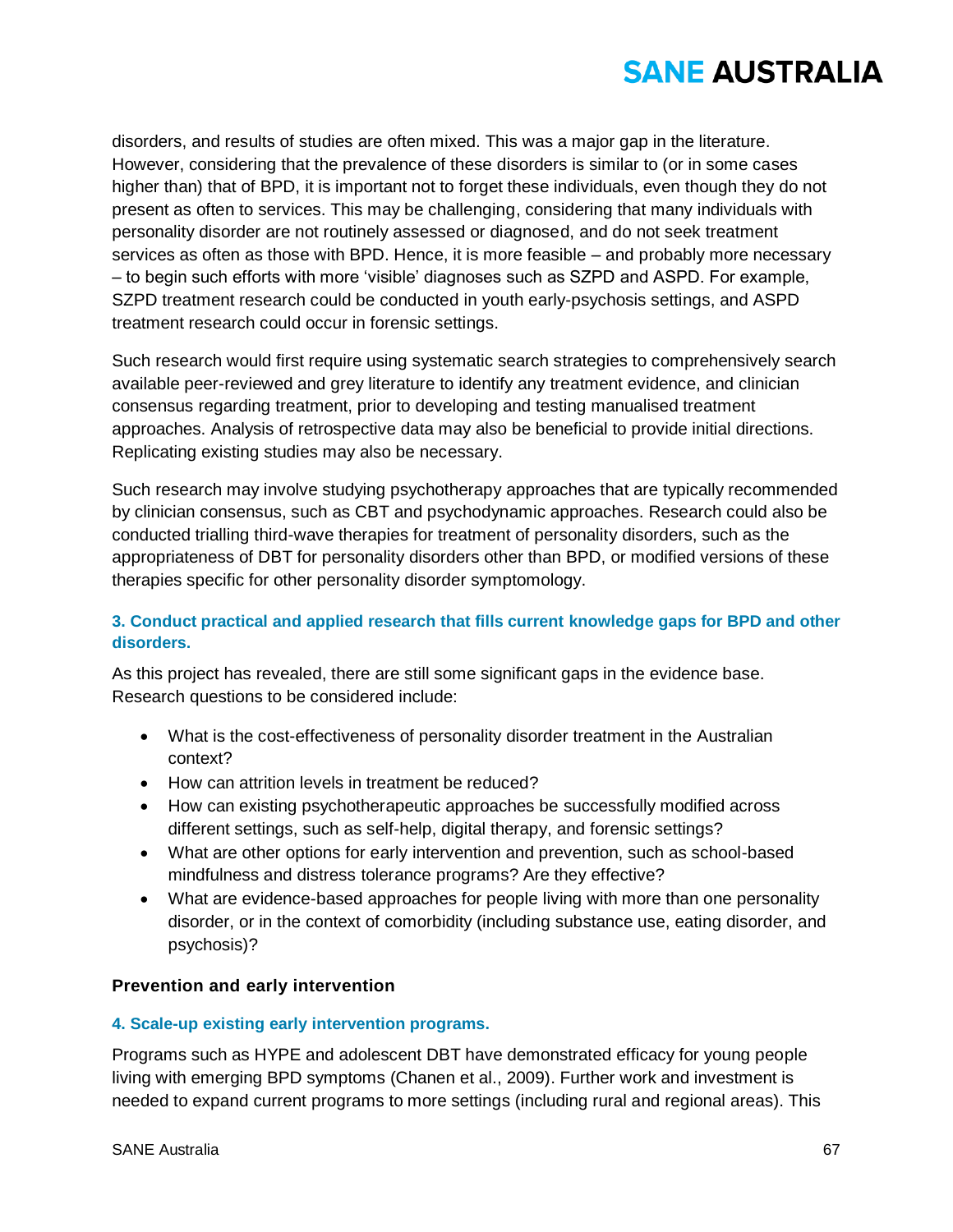disorders, and results of studies are often mixed. This was a major gap in the literature. However, considering that the prevalence of these disorders is similar to (or in some cases higher than) that of BPD, it is important not to forget these individuals, even though they do not present as often to services. This may be challenging, considering that many individuals with personality disorder are not routinely assessed or diagnosed, and do not seek treatment services as often as those with BPD. Hence, it is more feasible – and probably more necessary – to begin such efforts with more 'visible' diagnoses such as SZPD and ASPD. For example, SZPD treatment research could be conducted in youth early-psychosis settings, and ASPD treatment research could occur in forensic settings.

Such research would first require using systematic search strategies to comprehensively search available peer-reviewed and grey literature to identify any treatment evidence, and clinician consensus regarding treatment, prior to developing and testing manualised treatment approaches. Analysis of retrospective data may also be beneficial to provide initial directions. Replicating existing studies may also be necessary.

Such research may involve studying psychotherapy approaches that are typically recommended by clinician consensus, such as CBT and psychodynamic approaches. Research could also be conducted trialling third-wave therapies for treatment of personality disorders, such as the appropriateness of DBT for personality disorders other than BPD, or modified versions of these therapies specific for other personality disorder symptomology.

#### 3. Conduct practical and applied research that fills current knowledge gaps for BPD and other disorders.

As this project has revealed, there are still some significant gaps in the evidence base. Research questions to be considered include:

- What is the cost-effectiveness of personality disorder treatment in the Australian context?
- How can attrition levels in treatment be reduced?
- How can existing psychotherapeutic approaches be successfully modified across different settings, such as self-help, digital therapy, and forensic settings?
- What are other options for early intervention and prevention, such as school-based mindfulness and distress tolerance programs? Are they effective?
- What are evidence-based approaches for people living with more than one personality disorder, or in the context of comorbidity (including substance use, eating disorder, and psychosis)?

### Prevention and early intervention

#### 4. Scale-up existing early intervention programs.

Programs such as HYPE and adolescent DBT have demonstrated efficacy for young people living with emerging BPD symptoms (Chanen et al., 2009). Further work and investment is needed to expand current programs to more settings (including rural and regional areas). This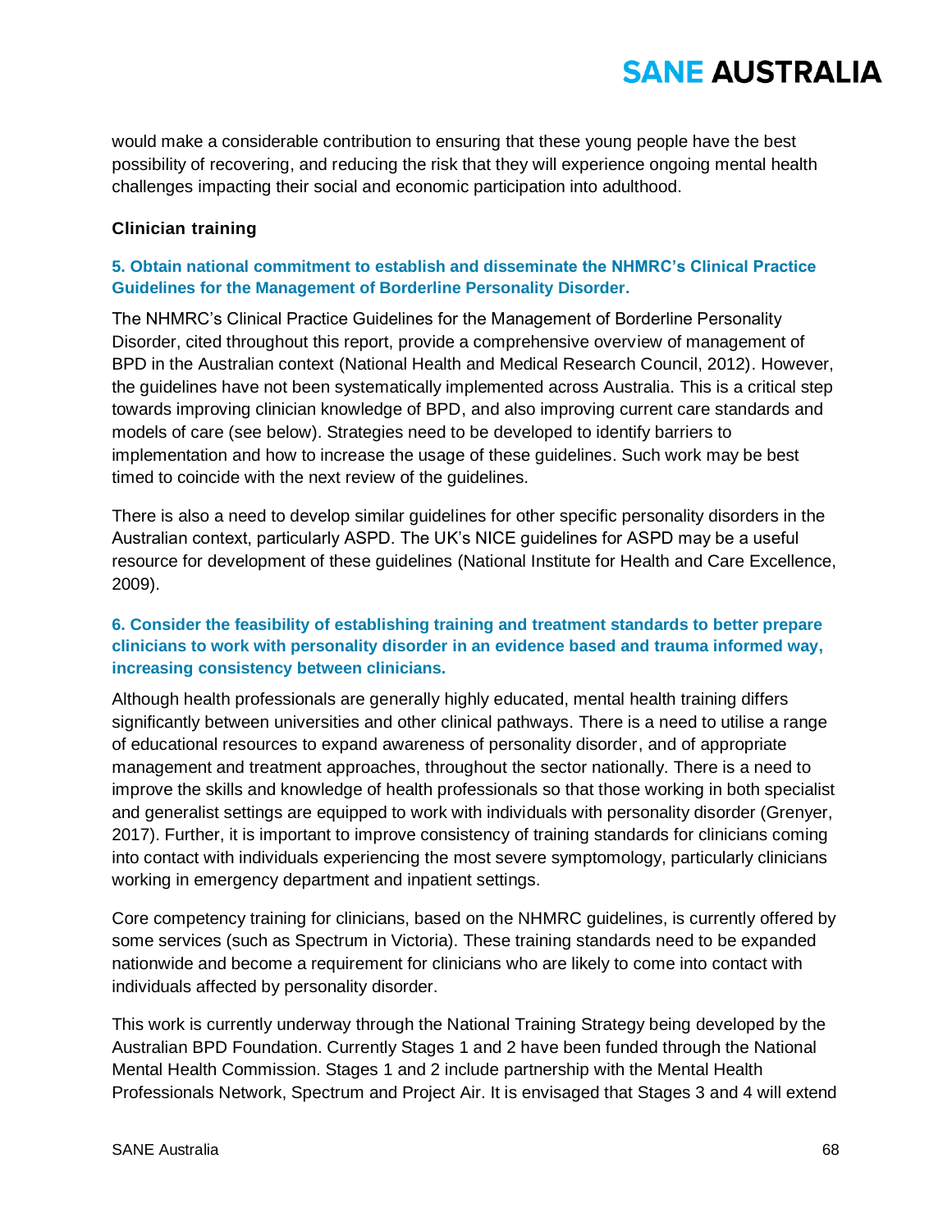would make a considerable contribution to ensuring that these young people have the best possibility of recovering, and reducing the risk that they will experience ongoing mental health challenges impacting their social and economic participation into adulthood.

### Clinician training

#### 5. Obtain national commitment to establish and disseminate the NHMRC's Clinical Practice Guidelines for the Management of Borderline Personality Disorder.

The NHMRC's Clinical Practice Guidelines for the Management of Borderline Personality Disorder, cited throughout this report, provide a comprehensive overview of management of BPD in the Australian context (National Health and Medical Research Council, 2012). However, the guidelines have not been systematically implemented across Australia. This is a critical step towards improving clinician knowledge of BPD, and also improving current care standards and models of care (see below). Strategies need to be developed to identify barriers to implementation and how to increase the usage of these guidelines. Such work may be best timed to coincide with the next review of the guidelines.

There is also a need to develop similar guidelines for other specific personality disorders in the Australian context, particularly ASPD. The UK's NICE guidelines for ASPD may be a useful resource for development of these guidelines (National Institute for Health and Care Excellence, 2009).

#### 6. Consider the feasibility of establishing training and treatment standards to better prepare clinicians to work with personality disorder in an evidence based and trauma informed way, increasing consistency between clinicians.

Although health professionals are generally highly educated, mental health training differs significantly between universities and other clinical pathways. There is a need to utilise a range of educational resources to expand awareness of personality disorder, and of appropriate management and treatment approaches, throughout the sector nationally. There is a need to improve the skills and knowledge of health professionals so that those working in both specialist and generalist settings are equipped to work with individuals with personality disorder (Grenyer, 2017). Further, it is important to improve consistency of training standards for clinicians coming into contact with individuals experiencing the most severe symptomology, particularly clinicians working in emergency department and inpatient settings.

Core competency training for clinicians, based on the NHMRC guidelines, is currently offered by some services (such as Spectrum in Victoria). These training standards need to be expanded nationwide and become a requirement for clinicians who are likely to come into contact with individuals affected by personality disorder.

This work is currently underway through the National Training Strategy being developed by the Australian BPD Foundation. Currently Stages 1 and 2 have been funded through the National Mental Health Commission. Stages 1 and 2 include partnership with the Mental Health Professionals Network, Spectrum and Project Air. It is envisaged that Stages 3 and 4 will extend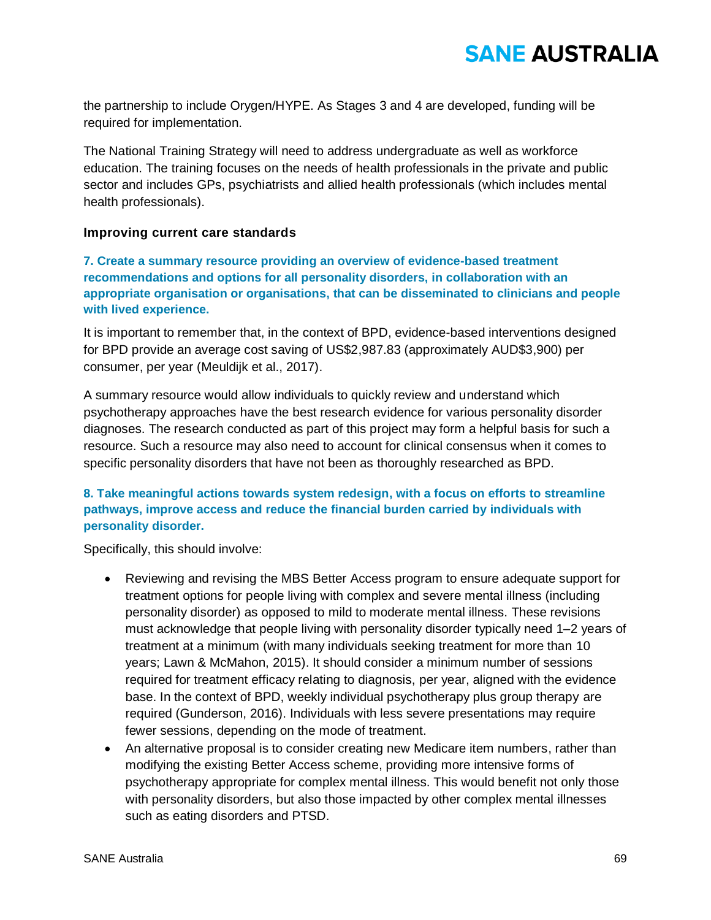the partnership to include Orygen/HYPE. As Stages 3 and 4 are developed, funding will be required for implementation.

The National Training Strategy will need to address undergraduate as well as workforce education. The training focuses on the needs of health professionals in the private and public sector and includes GPs, psychiatrists and allied health professionals (which includes mental health professionals).

### Improving current care standards

**7. Create a summary resource providing an overview of evidence-based treatment recommendations and options for all personality disorders, in collaboration with an appropriate organisation or organisations, that can be disseminated to clinicians and people with lived experience.**

It is important to remember that, in the context of BPD, evidence-based interventions designed for BPD provide an average cost saving of US$2,987.83 (approximately AUD$3,900) per consumer, per year (Meuldijk et al., 2017).

A summary resource would allow individuals to quickly review and understand which psychotherapy approaches have the best research evidence for various personality disorder diagnoses. The research conducted as part of this project may form a helpful basis for such a resource. Such a resource may also need to account for clinical consensus when it comes to specific personality disorders that have not been as thoroughly researched as BPD.

**8. Take meaningful actions towards system redesign, with a focus on efforts to streamline pathways, improve access and reduce the financial burden carried by individuals with personality disorder.**

Specifically, this should involve:

- Reviewing and revising the MBS Better Access program to ensure adequate support for treatment options for people living with complex and severe mental illness (including personality disorder) as opposed to mild to moderate mental illness. These revisions must acknowledge that people living with personality disorder typically need 1–2 years of treatment at a minimum (with many individuals seeking treatment for more than 10 years; Lawn & McMahon, 2015). It should consider a minimum number of sessions required for treatment efficacy relating to diagnosis, per year, aligned with the evidence base. In the context of BPD, weekly individual psychotherapy plus group therapy are required (Gunderson, 2016). Individuals with less severe presentations may require fewer sessions, depending on the mode of treatment.
- An alternative proposal is to consider creating new Medicare item numbers, rather than modifying the existing Better Access scheme, providing more intensive forms of psychotherapy appropriate for complex mental illness. This would benefit not only those with personality disorders, but also those impacted by other complex mental illnesses such as eating disorders and PTSD.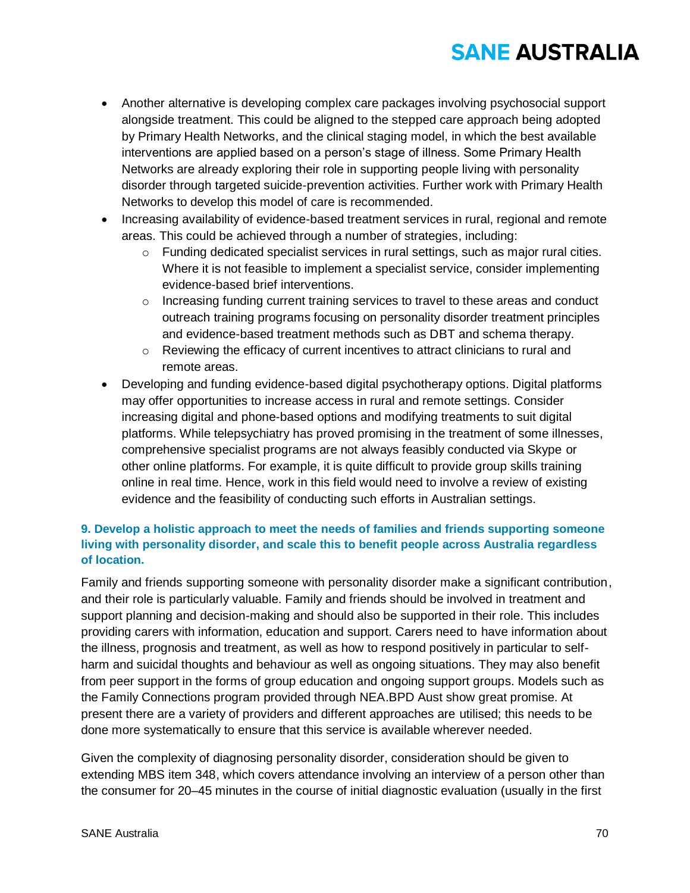- Another alternative is developing complex care packages involving psychosocial support alongside treatment. This could be aligned to the stepped care approach being adopted by Primary Health Networks, and the clinical staging model, in which the best available interventions are applied based on a person's stage of illness. Some Primary Health Networks are already exploring their role in supporting people living with personality disorder through targeted suicide-prevention activities. Further work with Primary Health Networks to develop this model of care is recommended.
- Increasing availability of evidence-based treatment services in rural, regional and remote areas. This could be achieved through a number of strategies, including:
  - Funding dedicated specialist services in rural settings, such as major rural cities. Where it is not feasible to implement a specialist service, consider implementing evidence-based brief interventions.
  - Increasing funding current training services to travel to these areas and conduct outreach training programs focusing on personality disorder treatment principles and evidence-based treatment methods such as DBT and schema therapy.
  - Reviewing the efficacy of current incentives to attract clinicians to rural and remote areas.
- Developing and funding evidence-based digital psychotherapy options. Digital platforms may offer opportunities to increase access in rural and remote settings. Consider increasing digital and phone-based options and modifying treatments to suit digital platforms. While telepsychiatry has proved promising in the treatment of some illnesses, comprehensive specialist programs are not always feasibly conducted via Skype or other online platforms. For example, it is quite difficult to provide group skills training online in real time. Hence, work in this field would need to involve a review of existing evidence and the feasibility of conducting such efforts in Australian settings.

### 9. Develop a holistic approach to meet the needs of families and friends supporting someone living with personality disorder, and scale this to benefit people across Australia regardless of location.

Family and friends supporting someone with personality disorder make a significant contribution, and their role is particularly valuable. Family and friends should be involved in treatment and support planning and decision-making and should also be supported in their role. This includes providing carers with information, education and support. Carers need to have information about the illness, prognosis and treatment, as well as how to respond positively in particular to self-harm and suicidal thoughts and behaviour as well as ongoing situations. They may also benefit from peer support in the forms of group education and ongoing support groups. Models such as the Family Connections program provided through NEA.BPD Aust show great promise. At present there are a variety of providers and different approaches are utilised; this needs to be done more systematically to ensure that this service is available wherever needed.

Given the complexity of diagnosing personality disorder, consideration should be given to extending MBS item 348, which covers attendance involving an interview of a person other than the consumer for 20–45 minutes in the course of initial diagnostic evaluation (usually in the first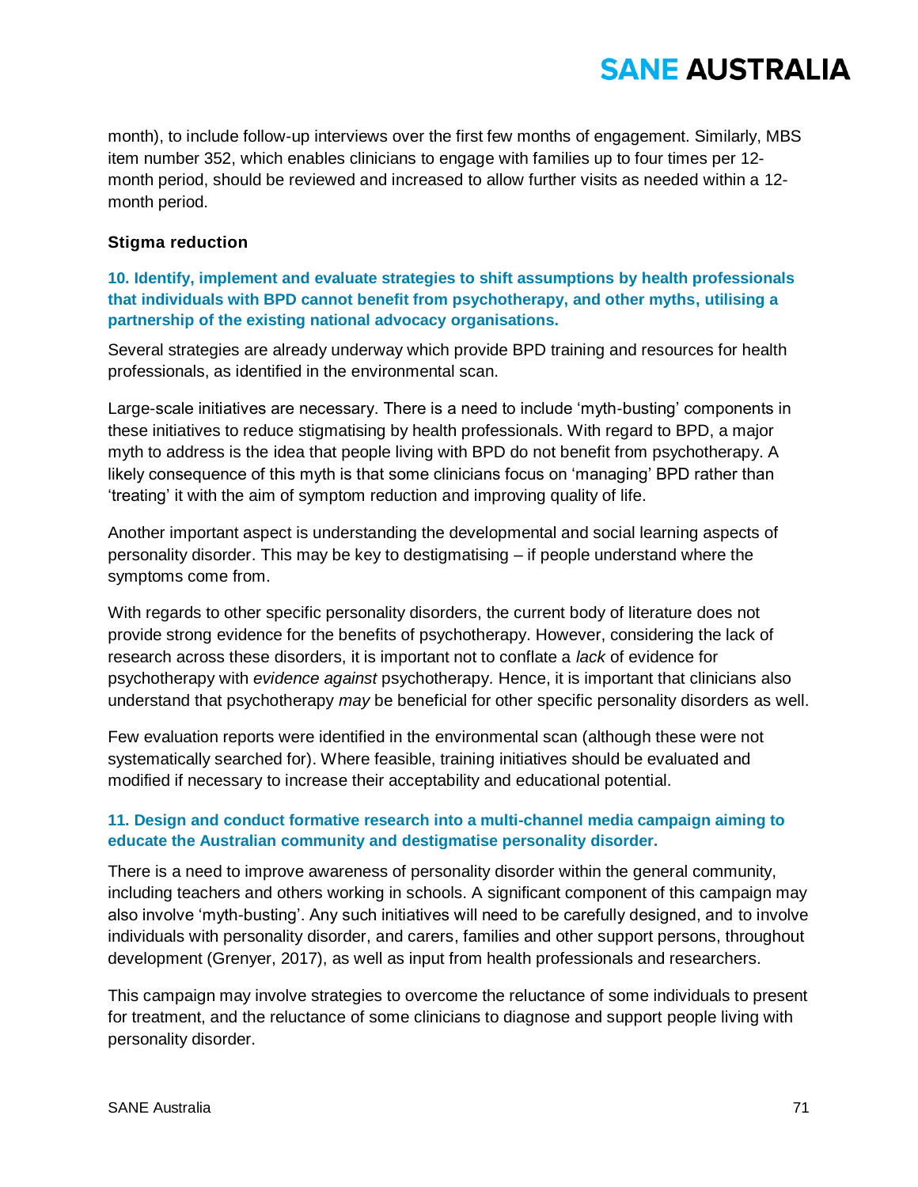month), to include follow-up interviews over the first few months of engagement. Similarly, MBS item number 352, which enables clinicians to engage with families up to four times per 12-month period, should be reviewed and increased to allow further visits as needed within a 12-month period.

### Stigma reduction

**10. Identify, implement and evaluate strategies to shift assumptions by health professionals that individuals with BPD cannot benefit from psychotherapy, and other myths, utilising a partnership of the existing national advocacy organisations.**

Several strategies are already underway which provide BPD training and resources for health professionals, as identified in the environmental scan.

Large-scale initiatives are necessary. There is a need to include 'myth-busting' components in these initiatives to reduce stigmatising by health professionals. With regard to BPD, a major myth to address is the idea that people living with BPD do not benefit from psychotherapy. A likely consequence of this myth is that some clinicians focus on 'managing' BPD rather than 'treating' it with the aim of symptom reduction and improving quality of life.

Another important aspect is understanding the developmental and social learning aspects of personality disorder. This may be key to destigmatising – if people understand where the symptoms come from.

With regards to other specific personality disorders, the current body of literature does not provide strong evidence for the benefits of psychotherapy. However, considering the lack of research across these disorders, it is important not to conflate a *lack* of evidence for psychotherapy with *evidence against* psychotherapy. Hence, it is important that clinicians also understand that psychotherapy *may* be beneficial for other specific personality disorders as well.

Few evaluation reports were identified in the environmental scan (although these were not systematically searched for). Where feasible, training initiatives should be evaluated and modified if necessary to increase their acceptability and educational potential.

**11. Design and conduct formative research into a multi-channel media campaign aiming to educate the Australian community and destigmatise personality disorder.**

There is a need to improve awareness of personality disorder within the general community, including teachers and others working in schools. A significant component of this campaign may also involve 'myth-busting'. Any such initiatives will need to be carefully designed, and to involve individuals with personality disorder, and carers, families and other support persons, throughout development (Grenyer, 2017), as well as input from health professionals and researchers.

This campaign may involve strategies to overcome the reluctance of some individuals to present for treatment, and the reluctance of some clinicians to diagnose and support people living with personality disorder.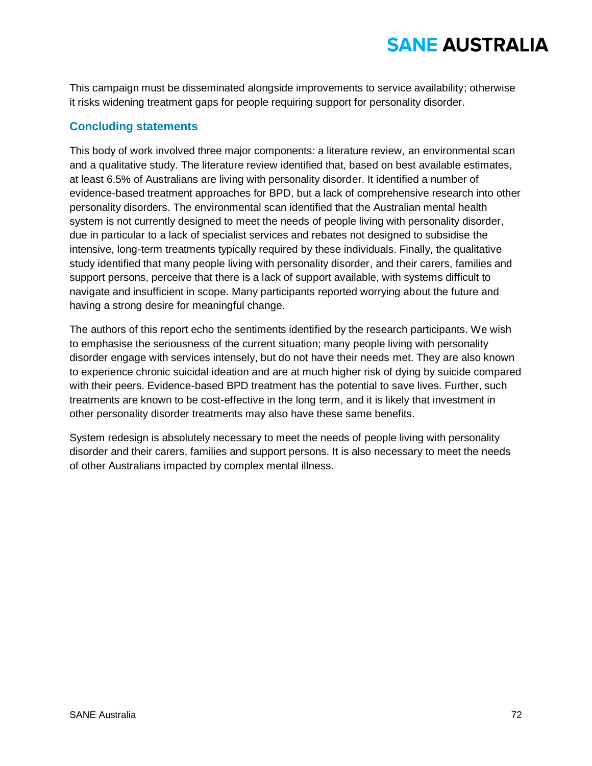This campaign must be disseminated alongside improvements to service availability; otherwise it risks widening treatment gaps for people requiring support for personality disorder.

## Concluding statements

This body of work involved three major components: a literature review, an environmental scan and a qualitative study. The literature review identified that, based on best available estimates, at least 6.5% of Australians are living with personality disorder. It identified a number of evidence-based treatment approaches for BPD, but a lack of comprehensive research into other personality disorders. The environmental scan identified that the Australian mental health system is not currently designed to meet the needs of people living with personality disorder, due in particular to a lack of specialist services and rebates not designed to subsidise the intensive, long-term treatments typically required by these individuals. Finally, the qualitative study identified that many people living with personality disorder, and their carers, families and support persons, perceive that there is a lack of support available, with systems difficult to navigate and insufficient in scope. Many participants reported worrying about the future and having a strong desire for meaningful change.

The authors of this report echo the sentiments identified by the research participants. We wish to emphasise the seriousness of the current situation; many people living with personality disorder engage with services intensely, but do not have their needs met. They are also known to experience chronic suicidal ideation and are at much higher risk of dying by suicide compared with their peers. Evidence-based BPD treatment has the potential to save lives. Further, such treatments are known to be cost-effective in the long term, and it is likely that investment in other personality disorder treatments may also have these same benefits.

System redesign is absolutely necessary to meet the needs of people living with personality disorder and their carers, families and support persons. It is also necessary to meet the needs of other Australians impacted by complex mental illness.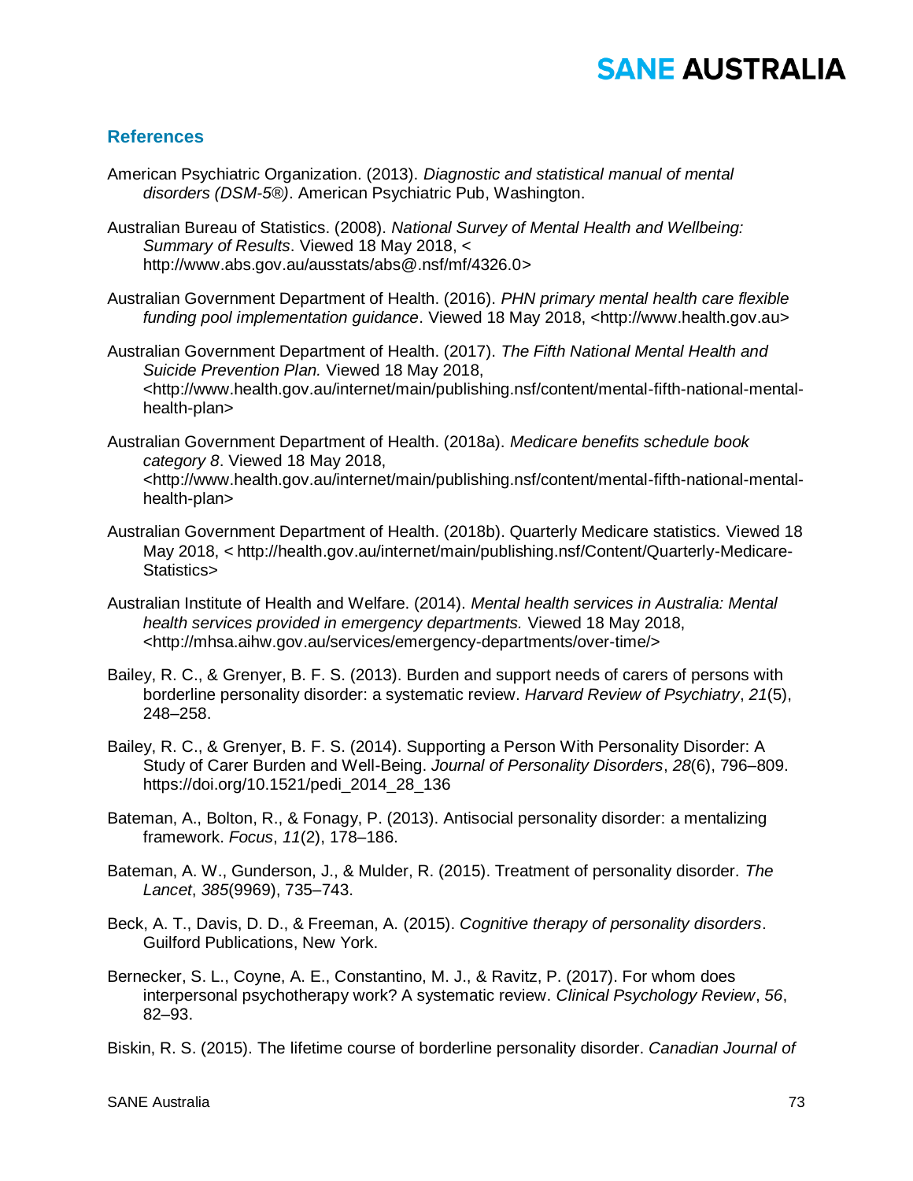## References

American Psychiatric Organization. (2013). *Diagnostic and statistical manual of mental disorders (DSM-5®)*. American Psychiatric Pub, Washington.

Australian Bureau of Statistics. (2008). *National Survey of Mental Health and Wellbeing: Summary of Results*. Viewed 18 May 2018, < http://www.abs.gov.au/ausstats/abs@.nsf/mf/4326.0>

Australian Government Department of Health. (2016). *PHN primary mental health care flexible funding pool implementation guidance*. Viewed 18 May 2018, <http://www.health.gov.au>

Australian Government Department of Health. (2017). *The Fifth National Mental Health and Suicide Prevention Plan.* Viewed 18 May 2018, <http://www.health.gov.au/internet/main/publishing.nsf/content/mental-fifth-national-mental-health-plan>

Australian Government Department of Health. (2018a). *Medicare benefits schedule book category 8*. Viewed 18 May 2018, <http://www.health.gov.au/internet/main/publishing.nsf/content/mental-fifth-national-mental-health-plan>

Australian Government Department of Health. (2018b). Quarterly Medicare statistics. Viewed 18 May 2018, < http://health.gov.au/internet/main/publishing.nsf/Content/Quarterly-Medicare-Statistics>

Australian Institute of Health and Welfare. (2014). *Mental health services in Australia: Mental health services provided in emergency departments.* Viewed 18 May 2018, <http://mhsa.aihw.gov.au/services/emergency-departments/over-time/>

Bailey, R. C., & Grenyer, B. F. S. (2013). Burden and support needs of carers of persons with borderline personality disorder: a systematic review. *Harvard Review of Psychiatry*, *21*(5), 248–258.

Bailey, R. C., & Grenyer, B. F. S. (2014). Supporting a Person With Personality Disorder: A Study of Carer Burden and Well-Being. *Journal of Personality Disorders*, *28*(6), 796–809. https://doi.org/10.1521/pedi_2014_28_136

Bateman, A., Bolton, R., & Fonagy, P. (2013). Antisocial personality disorder: a mentalizing framework. *Focus*, *11*(2), 178–186.

Bateman, A. W., Gunderson, J., & Mulder, R. (2015). Treatment of personality disorder. *The Lancet*, *385*(9969), 735–743.

Beck, A. T., Davis, D. D., & Freeman, A. (2015). *Cognitive therapy of personality disorders*. Guilford Publications, New York.

Bernecker, S. L., Coyne, A. E., Constantino, M. J., & Ravitz, P. (2017). For whom does interpersonal psychotherapy work? A systematic review. *Clinical Psychology Review*, *56*, 82–93.

Biskin, R. S. (2015). The lifetime course of borderline personality disorder. *Canadian Journal of*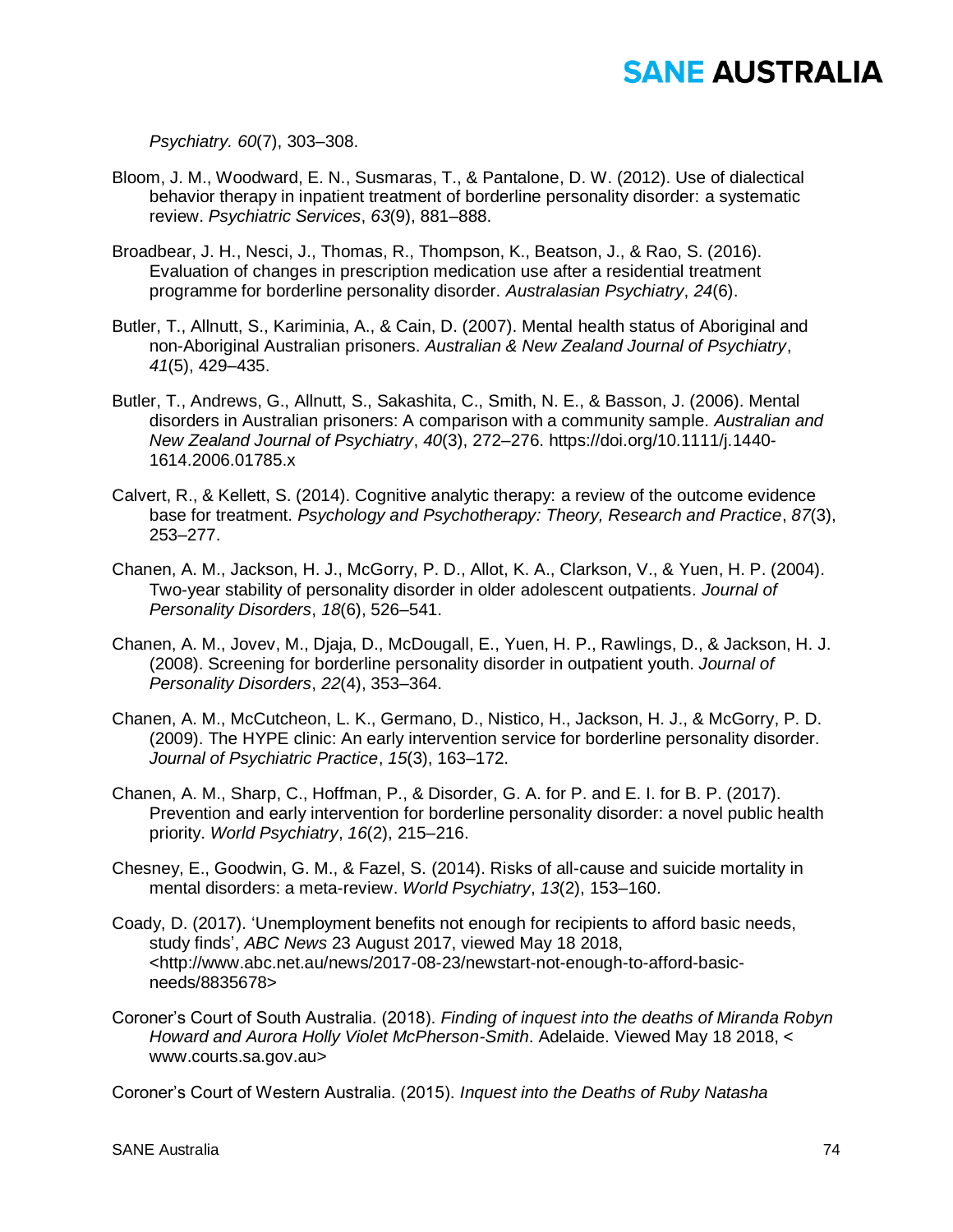*Psychiatry. 60*(7), 303–308.

Bloom, J. M., Woodward, E. N., Susmaras, T., & Pantalone, D. W. (2012). Use of dialectical behavior therapy in inpatient treatment of borderline personality disorder: a systematic review. *Psychiatric Services*, *63*(9), 881–888.

Broadbear, J. H., Nesci, J., Thomas, R., Thompson, K., Beatson, J., & Rao, S. (2016). Evaluation of changes in prescription medication use after a residential treatment programme for borderline personality disorder. *Australasian Psychiatry*, *24*(6).

Butler, T., Allnutt, S., Kariminia, A., & Cain, D. (2007). Mental health status of Aboriginal and non-Aboriginal Australian prisoners. *Australian & New Zealand Journal of Psychiatry*, *41*(5), 429–435.

Butler, T., Andrews, G., Allnutt, S., Sakashita, C., Smith, N. E., & Basson, J. (2006). Mental disorders in Australian prisoners: A comparison with a community sample. *Australian and New Zealand Journal of Psychiatry*, *40*(3), 272–276. https://doi.org/10.1111/j.1440-1614.2006.01785.x

Calvert, R., & Kellett, S. (2014). Cognitive analytic therapy: a review of the outcome evidence base for treatment. *Psychology and Psychotherapy: Theory, Research and Practice*, *87*(3), 253–277.

Chanen, A. M., Jackson, H. J., McGorry, P. D., Allot, K. A., Clarkson, V., & Yuen, H. P. (2004). Two-year stability of personality disorder in older adolescent outpatients. *Journal of Personality Disorders*, *18*(6), 526–541.

Chanen, A. M., Jovev, M., Djaja, D., McDougall, E., Yuen, H. P., Rawlings, D., & Jackson, H. J. (2008). Screening for borderline personality disorder in outpatient youth. *Journal of Personality Disorders*, *22*(4), 353–364.

Chanen, A. M., McCutcheon, L. K., Germano, D., Nistico, H., Jackson, H. J., & McGorry, P. D. (2009). The HYPE clinic: An early intervention service for borderline personality disorder. *Journal of Psychiatric Practice*, *15*(3), 163–172.

Chanen, A. M., Sharp, C., Hoffman, P., & Disorder, G. A. for P. and E. I. for B. P. (2017). Prevention and early intervention for borderline personality disorder: a novel public health priority. *World Psychiatry*, *16*(2), 215–216.

Chesney, E., Goodwin, G. M., & Fazel, S. (2014). Risks of all-cause and suicide mortality in mental disorders: a meta-review. *World Psychiatry*, *13*(2), 153–160.

Coady, D. (2017). 'Unemployment benefits not enough for recipients to afford basic needs, study finds', *ABC News* 23 August 2017, viewed May 18 2018, <http://www.abc.net.au/news/2017-08-23/newstart-not-enough-to-afford-basic-needs/8835678>

Coroner's Court of South Australia. (2018). *Finding of inquest into the deaths of Miranda Robyn Howard and Aurora Holly Violet McPherson-Smith*. Adelaide. Viewed May 18 2018, < www.courts.sa.gov.au>

Coroner's Court of Western Australia. (2015). *Inquest into the Deaths of Ruby Natasha*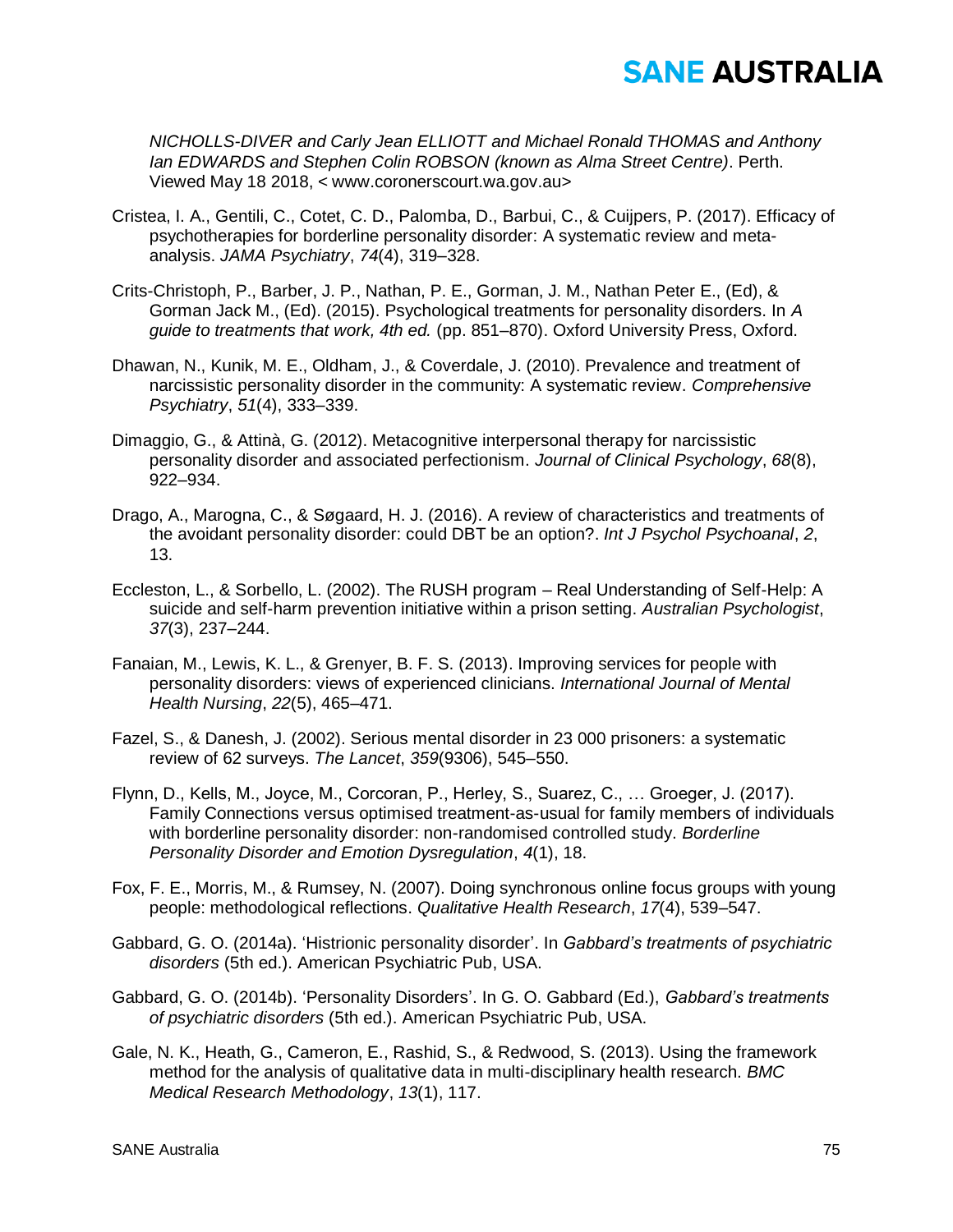*NICHOLLS-DIVER and Carly Jean ELLIOTT and Michael Ronald THOMAS and Anthony Ian EDWARDS and Stephen Colin ROBSON (known as Alma Street Centre)*. Perth. Viewed May 18 2018, < www.coronerscourt.wa.gov.au>

Cristea, I. A., Gentili, C., Cotet, C. D., Palomba, D., Barbui, C., & Cuijpers, P. (2017). Efficacy of psychotherapies for borderline personality disorder: A systematic review and meta-analysis. *JAMA Psychiatry*, *74*(4), 319–328.

Crits-Christoph, P., Barber, J. P., Nathan, P. E., Gorman, J. M., Nathan Peter E., (Ed), & Gorman Jack M., (Ed). (2015). Psychological treatments for personality disorders. In *A guide to treatments that work, 4th ed.* (pp. 851–870). Oxford University Press, Oxford.

Dhawan, N., Kunik, M. E., Oldham, J., & Coverdale, J. (2010). Prevalence and treatment of narcissistic personality disorder in the community: A systematic review. *Comprehensive Psychiatry*, *51*(4), 333–339.

Dimaggio, G., & Attinà, G. (2012). Metacognitive interpersonal therapy for narcissistic personality disorder and associated perfectionism. *Journal of Clinical Psychology*, *68*(8), 922–934.

Drago, A., Marogna, C., & Søgaard, H. J. (2016). A review of characteristics and treatments of the avoidant personality disorder: could DBT be an option?. *Int J Psychol Psychoanal*, *2*, 13.

Eccleston, L., & Sorbello, L. (2002). The RUSH program – Real Understanding of Self-Help: A suicide and self-harm prevention initiative within a prison setting. *Australian Psychologist*, *37*(3), 237–244.

Fanaian, M., Lewis, K. L., & Grenyer, B. F. S. (2013). Improving services for people with personality disorders: views of experienced clinicians. *International Journal of Mental Health Nursing*, *22*(5), 465–471.

Fazel, S., & Danesh, J. (2002). Serious mental disorder in 23 000 prisoners: a systematic review of 62 surveys. *The Lancet*, *359*(9306), 545–550.

Flynn, D., Kells, M., Joyce, M., Corcoran, P., Herley, S., Suarez, C., … Groeger, J. (2017). Family Connections versus optimised treatment-as-usual for family members of individuals with borderline personality disorder: non-randomised controlled study. *Borderline Personality Disorder and Emotion Dysregulation*, *4*(1), 18.

Fox, F. E., Morris, M., & Rumsey, N. (2007). Doing synchronous online focus groups with young people: methodological reflections. *Qualitative Health Research*, *17*(4), 539–547.

Gabbard, G. O. (2014a). 'Histrionic personality disorder'. In *Gabbard's treatments of psychiatric disorders* (5th ed.). American Psychiatric Pub, USA.

Gabbard, G. O. (2014b). 'Personality Disorders'. In G. O. Gabbard (Ed.), *Gabbard's treatments of psychiatric disorders* (5th ed.). American Psychiatric Pub, USA.

Gale, N. K., Heath, G., Cameron, E., Rashid, S., & Redwood, S. (2013). Using the framework method for the analysis of qualitative data in multi-disciplinary health research. *BMC Medical Research Methodology*, *13*(1), 117.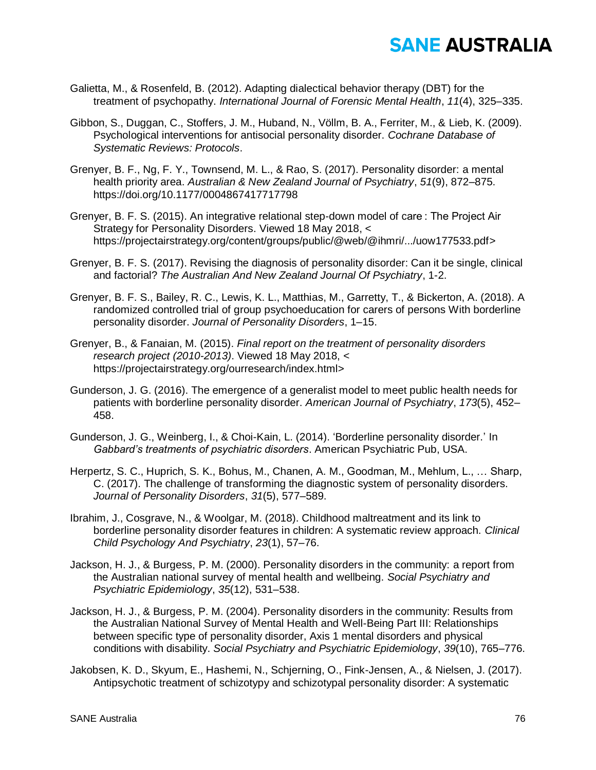Galietta, M., & Rosenfeld, B. (2012). Adapting dialectical behavior therapy (DBT) for the treatment of psychopathy. *International Journal of Forensic Mental Health*, *11*(4), 325–335.

Gibbon, S., Duggan, C., Stoffers, J. M., Huband, N., Völlm, B. A., Ferriter, M., & Lieb, K. (2009). Psychological interventions for antisocial personality disorder. *Cochrane Database of Systematic Reviews: Protocols*.

Grenyer, B. F., Ng, F. Y., Townsend, M. L., & Rao, S. (2017). Personality disorder: a mental health priority area. *Australian & New Zealand Journal of Psychiatry*, *51*(9), 872–875. https://doi.org/10.1177/0004867417717798

Grenyer, B. F. S. (2015). An integrative relational step-down model of care : The Project Air Strategy for Personality Disorders. Viewed 18 May 2018, < https://projectairstrategy.org/content/groups/public/@web/@ihmri/.../uow177533.pdf>

Grenyer, B. F. S. (2017). Revising the diagnosis of personality disorder: Can it be single, clinical and factorial? *The Australian And New Zealand Journal Of Psychiatry*, 1-2.

Grenyer, B. F. S., Bailey, R. C., Lewis, K. L., Matthias, M., Garretty, T., & Bickerton, A. (2018). A randomized controlled trial of group psychoeducation for carers of persons With borderline personality disorder. *Journal of Personality Disorders*, 1–15.

Grenyer, B., & Fanaian, M. (2015). *Final report on the treatment of personality disorders research project (2010-2013)*. Viewed 18 May 2018, < https://projectairstrategy.org/ourresearch/index.html>

Gunderson, J. G. (2016). The emergence of a generalist model to meet public health needs for patients with borderline personality disorder. *American Journal of Psychiatry*, *173*(5), 452–458.

Gunderson, J. G., Weinberg, I., & Choi-Kain, L. (2014). 'Borderline personality disorder.' In *Gabbard's treatments of psychiatric disorders*. American Psychiatric Pub, USA.

Herpertz, S. C., Huprich, S. K., Bohus, M., Chanen, A. M., Goodman, M., Mehlum, L., … Sharp, C. (2017). The challenge of transforming the diagnostic system of personality disorders. *Journal of Personality Disorders*, *31*(5), 577–589.

Ibrahim, J., Cosgrave, N., & Woolgar, M. (2018). Childhood maltreatment and its link to borderline personality disorder features in children: A systematic review approach. *Clinical Child Psychology And Psychiatry*, *23*(1), 57–76.

Jackson, H. J., & Burgess, P. M. (2000). Personality disorders in the community: a report from the Australian national survey of mental health and wellbeing. *Social Psychiatry and Psychiatric Epidemiology*, *35*(12), 531–538.

Jackson, H. J., & Burgess, P. M. (2004). Personality disorders in the community: Results from the Australian National Survey of Mental Health and Well-Being Part III: Relationships between specific type of personality disorder, Axis 1 mental disorders and physical conditions with disability. *Social Psychiatry and Psychiatric Epidemiology*, *39*(10), 765–776.

Jakobsen, K. D., Skyum, E., Hashemi, N., Schjerning, O., Fink-Jensen, A., & Nielsen, J. (2017). Antipsychotic treatment of schizotypy and schizotypal personality disorder: A systematic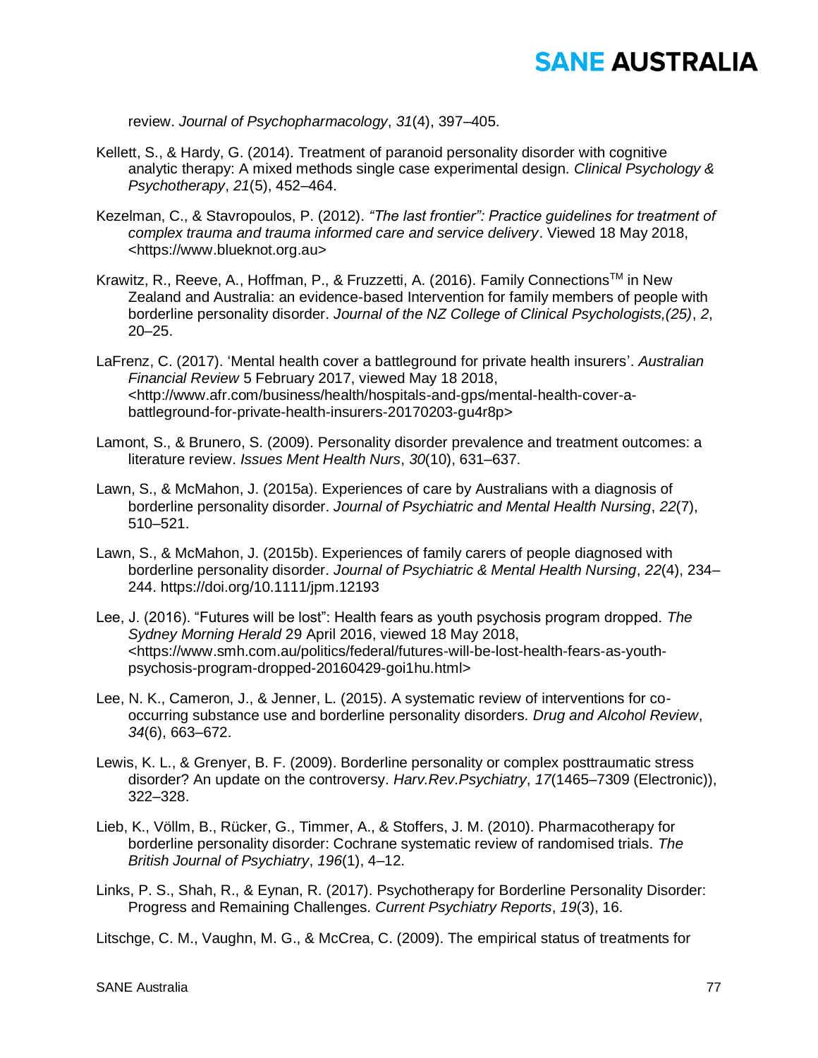review. *Journal of Psychopharmacology*, *31*(4), 397–405.

Kellett, S., & Hardy, G. (2014). Treatment of paranoid personality disorder with cognitive analytic therapy: A mixed methods single case experimental design. *Clinical Psychology & Psychotherapy*, *21*(5), 452–464.

Kezelman, C., & Stavropoulos, P. (2012). *"The last frontier": Practice guidelines for treatment of complex trauma and trauma informed care and service delivery*. Viewed 18 May 2018, <https://www.blueknot.org.au>

Krawitz, R., Reeve, A., Hoffman, P., & Fruzzetti, A. (2016). Family Connections™ in New Zealand and Australia: an evidence-based Intervention for family members of people with borderline personality disorder. *Journal of the NZ College of Clinical Psychologists,(25)*, *2*, 20–25.

LaFrenz, C. (2017). 'Mental health cover a battleground for private health insurers'. *Australian Financial Review* 5 February 2017, viewed May 18 2018, <http://www.afr.com/business/health/hospitals-and-gps/mental-health-cover-a-battleground-for-private-health-insurers-20170203-gu4r8p>

Lamont, S., & Brunero, S. (2009). Personality disorder prevalence and treatment outcomes: a literature review. *Issues Ment Health Nurs*, *30*(10), 631–637.

Lawn, S., & McMahon, J. (2015a). Experiences of care by Australians with a diagnosis of borderline personality disorder. *Journal of Psychiatric and Mental Health Nursing*, *22*(7), 510–521.

Lawn, S., & McMahon, J. (2015b). Experiences of family carers of people diagnosed with borderline personality disorder. *Journal of Psychiatric & Mental Health Nursing*, *22*(4), 234–244. https://doi.org/10.1111/jpm.12193

Lee, J. (2016). "Futures will be lost": Health fears as youth psychosis program dropped. *The Sydney Morning Herald* 29 April 2016, viewed 18 May 2018, <https://www.smh.com.au/politics/federal/futures-will-be-lost-health-fears-as-youth-psychosis-program-dropped-20160429-goi1hu.html>

Lee, N. K., Cameron, J., & Jenner, L. (2015). A systematic review of interventions for co-occurring substance use and borderline personality disorders. *Drug and Alcohol Review*, *34*(6), 663–672.

Lewis, K. L., & Grenyer, B. F. (2009). Borderline personality or complex posttraumatic stress disorder? An update on the controversy. *Harv.Rev.Psychiatry*, *17*(1465–7309 (Electronic)), 322–328.

Lieb, K., Völlm, B., Rücker, G., Timmer, A., & Stoffers, J. M. (2010). Pharmacotherapy for borderline personality disorder: Cochrane systematic review of randomised trials. *The British Journal of Psychiatry*, *196*(1), 4–12.

Links, P. S., Shah, R., & Eynan, R. (2017). Psychotherapy for Borderline Personality Disorder: Progress and Remaining Challenges. *Current Psychiatry Reports*, *19*(3), 16.

Litschge, C. M., Vaughn, M. G., & McCrea, C. (2009). The empirical status of treatments for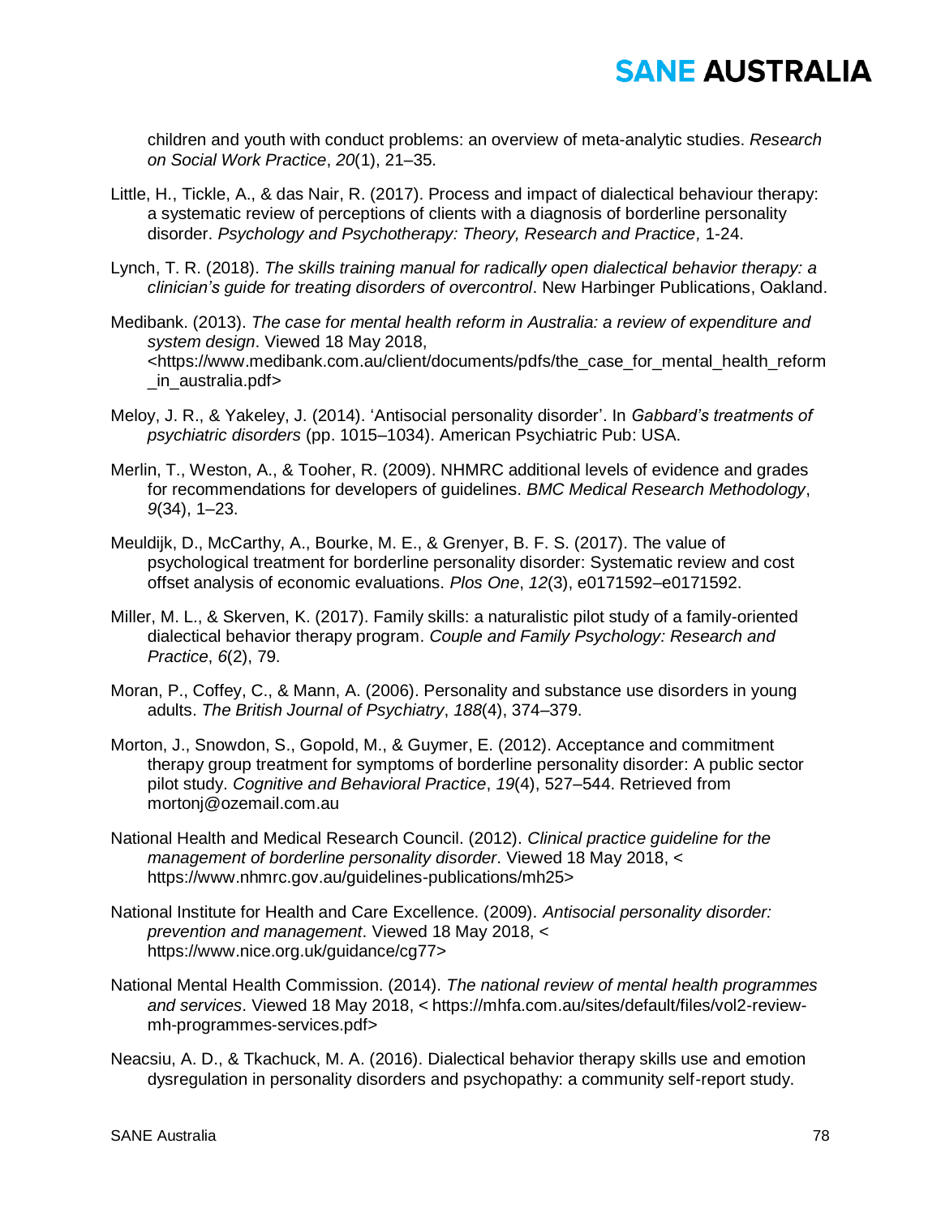children and youth with conduct problems: an overview of meta-analytic studies. *Research on Social Work Practice*, *20*(1), 21–35.

Little, H., Tickle, A., & das Nair, R. (2017). Process and impact of dialectical behaviour therapy: a systematic review of perceptions of clients with a diagnosis of borderline personality disorder. *Psychology and Psychotherapy: Theory, Research and Practice,* 1-24.

Lynch, T. R. (2018). *The skills training manual for radically open dialectical behavior therapy: a clinician's guide for treating disorders of overcontrol*. New Harbinger Publications, Oakland.

Medibank. (2013). *The case for mental health reform in Australia: a review of expenditure and system design*. Viewed 18 May 2018, <https://www.medibank.com.au/client/documents/pdfs/the_case_for_mental_health_reform_in_australia.pdf>

Meloy, J. R., & Yakeley, J. (2014). 'Antisocial personality disorder'. In *Gabbard's treatments of psychiatric disorders* (pp. 1015–1034). American Psychiatric Pub: USA.

Merlin, T., Weston, A., & Tooher, R. (2009). NHMRC additional levels of evidence and grades for recommendations for developers of guidelines. *BMC Medical Research Methodology*, *9*(34), 1–23.

Meuldijk, D., McCarthy, A., Bourke, M. E., & Grenyer, B. F. S. (2017). The value of psychological treatment for borderline personality disorder: Systematic review and cost offset analysis of economic evaluations. *Plos One*, *12*(3), e0171592–e0171592.

Miller, M. L., & Skerven, K. (2017). Family skills: a naturalistic pilot study of a family-oriented dialectical behavior therapy program. *Couple and Family Psychology: Research and Practice*, *6*(2), 79.

Moran, P., Coffey, C., & Mann, A. (2006). Personality and substance use disorders in young adults. *The British Journal of Psychiatry*, *188*(4), 374–379.

Morton, J., Snowdon, S., Gopold, M., & Guymer, E. (2012). Acceptance and commitment therapy group treatment for symptoms of borderline personality disorder: A public sector pilot study. *Cognitive and Behavioral Practice*, *19*(4), 527–544. Retrieved from mortonj@ozemail.com.au

National Health and Medical Research Council. (2012). *Clinical practice guideline for the management of borderline personality disorder*. Viewed 18 May 2018, < https://www.nhmrc.gov.au/guidelines-publications/mh25>

National Institute for Health and Care Excellence. (2009). *Antisocial personality disorder: prevention and management*. Viewed 18 May 2018, < https://www.nice.org.uk/guidance/cg77>

National Mental Health Commission. (2014). *The national review of mental health programmes and services*. Viewed 18 May 2018, < https://mhfa.com.au/sites/default/files/vol2-review-mh-programmes-services.pdf>

Neacsiu, A. D., & Tkachuck, M. A. (2016). Dialectical behavior therapy skills use and emotion dysregulation in personality disorders and psychopathy: a community self-report study.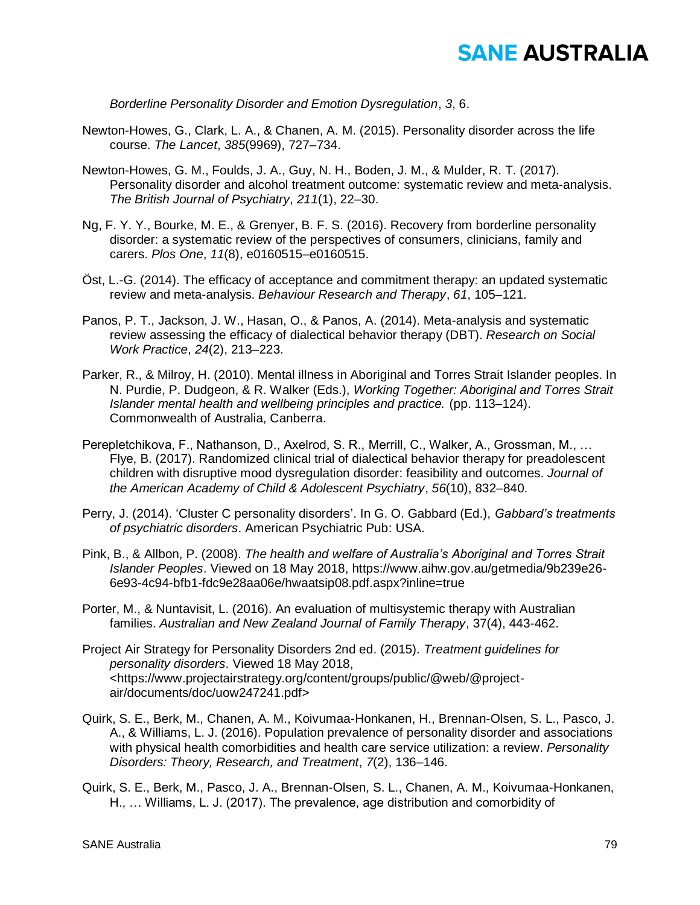*Borderline Personality Disorder and Emotion Dysregulation*, *3*, 6.

Newton-Howes, G., Clark, L. A., & Chanen, A. M. (2015). Personality disorder across the life course. *The Lancet*, *385*(9969), 727–734.

Newton-Howes, G. M., Foulds, J. A., Guy, N. H., Boden, J. M., & Mulder, R. T. (2017). Personality disorder and alcohol treatment outcome: systematic review and meta-analysis. *The British Journal of Psychiatry*, *211*(1), 22–30.

Ng, F. Y. Y., Bourke, M. E., & Grenyer, B. F. S. (2016). Recovery from borderline personality disorder: a systematic review of the perspectives of consumers, clinicians, family and carers. *Plos One*, *11*(8), e0160515–e0160515.

Öst, L.-G. (2014). The efficacy of acceptance and commitment therapy: an updated systematic review and meta-analysis. *Behaviour Research and Therapy*, *61*, 105–121.

Panos, P. T., Jackson, J. W., Hasan, O., & Panos, A. (2014). Meta-analysis and systematic review assessing the efficacy of dialectical behavior therapy (DBT). *Research on Social Work Practice*, *24*(2), 213–223.

Parker, R., & Milroy, H. (2010). Mental illness in Aboriginal and Torres Strait Islander peoples. In N. Purdie, P. Dudgeon, & R. Walker (Eds.), *Working Together: Aboriginal and Torres Strait Islander mental health and wellbeing principles and practice.* (pp. 113–124). Commonwealth of Australia, Canberra.

Perepletchikova, F., Nathanson, D., Axelrod, S. R., Merrill, C., Walker, A., Grossman, M., … Flye, B. (2017). Randomized clinical trial of dialectical behavior therapy for preadolescent children with disruptive mood dysregulation disorder: feasibility and outcomes. *Journal of the American Academy of Child & Adolescent Psychiatry*, *56*(10), 832–840.

Perry, J. (2014). 'Cluster C personality disorders'. In G. O. Gabbard (Ed.), *Gabbard's treatments of psychiatric disorders*. American Psychiatric Pub: USA.

Pink, B., & Allbon, P. (2008). *The health and welfare of Australia's Aboriginal and Torres Strait Islander Peoples*. Viewed on 18 May 2018, https://www.aihw.gov.au/getmedia/9b239e26-6e93-4c94-bfb1-fdc9e28aa06e/hwaatsip08.pdf.aspx?inline=true

Porter, M., & Nuntavisit, L. (2016). An evaluation of multisystemic therapy with Australian families. *Australian and New Zealand Journal of Family Therapy*, 37(4), 443-462.

Project Air Strategy for Personality Disorders 2nd ed. (2015). *Treatment guidelines for personality disorders*. Viewed 18 May 2018, <https://www.projectairstrategy.org/content/groups/public/@web/@project-air/documents/doc/uow247241.pdf>

Quirk, S. E., Berk, M., Chanen, A. M., Koivumaa-Honkanen, H., Brennan-Olsen, S. L., Pasco, J. A., & Williams, L. J. (2016). Population prevalence of personality disorder and associations with physical health comorbidities and health care service utilization: a review. *Personality Disorders: Theory, Research, and Treatment*, *7*(2), 136–146.

Quirk, S. E., Berk, M., Pasco, J. A., Brennan-Olsen, S. L., Chanen, A. M., Koivumaa-Honkanen, H., … Williams, L. J. (2017). The prevalence, age distribution and comorbidity of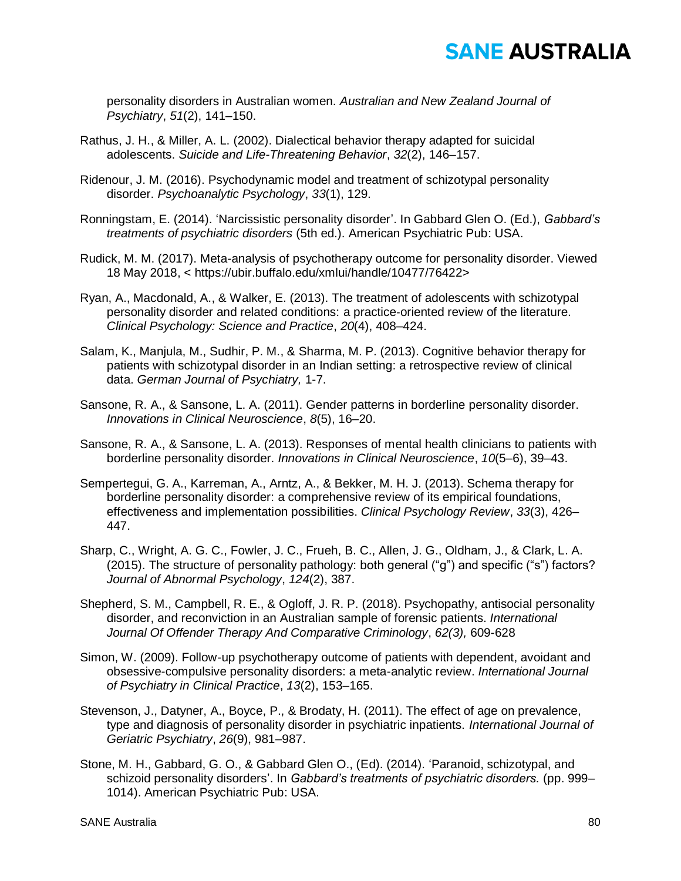personality disorders in Australian women. *Australian and New Zealand Journal of Psychiatry*, *51*(2), 141–150.

Rathus, J. H., & Miller, A. L. (2002). Dialectical behavior therapy adapted for suicidal adolescents. *Suicide and Life-Threatening Behavior*, *32*(2), 146–157.

Ridenour, J. M. (2016). Psychodynamic model and treatment of schizotypal personality disorder. *Psychoanalytic Psychology*, *33*(1), 129.

Ronningstam, E. (2014). 'Narcissistic personality disorder'. In Gabbard Glen O. (Ed.), *Gabbard's treatments of psychiatric disorders* (5th ed.). American Psychiatric Pub: USA.

Rudick, M. M. (2017). Meta-analysis of psychotherapy outcome for personality disorder. Viewed 18 May 2018, < https://ubir.buffalo.edu/xmlui/handle/10477/76422>

Ryan, A., Macdonald, A., & Walker, E. (2013). The treatment of adolescents with schizotypal personality disorder and related conditions: a practice-oriented review of the literature. *Clinical Psychology: Science and Practice*, *20*(4), 408–424.

Salam, K., Manjula, M., Sudhir, P. M., & Sharma, M. P. (2013). Cognitive behavior therapy for patients with schizotypal disorder in an Indian setting: a retrospective review of clinical data. *German Journal of Psychiatry,* 1-7.

Sansone, R. A., & Sansone, L. A. (2011). Gender patterns in borderline personality disorder. *Innovations in Clinical Neuroscience*, *8*(5), 16–20.

Sansone, R. A., & Sansone, L. A. (2013). Responses of mental health clinicians to patients with borderline personality disorder. *Innovations in Clinical Neuroscience*, *10*(5–6), 39–43.

Sempertegui, G. A., Karreman, A., Arntz, A., & Bekker, M. H. J. (2013). Schema therapy for borderline personality disorder: a comprehensive review of its empirical foundations, effectiveness and implementation possibilities. *Clinical Psychology Review*, *33*(3), 426–447.

Sharp, C., Wright, A. G. C., Fowler, J. C., Frueh, B. C., Allen, J. G., Oldham, J., & Clark, L. A. (2015). The structure of personality pathology: both general ("g") and specific ("s") factors? *Journal of Abnormal Psychology*, *124*(2), 387.

Shepherd, S. M., Campbell, R. E., & Ogloff, J. R. P. (2018). Psychopathy, antisocial personality disorder, and reconviction in an Australian sample of forensic patients. *International Journal Of Offender Therapy And Comparative Criminology*, *62(3),* 609-628

Simon, W. (2009). Follow-up psychotherapy outcome of patients with dependent, avoidant and obsessive-compulsive personality disorders: a meta-analytic review. *International Journal of Psychiatry in Clinical Practice*, *13*(2), 153–165.

Stevenson, J., Datyner, A., Boyce, P., & Brodaty, H. (2011). The effect of age on prevalence, type and diagnosis of personality disorder in psychiatric inpatients. *International Journal of Geriatric Psychiatry*, *26*(9), 981–987.

Stone, M. H., Gabbard, G. O., & Gabbard Glen O., (Ed). (2014). 'Paranoid, schizotypal, and schizoid personality disorders'. In *Gabbard's treatments of psychiatric disorders.* (pp. 999–1014). American Psychiatric Pub: USA.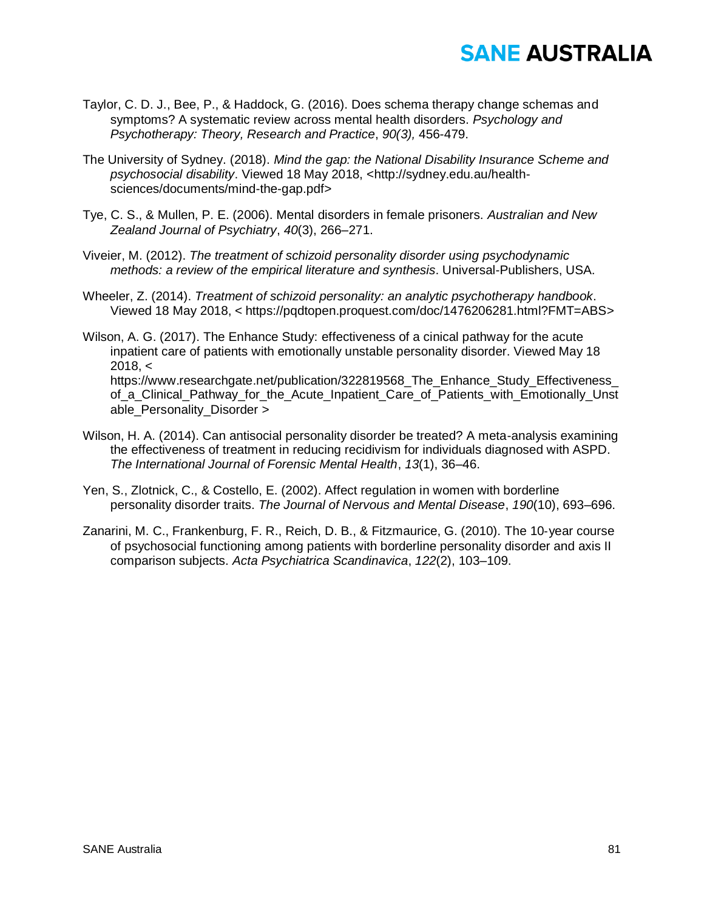Taylor, C. D. J., Bee, P., & Haddock, G. (2016). Does schema therapy change schemas and symptoms? A systematic review across mental health disorders. *Psychology and Psychotherapy: Theory, Research and Practice*, *90(3),* 456-479.

The University of Sydney. (2018). *Mind the gap: the National Disability Insurance Scheme and psychosocial disability*. Viewed 18 May 2018, <http://sydney.edu.au/health-sciences/documents/mind-the-gap.pdf>

Tye, C. S., & Mullen, P. E. (2006). Mental disorders in female prisoners. *Australian and New Zealand Journal of Psychiatry*, *40*(3), 266–271.

Viveier, M. (2012). *The treatment of schizoid personality disorder using psychodynamic methods: a review of the empirical literature and synthesis*. Universal-Publishers, USA.

Wheeler, Z. (2014). *Treatment of schizoid personality: an analytic psychotherapy handbook*. Viewed 18 May 2018, < https://pqdtopen.proquest.com/doc/1476206281.html?FMT=ABS>

Wilson, A. G. (2017). The Enhance Study: effectiveness of a cinical pathway for the acute inpatient care of patients with emotionally unstable personality disorder. Viewed May 18 2018, < https://www.researchgate.net/publication/322819568_The_Enhance_Study_Effectiveness_of_a_Clinical_Pathway_for_the_Acute_Inpatient_Care_of_Patients_with_Emotionally_Unstable_Personality_Disorder >

Wilson, H. A. (2014). Can antisocial personality disorder be treated? A meta-analysis examining the effectiveness of treatment in reducing recidivism for individuals diagnosed with ASPD. *The International Journal of Forensic Mental Health*, *13*(1), 36–46.

Yen, S., Zlotnick, C., & Costello, E. (2002). Affect regulation in women with borderline personality disorder traits. *The Journal of Nervous and Mental Disease*, *190*(10), 693–696.

Zanarini, M. C., Frankenburg, F. R., Reich, D. B., & Fitzmaurice, G. (2010). The 10-year course of psychosocial functioning among patients with borderline personality disorder and axis II comparison subjects. *Acta Psychiatrica Scandinavica*, *122*(2), 103–109.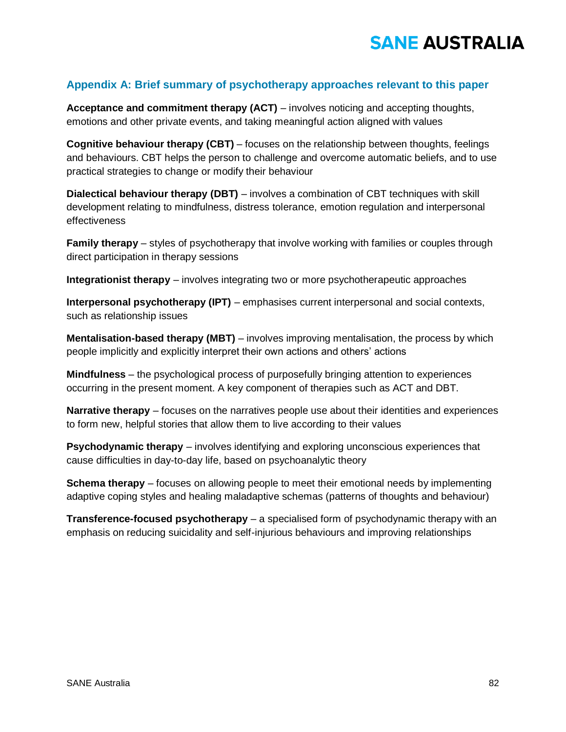## Appendix A: Brief summary of psychotherapy approaches relevant to this paper

**Acceptance and commitment therapy (ACT)** – involves noticing and accepting thoughts, emotions and other private events, and taking meaningful action aligned with values

**Cognitive behaviour therapy (CBT)** – focuses on the relationship between thoughts, feelings and behaviours. CBT helps the person to challenge and overcome automatic beliefs, and to use practical strategies to change or modify their behaviour

**Dialectical behaviour therapy (DBT)** – involves a combination of CBT techniques with skill development relating to mindfulness, distress tolerance, emotion regulation and interpersonal effectiveness

**Family therapy** – styles of psychotherapy that involve working with families or couples through direct participation in therapy sessions

**Integrationist therapy** – involves integrating two or more psychotherapeutic approaches

**Interpersonal psychotherapy (IPT)** – emphasises current interpersonal and social contexts, such as relationship issues

**Mentalisation-based therapy (MBT)** – involves improving mentalisation, the process by which people implicitly and explicitly interpret their own actions and others' actions

**Mindfulness** – the psychological process of purposefully bringing attention to experiences occurring in the present moment. A key component of therapies such as ACT and DBT.

**Narrative therapy** – focuses on the narratives people use about their identities and experiences to form new, helpful stories that allow them to live according to their values

**Psychodynamic therapy** – involves identifying and exploring unconscious experiences that cause difficulties in day-to-day life, based on psychoanalytic theory

**Schema therapy** – focuses on allowing people to meet their emotional needs by implementing adaptive coping styles and healing maladaptive schemas (patterns of thoughts and behaviour)

**Transference-focused psychotherapy** – a specialised form of psychodynamic therapy with an emphasis on reducing suicidality and self-injurious behaviours and improving relationships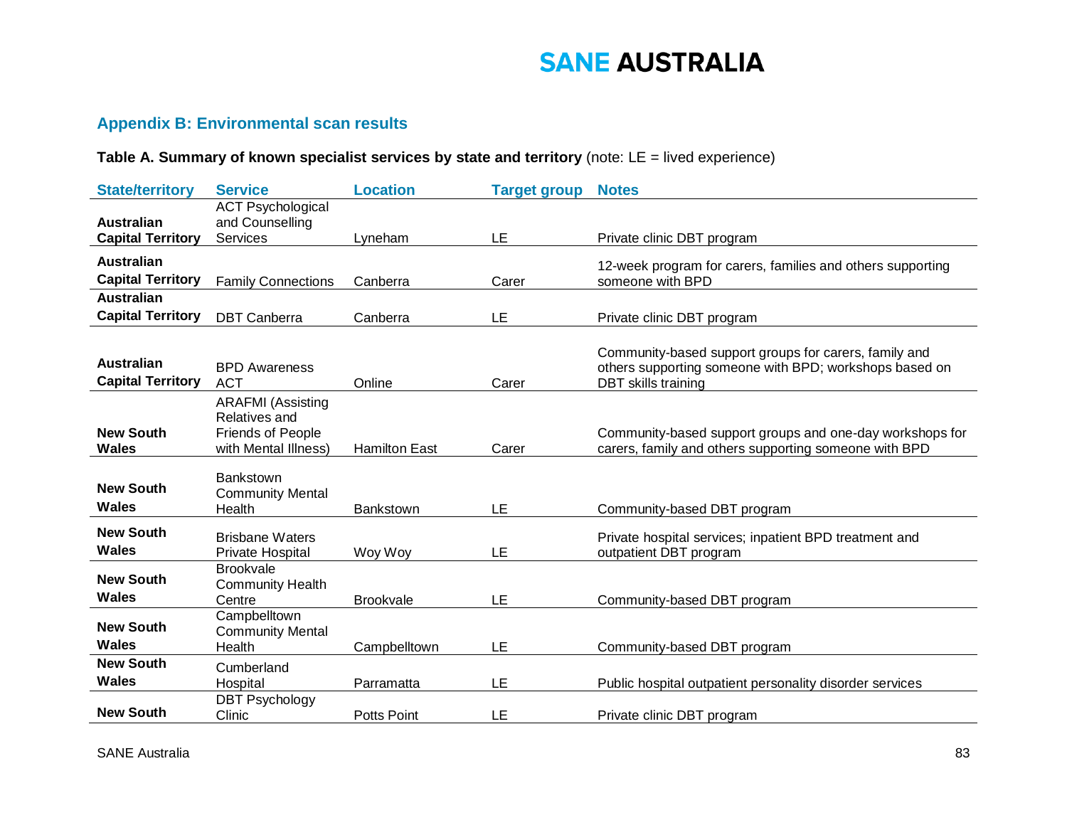## Appendix B: Environmental scan results

**Table A. Summary of known specialist services by state and territory** (note: LE = lived experience)

| State/territory | Service | Location | Target group | Notes |
|---|---|---|---|---|
| Australian Capital Territory | ACT Psychological and Counselling Services | Lyneham | LE | Private clinic DBT program |
| Australian Capital Territory | Family Connections | Canberra | Carer | 12-week program for carers, families and others supporting someone with BPD |
| Australian Capital Territory | DBT Canberra | Canberra | LE | Private clinic DBT program |
| Australian Capital Territory | BPD Awareness ACT | Online | Carer | Community-based support groups for carers, family and others supporting someone with BPD; workshops based on DBT skills training |
| New South Wales | ARAFMI (Assisting Relatives and Friends of People with Mental Illness) | Hamilton East | Carer | Community-based support groups and one-day workshops for carers, family and others supporting someone with BPD |
| New South Wales | Bankstown Community Mental Health | Bankstown | LE | Community-based DBT program |
| New South Wales | Brisbane Waters Private Hospital | Woy Woy | LE | Private hospital services; inpatient BPD treatment and outpatient DBT program |
| New South Wales | Brookvale Community Health Centre | Brookvale | LE | Community-based DBT program |
| New South Wales | Campbelltown Community Mental Health | Campbelltown | LE | Community-based DBT program |
| New South Wales | Cumberland Hospital | Parramatta | LE | Public hospital outpatient personality disorder services |
| New South | DBT Psychology Clinic | Potts Point | LE | Private clinic DBT program |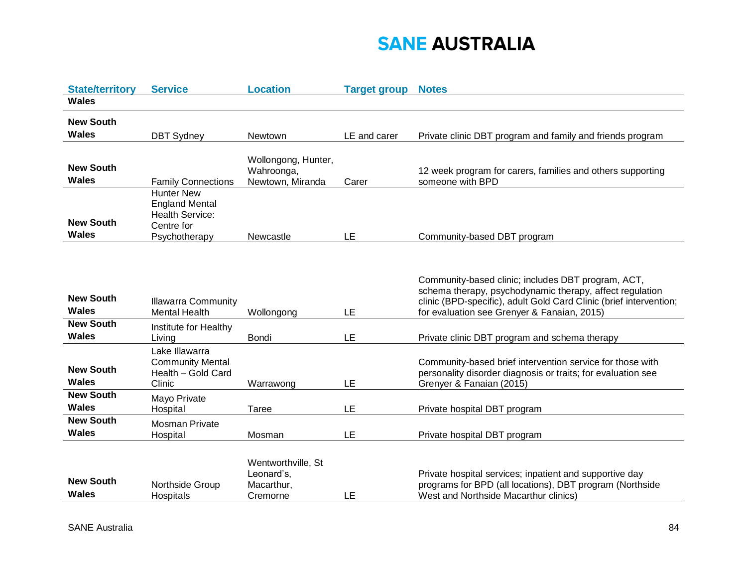| State/territory | Service | Location | Target group | Notes |
|---|---|---|---|---|
| Wales | | | | |
| New South Wales | DBT Sydney | Newtown | LE and carer | Private clinic DBT program and family and friends program |
| New South Wales | Family Connections | Wollongong, Hunter, Wahroonga, Newtown, Miranda | Carer | 12 week program for carers, families and others supporting someone with BPD |
| New South Wales | Hunter New England Mental Health Service: Centre for Psychotherapy | Newcastle | LE | Community-based DBT program |
| New South Wales | Illawarra Community Mental Health | Wollongong | LE | Community-based clinic; includes DBT program, ACT, schema therapy, psychodynamic therapy, affect regulation clinic (BPD-specific), adult Gold Card Clinic (brief intervention; for evaluation see Grenyer & Fanaian, 2015) |
| New South Wales | Institute for Healthy Living | Bondi | LE | Private clinic DBT program and schema therapy |
| New South Wales | Lake Illawarra Community Mental Health – Gold Card Clinic | Warrawong | LE | Community-based brief intervention service for those with personality disorder diagnosis or traits; for evaluation see Grenyer & Fanaian (2015) |
| New South Wales | Mayo Private Hospital | Taree | LE | Private hospital DBT program |
| New South Wales | Mosman Private Hospital | Mosman | LE | Private hospital DBT program |
| New South Wales | Northside Group Hospitals | Wentworthville, St Leonard's, Macarthur, Cremorne | LE | Private hospital services; inpatient and supportive day programs for BPD (all locations), DBT program (Northside West and Northside Macarthur clinics) |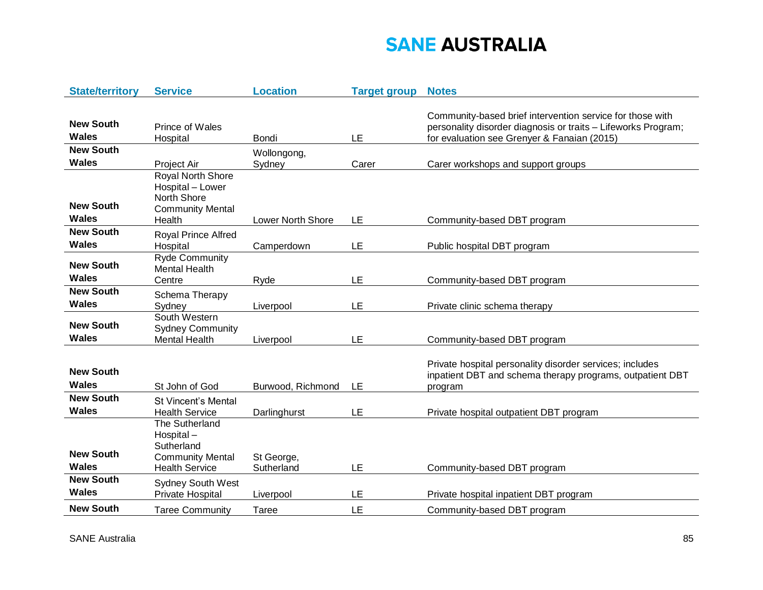| State/territory | Service | Location | Target group | Notes |
|---|---|---|---|---|
| **New South Wales** | Prince of Wales Hospital | Bondi | LE | Community-based brief intervention service for those with personality disorder diagnosis or traits – Lifeworks Program; for evaluation see Grenyer & Fanaian (2015) |
| **New South Wales** | Project Air | Wollongong, Sydney | Carer | Carer workshops and support groups |
| **New South Wales** | Royal North Shore Hospital – Lower North Shore Community Mental Health | Lower North Shore | LE | Community-based DBT program |
| **New South Wales** | Royal Prince Alfred Hospital | Camperdown | LE | Public hospital DBT program |
| **New South Wales** | Ryde Community Mental Health Centre | Ryde | LE | Community-based DBT program |
| **New South Wales** | Schema Therapy Sydney | Liverpool | LE | Private clinic schema therapy |
| **New South Wales** | South Western Sydney Community Mental Health | Liverpool | LE | Community-based DBT program |
| **New South Wales** | St John of God | Burwood, Richmond | LE | Private hospital personality disorder services; includes inpatient DBT and schema therapy programs, outpatient DBT program |
| **New South Wales** | St Vincent's Mental Health Service | Darlinghurst | LE | Private hospital outpatient DBT program |
| **New South Wales** | The Sutherland Hospital – Sutherland Community Mental Health Service | St George, Sutherland | LE | Community-based DBT program |
| **New South Wales** | Sydney South West Private Hospital | Liverpool | LE | Private hospital inpatient DBT program |
| **New South** | Taree Community | Taree | LE | Community-based DBT program |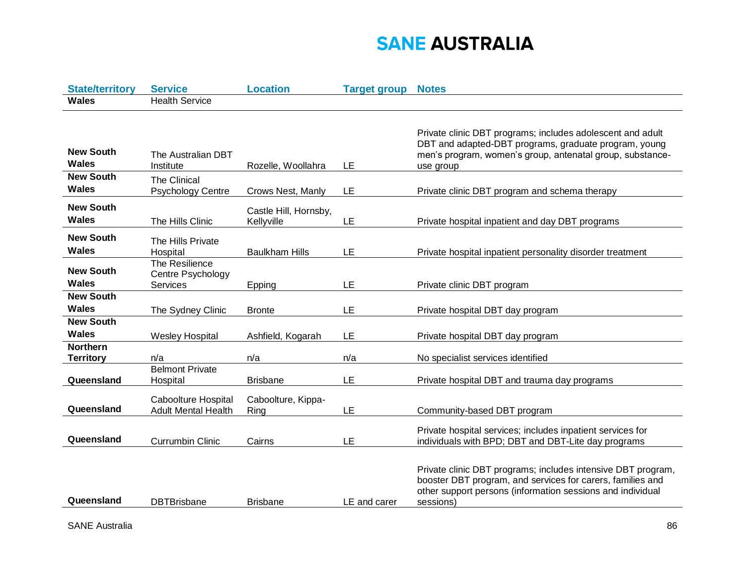| State/territory | Service | Location | Target group | Notes |
|---|---|---|---|---|
| Wales | Health Service | | | |
| New South Wales | The Australian DBT Institute | Rozelle, Woollahra | LE | Private clinic DBT programs; includes adolescent and adult DBT and adapted-DBT programs, graduate program, young men's program, women's group, antenatal group, substance-use group |
| New South Wales | The Clinical Psychology Centre | Crows Nest, Manly | LE | Private clinic DBT program and schema therapy |
| New South Wales | The Hills Clinic | Castle Hill, Hornsby, Kellyville | LE | Private hospital inpatient and day DBT programs |
| New South Wales | The Hills Private Hospital | Baulkham Hills | LE | Private hospital inpatient personality disorder treatment |
| New South Wales | The Resilience Centre Psychology Services | Epping | LE | Private clinic DBT program |
| New South Wales | The Sydney Clinic | Bronte | LE | Private hospital DBT day program |
| New South Wales | Wesley Hospital | Ashfield, Kogarah | LE | Private hospital DBT day program |
| Northern Territory | n/a | n/a | n/a | No specialist services identified |
| Queensland | Belmont Private Hospital | Brisbane | LE | Private hospital DBT and trauma day programs |
| Queensland | Caboolture Hospital Adult Mental Health | Caboolture, Kippa-Ring | LE | Community-based DBT program |
| Queensland | Currumbin Clinic | Cairns | LE | Private hospital services; includes inpatient services for individuals with BPD; DBT and DBT-Lite day programs |
| Queensland | DBTBrisbane | Brisbane | LE and carer | Private clinic DBT programs; includes intensive DBT program, booster DBT program, and services for carers, families and other support persons (information sessions and individual sessions) |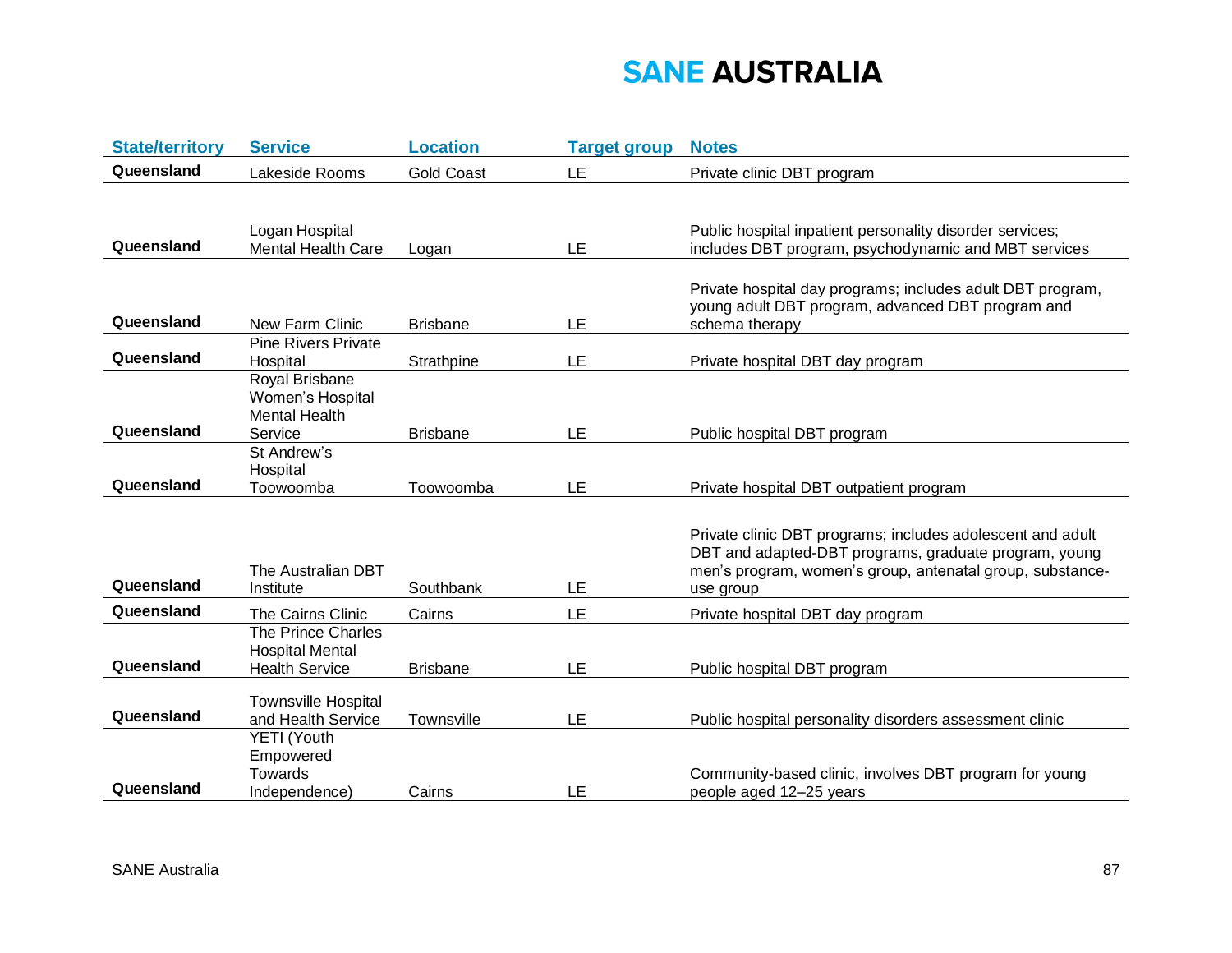| State/territory | Service | Location | Target group | Notes |
|---|---|---|---|---|
| Queensland | Lakeside Rooms | Gold Coast | LE | Private clinic DBT program |
| Queensland | Logan Hospital Mental Health Care | Logan | LE | Public hospital inpatient personality disorder services; includes DBT program, psychodynamic and MBT services |
| Queensland | New Farm Clinic | Brisbane | LE | Private hospital day programs; includes adult DBT program, young adult DBT program, advanced DBT program and schema therapy |
| Queensland | Pine Rivers Private Hospital | Strathpine | LE | Private hospital DBT day program |
| Queensland | Royal Brisbane Women's Hospital Mental Health Service | Brisbane | LE | Public hospital DBT program |
| Queensland | St Andrew's Hospital Toowoomba | Toowoomba | LE | Private hospital DBT outpatient program |
| Queensland | The Australian DBT Institute | Southbank | LE | Private clinic DBT programs; includes adolescent and adult DBT and adapted-DBT programs, graduate program, young men's program, women's group, antenatal group, substance-use group |
| Queensland | The Cairns Clinic | Cairns | LE | Private hospital DBT day program |
| Queensland | The Prince Charles Hospital Mental Health Service | Brisbane | LE | Public hospital DBT program |
| Queensland | Townsville Hospital and Health Service | Townsville | LE | Public hospital personality disorders assessment clinic |
| Queensland | YETI (Youth Empowered Towards Independence) | Cairns | LE | Community-based clinic, involves DBT program for young people aged 12–25 years |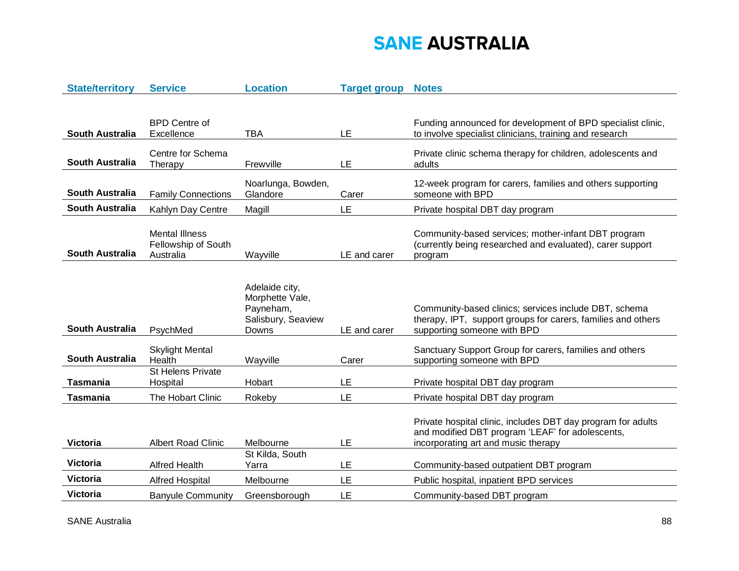| State/territory | Service | Location | Target group | Notes |
|---|---|---|---|---|
| **South Australia** | BPD Centre of Excellence | TBA | LE | Funding announced for development of BPD specialist clinic, to involve specialist clinicians, training and research |
| **South Australia** | Centre for Schema Therapy | Frewville | LE | Private clinic schema therapy for children, adolescents and adults |
| **South Australia** | Family Connections | Noarlunga, Bowden, Glandore | Carer | 12-week program for carers, families and others supporting someone with BPD |
| **South Australia** | Kahlyn Day Centre | Magill | LE | Private hospital DBT day program |
| **South Australia** | Mental Illness Fellowship of South Australia | Wayville | LE and carer | Community-based services; mother-infant DBT program (currently being researched and evaluated), carer support program |
| **South Australia** | PsychMed | Adelaide city, Morphette Vale, Payneham, Salisbury, Seaview Downs | LE and carer | Community-based clinics; services include DBT, schema therapy, IPT, support groups for carers, families and others supporting someone with BPD |
| **South Australia** | Skylight Mental Health | Wayville | Carer | Sanctuary Support Group for carers, families and others supporting someone with BPD |
| **Tasmania** | St Helens Private Hospital | Hobart | LE | Private hospital DBT day program |
| **Tasmania** | The Hobart Clinic | Rokeby | LE | Private hospital DBT day program |
| **Victoria** | Albert Road Clinic | Melbourne | LE | Private hospital clinic, includes DBT day program for adults and modified DBT program 'LEAF' for adolescents, incorporating art and music therapy |
| **Victoria** | Alfred Health | St Kilda, South Yarra | LE | Community-based outpatient DBT program |
| **Victoria** | Alfred Hospital | Melbourne | LE | Public hospital, inpatient BPD services |
| **Victoria** | Banyule Community | Greensborough | LE | Community-based DBT program |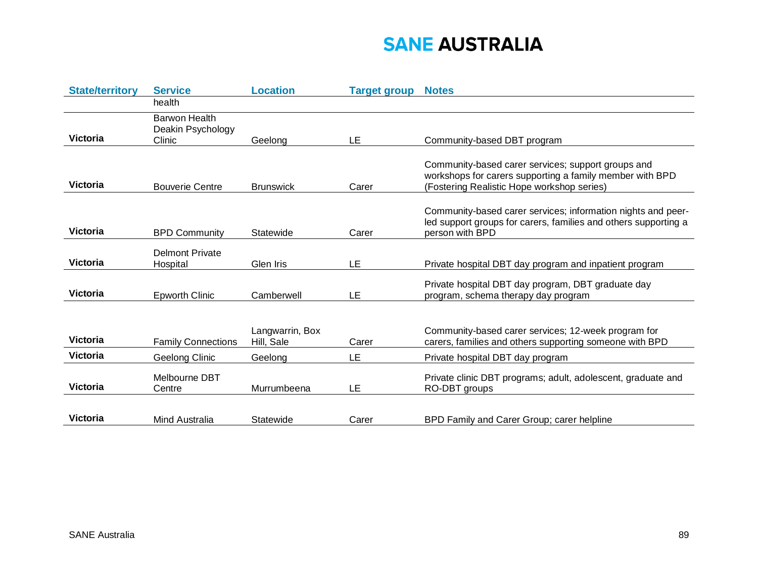| State/territory | Service | Location | Target group | Notes |
|---|---|---|---|---|
| | health | | | |
| Victoria | Barwon Health Deakin Psychology Clinic | Geelong | LE | Community-based DBT program |
| Victoria | Bouverie Centre | Brunswick | Carer | Community-based carer services; support groups and workshops for carers supporting a family member with BPD (Fostering Realistic Hope workshop series) |
| Victoria | BPD Community | Statewide | Carer | Community-based carer services; information nights and peer-led support groups for carers, families and others supporting a person with BPD |
| Victoria | Delmont Private Hospital | Glen Iris | LE | Private hospital DBT day program and inpatient program |
| Victoria | Epworth Clinic | Camberwell | LE | Private hospital DBT day program, DBT graduate day program, schema therapy day program |
| Victoria | Family Connections | Langwarrin, Box Hill, Sale | Carer | Community-based carer services; 12-week program for carers, families and others supporting someone with BPD |
| Victoria | Geelong Clinic | Geelong | LE | Private hospital DBT day program |
| Victoria | Melbourne DBT Centre | Murrumbeena | LE | Private clinic DBT programs; adult, adolescent, graduate and RO-DBT groups |
| Victoria | Mind Australia | Statewide | Carer | BPD Family and Carer Group; carer helpline |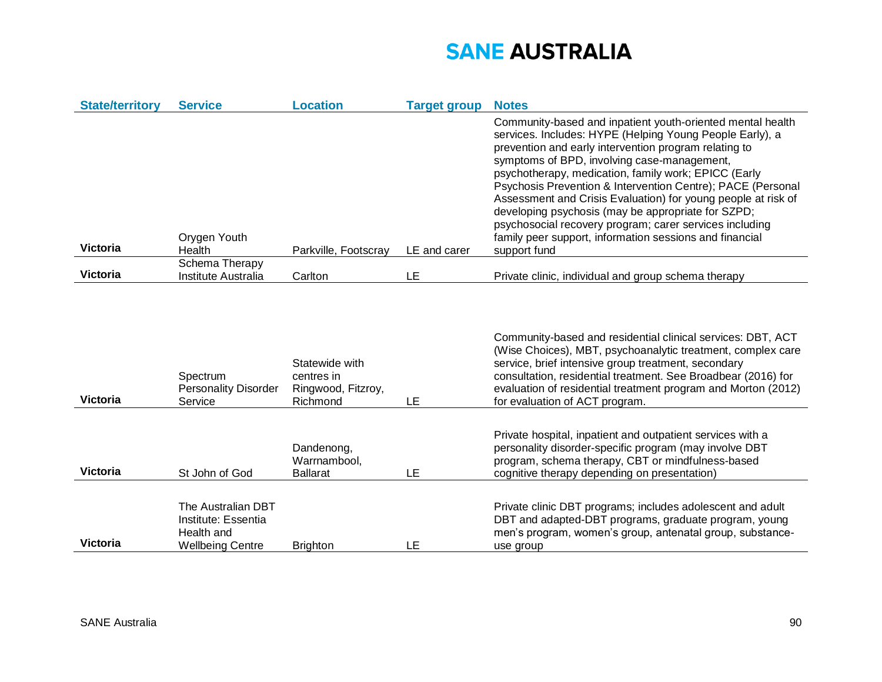| State/territory | Service | Location | Target group | Notes |
|---|---|---|---|---|
| Victoria | Orygen Youth Health | Parkville, Footscray | LE and carer | Community-based and inpatient youth-oriented mental health services. Includes: HYPE (Helping Young People Early), a prevention and early intervention program relating to symptoms of BPD, involving case-management, psychotherapy, medication, family work; EPICC (Early Psychosis Prevention & Intervention Centre); PACE (Personal Assessment and Crisis Evaluation) for young people at risk of developing psychosis (may be appropriate for SZPD; psychosocial recovery program; carer services including family peer support, information sessions and financial support fund |
| Victoria | Schema Therapy Institute Australia | Carlton | LE | Private clinic, individual and group schema therapy |
| Victoria | Spectrum Personality Disorder Service | Statewide with centres in Ringwood, Fitzroy, Richmond | LE | Community-based and residential clinical services: DBT, ACT (Wise Choices), MBT, psychoanalytic treatment, complex care service, brief intensive group treatment, secondary consultation, residential treatment. See Broadbear (2016) for evaluation of residential treatment program and Morton (2012) for evaluation of ACT program. |
| Victoria | St John of God | Dandenong, Warrnambool, Ballarat | LE | Private hospital, inpatient and outpatient services with a personality disorder-specific program (may involve DBT program, schema therapy, CBT or mindfulness-based cognitive therapy depending on presentation) |
| Victoria | The Australian DBT Institute: Essentia Health and Wellbeing Centre | Brighton | LE | Private clinic DBT programs; includes adolescent and adult DBT and adapted-DBT programs, graduate program, young men's program, women's group, antenatal group, substance-use group |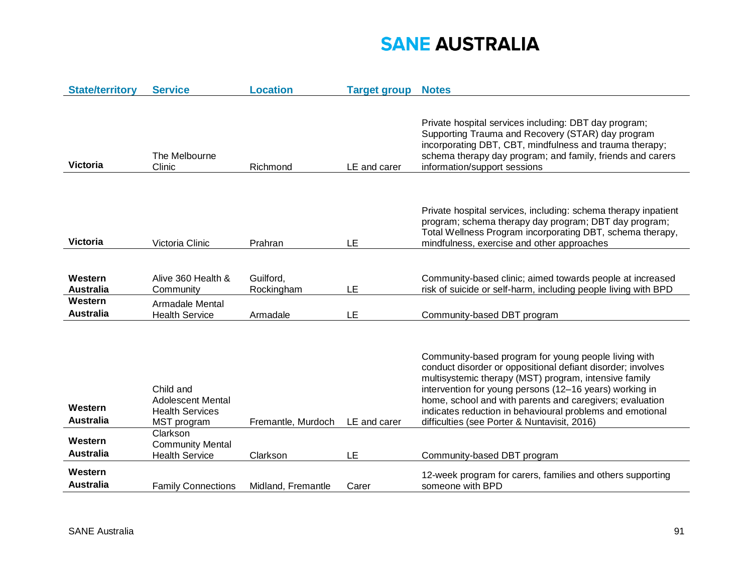| State/territory | Service | Location | Target group | Notes |
|---|---|---|---|---|
| Victoria | The Melbourne Clinic | Richmond | LE and carer | Private hospital services including: DBT day program; Supporting Trauma and Recovery (STAR) day program incorporating DBT, CBT, mindfulness and trauma therapy; schema therapy day program; and family, friends and carers information/support sessions |
| Victoria | Victoria Clinic | Prahran | LE | Private hospital services, including: schema therapy inpatient program; schema therapy day program; DBT day program; Total Wellness Program incorporating DBT, schema therapy, mindfulness, exercise and other approaches |
| Western Australia | Alive 360 Health & Community | Guilford, Rockingham | LE | Community-based clinic; aimed towards people at increased risk of suicide or self-harm, including people living with BPD |
| Western Australia | Armadale Mental Health Service | Armadale | LE | Community-based DBT program |
| Western Australia | Child and Adolescent Mental Health Services MST program | Fremantle, Murdoch | LE and carer | Community-based program for young people living with conduct disorder or oppositional defiant disorder; involves multisystemic therapy (MST) program, intensive family intervention for young persons (12–16 years) working in home, school and with parents and caregivers; evaluation indicates reduction in behavioural problems and emotional difficulties (see Porter & Nuntavisit, 2016) |
| Western Australia | Clarkson Community Mental Health Service | Clarkson | LE | Community-based DBT program |
| Western Australia | Family Connections | Midland, Fremantle | Carer | 12-week program for carers, families and others supporting someone with BPD |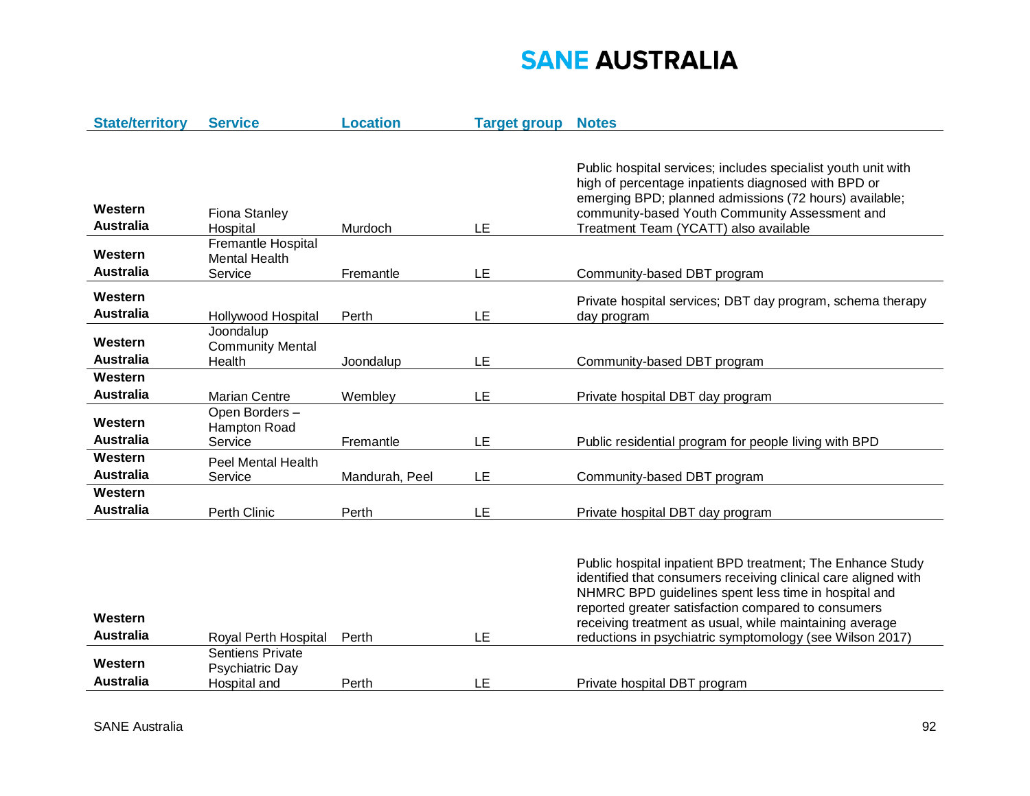| State/territory | Service | Location | Target group | Notes |
|---|---|---|---|---|
| Western Australia | Fiona Stanley Hospital | Murdoch | LE | Public hospital services; includes specialist youth unit with high of percentage inpatients diagnosed with BPD or emerging BPD; planned admissions (72 hours) available; community-based Youth Community Assessment and Treatment Team (YCATT) also available |
| Western Australia | Fremantle Hospital Mental Health Service | Fremantle | LE | Community-based DBT program |
| Western Australia | Hollywood Hospital | Perth | LE | Private hospital services; DBT day program, schema therapy day program |
| Western Australia | Joondalup Community Mental Health | Joondalup | LE | Community-based DBT program |
| Western Australia | Marian Centre | Wembley | LE | Private hospital DBT day program |
| Western Australia | Open Borders – Hampton Road Service | Fremantle | LE | Public residential program for people living with BPD |
| Western Australia | Peel Mental Health Service | Mandurah, Peel | LE | Community-based DBT program |
| Western Australia | Perth Clinic | Perth | LE | Private hospital DBT day program |
| Western Australia | Royal Perth Hospital | Perth | LE | Public hospital inpatient BPD treatment; The Enhance Study identified that consumers receiving clinical care aligned with NHMRC BPD guidelines spent less time in hospital and reported greater satisfaction compared to consumers receiving treatment as usual, while maintaining average reductions in psychiatric symptomology (see Wilson 2017) |
| Western Australia | Sentiens Private Psychiatric Day Hospital and | Perth | LE | Private hospital DBT program |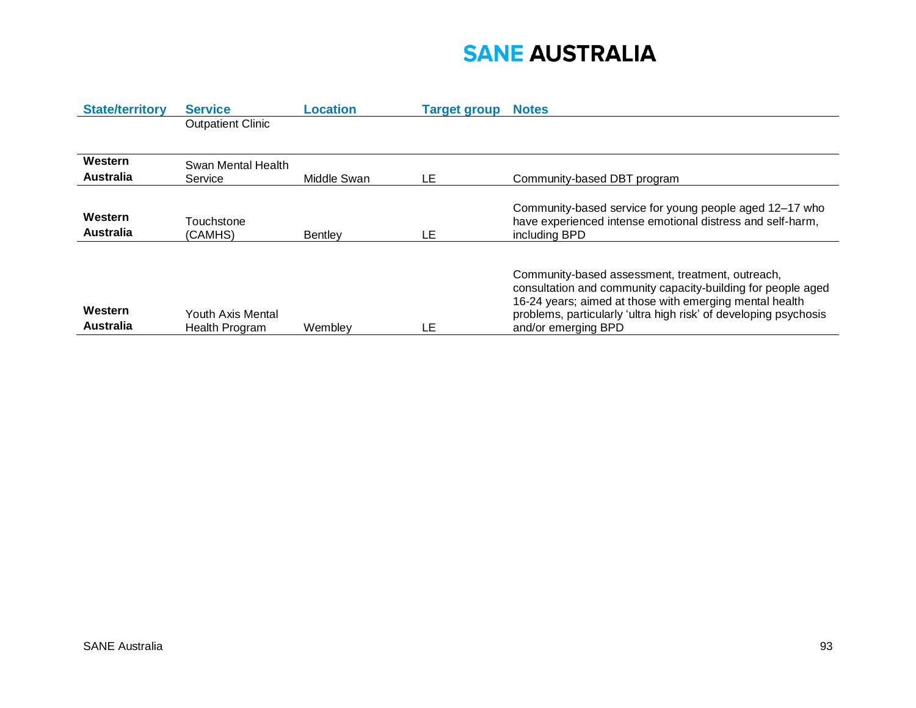| State/territory | Service | Location | Target group | Notes |
|---|---|---|---|---|
| | Outpatient Clinic | | | |
| **Western Australia** | Swan Mental Health Service | Middle Swan | LE | Community-based DBT program |
| **Western Australia** | Touchstone (CAMHS) | Bentley | LE | Community-based service for young people aged 12–17 who have experienced intense emotional distress and self-harm, including BPD |
| **Western Australia** | Youth Axis Mental Health Program | Wembley | LE | Community-based assessment, treatment, outreach, consultation and community capacity-building for people aged 16-24 years; aimed at those with emerging mental health problems, particularly 'ultra high risk' of developing psychosis and/or emerging BPD |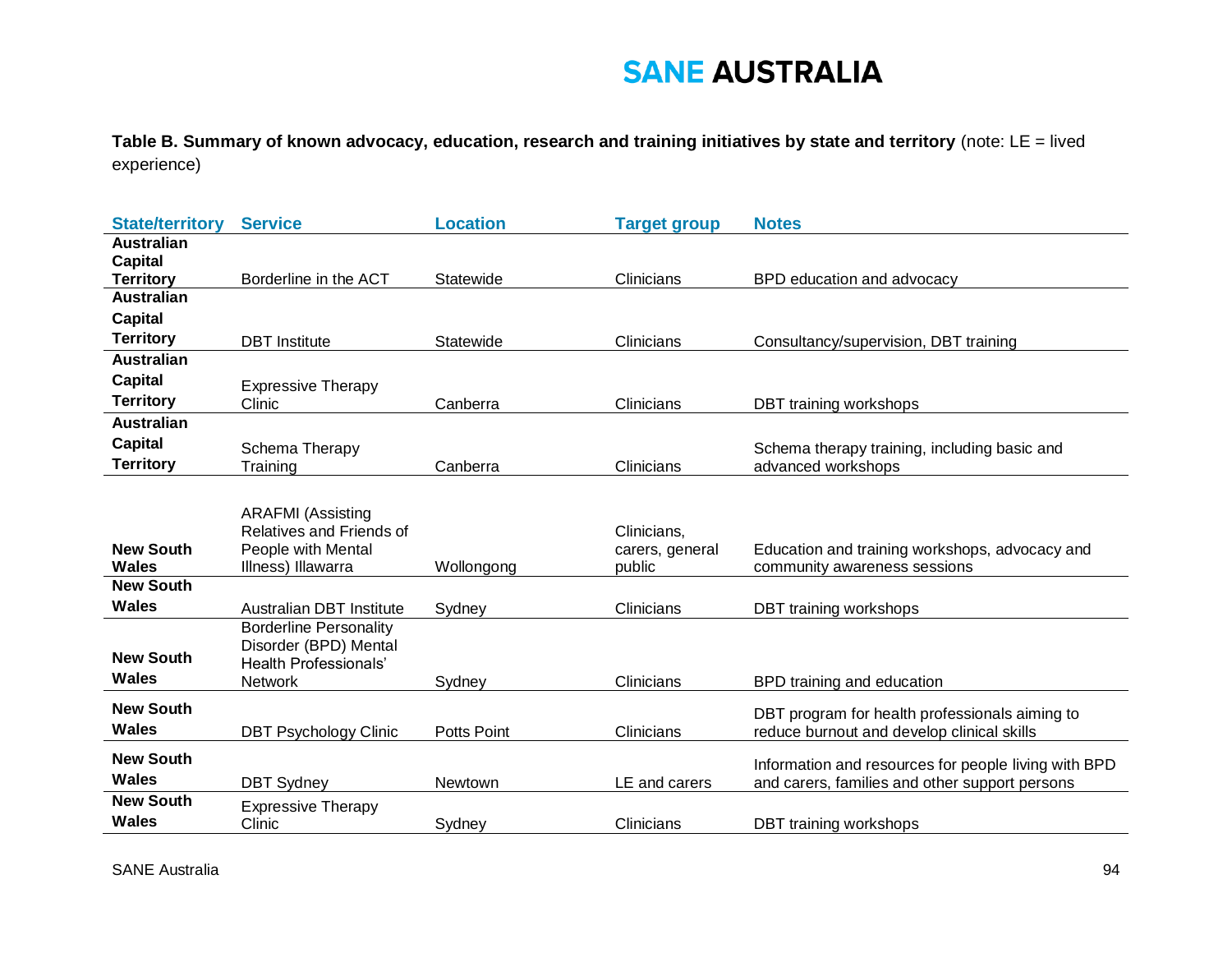**Table B. Summary of known advocacy, education, research and training initiatives by state and territory** (note: LE = lived experience)

| State/territory | Service | Location | Target group | Notes |
|---|---|---|---|---|
| Australian Capital Territory | Borderline in the ACT | Statewide | Clinicians | BPD education and advocacy |
| Australian Capital Territory | DBT Institute | Statewide | Clinicians | Consultancy/supervision, DBT training |
| Australian Capital Territory | Expressive Therapy Clinic | Canberra | Clinicians | DBT training workshops |
| Australian Capital Territory | Schema Therapy Training | Canberra | Clinicians | Schema therapy training, including basic and advanced workshops |
| New South Wales | ARAFMI (Assisting Relatives and Friends of People with Mental Illness) Illawarra | Wollongong | Clinicians, carers, general public | Education and training workshops, advocacy and community awareness sessions |
| New South Wales | Australian DBT Institute | Sydney | Clinicians | DBT training workshops |
| New South Wales | Borderline Personality Disorder (BPD) Mental Health Professionals' Network | Sydney | Clinicians | BPD training and education |
| New South Wales | DBT Psychology Clinic | Potts Point | Clinicians | DBT program for health professionals aiming to reduce burnout and develop clinical skills |
| New South Wales | DBT Sydney | Newtown | LE and carers | Information and resources for people living with BPD and carers, families and other support persons |
| New South Wales | Expressive Therapy Clinic | Sydney | Clinicians | DBT training workshops |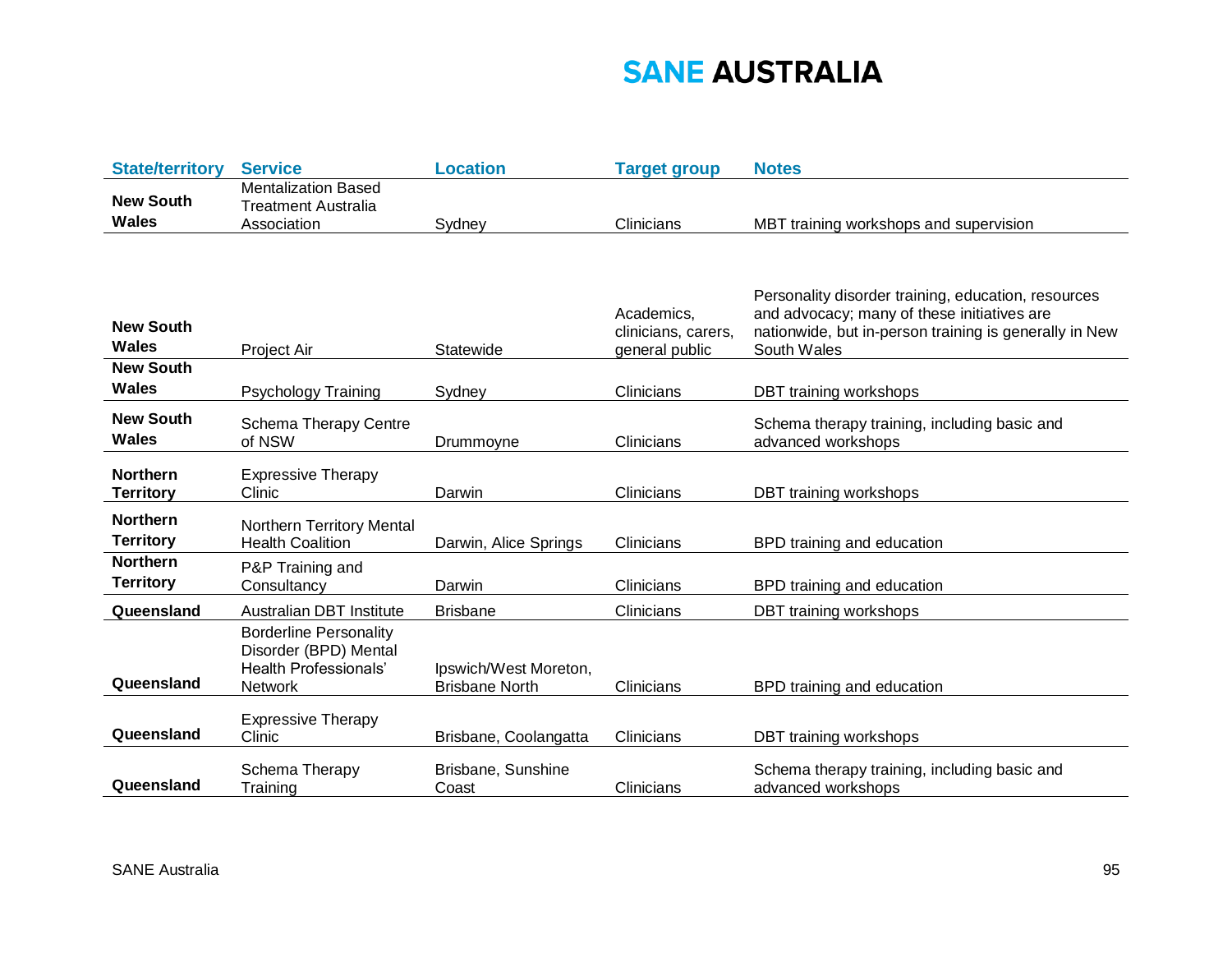| State/territory | Service | Location | Target group | Notes |
|---|---|---|---|---|
| New South Wales | Mentalization Based Treatment Australia Association | Sydney | Clinicians | MBT training workshops and supervision |
| New South Wales | Project Air | Statewide | Academics, clinicians, carers, general public | Personality disorder training, education, resources and advocacy; many of these initiatives are nationwide, but in-person training is generally in New South Wales |
| New South Wales | Psychology Training | Sydney | Clinicians | DBT training workshops |
| New South Wales | Schema Therapy Centre of NSW | Drummoyne | Clinicians | Schema therapy training, including basic and advanced workshops |
| Northern Territory | Expressive Therapy Clinic | Darwin | Clinicians | DBT training workshops |
| Northern Territory | Northern Territory Mental Health Coalition | Darwin, Alice Springs | Clinicians | BPD training and education |
| Northern Territory | P&P Training and Consultancy | Darwin | Clinicians | BPD training and education |
| Queensland | Australian DBT Institute | Brisbane | Clinicians | DBT training workshops |
| Queensland | Borderline Personality Disorder (BPD) Mental Health Professionals' Network | Ipswich/West Moreton, Brisbane North | Clinicians | BPD training and education |
| Queensland | Expressive Therapy Clinic | Brisbane, Coolangatta | Clinicians | DBT training workshops |
| Queensland | Schema Therapy Training | Brisbane, Sunshine Coast | Clinicians | Schema therapy training, including basic and advanced workshops |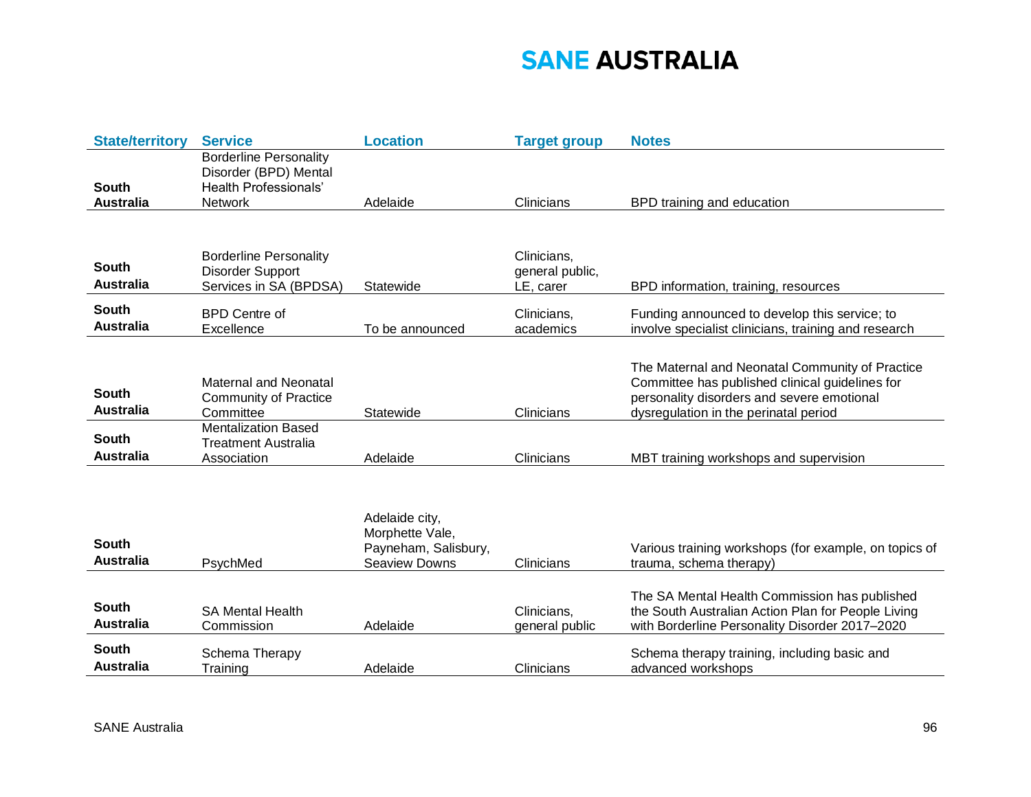| State/territory | Service | Location | Target group | Notes |
|---|---|---|---|---|
| South Australia | Borderline Personality Disorder (BPD) Mental Health Professionals' Network | Adelaide | Clinicians | BPD training and education |
| South Australia | Borderline Personality Disorder Support Services in SA (BPDSA) | Statewide | Clinicians, general public, LE, carer | BPD information, training, resources |
| South Australia | BPD Centre of Excellence | To be announced | Clinicians, academics | Funding announced to develop this service; to involve specialist clinicians, training and research |
| South Australia | Maternal and Neonatal Community of Practice Committee | Statewide | Clinicians | The Maternal and Neonatal Community of Practice Committee has published clinical guidelines for personality disorders and severe emotional dysregulation in the perinatal period |
| South Australia | Mentalization Based Treatment Australia Association | Adelaide | Clinicians | MBT training workshops and supervision |
| South Australia | PsychMed | Adelaide city, Morphette Vale, Payneham, Salisbury, Seaview Downs | Clinicians | Various training workshops (for example, on topics of trauma, schema therapy) |
| South Australia | SA Mental Health Commission | Adelaide | Clinicians, general public | The SA Mental Health Commission has published the South Australian Action Plan for People Living with Borderline Personality Disorder 2017–2020 |
| South Australia | Schema Therapy Training | Adelaide | Clinicians | Schema therapy training, including basic and advanced workshops |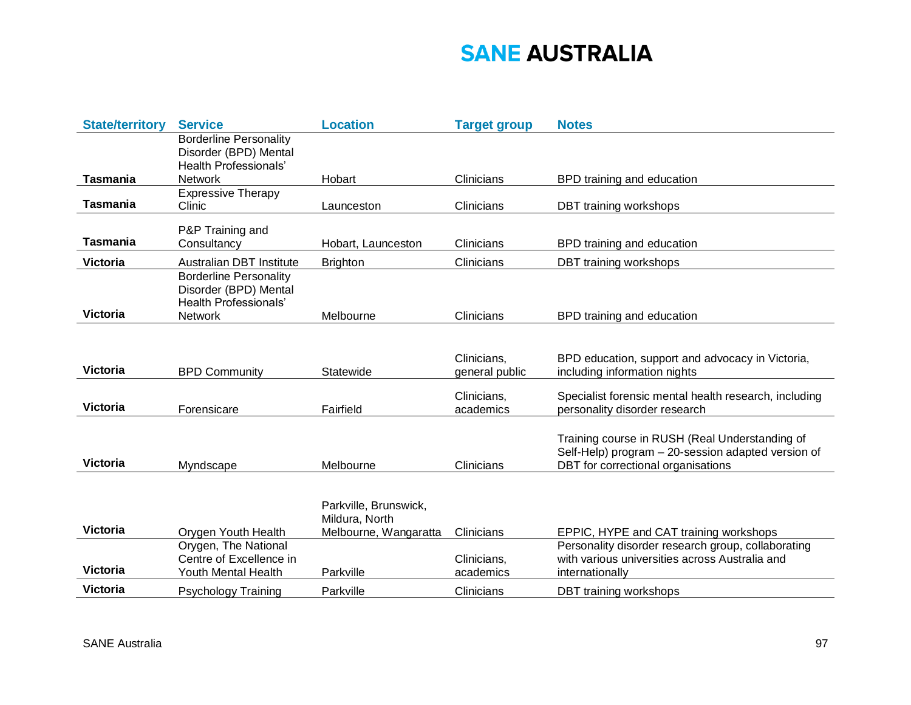| State/territory | Service | Location | Target group | Notes |
|---|---|---|---|---|
| **Tasmania** | Borderline Personality Disorder (BPD) Mental Health Professionals' Network | Hobart | Clinicians | BPD training and education |
| **Tasmania** | Expressive Therapy Clinic | Launceston | Clinicians | DBT training workshops |
| **Tasmania** | P&P Training and Consultancy | Hobart, Launceston | Clinicians | BPD training and education |
| **Victoria** | Australian DBT Institute | Brighton | Clinicians | DBT training workshops |
| **Victoria** | Borderline Personality Disorder (BPD) Mental Health Professionals' Network | Melbourne | Clinicians | BPD training and education |
| **Victoria** | BPD Community | Statewide | Clinicians, general public | BPD education, support and advocacy in Victoria, including information nights |
| **Victoria** | Forensicare | Fairfield | Clinicians, academics | Specialist forensic mental health research, including personality disorder research |
| **Victoria** | Myndscape | Melbourne | Clinicians | Training course in RUSH (Real Understanding of Self-Help) program – 20-session adapted version of DBT for correctional organisations |
| **Victoria** | Orygen Youth Health | Parkville, Brunswick, Mildura, North Melbourne, Wangaratta | Clinicians | EPPIC, HYPE and CAT training workshops |
| **Victoria** | Orygen, The National Centre of Excellence in Youth Mental Health | Parkville | Clinicians, academics | Personality disorder research group, collaborating with various universities across Australia and internationally |
| **Victoria** | Psychology Training | Parkville | Clinicians | DBT training workshops |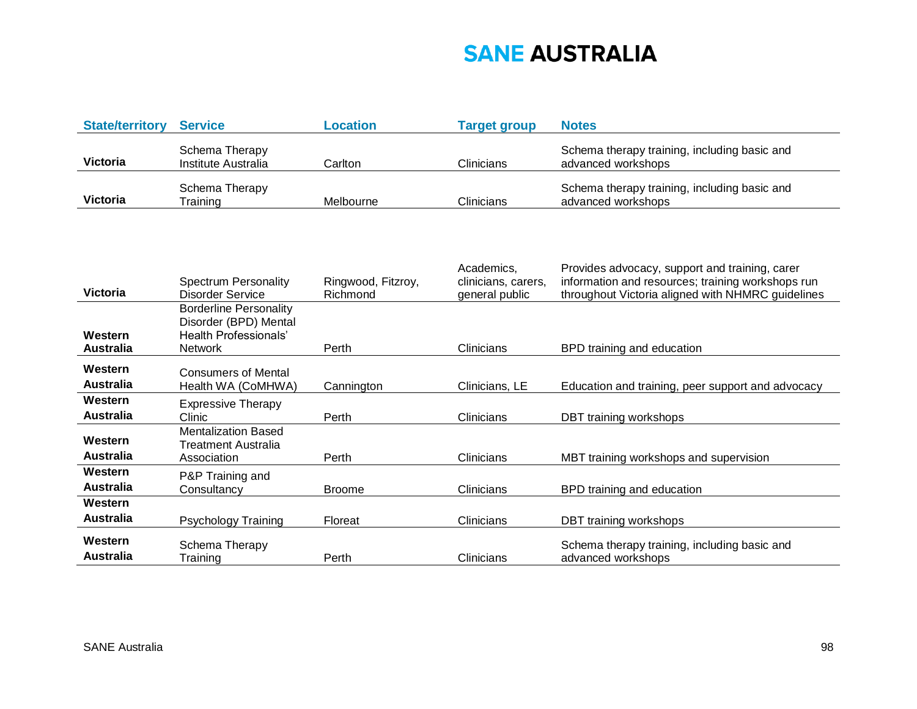| State/territory | Service | Location | Target group | Notes |
|---|---|---|---|---|
| Victoria | Schema Therapy Institute Australia | Carlton | Clinicians | Schema therapy training, including basic and advanced workshops |
| Victoria | Schema Therapy Training | Melbourne | Clinicians | Schema therapy training, including basic and advanced workshops |
| Victoria | Spectrum Personality Disorder Service | Ringwood, Fitzroy, Richmond | Academics, clinicians, carers, general public | Provides advocacy, support and training, carer information and resources; training workshops run throughout Victoria aligned with NHMRC guidelines |
| Western Australia | Borderline Personality Disorder (BPD) Mental Health Professionals' Network | Perth | Clinicians | BPD training and education |
| Western Australia | Consumers of Mental Health WA (CoMHWA) | Cannington | Clinicians, LE | Education and training, peer support and advocacy |
| Western Australia | Expressive Therapy Clinic | Perth | Clinicians | DBT training workshops |
| Western Australia | Mentalization Based Treatment Australia Association | Perth | Clinicians | MBT training workshops and supervision |
| Western Australia | P&P Training and Consultancy | Broome | Clinicians | BPD training and education |
| Western Australia | Psychology Training | Floreat | Clinicians | DBT training workshops |
| Western Australia | Schema Therapy Training | Perth | Clinicians | Schema therapy training, including basic and advanced workshops |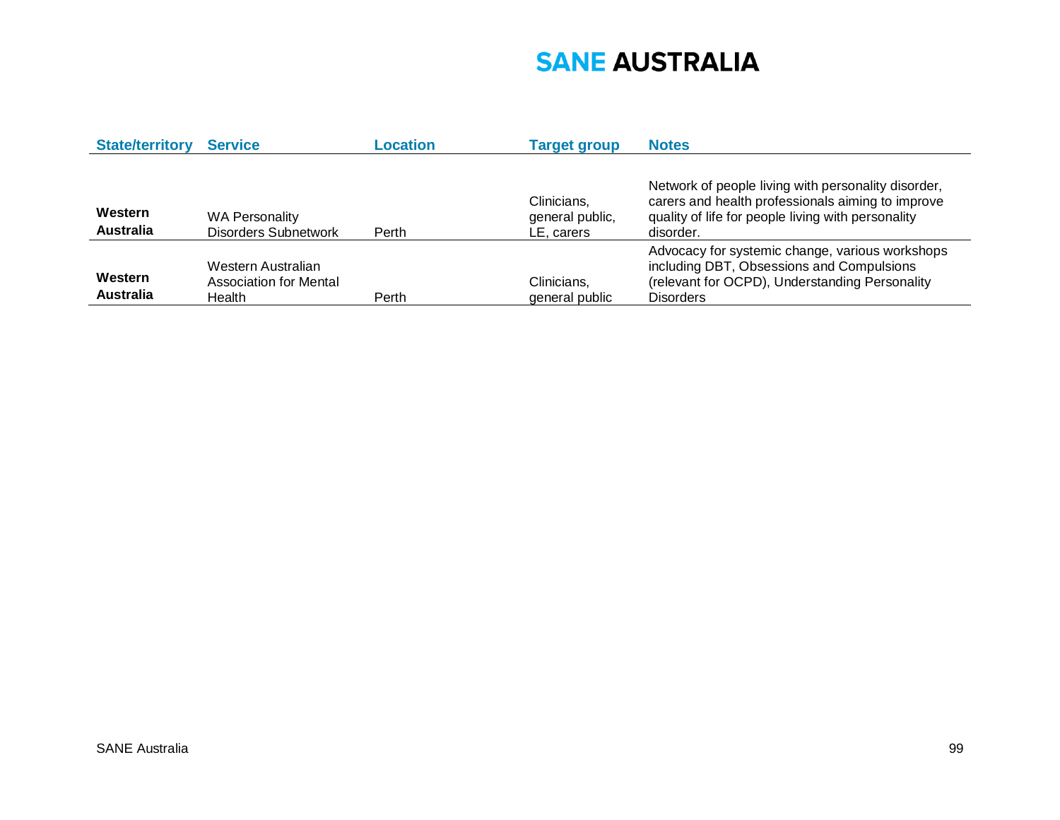| State/territory | Service | Location | Target group | Notes |
|---|---|---|---|---|
| **Western Australia** | WA Personality Disorders Subnetwork | Perth | Clinicians, general public, LE, carers | Network of people living with personality disorder, carers and health professionals aiming to improve quality of life for people living with personality disorder. |
| **Western Australia** | Western Australian Association for Mental Health | Perth | Clinicians, general public | Advocacy for systemic change, various workshops including DBT, Obsessions and Compulsions (relevant for OCPD), Understanding Personality Disorders |